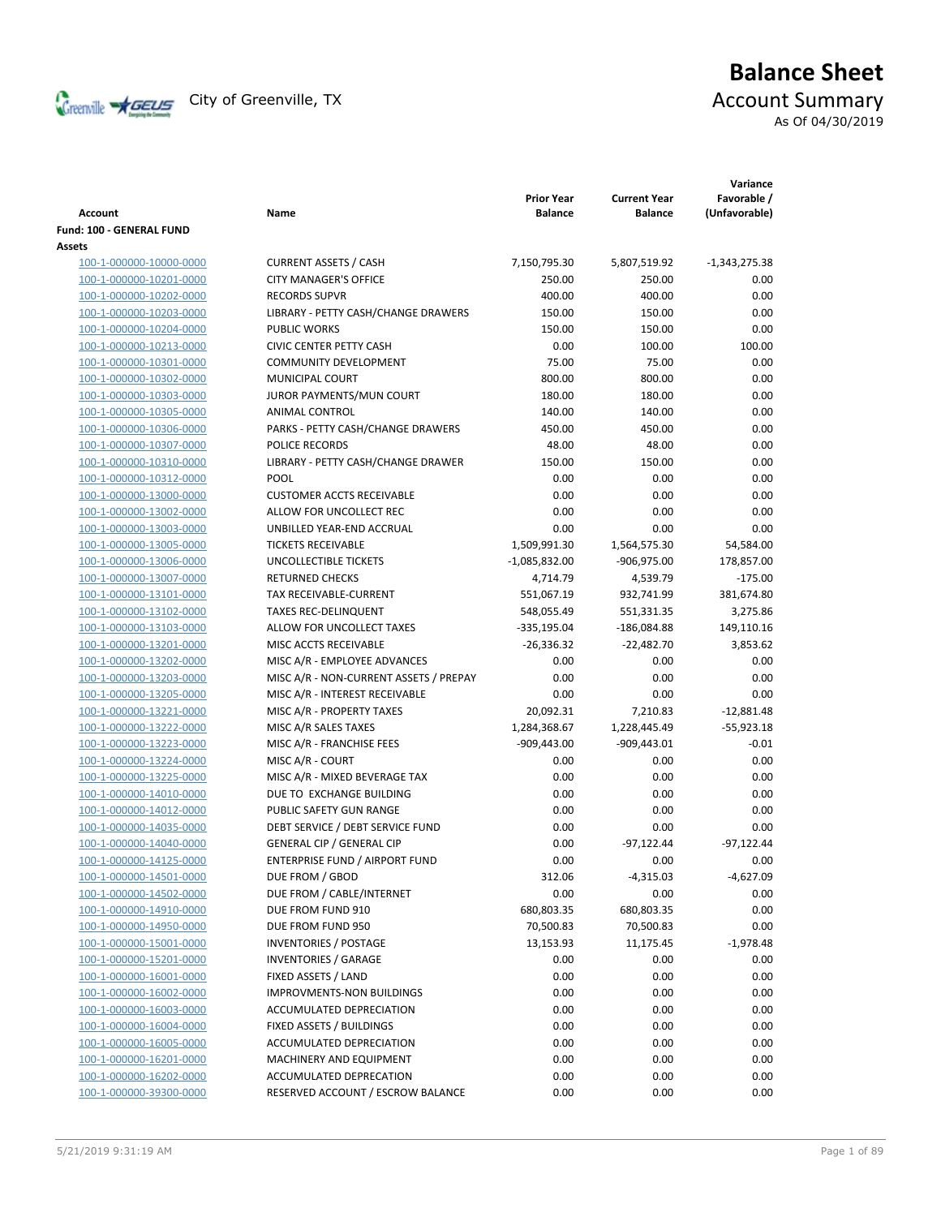City of Greenville, TX

# Balance Sheet
## Account Summary
As Of 04/30/2019

| Account | Name | Prior Year Balance | Current Year Balance | Variance Favorable / (Unfavorable) |
|---|---|---|---|---|
| **Fund: 100 - GENERAL FUND** | | | | |
| **Assets** | | | | |
| 100-1-000000-10000-0000 | CURRENT ASSETS / CASH | 7,150,795.30 | 5,807,519.92 | -1,343,275.38 |
| 100-1-000000-10201-0000 | CITY MANAGER'S OFFICE | 250.00 | 250.00 | 0.00 |
| 100-1-000000-10202-0000 | RECORDS SUPVR | 400.00 | 400.00 | 0.00 |
| 100-1-000000-10203-0000 | LIBRARY - PETTY CASH/CHANGE DRAWERS | 150.00 | 150.00 | 0.00 |
| 100-1-000000-10204-0000 | PUBLIC WORKS | 150.00 | 150.00 | 0.00 |
| 100-1-000000-10213-0000 | CIVIC CENTER PETTY CASH | 0.00 | 100.00 | 100.00 |
| 100-1-000000-10301-0000 | COMMUNITY DEVELOPMENT | 75.00 | 75.00 | 0.00 |
| 100-1-000000-10302-0000 | MUNICIPAL COURT | 800.00 | 800.00 | 0.00 |
| 100-1-000000-10303-0000 | JUROR PAYMENTS/MUN COURT | 180.00 | 180.00 | 0.00 |
| 100-1-000000-10305-0000 | ANIMAL CONTROL | 140.00 | 140.00 | 0.00 |
| 100-1-000000-10306-0000 | PARKS - PETTY CASH/CHANGE DRAWERS | 450.00 | 450.00 | 0.00 |
| 100-1-000000-10307-0000 | POLICE RECORDS | 48.00 | 48.00 | 0.00 |
| 100-1-000000-10310-0000 | LIBRARY - PETTY CASH/CHANGE DRAWER | 150.00 | 150.00 | 0.00 |
| 100-1-000000-10312-0000 | POOL | 0.00 | 0.00 | 0.00 |
| 100-1-000000-13000-0000 | CUSTOMER ACCTS RECEIVABLE | 0.00 | 0.00 | 0.00 |
| 100-1-000000-13002-0000 | ALLOW FOR UNCOLLECT REC | 0.00 | 0.00 | 0.00 |
| 100-1-000000-13003-0000 | UNBILLED YEAR-END ACCRUAL | 0.00 | 0.00 | 0.00 |
| 100-1-000000-13005-0000 | TICKETS RECEIVABLE | 1,509,991.30 | 1,564,575.30 | 54,584.00 |
| 100-1-000000-13006-0000 | UNCOLLECTIBLE TICKETS | -1,085,832.00 | -906,975.00 | 178,857.00 |
| 100-1-000000-13007-0000 | RETURNED CHECKS | 4,714.79 | 4,539.79 | -175.00 |
| 100-1-000000-13101-0000 | TAX RECEIVABLE-CURRENT | 551,067.19 | 932,741.99 | 381,674.80 |
| 100-1-000000-13102-0000 | TAXES REC-DELINQUENT | 548,055.49 | 551,331.35 | 3,275.86 |
| 100-1-000000-13103-0000 | ALLOW FOR UNCOLLECT TAXES | -335,195.04 | -186,084.88 | 149,110.16 |
| 100-1-000000-13201-0000 | MISC ACCTS RECEIVABLE | -26,336.32 | -22,482.70 | 3,853.62 |
| 100-1-000000-13202-0000 | MISC A/R - EMPLOYEE ADVANCES | 0.00 | 0.00 | 0.00 |
| 100-1-000000-13203-0000 | MISC A/R - NON-CURRENT ASSETS / PREPAY | 0.00 | 0.00 | 0.00 |
| 100-1-000000-13205-0000 | MISC A/R - INTEREST RECEIVABLE | 0.00 | 0.00 | 0.00 |
| 100-1-000000-13221-0000 | MISC A/R - PROPERTY TAXES | 20,092.31 | 7,210.83 | -12,881.48 |
| 100-1-000000-13222-0000 | MISC A/R SALES TAXES | 1,284,368.67 | 1,228,445.49 | -55,923.18 |
| 100-1-000000-13223-0000 | MISC A/R - FRANCHISE FEES | -909,443.00 | -909,443.01 | -0.01 |
| 100-1-000000-13224-0000 | MISC A/R - COURT | 0.00 | 0.00 | 0.00 |
| 100-1-000000-13225-0000 | MISC A/R - MIXED BEVERAGE TAX | 0.00 | 0.00 | 0.00 |
| 100-1-000000-14010-0000 | DUE TO EXCHANGE BUILDING | 0.00 | 0.00 | 0.00 |
| 100-1-000000-14012-0000 | PUBLIC SAFETY GUN RANGE | 0.00 | 0.00 | 0.00 |
| 100-1-000000-14035-0000 | DEBT SERVICE / DEBT SERVICE FUND | 0.00 | 0.00 | 0.00 |
| 100-1-000000-14040-0000 | GENERAL CIP / GENERAL CIP | 0.00 | -97,122.44 | -97,122.44 |
| 100-1-000000-14125-0000 | ENTERPRISE FUND / AIRPORT FUND | 0.00 | 0.00 | 0.00 |
| 100-1-000000-14501-0000 | DUE FROM / GBOD | 312.06 | -4,315.03 | -4,627.09 |
| 100-1-000000-14502-0000 | DUE FROM / CABLE/INTERNET | 0.00 | 0.00 | 0.00 |
| 100-1-000000-14910-0000 | DUE FROM FUND 910 | 680,803.35 | 680,803.35 | 0.00 |
| 100-1-000000-14950-0000 | DUE FROM FUND 950 | 70,500.83 | 70,500.83 | 0.00 |
| 100-1-000000-15001-0000 | INVENTORIES / POSTAGE | 13,153.93 | 11,175.45 | -1,978.48 |
| 100-1-000000-15201-0000 | INVENTORIES / GARAGE | 0.00 | 0.00 | 0.00 |
| 100-1-000000-16001-0000 | FIXED ASSETS / LAND | 0.00 | 0.00 | 0.00 |
| 100-1-000000-16002-0000 | IMPROVMENTS-NON BUILDINGS | 0.00 | 0.00 | 0.00 |
| 100-1-000000-16003-0000 | ACCUMULATED DEPRECIATION | 0.00 | 0.00 | 0.00 |
| 100-1-000000-16004-0000 | FIXED ASSETS / BUILDINGS | 0.00 | 0.00 | 0.00 |
| 100-1-000000-16005-0000 | ACCUMULATED DEPRECIATION | 0.00 | 0.00 | 0.00 |
| 100-1-000000-16201-0000 | MACHINERY AND EQUIPMENT | 0.00 | 0.00 | 0.00 |
| 100-1-000000-16202-0000 | ACCUMULATED DEPRECATION | 0.00 | 0.00 | 0.00 |
| 100-1-000000-39300-0000 | RESERVED ACCOUNT / ESCROW BALANCE | 0.00 | 0.00 | 0.00 |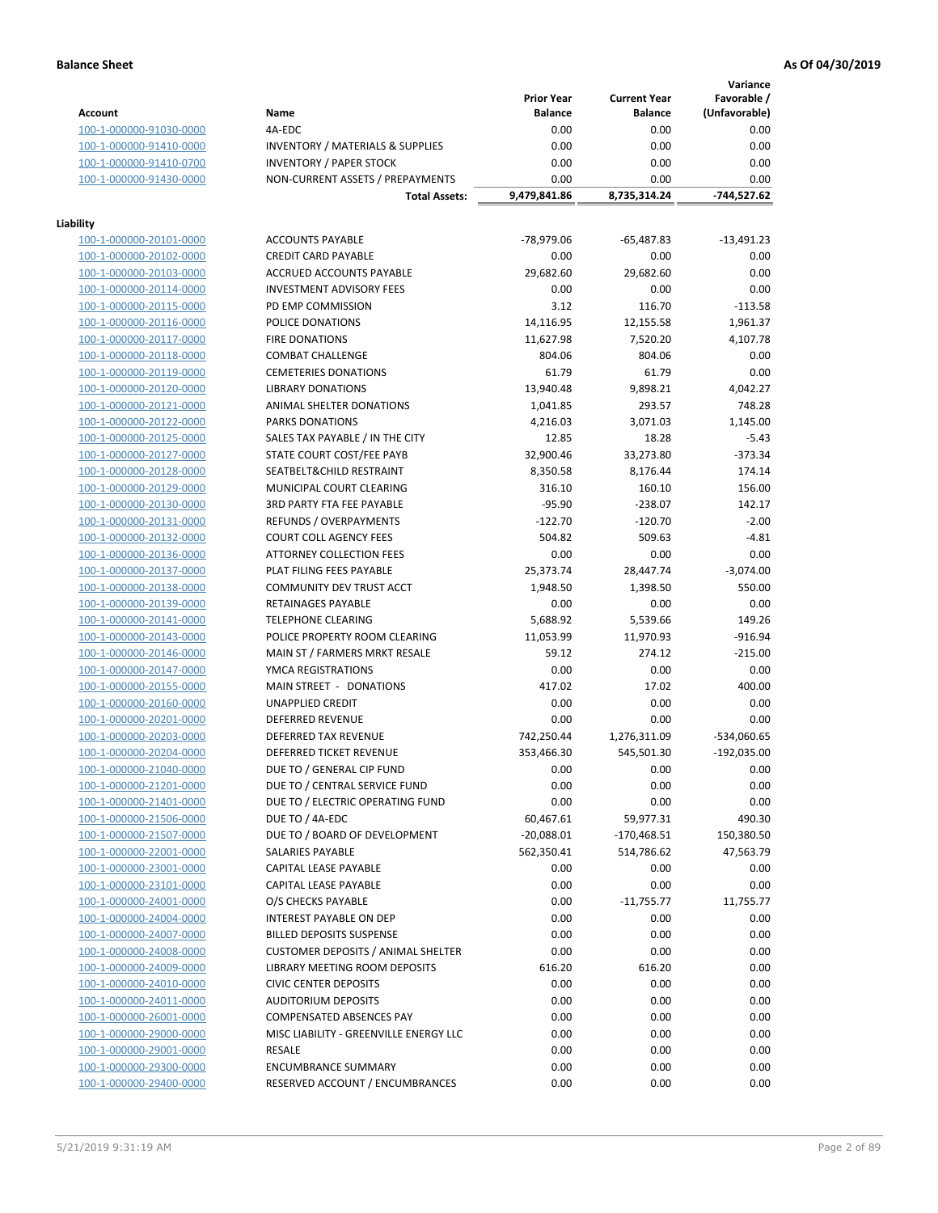**Balance Sheet** **As Of 04/30/2019**

| Account | Name | Prior Year Balance | Current Year Balance | Variance Favorable / (Unfavorable) |
|---|---|---|---|---|
| 100-1-000000-91030-0000 | 4A-EDC | 0.00 | 0.00 | 0.00 |
| 100-1-000000-91410-0000 | INVENTORY / MATERIALS & SUPPLIES | 0.00 | 0.00 | 0.00 |
| 100-1-000000-91410-0700 | INVENTORY / PAPER STOCK | 0.00 | 0.00 | 0.00 |
| 100-1-000000-91430-0000 | NON-CURRENT ASSETS / PREPAYMENTS | 0.00 | 0.00 | 0.00 |
| | **Total Assets:** | **9,479,841.86** | **8,735,314.24** | **-744,527.62** |

**Liability**

| Account | Name | Prior Year Balance | Current Year Balance | Variance Favorable / (Unfavorable) |
|---|---|---|---|---|
| 100-1-000000-20101-0000 | ACCOUNTS PAYABLE | -78,979.06 | -65,487.83 | -13,491.23 |
| 100-1-000000-20102-0000 | CREDIT CARD PAYABLE | 0.00 | 0.00 | 0.00 |
| 100-1-000000-20103-0000 | ACCRUED ACCOUNTS PAYABLE | 29,682.60 | 29,682.60 | 0.00 |
| 100-1-000000-20114-0000 | INVESTMENT ADVISORY FEES | 0.00 | 0.00 | 0.00 |
| 100-1-000000-20115-0000 | PD EMP COMMISSION | 3.12 | 116.70 | -113.58 |
| 100-1-000000-20116-0000 | POLICE DONATIONS | 14,116.95 | 12,155.58 | 1,961.37 |
| 100-1-000000-20117-0000 | FIRE DONATIONS | 11,627.98 | 7,520.20 | 4,107.78 |
| 100-1-000000-20118-0000 | COMBAT CHALLENGE | 804.06 | 804.06 | 0.00 |
| 100-1-000000-20119-0000 | CEMETERIES DONATIONS | 61.79 | 61.79 | 0.00 |
| 100-1-000000-20120-0000 | LIBRARY DONATIONS | 13,940.48 | 9,898.21 | 4,042.27 |
| 100-1-000000-20121-0000 | ANIMAL SHELTER DONATIONS | 1,041.85 | 293.57 | 748.28 |
| 100-1-000000-20122-0000 | PARKS DONATIONS | 4,216.03 | 3,071.03 | 1,145.00 |
| 100-1-000000-20125-0000 | SALES TAX PAYABLE / IN THE CITY | 12.85 | 18.28 | -5.43 |
| 100-1-000000-20127-0000 | STATE COURT COST/FEE PAYB | 32,900.46 | 33,273.80 | -373.34 |
| 100-1-000000-20128-0000 | SEATBELT&CHILD RESTRAINT | 8,350.58 | 8,176.44 | 174.14 |
| 100-1-000000-20129-0000 | MUNICIPAL COURT CLEARING | 316.10 | 160.10 | 156.00 |
| 100-1-000000-20130-0000 | 3RD PARTY FTA FEE PAYABLE | -95.90 | -238.07 | 142.17 |
| 100-1-000000-20131-0000 | REFUNDS / OVERPAYMENTS | -122.70 | -120.70 | -2.00 |
| 100-1-000000-20132-0000 | COURT COLL AGENCY FEES | 504.82 | 509.63 | -4.81 |
| 100-1-000000-20136-0000 | ATTORNEY COLLECTION FEES | 0.00 | 0.00 | 0.00 |
| 100-1-000000-20137-0000 | PLAT FILING FEES PAYABLE | 25,373.74 | 28,447.74 | -3,074.00 |
| 100-1-000000-20138-0000 | COMMUNITY DEV TRUST ACCT | 1,948.50 | 1,398.50 | 550.00 |
| 100-1-000000-20139-0000 | RETAINAGES PAYABLE | 0.00 | 0.00 | 0.00 |
| 100-1-000000-20141-0000 | TELEPHONE CLEARING | 5,688.92 | 5,539.66 | 149.26 |
| 100-1-000000-20143-0000 | POLICE PROPERTY ROOM CLEARING | 11,053.99 | 11,970.93 | -916.94 |
| 100-1-000000-20146-0000 | MAIN ST / FARMERS MRKT RESALE | 59.12 | 274.12 | -215.00 |
| 100-1-000000-20147-0000 | YMCA REGISTRATIONS | 0.00 | 0.00 | 0.00 |
| 100-1-000000-20155-0000 | MAIN STREET - DONATIONS | 417.02 | 17.02 | 400.00 |
| 100-1-000000-20160-0000 | UNAPPLIED CREDIT | 0.00 | 0.00 | 0.00 |
| 100-1-000000-20201-0000 | DEFERRED REVENUE | 0.00 | 0.00 | 0.00 |
| 100-1-000000-20203-0000 | DEFERRED TAX REVENUE | 742,250.44 | 1,276,311.09 | -534,060.65 |
| 100-1-000000-20204-0000 | DEFERRED TICKET REVENUE | 353,466.30 | 545,501.30 | -192,035.00 |
| 100-1-000000-21040-0000 | DUE TO / GENERAL CIP FUND | 0.00 | 0.00 | 0.00 |
| 100-1-000000-21201-0000 | DUE TO / CENTRAL SERVICE FUND | 0.00 | 0.00 | 0.00 |
| 100-1-000000-21401-0000 | DUE TO / ELECTRIC OPERATING FUND | 0.00 | 0.00 | 0.00 |
| 100-1-000000-21506-0000 | DUE TO / 4A-EDC | 60,467.61 | 59,977.31 | 490.30 |
| 100-1-000000-21507-0000 | DUE TO / BOARD OF DEVELOPMENT | -20,088.01 | -170,468.51 | 150,380.50 |
| 100-1-000000-22001-0000 | SALARIES PAYABLE | 562,350.41 | 514,786.62 | 47,563.79 |
| 100-1-000000-23001-0000 | CAPITAL LEASE PAYABLE | 0.00 | 0.00 | 0.00 |
| 100-1-000000-23101-0000 | CAPITAL LEASE PAYABLE | 0.00 | 0.00 | 0.00 |
| 100-1-000000-24001-0000 | O/S CHECKS PAYABLE | 0.00 | -11,755.77 | 11,755.77 |
| 100-1-000000-24004-0000 | INTEREST PAYABLE ON DEP | 0.00 | 0.00 | 0.00 |
| 100-1-000000-24007-0000 | BILLED DEPOSITS SUSPENSE | 0.00 | 0.00 | 0.00 |
| 100-1-000000-24008-0000 | CUSTOMER DEPOSITS / ANIMAL SHELTER | 0.00 | 0.00 | 0.00 |
| 100-1-000000-24009-0000 | LIBRARY MEETING ROOM DEPOSITS | 616.20 | 616.20 | 0.00 |
| 100-1-000000-24010-0000 | CIVIC CENTER DEPOSITS | 0.00 | 0.00 | 0.00 |
| 100-1-000000-24011-0000 | AUDITORIUM DEPOSITS | 0.00 | 0.00 | 0.00 |
| 100-1-000000-26001-0000 | COMPENSATED ABSENCES PAY | 0.00 | 0.00 | 0.00 |
| 100-1-000000-29000-0000 | MISC LIABILITY - GREENVILLE ENERGY LLC | 0.00 | 0.00 | 0.00 |
| 100-1-000000-29001-0000 | RESALE | 0.00 | 0.00 | 0.00 |
| 100-1-000000-29300-0000 | ENCUMBRANCE SUMMARY | 0.00 | 0.00 | 0.00 |
| 100-1-000000-29400-0000 | RESERVED ACCOUNT / ENCUMBRANCES | 0.00 | 0.00 | 0.00 |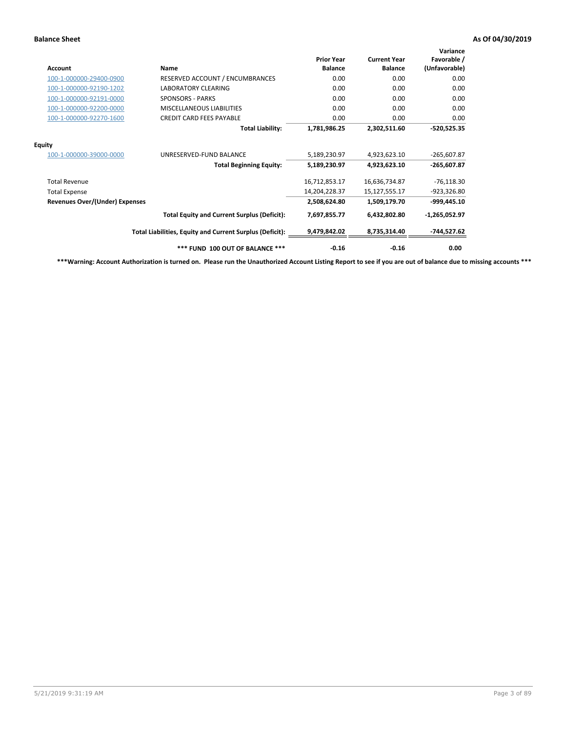**Balance Sheet** **As Of 04/30/2019**

| Account | Name | Prior Year Balance | Current Year Balance | Variance Favorable / (Unfavorable) |
|---|---|---|---|---|
| 100-1-000000-29400-0900 | RESERVED ACCOUNT / ENCUMBRANCES | 0.00 | 0.00 | 0.00 |
| 100-1-000000-92190-1202 | LABORATORY CLEARING | 0.00 | 0.00 | 0.00 |
| 100-1-000000-92191-0000 | SPONSORS - PARKS | 0.00 | 0.00 | 0.00 |
| 100-1-000000-92200-0000 | MISCELLANEOUS LIABILITIES | 0.00 | 0.00 | 0.00 |
| 100-1-000000-92270-1600 | CREDIT CARD FEES PAYABLE | 0.00 | 0.00 | 0.00 |
| | **Total Liability:** | **1,781,986.25** | **2,302,511.60** | **-520,525.35** |
| **Equity** | | | | |
| 100-1-000000-39000-0000 | UNRESERVED-FUND BALANCE | 5,189,230.97 | 4,923,623.10 | -265,607.87 |
| | **Total Beginning Equity:** | **5,189,230.97** | **4,923,623.10** | **-265,607.87** |
| Total Revenue | | 16,712,853.17 | 16,636,734.87 | -76,118.30 |
| Total Expense | | 14,204,228.37 | 15,127,555.17 | -923,326.80 |
| **Revenues Over/(Under) Expenses** | | **2,508,624.80** | **1,509,179.70** | **-999,445.10** |
| | **Total Equity and Current Surplus (Deficit):** | **7,697,855.77** | **6,432,802.80** | **-1,265,052.97** |
| | **Total Liabilities, Equity and Current Surplus (Deficit):** | **9,479,842.02** | **8,735,314.40** | **-744,527.62** |
| | **\*\*\* FUND 100 OUT OF BALANCE \*\*\*** | **-0.16** | **-0.16** | **0.00** |

**\*\*\*Warning: Account Authorization is turned on. Please run the Unauthorized Account Listing Report to see if you are out of balance due to missing accounts \*\*\***

5/21/2019 9:31:19 AM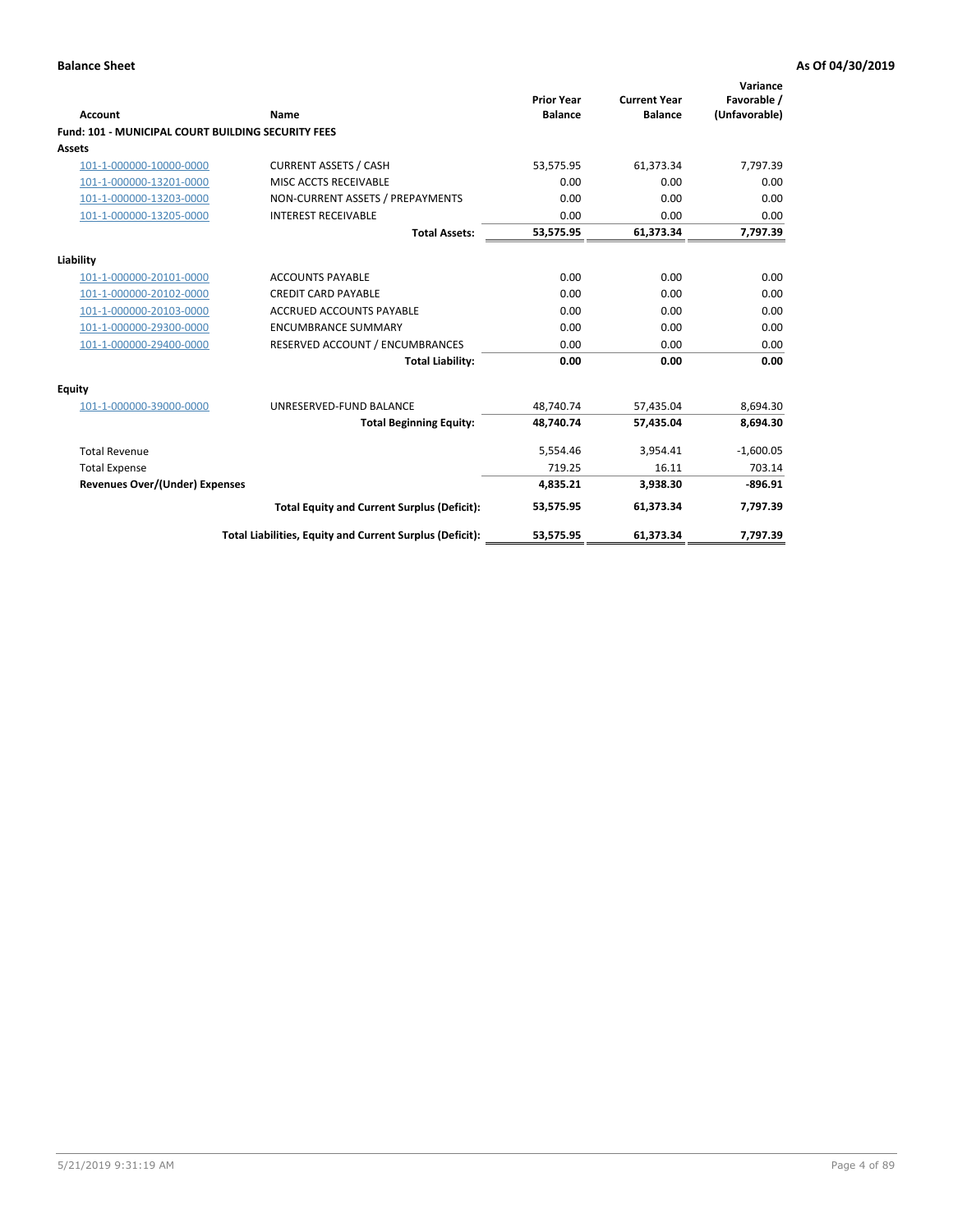**Balance Sheet** — As Of 04/30/2019

| Account | Name | Prior Year Balance | Current Year Balance | Variance Favorable / (Unfavorable) |
|---|---|---|---|---|
| **Fund: 101 - MUNICIPAL COURT BUILDING SECURITY FEES** | | | | |
| **Assets** | | | | |
| 101-1-000000-10000-0000 | CURRENT ASSETS / CASH | 53,575.95 | 61,373.34 | 7,797.39 |
| 101-1-000000-13201-0000 | MISC ACCTS RECEIVABLE | 0.00 | 0.00 | 0.00 |
| 101-1-000000-13203-0000 | NON-CURRENT ASSETS / PREPAYMENTS | 0.00 | 0.00 | 0.00 |
| 101-1-000000-13205-0000 | INTEREST RECEIVABLE | 0.00 | 0.00 | 0.00 |
| | **Total Assets:** | **53,575.95** | **61,373.34** | **7,797.39** |
| **Liability** | | | | |
| 101-1-000000-20101-0000 | ACCOUNTS PAYABLE | 0.00 | 0.00 | 0.00 |
| 101-1-000000-20102-0000 | CREDIT CARD PAYABLE | 0.00 | 0.00 | 0.00 |
| 101-1-000000-20103-0000 | ACCRUED ACCOUNTS PAYABLE | 0.00 | 0.00 | 0.00 |
| 101-1-000000-29300-0000 | ENCUMBRANCE SUMMARY | 0.00 | 0.00 | 0.00 |
| 101-1-000000-29400-0000 | RESERVED ACCOUNT / ENCUMBRANCES | 0.00 | 0.00 | 0.00 |
| | **Total Liability:** | **0.00** | **0.00** | **0.00** |
| **Equity** | | | | |
| 101-1-000000-39000-0000 | UNRESERVED-FUND BALANCE | 48,740.74 | 57,435.04 | 8,694.30 |
| | **Total Beginning Equity:** | **48,740.74** | **57,435.04** | **8,694.30** |
| Total Revenue | | 5,554.46 | 3,954.41 | -1,600.05 |
| Total Expense | | 719.25 | 16.11 | 703.14 |
| **Revenues Over/(Under) Expenses** | | **4,835.21** | **3,938.30** | **-896.91** |
| | **Total Equity and Current Surplus (Deficit):** | **53,575.95** | **61,373.34** | **7,797.39** |
| | **Total Liabilities, Equity and Current Surplus (Deficit):** | **53,575.95** | **61,373.34** | **7,797.39** |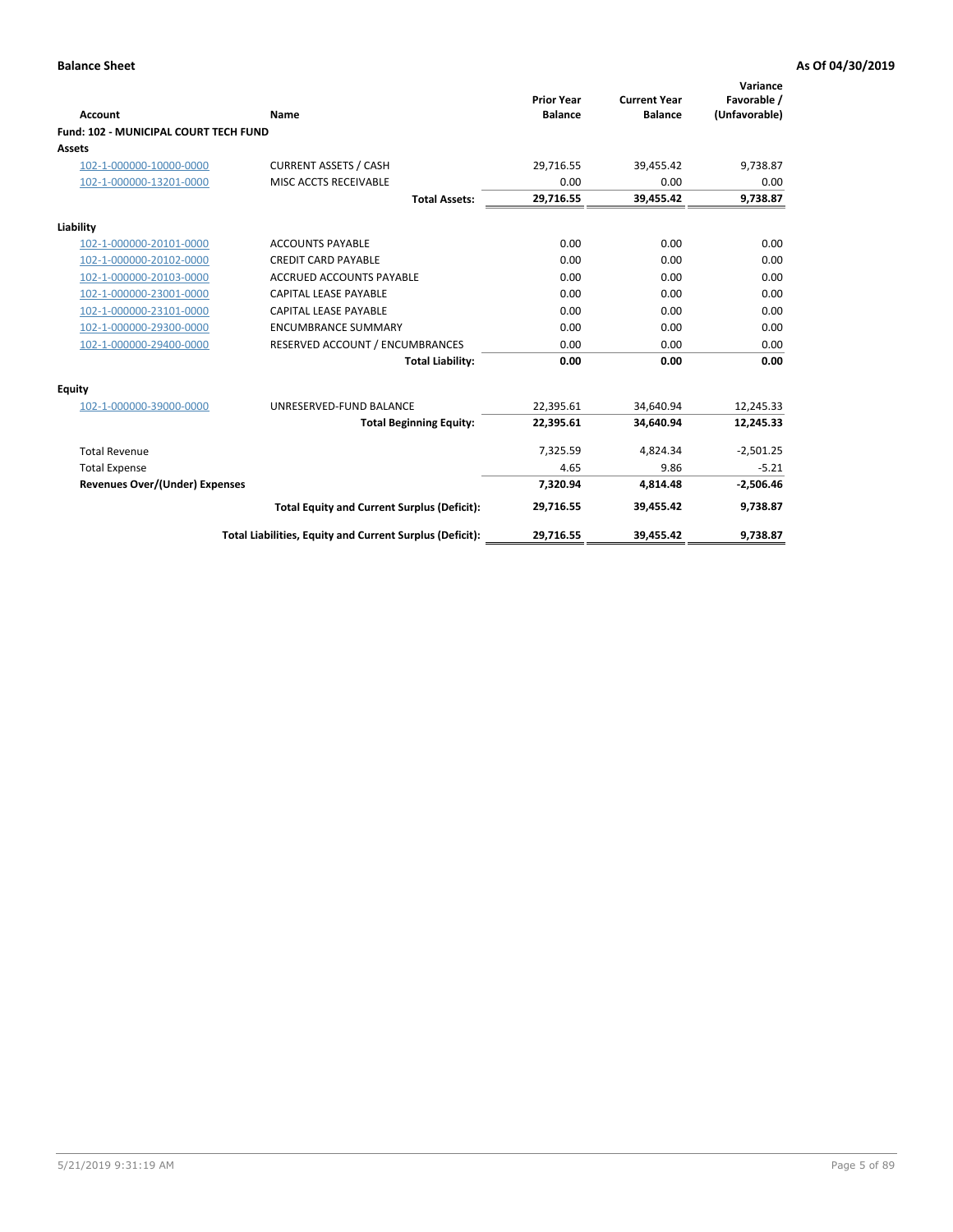**Balance Sheet** **As Of 04/30/2019**

| Account | Name | Prior Year Balance | Current Year Balance | Variance Favorable / (Unfavorable) |
|---|---|---|---|---|
| **Fund: 102 - MUNICIPAL COURT TECH FUND** | | | | |
| **Assets** | | | | |
| 102-1-000000-10000-0000 | CURRENT ASSETS / CASH | 29,716.55 | 39,455.42 | 9,738.87 |
| 102-1-000000-13201-0000 | MISC ACCTS RECEIVABLE | 0.00 | 0.00 | 0.00 |
| | **Total Assets:** | **29,716.55** | **39,455.42** | **9,738.87** |
| **Liability** | | | | |
| 102-1-000000-20101-0000 | ACCOUNTS PAYABLE | 0.00 | 0.00 | 0.00 |
| 102-1-000000-20102-0000 | CREDIT CARD PAYABLE | 0.00 | 0.00 | 0.00 |
| 102-1-000000-20103-0000 | ACCRUED ACCOUNTS PAYABLE | 0.00 | 0.00 | 0.00 |
| 102-1-000000-23001-0000 | CAPITAL LEASE PAYABLE | 0.00 | 0.00 | 0.00 |
| 102-1-000000-23101-0000 | CAPITAL LEASE PAYABLE | 0.00 | 0.00 | 0.00 |
| 102-1-000000-29300-0000 | ENCUMBRANCE SUMMARY | 0.00 | 0.00 | 0.00 |
| 102-1-000000-29400-0000 | RESERVED ACCOUNT / ENCUMBRANCES | 0.00 | 0.00 | 0.00 |
| | **Total Liability:** | **0.00** | **0.00** | **0.00** |
| **Equity** | | | | |
| 102-1-000000-39000-0000 | UNRESERVED-FUND BALANCE | 22,395.61 | 34,640.94 | 12,245.33 |
| | **Total Beginning Equity:** | **22,395.61** | **34,640.94** | **12,245.33** |
| Total Revenue | | 7,325.59 | 4,824.34 | -2,501.25 |
| Total Expense | | 4.65 | 9.86 | -5.21 |
| **Revenues Over/(Under) Expenses** | | **7,320.94** | **4,814.48** | **-2,506.46** |
| | **Total Equity and Current Surplus (Deficit):** | **29,716.55** | **39,455.42** | **9,738.87** |
| | **Total Liabilities, Equity and Current Surplus (Deficit):** | **29,716.55** | **39,455.42** | **9,738.87** |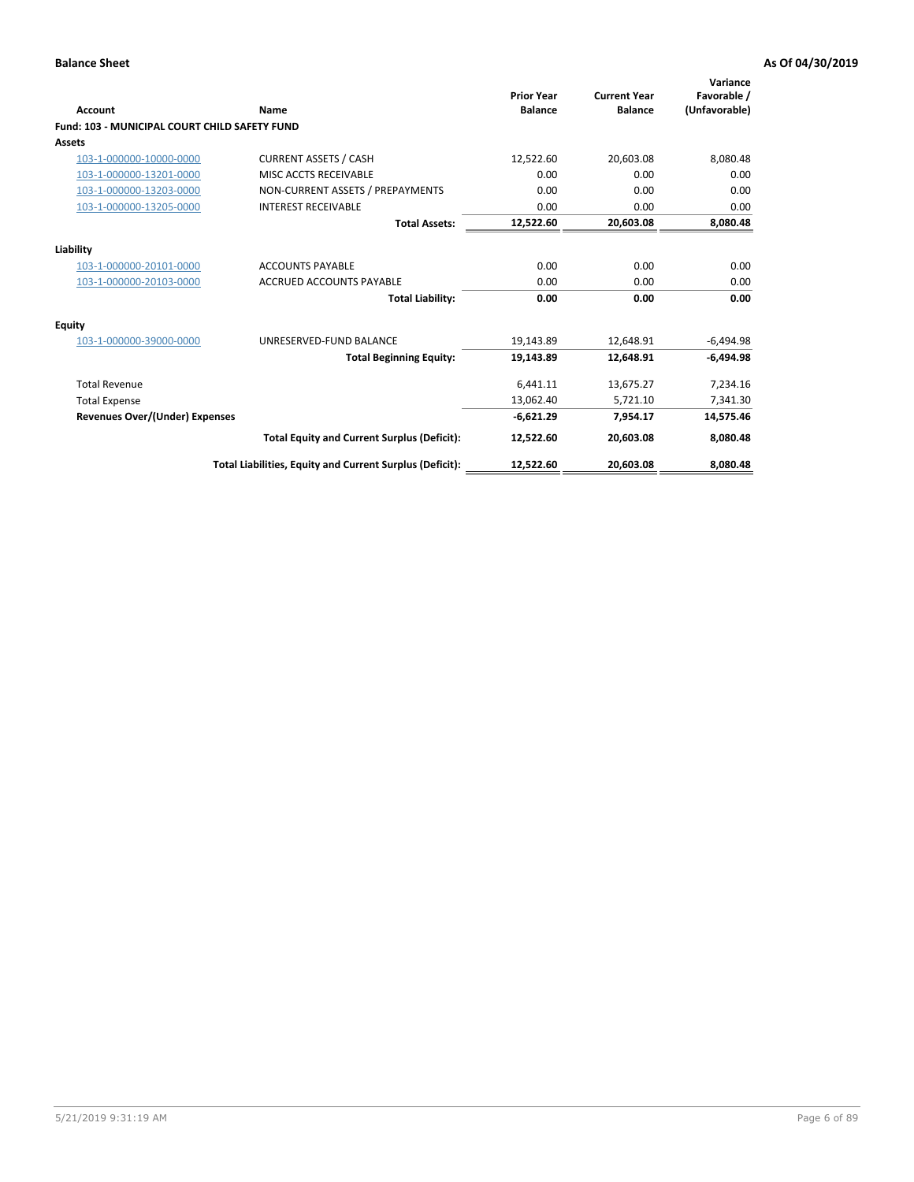**Balance Sheet** — As Of 04/30/2019

| Account | Name | Prior Year Balance | Current Year Balance | Variance Favorable / (Unfavorable) |
|---|---|---|---|---|
| **Fund: 103 - MUNICIPAL COURT CHILD SAFETY FUND** | | | | |
| **Assets** | | | | |
| 103-1-000000-10000-0000 | CURRENT ASSETS / CASH | 12,522.60 | 20,603.08 | 8,080.48 |
| 103-1-000000-13201-0000 | MISC ACCTS RECEIVABLE | 0.00 | 0.00 | 0.00 |
| 103-1-000000-13203-0000 | NON-CURRENT ASSETS / PREPAYMENTS | 0.00 | 0.00 | 0.00 |
| 103-1-000000-13205-0000 | INTEREST RECEIVABLE | 0.00 | 0.00 | 0.00 |
| | **Total Assets:** | **12,522.60** | **20,603.08** | **8,080.48** |
| **Liability** | | | | |
| 103-1-000000-20101-0000 | ACCOUNTS PAYABLE | 0.00 | 0.00 | 0.00 |
| 103-1-000000-20103-0000 | ACCRUED ACCOUNTS PAYABLE | 0.00 | 0.00 | 0.00 |
| | **Total Liability:** | **0.00** | **0.00** | **0.00** |
| **Equity** | | | | |
| 103-1-000000-39000-0000 | UNRESERVED-FUND BALANCE | 19,143.89 | 12,648.91 | -6,494.98 |
| | **Total Beginning Equity:** | **19,143.89** | **12,648.91** | **-6,494.98** |
| Total Revenue | | 6,441.11 | 13,675.27 | 7,234.16 |
| Total Expense | | 13,062.40 | 5,721.10 | 7,341.30 |
| **Revenues Over/(Under) Expenses** | | **-6,621.29** | **7,954.17** | **14,575.46** |
| | **Total Equity and Current Surplus (Deficit):** | **12,522.60** | **20,603.08** | **8,080.48** |
| | **Total Liabilities, Equity and Current Surplus (Deficit):** | **12,522.60** | **20,603.08** | **8,080.48** |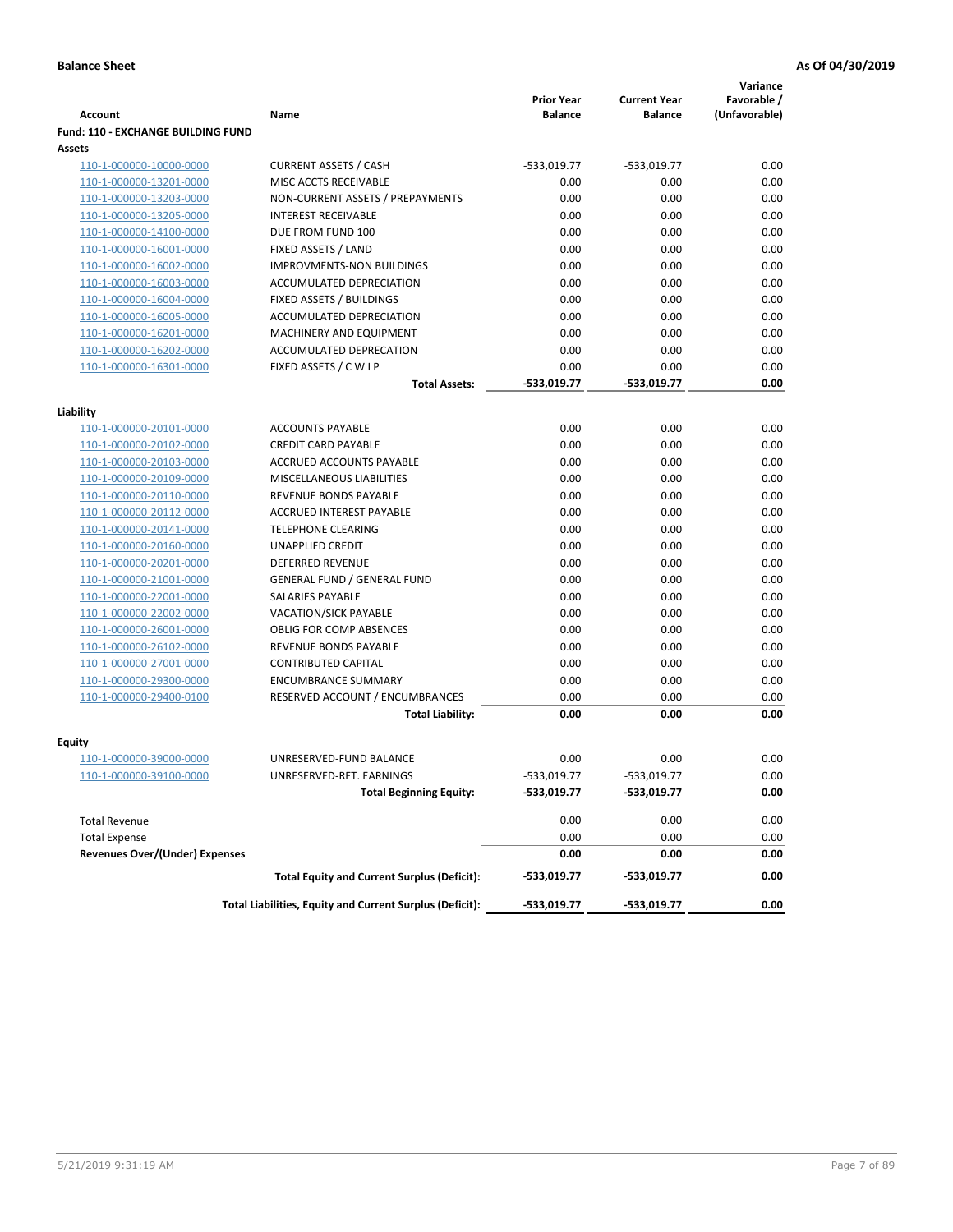**Balance Sheet** **As Of 04/30/2019**

| Account | Name | Prior Year Balance | Current Year Balance | Variance Favorable / (Unfavorable) |
|---|---|---|---|---|
| **Fund: 110 - EXCHANGE BUILDING FUND** | | | | |
| **Assets** | | | | |
| 110-1-000000-10000-0000 | CURRENT ASSETS / CASH | -533,019.77 | -533,019.77 | 0.00 |
| 110-1-000000-13201-0000 | MISC ACCTS RECEIVABLE | 0.00 | 0.00 | 0.00 |
| 110-1-000000-13203-0000 | NON-CURRENT ASSETS / PREPAYMENTS | 0.00 | 0.00 | 0.00 |
| 110-1-000000-13205-0000 | INTEREST RECEIVABLE | 0.00 | 0.00 | 0.00 |
| 110-1-000000-14100-0000 | DUE FROM FUND 100 | 0.00 | 0.00 | 0.00 |
| 110-1-000000-16001-0000 | FIXED ASSETS / LAND | 0.00 | 0.00 | 0.00 |
| 110-1-000000-16002-0000 | IMPROVMENTS-NON BUILDINGS | 0.00 | 0.00 | 0.00 |
| 110-1-000000-16003-0000 | ACCUMULATED DEPRECIATION | 0.00 | 0.00 | 0.00 |
| 110-1-000000-16004-0000 | FIXED ASSETS / BUILDINGS | 0.00 | 0.00 | 0.00 |
| 110-1-000000-16005-0000 | ACCUMULATED DEPRECIATION | 0.00 | 0.00 | 0.00 |
| 110-1-000000-16201-0000 | MACHINERY AND EQUIPMENT | 0.00 | 0.00 | 0.00 |
| 110-1-000000-16202-0000 | ACCUMULATED DEPRECATION | 0.00 | 0.00 | 0.00 |
| 110-1-000000-16301-0000 | FIXED ASSETS / C W I P | 0.00 | 0.00 | 0.00 |
| | **Total Assets:** | **-533,019.77** | **-533,019.77** | **0.00** |
| **Liability** | | | | |
| 110-1-000000-20101-0000 | ACCOUNTS PAYABLE | 0.00 | 0.00 | 0.00 |
| 110-1-000000-20102-0000 | CREDIT CARD PAYABLE | 0.00 | 0.00 | 0.00 |
| 110-1-000000-20103-0000 | ACCRUED ACCOUNTS PAYABLE | 0.00 | 0.00 | 0.00 |
| 110-1-000000-20109-0000 | MISCELLANEOUS LIABILITIES | 0.00 | 0.00 | 0.00 |
| 110-1-000000-20110-0000 | REVENUE BONDS PAYABLE | 0.00 | 0.00 | 0.00 |
| 110-1-000000-20112-0000 | ACCRUED INTEREST PAYABLE | 0.00 | 0.00 | 0.00 |
| 110-1-000000-20141-0000 | TELEPHONE CLEARING | 0.00 | 0.00 | 0.00 |
| 110-1-000000-20160-0000 | UNAPPLIED CREDIT | 0.00 | 0.00 | 0.00 |
| 110-1-000000-20201-0000 | DEFERRED REVENUE | 0.00 | 0.00 | 0.00 |
| 110-1-000000-21001-0000 | GENERAL FUND / GENERAL FUND | 0.00 | 0.00 | 0.00 |
| 110-1-000000-22001-0000 | SALARIES PAYABLE | 0.00 | 0.00 | 0.00 |
| 110-1-000000-22002-0000 | VACATION/SICK PAYABLE | 0.00 | 0.00 | 0.00 |
| 110-1-000000-26001-0000 | OBLIG FOR COMP ABSENCES | 0.00 | 0.00 | 0.00 |
| 110-1-000000-26102-0000 | REVENUE BONDS PAYABLE | 0.00 | 0.00 | 0.00 |
| 110-1-000000-27001-0000 | CONTRIBUTED CAPITAL | 0.00 | 0.00 | 0.00 |
| 110-1-000000-29300-0000 | ENCUMBRANCE SUMMARY | 0.00 | 0.00 | 0.00 |
| 110-1-000000-29400-0100 | RESERVED ACCOUNT / ENCUMBRANCES | 0.00 | 0.00 | 0.00 |
| | **Total Liability:** | **0.00** | **0.00** | **0.00** |
| **Equity** | | | | |
| 110-1-000000-39000-0000 | UNRESERVED-FUND BALANCE | 0.00 | 0.00 | 0.00 |
| 110-1-000000-39100-0000 | UNRESERVED-RET. EARNINGS | -533,019.77 | -533,019.77 | 0.00 |
| | **Total Beginning Equity:** | **-533,019.77** | **-533,019.77** | **0.00** |
| Total Revenue | | 0.00 | 0.00 | 0.00 |
| Total Expense | | 0.00 | 0.00 | 0.00 |
| **Revenues Over/(Under) Expenses** | | **0.00** | **0.00** | **0.00** |
| | **Total Equity and Current Surplus (Deficit):** | **-533,019.77** | **-533,019.77** | **0.00** |
| | **Total Liabilities, Equity and Current Surplus (Deficit):** | **-533,019.77** | **-533,019.77** | **0.00** |

5/21/2019 9:31:19 AM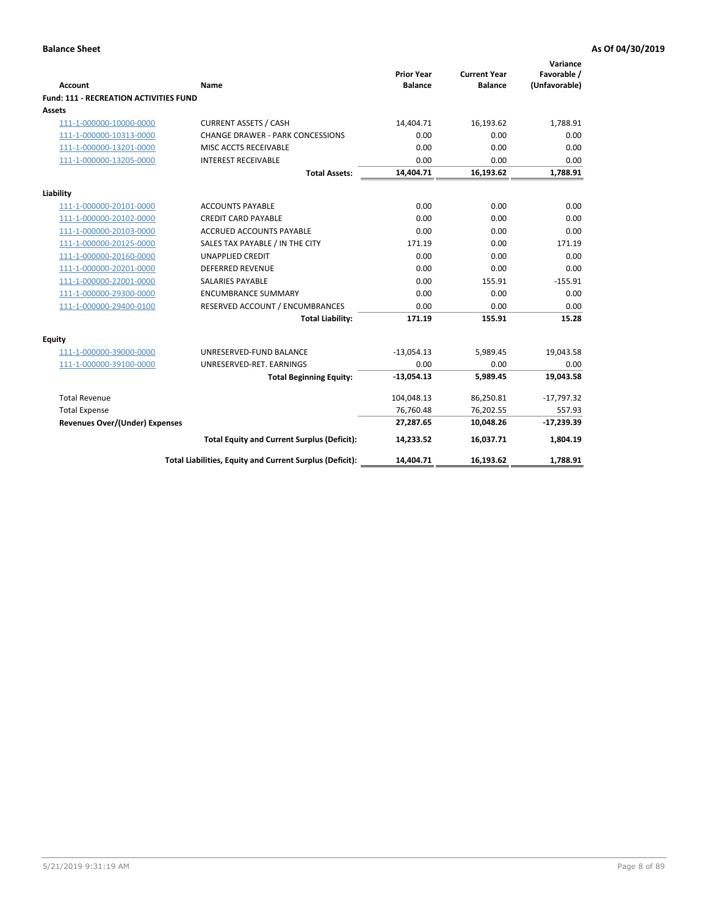**Balance Sheet** **As Of 04/30/2019**

| Account | Name | Prior Year Balance | Current Year Balance | Variance Favorable / (Unfavorable) |
|---|---|---|---|---|
| **Fund: 111 - RECREATION ACTIVITIES FUND** | | | | |
| **Assets** | | | | |
| 111-1-000000-10000-0000 | CURRENT ASSETS / CASH | 14,404.71 | 16,193.62 | 1,788.91 |
| 111-1-000000-10313-0000 | CHANGE DRAWER - PARK CONCESSIONS | 0.00 | 0.00 | 0.00 |
| 111-1-000000-13201-0000 | MISC ACCTS RECEIVABLE | 0.00 | 0.00 | 0.00 |
| 111-1-000000-13205-0000 | INTEREST RECEIVABLE | 0.00 | 0.00 | 0.00 |
| | **Total Assets:** | **14,404.71** | **16,193.62** | **1,788.91** |
| **Liability** | | | | |
| 111-1-000000-20101-0000 | ACCOUNTS PAYABLE | 0.00 | 0.00 | 0.00 |
| 111-1-000000-20102-0000 | CREDIT CARD PAYABLE | 0.00 | 0.00 | 0.00 |
| 111-1-000000-20103-0000 | ACCRUED ACCOUNTS PAYABLE | 0.00 | 0.00 | 0.00 |
| 111-1-000000-20125-0000 | SALES TAX PAYABLE / IN THE CITY | 171.19 | 0.00 | 171.19 |
| 111-1-000000-20160-0000 | UNAPPLIED CREDIT | 0.00 | 0.00 | 0.00 |
| 111-1-000000-20201-0000 | DEFERRED REVENUE | 0.00 | 0.00 | 0.00 |
| 111-1-000000-22001-0000 | SALARIES PAYABLE | 0.00 | 155.91 | -155.91 |
| 111-1-000000-29300-0000 | ENCUMBRANCE SUMMARY | 0.00 | 0.00 | 0.00 |
| 111-1-000000-29400-0100 | RESERVED ACCOUNT / ENCUMBRANCES | 0.00 | 0.00 | 0.00 |
| | **Total Liability:** | **171.19** | **155.91** | **15.28** |
| **Equity** | | | | |
| 111-1-000000-39000-0000 | UNRESERVED-FUND BALANCE | -13,054.13 | 5,989.45 | 19,043.58 |
| 111-1-000000-39100-0000 | UNRESERVED-RET. EARNINGS | 0.00 | 0.00 | 0.00 |
| | **Total Beginning Equity:** | **-13,054.13** | **5,989.45** | **19,043.58** |
| Total Revenue | | 104,048.13 | 86,250.81 | -17,797.32 |
| Total Expense | | 76,760.48 | 76,202.55 | 557.93 |
| **Revenues Over/(Under) Expenses** | | **27,287.65** | **10,048.26** | **-17,239.39** |
| | **Total Equity and Current Surplus (Deficit):** | **14,233.52** | **16,037.71** | **1,804.19** |
| | **Total Liabilities, Equity and Current Surplus (Deficit):** | **14,404.71** | **16,193.62** | **1,788.91** |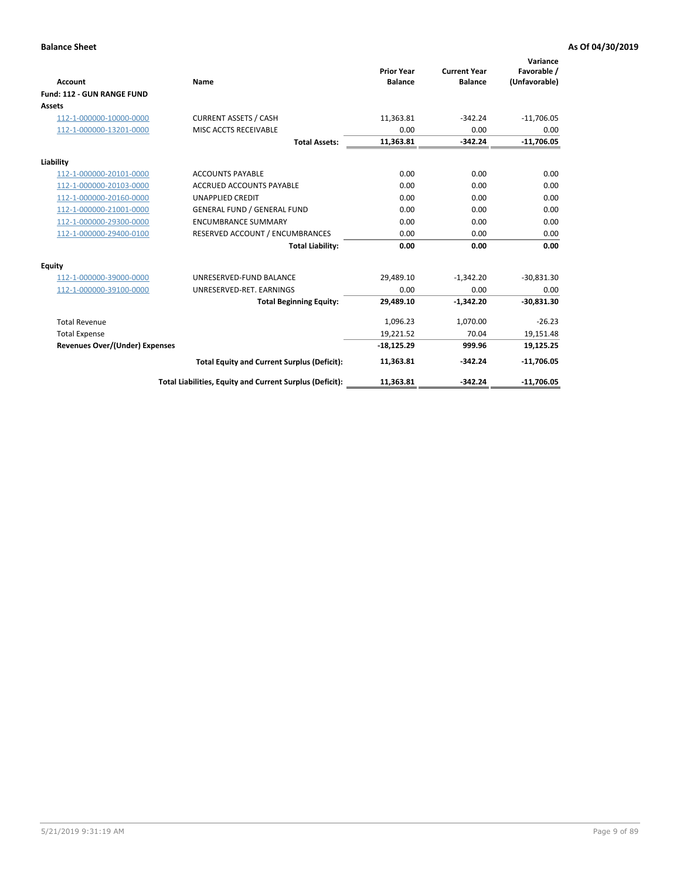**Balance Sheet** **As Of 04/30/2019**

| Account | Name | Prior Year Balance | Current Year Balance | Variance Favorable / (Unfavorable) |
|---|---|---|---|---|
| **Fund: 112 - GUN RANGE FUND** | | | | |
| **Assets** | | | | |
| 112-1-000000-10000-0000 | CURRENT ASSETS / CASH | 11,363.81 | -342.24 | -11,706.05 |
| 112-1-000000-13201-0000 | MISC ACCTS RECEIVABLE | 0.00 | 0.00 | 0.00 |
| | **Total Assets:** | **11,363.81** | **-342.24** | **-11,706.05** |
| **Liability** | | | | |
| 112-1-000000-20101-0000 | ACCOUNTS PAYABLE | 0.00 | 0.00 | 0.00 |
| 112-1-000000-20103-0000 | ACCRUED ACCOUNTS PAYABLE | 0.00 | 0.00 | 0.00 |
| 112-1-000000-20160-0000 | UNAPPLIED CREDIT | 0.00 | 0.00 | 0.00 |
| 112-1-000000-21001-0000 | GENERAL FUND / GENERAL FUND | 0.00 | 0.00 | 0.00 |
| 112-1-000000-29300-0000 | ENCUMBRANCE SUMMARY | 0.00 | 0.00 | 0.00 |
| 112-1-000000-29400-0100 | RESERVED ACCOUNT / ENCUMBRANCES | 0.00 | 0.00 | 0.00 |
| | **Total Liability:** | **0.00** | **0.00** | **0.00** |
| **Equity** | | | | |
| 112-1-000000-39000-0000 | UNRESERVED-FUND BALANCE | 29,489.10 | -1,342.20 | -30,831.30 |
| 112-1-000000-39100-0000 | UNRESERVED-RET. EARNINGS | 0.00 | 0.00 | 0.00 |
| | **Total Beginning Equity:** | **29,489.10** | **-1,342.20** | **-30,831.30** |
| Total Revenue | | 1,096.23 | 1,070.00 | -26.23 |
| Total Expense | | 19,221.52 | 70.04 | 19,151.48 |
| **Revenues Over/(Under) Expenses** | | **-18,125.29** | **999.96** | **19,125.25** |
| | **Total Equity and Current Surplus (Deficit):** | **11,363.81** | **-342.24** | **-11,706.05** |
| | **Total Liabilities, Equity and Current Surplus (Deficit):** | **11,363.81** | **-342.24** | **-11,706.05** |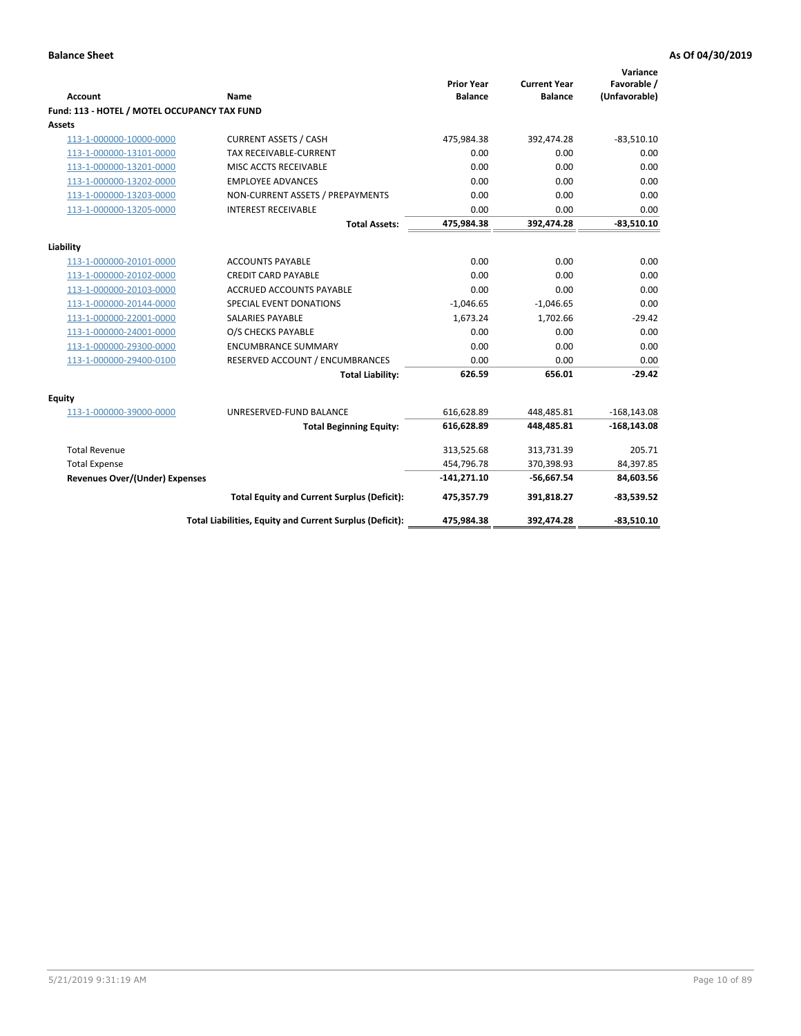**Balance Sheet** **As Of 04/30/2019**

| Account | Name | Prior Year Balance | Current Year Balance | Variance Favorable / (Unfavorable) |
|---|---|---|---|---|
| **Fund: 113 - HOTEL / MOTEL OCCUPANCY TAX FUND** | | | | |
| **Assets** | | | | |
| 113-1-000000-10000-0000 | CURRENT ASSETS / CASH | 475,984.38 | 392,474.28 | -83,510.10 |
| 113-1-000000-13101-0000 | TAX RECEIVABLE-CURRENT | 0.00 | 0.00 | 0.00 |
| 113-1-000000-13201-0000 | MISC ACCTS RECEIVABLE | 0.00 | 0.00 | 0.00 |
| 113-1-000000-13202-0000 | EMPLOYEE ADVANCES | 0.00 | 0.00 | 0.00 |
| 113-1-000000-13203-0000 | NON-CURRENT ASSETS / PREPAYMENTS | 0.00 | 0.00 | 0.00 |
| 113-1-000000-13205-0000 | INTEREST RECEIVABLE | 0.00 | 0.00 | 0.00 |
| | **Total Assets:** | **475,984.38** | **392,474.28** | **-83,510.10** |
| **Liability** | | | | |
| 113-1-000000-20101-0000 | ACCOUNTS PAYABLE | 0.00 | 0.00 | 0.00 |
| 113-1-000000-20102-0000 | CREDIT CARD PAYABLE | 0.00 | 0.00 | 0.00 |
| 113-1-000000-20103-0000 | ACCRUED ACCOUNTS PAYABLE | 0.00 | 0.00 | 0.00 |
| 113-1-000000-20144-0000 | SPECIAL EVENT DONATIONS | -1,046.65 | -1,046.65 | 0.00 |
| 113-1-000000-22001-0000 | SALARIES PAYABLE | 1,673.24 | 1,702.66 | -29.42 |
| 113-1-000000-24001-0000 | O/S CHECKS PAYABLE | 0.00 | 0.00 | 0.00 |
| 113-1-000000-29300-0000 | ENCUMBRANCE SUMMARY | 0.00 | 0.00 | 0.00 |
| 113-1-000000-29400-0100 | RESERVED ACCOUNT / ENCUMBRANCES | 0.00 | 0.00 | 0.00 |
| | **Total Liability:** | **626.59** | **656.01** | **-29.42** |
| **Equity** | | | | |
| 113-1-000000-39000-0000 | UNRESERVED-FUND BALANCE | 616,628.89 | 448,485.81 | -168,143.08 |
| | **Total Beginning Equity:** | **616,628.89** | **448,485.81** | **-168,143.08** |
| Total Revenue | | 313,525.68 | 313,731.39 | 205.71 |
| Total Expense | | 454,796.78 | 370,398.93 | 84,397.85 |
| **Revenues Over/(Under) Expenses** | | **-141,271.10** | **-56,667.54** | **84,603.56** |
| | **Total Equity and Current Surplus (Deficit):** | **475,357.79** | **391,818.27** | **-83,539.52** |
| | **Total Liabilities, Equity and Current Surplus (Deficit):** | **475,984.38** | **392,474.28** | **-83,510.10** |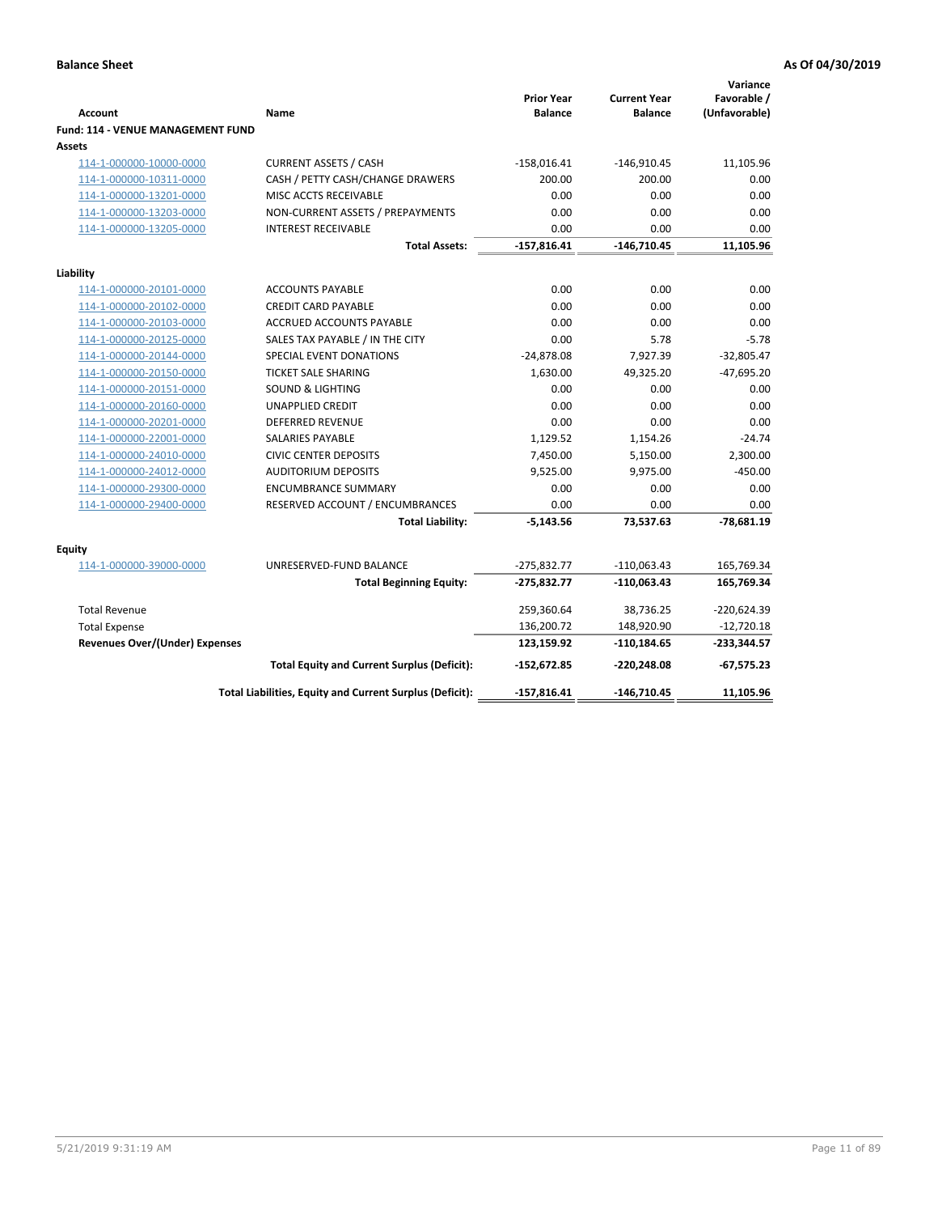**Balance Sheet** **As Of 04/30/2019**

| Account | Name | Prior Year Balance | Current Year Balance | Variance Favorable / (Unfavorable) |
|---|---|---|---|---|
| **Fund: 114 - VENUE MANAGEMENT FUND** | | | | |
| **Assets** | | | | |
| 114-1-000000-10000-0000 | CURRENT ASSETS / CASH | -158,016.41 | -146,910.45 | 11,105.96 |
| 114-1-000000-10311-0000 | CASH / PETTY CASH/CHANGE DRAWERS | 200.00 | 200.00 | 0.00 |
| 114-1-000000-13201-0000 | MISC ACCTS RECEIVABLE | 0.00 | 0.00 | 0.00 |
| 114-1-000000-13203-0000 | NON-CURRENT ASSETS / PREPAYMENTS | 0.00 | 0.00 | 0.00 |
| 114-1-000000-13205-0000 | INTEREST RECEIVABLE | 0.00 | 0.00 | 0.00 |
| | **Total Assets:** | **-157,816.41** | **-146,710.45** | **11,105.96** |
| **Liability** | | | | |
| 114-1-000000-20101-0000 | ACCOUNTS PAYABLE | 0.00 | 0.00 | 0.00 |
| 114-1-000000-20102-0000 | CREDIT CARD PAYABLE | 0.00 | 0.00 | 0.00 |
| 114-1-000000-20103-0000 | ACCRUED ACCOUNTS PAYABLE | 0.00 | 0.00 | 0.00 |
| 114-1-000000-20125-0000 | SALES TAX PAYABLE / IN THE CITY | 0.00 | 5.78 | -5.78 |
| 114-1-000000-20144-0000 | SPECIAL EVENT DONATIONS | -24,878.08 | 7,927.39 | -32,805.47 |
| 114-1-000000-20150-0000 | TICKET SALE SHARING | 1,630.00 | 49,325.20 | -47,695.20 |
| 114-1-000000-20151-0000 | SOUND & LIGHTING | 0.00 | 0.00 | 0.00 |
| 114-1-000000-20160-0000 | UNAPPLIED CREDIT | 0.00 | 0.00 | 0.00 |
| 114-1-000000-20201-0000 | DEFERRED REVENUE | 0.00 | 0.00 | 0.00 |
| 114-1-000000-22001-0000 | SALARIES PAYABLE | 1,129.52 | 1,154.26 | -24.74 |
| 114-1-000000-24010-0000 | CIVIC CENTER DEPOSITS | 7,450.00 | 5,150.00 | 2,300.00 |
| 114-1-000000-24012-0000 | AUDITORIUM DEPOSITS | 9,525.00 | 9,975.00 | -450.00 |
| 114-1-000000-29300-0000 | ENCUMBRANCE SUMMARY | 0.00 | 0.00 | 0.00 |
| 114-1-000000-29400-0000 | RESERVED ACCOUNT / ENCUMBRANCES | 0.00 | 0.00 | 0.00 |
| | **Total Liability:** | **-5,143.56** | **73,537.63** | **-78,681.19** |
| **Equity** | | | | |
| 114-1-000000-39000-0000 | UNRESERVED-FUND BALANCE | -275,832.77 | -110,063.43 | 165,769.34 |
| | **Total Beginning Equity:** | **-275,832.77** | **-110,063.43** | **165,769.34** |
| Total Revenue | | 259,360.64 | 38,736.25 | -220,624.39 |
| Total Expense | | 136,200.72 | 148,920.90 | -12,720.18 |
| **Revenues Over/(Under) Expenses** | | **123,159.92** | **-110,184.65** | **-233,344.57** |
| | **Total Equity and Current Surplus (Deficit):** | **-152,672.85** | **-220,248.08** | **-67,575.23** |
| | **Total Liabilities, Equity and Current Surplus (Deficit):** | **-157,816.41** | **-146,710.45** | **11,105.96** |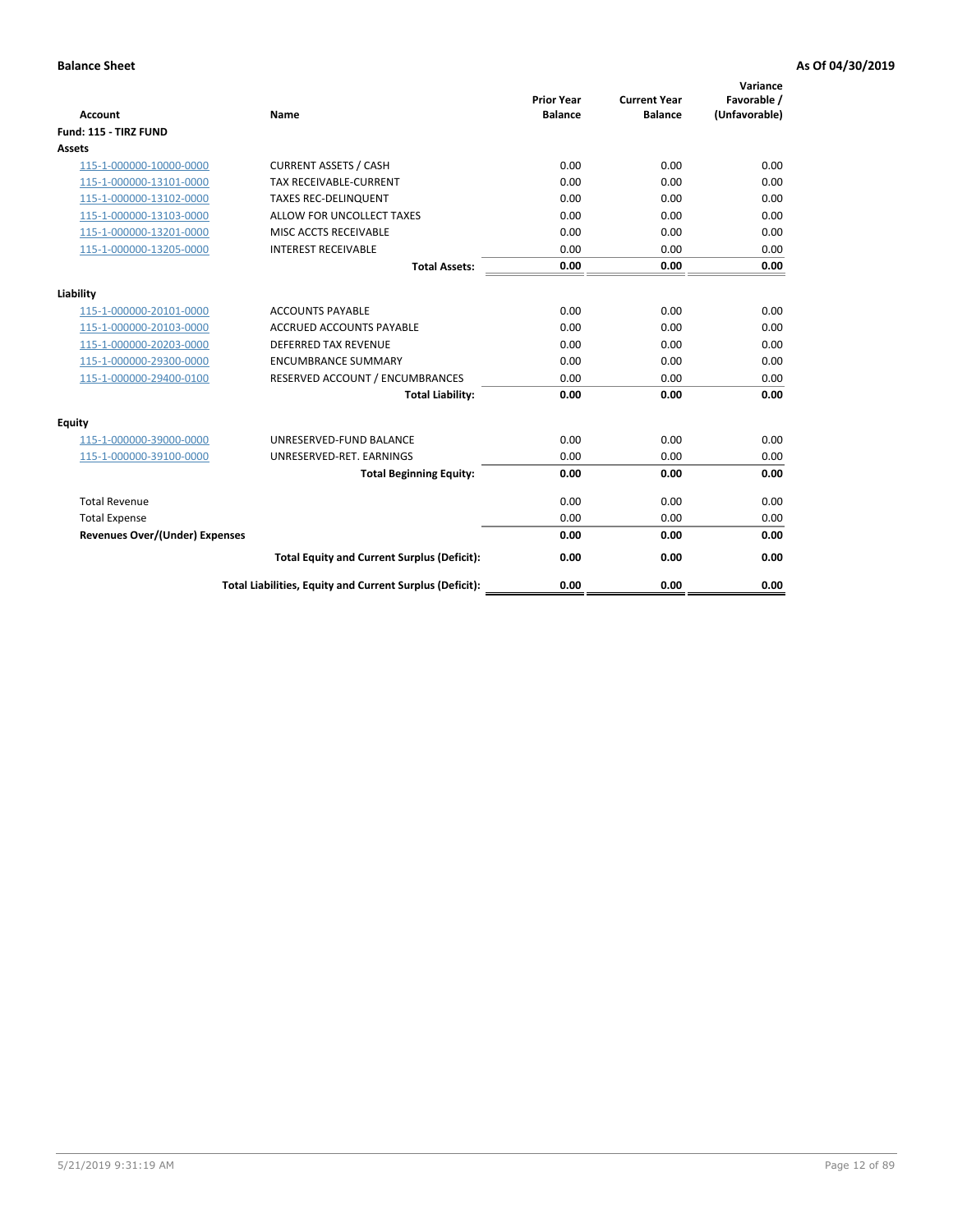**Balance Sheet** **As Of 04/30/2019**

| Account | Name | Prior Year Balance | Current Year Balance | Variance Favorable / (Unfavorable) |
|---|---|---|---|---|
| **Fund: 115 - TIRZ FUND** | | | | |
| **Assets** | | | | |
| 115-1-000000-10000-0000 | CURRENT ASSETS / CASH | 0.00 | 0.00 | 0.00 |
| 115-1-000000-13101-0000 | TAX RECEIVABLE-CURRENT | 0.00 | 0.00 | 0.00 |
| 115-1-000000-13102-0000 | TAXES REC-DELINQUENT | 0.00 | 0.00 | 0.00 |
| 115-1-000000-13103-0000 | ALLOW FOR UNCOLLECT TAXES | 0.00 | 0.00 | 0.00 |
| 115-1-000000-13201-0000 | MISC ACCTS RECEIVABLE | 0.00 | 0.00 | 0.00 |
| 115-1-000000-13205-0000 | INTEREST RECEIVABLE | 0.00 | 0.00 | 0.00 |
| | **Total Assets:** | **0.00** | **0.00** | **0.00** |
| **Liability** | | | | |
| 115-1-000000-20101-0000 | ACCOUNTS PAYABLE | 0.00 | 0.00 | 0.00 |
| 115-1-000000-20103-0000 | ACCRUED ACCOUNTS PAYABLE | 0.00 | 0.00 | 0.00 |
| 115-1-000000-20203-0000 | DEFERRED TAX REVENUE | 0.00 | 0.00 | 0.00 |
| 115-1-000000-29300-0000 | ENCUMBRANCE SUMMARY | 0.00 | 0.00 | 0.00 |
| 115-1-000000-29400-0100 | RESERVED ACCOUNT / ENCUMBRANCES | 0.00 | 0.00 | 0.00 |
| | **Total Liability:** | **0.00** | **0.00** | **0.00** |
| **Equity** | | | | |
| 115-1-000000-39000-0000 | UNRESERVED-FUND BALANCE | 0.00 | 0.00 | 0.00 |
| 115-1-000000-39100-0000 | UNRESERVED-RET. EARNINGS | 0.00 | 0.00 | 0.00 |
| | **Total Beginning Equity:** | **0.00** | **0.00** | **0.00** |
| Total Revenue | | 0.00 | 0.00 | 0.00 |
| Total Expense | | 0.00 | 0.00 | 0.00 |
| **Revenues Over/(Under) Expenses** | | **0.00** | **0.00** | **0.00** |
| | **Total Equity and Current Surplus (Deficit):** | **0.00** | **0.00** | **0.00** |
| | **Total Liabilities, Equity and Current Surplus (Deficit):** | **0.00** | **0.00** | **0.00** |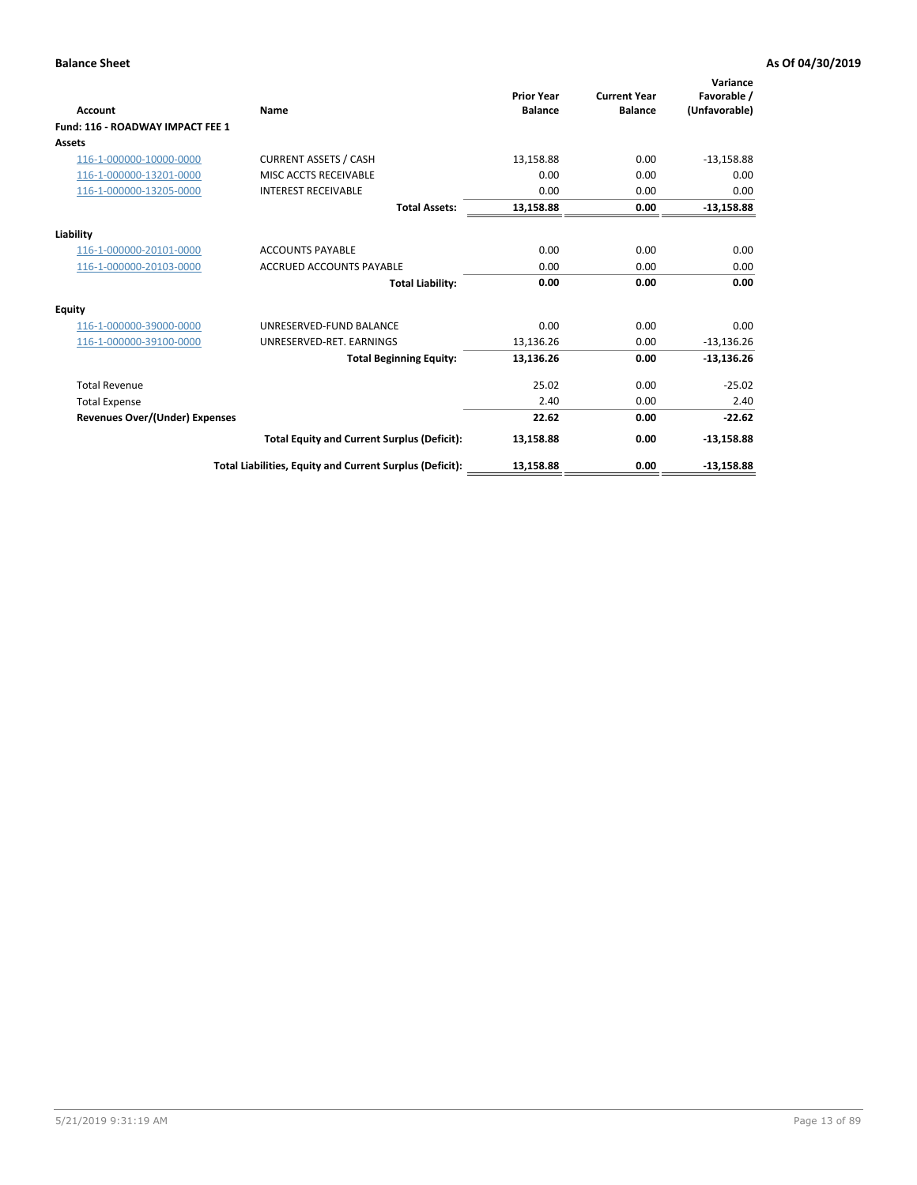**Balance Sheet** **As Of 04/30/2019**

| Account | Name | Prior Year Balance | Current Year Balance | Variance Favorable / (Unfavorable) |
|---|---|---|---|---|
| **Fund: 116 - ROADWAY IMPACT FEE 1** | | | | |
| **Assets** | | | | |
| 116-1-000000-10000-0000 | CURRENT ASSETS / CASH | 13,158.88 | 0.00 | -13,158.88 |
| 116-1-000000-13201-0000 | MISC ACCTS RECEIVABLE | 0.00 | 0.00 | 0.00 |
| 116-1-000000-13205-0000 | INTEREST RECEIVABLE | 0.00 | 0.00 | 0.00 |
| | **Total Assets:** | **13,158.88** | **0.00** | **-13,158.88** |
| **Liability** | | | | |
| 116-1-000000-20101-0000 | ACCOUNTS PAYABLE | 0.00 | 0.00 | 0.00 |
| 116-1-000000-20103-0000 | ACCRUED ACCOUNTS PAYABLE | 0.00 | 0.00 | 0.00 |
| | **Total Liability:** | **0.00** | **0.00** | **0.00** |
| **Equity** | | | | |
| 116-1-000000-39000-0000 | UNRESERVED-FUND BALANCE | 0.00 | 0.00 | 0.00 |
| 116-1-000000-39100-0000 | UNRESERVED-RET. EARNINGS | 13,136.26 | 0.00 | -13,136.26 |
| | **Total Beginning Equity:** | **13,136.26** | **0.00** | **-13,136.26** |
| Total Revenue | | 25.02 | 0.00 | -25.02 |
| Total Expense | | 2.40 | 0.00 | 2.40 |
| **Revenues Over/(Under) Expenses** | | **22.62** | **0.00** | **-22.62** |
| | **Total Equity and Current Surplus (Deficit):** | **13,158.88** | **0.00** | **-13,158.88** |
| | **Total Liabilities, Equity and Current Surplus (Deficit):** | **13,158.88** | **0.00** | **-13,158.88** |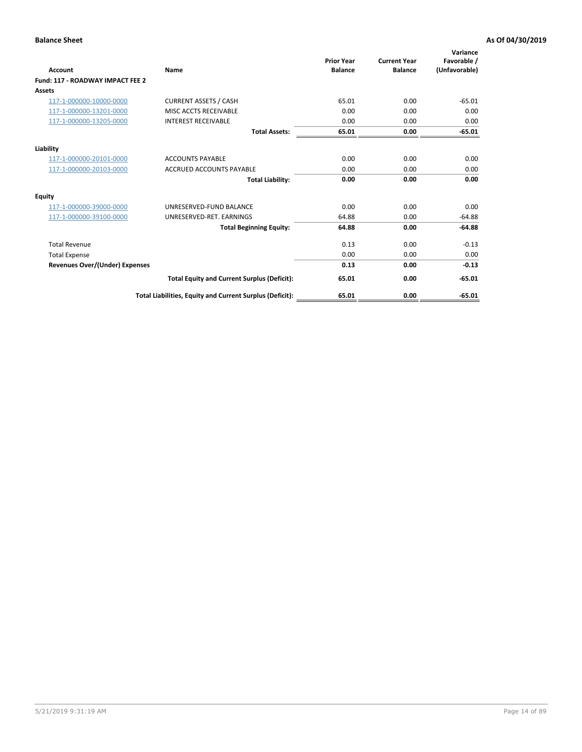**Balance Sheet** **As Of 04/30/2019**

| Account | Name | Prior Year Balance | Current Year Balance | Variance Favorable / (Unfavorable) |
|---|---|---|---|---|
| **Fund: 117 - ROADWAY IMPACT FEE 2** | | | | |
| **Assets** | | | | |
| 117-1-000000-10000-0000 | CURRENT ASSETS / CASH | 65.01 | 0.00 | -65.01 |
| 117-1-000000-13201-0000 | MISC ACCTS RECEIVABLE | 0.00 | 0.00 | 0.00 |
| 117-1-000000-13205-0000 | INTEREST RECEIVABLE | 0.00 | 0.00 | 0.00 |
| | **Total Assets:** | **65.01** | **0.00** | **-65.01** |
| **Liability** | | | | |
| 117-1-000000-20101-0000 | ACCOUNTS PAYABLE | 0.00 | 0.00 | 0.00 |
| 117-1-000000-20103-0000 | ACCRUED ACCOUNTS PAYABLE | 0.00 | 0.00 | 0.00 |
| | **Total Liability:** | **0.00** | **0.00** | **0.00** |
| **Equity** | | | | |
| 117-1-000000-39000-0000 | UNRESERVED-FUND BALANCE | 0.00 | 0.00 | 0.00 |
| 117-1-000000-39100-0000 | UNRESERVED-RET. EARNINGS | 64.88 | 0.00 | -64.88 |
| | **Total Beginning Equity:** | **64.88** | **0.00** | **-64.88** |
| Total Revenue | | 0.13 | 0.00 | -0.13 |
| Total Expense | | 0.00 | 0.00 | 0.00 |
| **Revenues Over/(Under) Expenses** | | **0.13** | **0.00** | **-0.13** |
| | **Total Equity and Current Surplus (Deficit):** | **65.01** | **0.00** | **-65.01** |
| | **Total Liabilities, Equity and Current Surplus (Deficit):** | **65.01** | **0.00** | **-65.01** |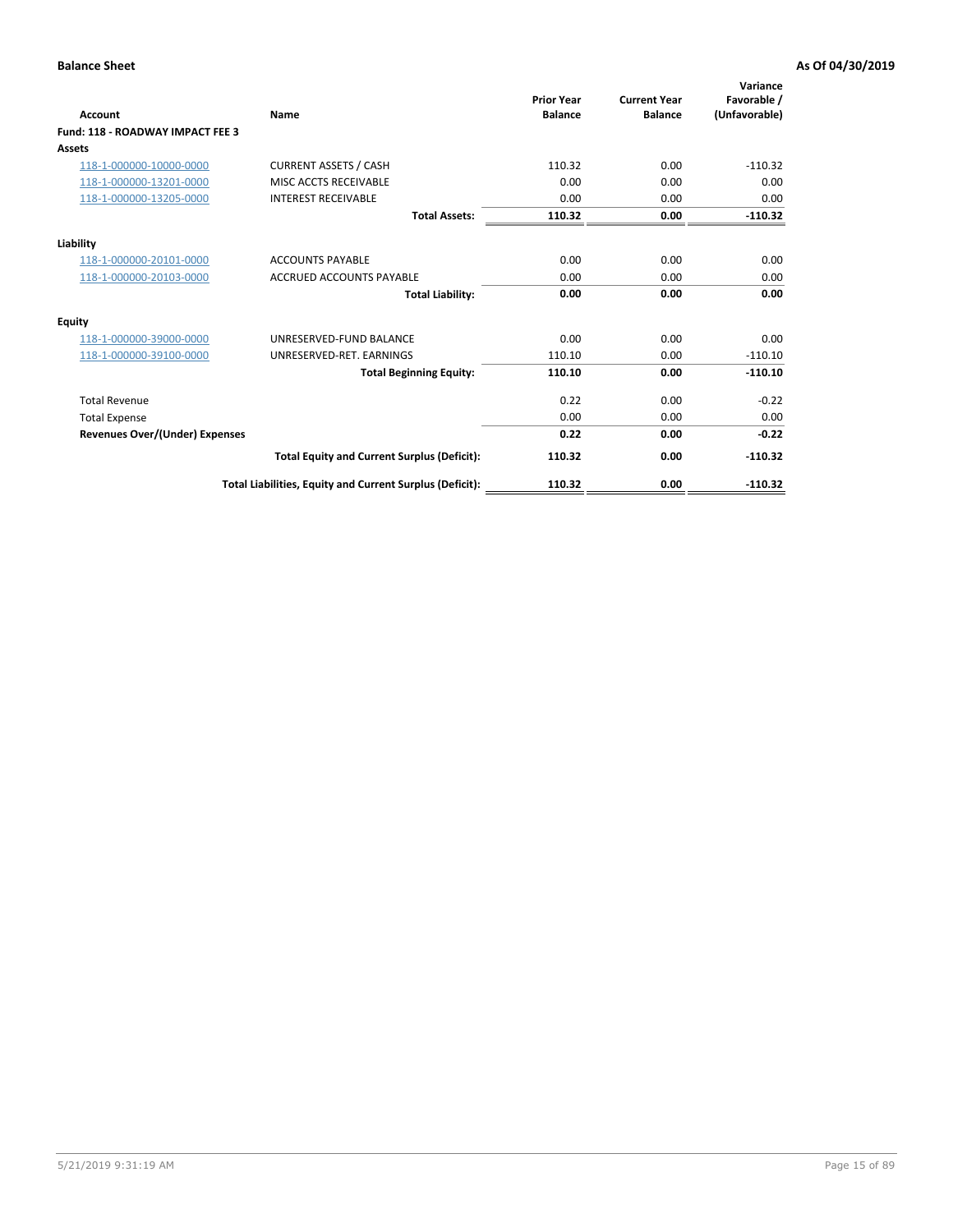**Balance Sheet** **As Of 04/30/2019**

| Account | Name | Prior Year Balance | Current Year Balance | Variance Favorable / (Unfavorable) |
|---|---|---|---|---|
| **Fund: 118 - ROADWAY IMPACT FEE 3** | | | | |
| **Assets** | | | | |
| 118-1-000000-10000-0000 | CURRENT ASSETS / CASH | 110.32 | 0.00 | -110.32 |
| 118-1-000000-13201-0000 | MISC ACCTS RECEIVABLE | 0.00 | 0.00 | 0.00 |
| 118-1-000000-13205-0000 | INTEREST RECEIVABLE | 0.00 | 0.00 | 0.00 |
| | **Total Assets:** | **110.32** | **0.00** | **-110.32** |
| **Liability** | | | | |
| 118-1-000000-20101-0000 | ACCOUNTS PAYABLE | 0.00 | 0.00 | 0.00 |
| 118-1-000000-20103-0000 | ACCRUED ACCOUNTS PAYABLE | 0.00 | 0.00 | 0.00 |
| | **Total Liability:** | **0.00** | **0.00** | **0.00** |
| **Equity** | | | | |
| 118-1-000000-39000-0000 | UNRESERVED-FUND BALANCE | 0.00 | 0.00 | 0.00 |
| 118-1-000000-39100-0000 | UNRESERVED-RET. EARNINGS | 110.10 | 0.00 | -110.10 |
| | **Total Beginning Equity:** | **110.10** | **0.00** | **-110.10** |
| Total Revenue | | 0.22 | 0.00 | -0.22 |
| Total Expense | | 0.00 | 0.00 | 0.00 |
| **Revenues Over/(Under) Expenses** | | **0.22** | **0.00** | **-0.22** |
| | **Total Equity and Current Surplus (Deficit):** | **110.32** | **0.00** | **-110.32** |
| | **Total Liabilities, Equity and Current Surplus (Deficit):** | **110.32** | **0.00** | **-110.32** |

5/21/2019 9:31:19 AM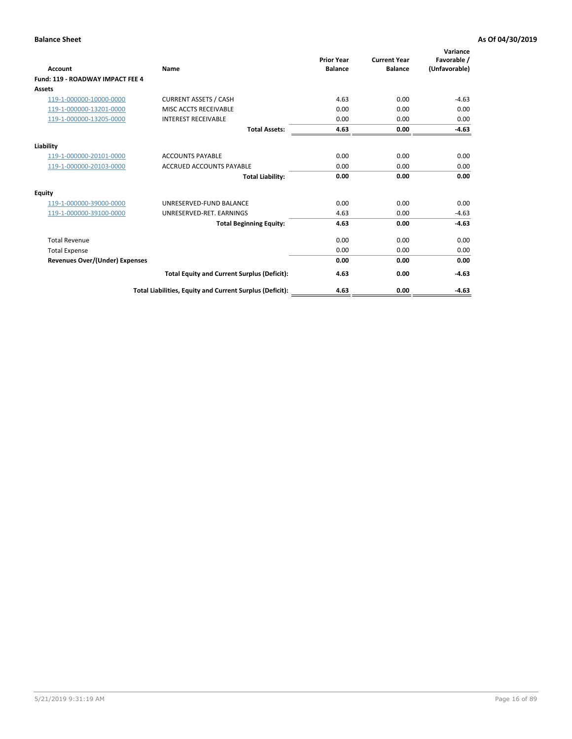**Balance Sheet** — **As Of 04/30/2019**

| Account | Name | Prior Year Balance | Current Year Balance | Variance Favorable / (Unfavorable) |
|---|---|---|---|---|
| **Fund: 119 - ROADWAY IMPACT FEE 4** | | | | |
| **Assets** | | | | |
| 119-1-000000-10000-0000 | CURRENT ASSETS / CASH | 4.63 | 0.00 | -4.63 |
| 119-1-000000-13201-0000 | MISC ACCTS RECEIVABLE | 0.00 | 0.00 | 0.00 |
| 119-1-000000-13205-0000 | INTEREST RECEIVABLE | 0.00 | 0.00 | 0.00 |
| | **Total Assets:** | **4.63** | **0.00** | **-4.63** |
| **Liability** | | | | |
| 119-1-000000-20101-0000 | ACCOUNTS PAYABLE | 0.00 | 0.00 | 0.00 |
| 119-1-000000-20103-0000 | ACCRUED ACCOUNTS PAYABLE | 0.00 | 0.00 | 0.00 |
| | **Total Liability:** | **0.00** | **0.00** | **0.00** |
| **Equity** | | | | |
| 119-1-000000-39000-0000 | UNRESERVED-FUND BALANCE | 0.00 | 0.00 | 0.00 |
| 119-1-000000-39100-0000 | UNRESERVED-RET. EARNINGS | 4.63 | 0.00 | -4.63 |
| | **Total Beginning Equity:** | **4.63** | **0.00** | **-4.63** |
| Total Revenue | | 0.00 | 0.00 | 0.00 |
| Total Expense | | 0.00 | 0.00 | 0.00 |
| **Revenues Over/(Under) Expenses** | | **0.00** | **0.00** | **0.00** |
| | **Total Equity and Current Surplus (Deficit):** | **4.63** | **0.00** | **-4.63** |
| | **Total Liabilities, Equity and Current Surplus (Deficit):** | **4.63** | **0.00** | **-4.63** |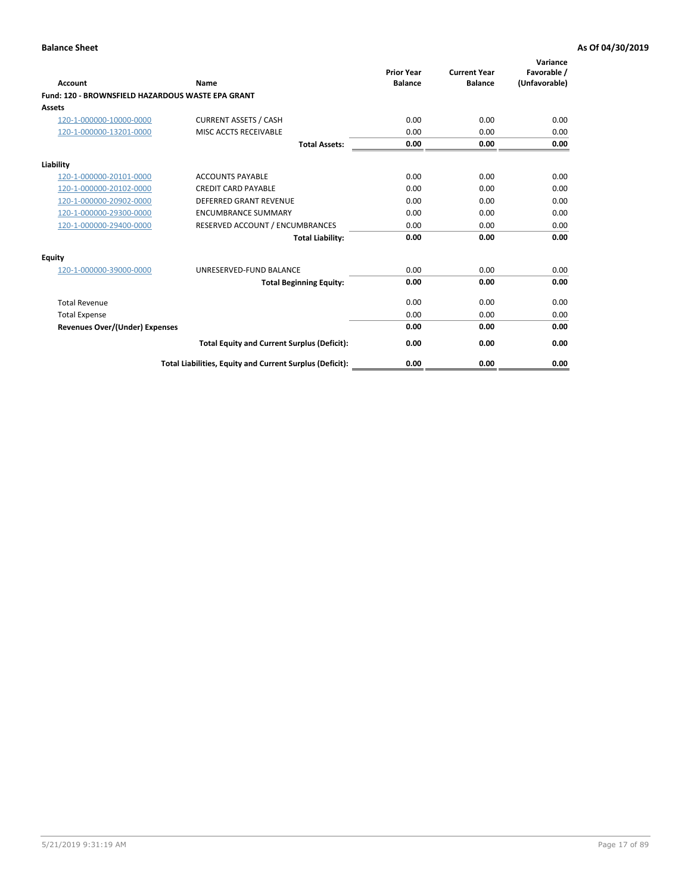**Balance Sheet** **As Of 04/30/2019**

| Account | Name | Prior Year Balance | Current Year Balance | Variance Favorable / (Unfavorable) |
|---|---|---|---|---|
| **Fund: 120 - BROWNSFIELD HAZARDOUS WASTE EPA GRANT** | | | | |
| **Assets** | | | | |
| 120-1-000000-10000-0000 | CURRENT ASSETS / CASH | 0.00 | 0.00 | 0.00 |
| 120-1-000000-13201-0000 | MISC ACCTS RECEIVABLE | 0.00 | 0.00 | 0.00 |
| | **Total Assets:** | **0.00** | **0.00** | **0.00** |
| **Liability** | | | | |
| 120-1-000000-20101-0000 | ACCOUNTS PAYABLE | 0.00 | 0.00 | 0.00 |
| 120-1-000000-20102-0000 | CREDIT CARD PAYABLE | 0.00 | 0.00 | 0.00 |
| 120-1-000000-20902-0000 | DEFERRED GRANT REVENUE | 0.00 | 0.00 | 0.00 |
| 120-1-000000-29300-0000 | ENCUMBRANCE SUMMARY | 0.00 | 0.00 | 0.00 |
| 120-1-000000-29400-0000 | RESERVED ACCOUNT / ENCUMBRANCES | 0.00 | 0.00 | 0.00 |
| | **Total Liability:** | **0.00** | **0.00** | **0.00** |
| **Equity** | | | | |
| 120-1-000000-39000-0000 | UNRESERVED-FUND BALANCE | 0.00 | 0.00 | 0.00 |
| | **Total Beginning Equity:** | **0.00** | **0.00** | **0.00** |
| Total Revenue | | 0.00 | 0.00 | 0.00 |
| Total Expense | | 0.00 | 0.00 | 0.00 |
| **Revenues Over/(Under) Expenses** | | **0.00** | **0.00** | **0.00** |
| | **Total Equity and Current Surplus (Deficit):** | **0.00** | **0.00** | **0.00** |
| | **Total Liabilities, Equity and Current Surplus (Deficit):** | **0.00** | **0.00** | **0.00** |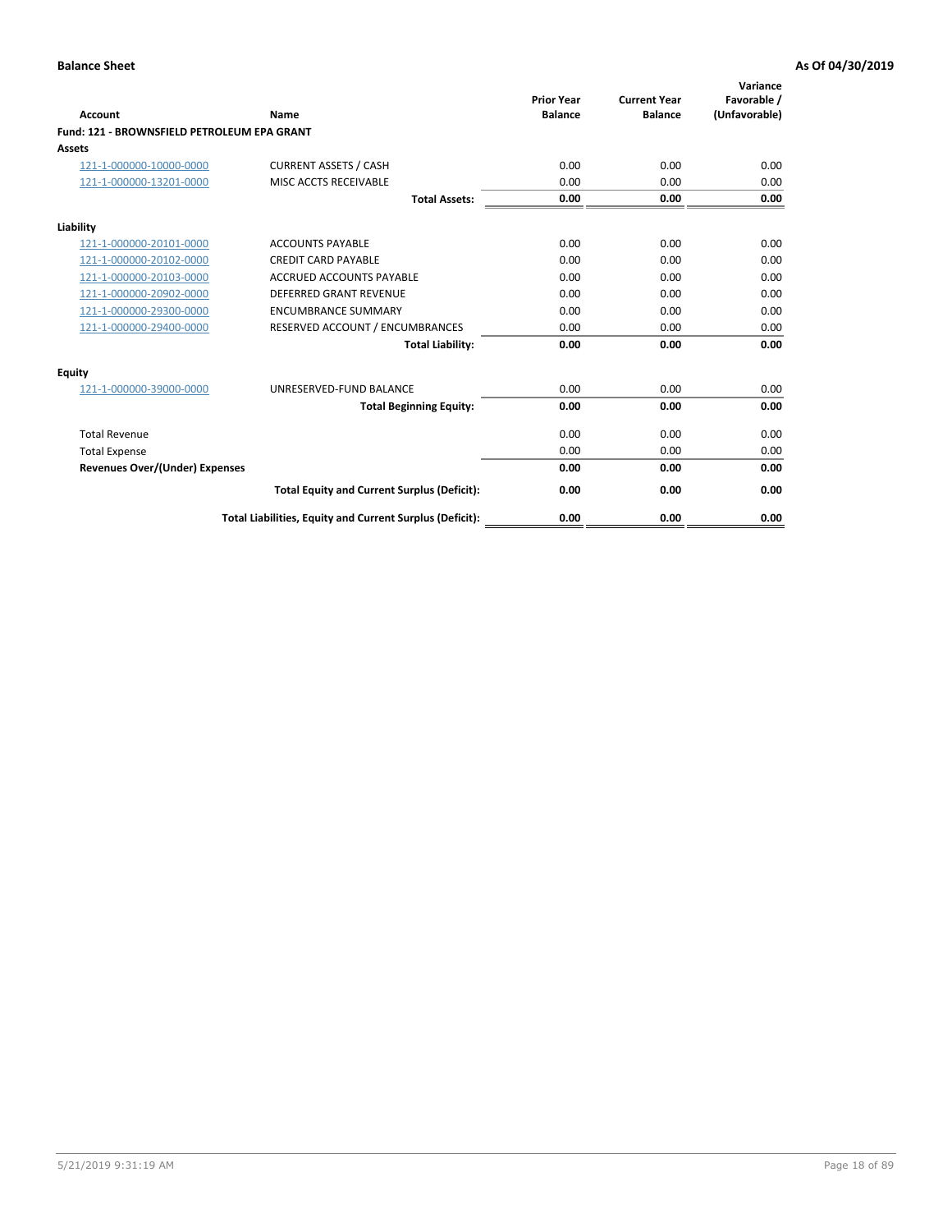**Balance Sheet** **As Of 04/30/2019**

| Account | Name | Prior Year Balance | Current Year Balance | Variance Favorable / (Unfavorable) |
|---|---|---|---|---|
| **Fund: 121 - BROWNSFIELD PETROLEUM EPA GRANT** | | | | |
| **Assets** | | | | |
| 121-1-000000-10000-0000 | CURRENT ASSETS / CASH | 0.00 | 0.00 | 0.00 |
| 121-1-000000-13201-0000 | MISC ACCTS RECEIVABLE | 0.00 | 0.00 | 0.00 |
| | **Total Assets:** | **0.00** | **0.00** | **0.00** |
| **Liability** | | | | |
| 121-1-000000-20101-0000 | ACCOUNTS PAYABLE | 0.00 | 0.00 | 0.00 |
| 121-1-000000-20102-0000 | CREDIT CARD PAYABLE | 0.00 | 0.00 | 0.00 |
| 121-1-000000-20103-0000 | ACCRUED ACCOUNTS PAYABLE | 0.00 | 0.00 | 0.00 |
| 121-1-000000-20902-0000 | DEFERRED GRANT REVENUE | 0.00 | 0.00 | 0.00 |
| 121-1-000000-29300-0000 | ENCUMBRANCE SUMMARY | 0.00 | 0.00 | 0.00 |
| 121-1-000000-29400-0000 | RESERVED ACCOUNT / ENCUMBRANCES | 0.00 | 0.00 | 0.00 |
| | **Total Liability:** | **0.00** | **0.00** | **0.00** |
| **Equity** | | | | |
| 121-1-000000-39000-0000 | UNRESERVED-FUND BALANCE | 0.00 | 0.00 | 0.00 |
| | **Total Beginning Equity:** | **0.00** | **0.00** | **0.00** |
| Total Revenue | | 0.00 | 0.00 | 0.00 |
| Total Expense | | 0.00 | 0.00 | 0.00 |
| **Revenues Over/(Under) Expenses** | | **0.00** | **0.00** | **0.00** |
| | **Total Equity and Current Surplus (Deficit):** | **0.00** | **0.00** | **0.00** |
| | **Total Liabilities, Equity and Current Surplus (Deficit):** | **0.00** | **0.00** | **0.00** |

5/21/2019 9:31:19 AM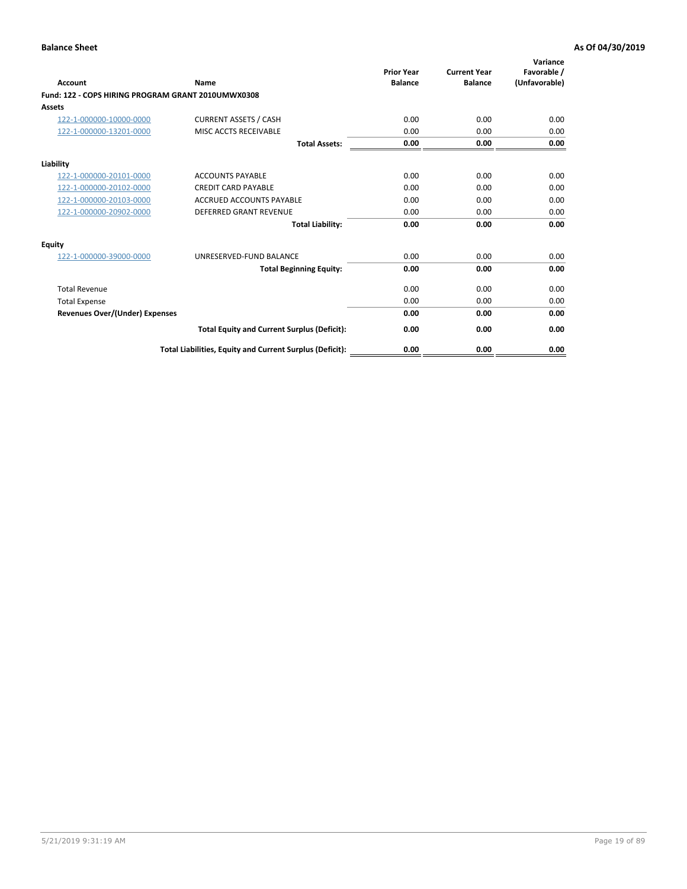**Balance Sheet** | **As Of 04/30/2019**

| Account | Name | Prior Year Balance | Current Year Balance | Variance Favorable / (Unfavorable) |
|---|---|---|---|---|
| **Fund: 122 - COPS HIRING PROGRAM GRANT 2010UMWX0308** | | | | |
| **Assets** | | | | |
| 122-1-000000-10000-0000 | CURRENT ASSETS / CASH | 0.00 | 0.00 | 0.00 |
| 122-1-000000-13201-0000 | MISC ACCTS RECEIVABLE | 0.00 | 0.00 | 0.00 |
| | **Total Assets:** | **0.00** | **0.00** | **0.00** |
| **Liability** | | | | |
| 122-1-000000-20101-0000 | ACCOUNTS PAYABLE | 0.00 | 0.00 | 0.00 |
| 122-1-000000-20102-0000 | CREDIT CARD PAYABLE | 0.00 | 0.00 | 0.00 |
| 122-1-000000-20103-0000 | ACCRUED ACCOUNTS PAYABLE | 0.00 | 0.00 | 0.00 |
| 122-1-000000-20902-0000 | DEFERRED GRANT REVENUE | 0.00 | 0.00 | 0.00 |
| | **Total Liability:** | **0.00** | **0.00** | **0.00** |
| **Equity** | | | | |
| 122-1-000000-39000-0000 | UNRESERVED-FUND BALANCE | 0.00 | 0.00 | 0.00 |
| | **Total Beginning Equity:** | **0.00** | **0.00** | **0.00** |
| Total Revenue | | 0.00 | 0.00 | 0.00 |
| Total Expense | | 0.00 | 0.00 | 0.00 |
| **Revenues Over/(Under) Expenses** | | **0.00** | **0.00** | **0.00** |
| | **Total Equity and Current Surplus (Deficit):** | **0.00** | **0.00** | **0.00** |
| | **Total Liabilities, Equity and Current Surplus (Deficit):** | **0.00** | **0.00** | **0.00** |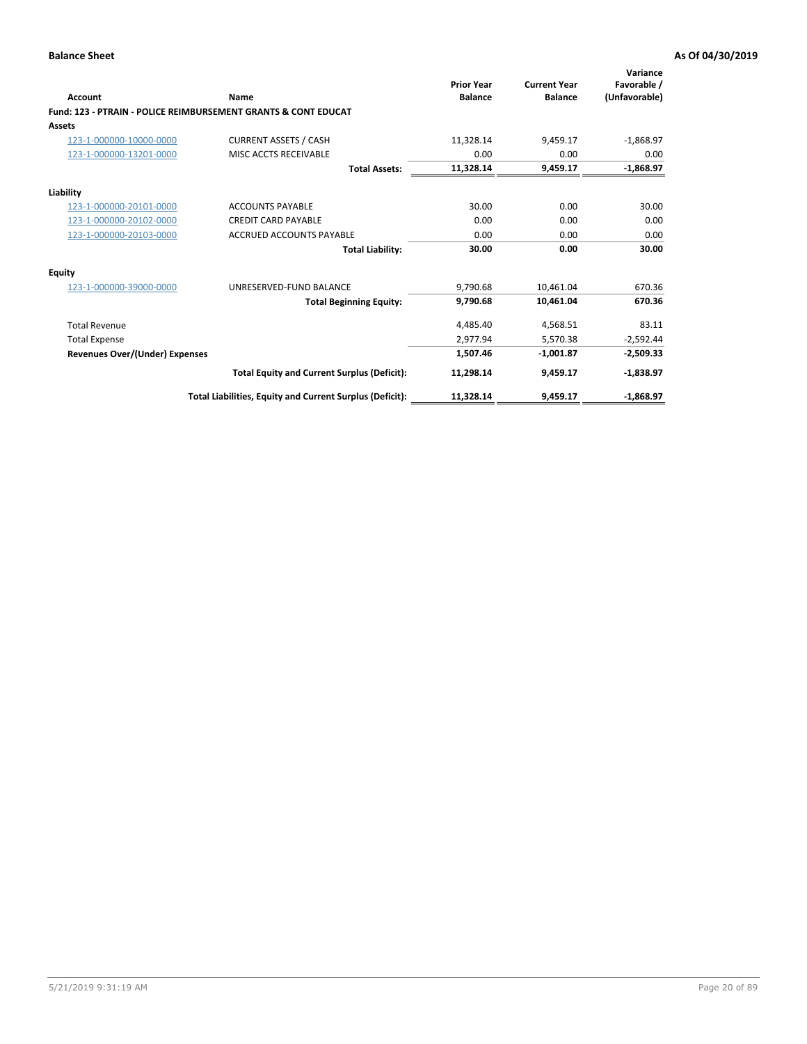**Balance Sheet** **As Of 04/30/2019**

| Account | Name | Prior Year Balance | Current Year Balance | Variance Favorable / (Unfavorable) |
|---|---|---|---|---|
| **Fund: 123 - PTRAIN - POLICE REIMBURSEMENT GRANTS & CONT EDUCAT** | | | | |
| **Assets** | | | | |
| 123-1-000000-10000-0000 | CURRENT ASSETS / CASH | 11,328.14 | 9,459.17 | -1,868.97 |
| 123-1-000000-13201-0000 | MISC ACCTS RECEIVABLE | 0.00 | 0.00 | 0.00 |
| | **Total Assets:** | **11,328.14** | **9,459.17** | **-1,868.97** |
| **Liability** | | | | |
| 123-1-000000-20101-0000 | ACCOUNTS PAYABLE | 30.00 | 0.00 | 30.00 |
| 123-1-000000-20102-0000 | CREDIT CARD PAYABLE | 0.00 | 0.00 | 0.00 |
| 123-1-000000-20103-0000 | ACCRUED ACCOUNTS PAYABLE | 0.00 | 0.00 | 0.00 |
| | **Total Liability:** | **30.00** | **0.00** | **30.00** |
| **Equity** | | | | |
| 123-1-000000-39000-0000 | UNRESERVED-FUND BALANCE | 9,790.68 | 10,461.04 | 670.36 |
| | **Total Beginning Equity:** | **9,790.68** | **10,461.04** | **670.36** |
| Total Revenue | | 4,485.40 | 4,568.51 | 83.11 |
| Total Expense | | 2,977.94 | 5,570.38 | -2,592.44 |
| **Revenues Over/(Under) Expenses** | | **1,507.46** | **-1,001.87** | **-2,509.33** |
| | **Total Equity and Current Surplus (Deficit):** | **11,298.14** | **9,459.17** | **-1,838.97** |
| | **Total Liabilities, Equity and Current Surplus (Deficit):** | **11,328.14** | **9,459.17** | **-1,868.97** |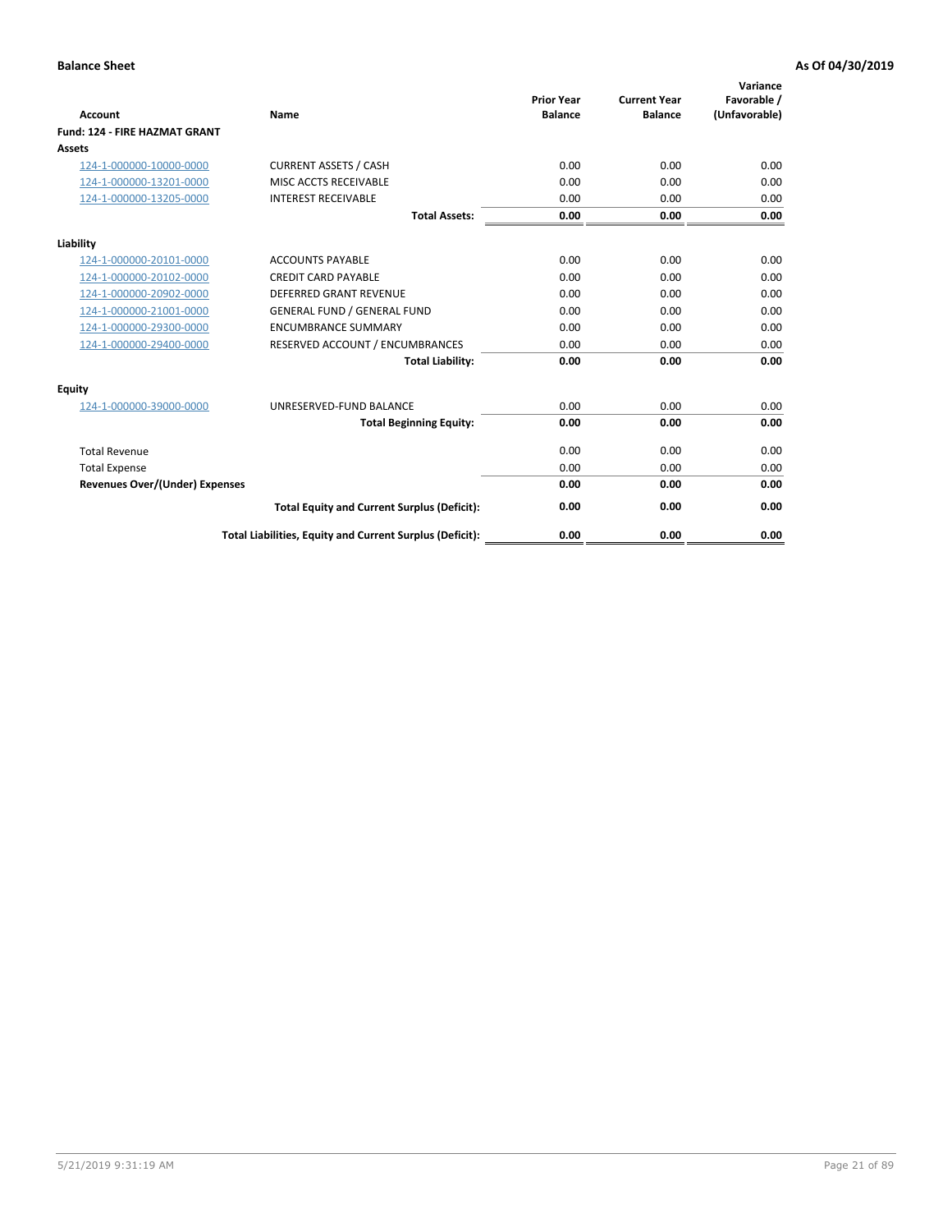**Balance Sheet** **As Of 04/30/2019**

| Account | Name | Prior Year Balance | Current Year Balance | Variance Favorable / (Unfavorable) |
|---|---|---|---|---|
| **Fund: 124 - FIRE HAZMAT GRANT** | | | | |
| **Assets** | | | | |
| 124-1-000000-10000-0000 | CURRENT ASSETS / CASH | 0.00 | 0.00 | 0.00 |
| 124-1-000000-13201-0000 | MISC ACCTS RECEIVABLE | 0.00 | 0.00 | 0.00 |
| 124-1-000000-13205-0000 | INTEREST RECEIVABLE | 0.00 | 0.00 | 0.00 |
| | **Total Assets:** | **0.00** | **0.00** | **0.00** |
| **Liability** | | | | |
| 124-1-000000-20101-0000 | ACCOUNTS PAYABLE | 0.00 | 0.00 | 0.00 |
| 124-1-000000-20102-0000 | CREDIT CARD PAYABLE | 0.00 | 0.00 | 0.00 |
| 124-1-000000-20902-0000 | DEFERRED GRANT REVENUE | 0.00 | 0.00 | 0.00 |
| 124-1-000000-21001-0000 | GENERAL FUND / GENERAL FUND | 0.00 | 0.00 | 0.00 |
| 124-1-000000-29300-0000 | ENCUMBRANCE SUMMARY | 0.00 | 0.00 | 0.00 |
| 124-1-000000-29400-0000 | RESERVED ACCOUNT / ENCUMBRANCES | 0.00 | 0.00 | 0.00 |
| | **Total Liability:** | **0.00** | **0.00** | **0.00** |
| **Equity** | | | | |
| 124-1-000000-39000-0000 | UNRESERVED-FUND BALANCE | 0.00 | 0.00 | 0.00 |
| | **Total Beginning Equity:** | **0.00** | **0.00** | **0.00** |
| Total Revenue | | 0.00 | 0.00 | 0.00 |
| Total Expense | | 0.00 | 0.00 | 0.00 |
| **Revenues Over/(Under) Expenses** | | **0.00** | **0.00** | **0.00** |
| | **Total Equity and Current Surplus (Deficit):** | **0.00** | **0.00** | **0.00** |
| | **Total Liabilities, Equity and Current Surplus (Deficit):** | **0.00** | **0.00** | **0.00** |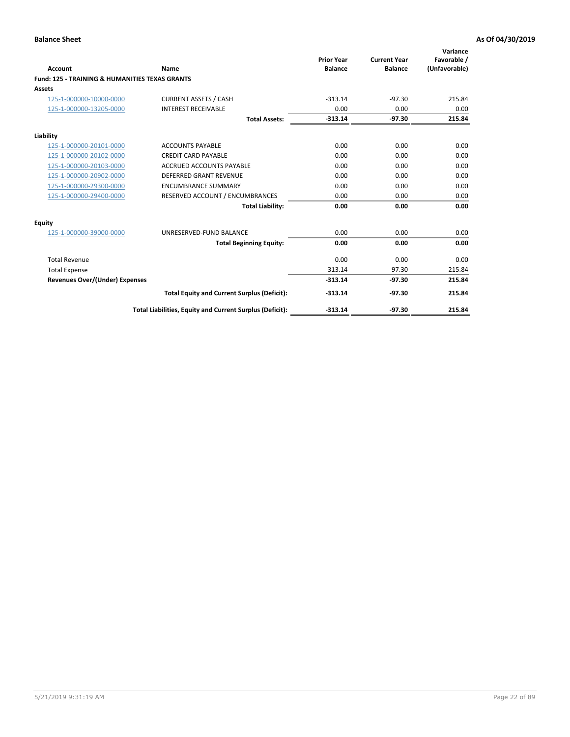**Balance Sheet** — **As Of 04/30/2019**

| Account | Name | Prior Year Balance | Current Year Balance | Variance Favorable / (Unfavorable) |
|---|---|---|---|---|
| **Fund: 125 - TRAINING & HUMANITIES TEXAS GRANTS** | | | | |
| **Assets** | | | | |
| 125-1-000000-10000-0000 | CURRENT ASSETS / CASH | -313.14 | -97.30 | 215.84 |
| 125-1-000000-13205-0000 | INTEREST RECEIVABLE | 0.00 | 0.00 | 0.00 |
| | **Total Assets:** | **-313.14** | **-97.30** | **215.84** |
| **Liability** | | | | |
| 125-1-000000-20101-0000 | ACCOUNTS PAYABLE | 0.00 | 0.00 | 0.00 |
| 125-1-000000-20102-0000 | CREDIT CARD PAYABLE | 0.00 | 0.00 | 0.00 |
| 125-1-000000-20103-0000 | ACCRUED ACCOUNTS PAYABLE | 0.00 | 0.00 | 0.00 |
| 125-1-000000-20902-0000 | DEFERRED GRANT REVENUE | 0.00 | 0.00 | 0.00 |
| 125-1-000000-29300-0000 | ENCUMBRANCE SUMMARY | 0.00 | 0.00 | 0.00 |
| 125-1-000000-29400-0000 | RESERVED ACCOUNT / ENCUMBRANCES | 0.00 | 0.00 | 0.00 |
| | **Total Liability:** | **0.00** | **0.00** | **0.00** |
| **Equity** | | | | |
| 125-1-000000-39000-0000 | UNRESERVED-FUND BALANCE | 0.00 | 0.00 | 0.00 |
| | **Total Beginning Equity:** | **0.00** | **0.00** | **0.00** |
| Total Revenue | | 0.00 | 0.00 | 0.00 |
| Total Expense | | 313.14 | 97.30 | 215.84 |
| **Revenues Over/(Under) Expenses** | | **-313.14** | **-97.30** | **215.84** |
| | **Total Equity and Current Surplus (Deficit):** | **-313.14** | **-97.30** | **215.84** |
| | **Total Liabilities, Equity and Current Surplus (Deficit):** | **-313.14** | **-97.30** | **215.84** |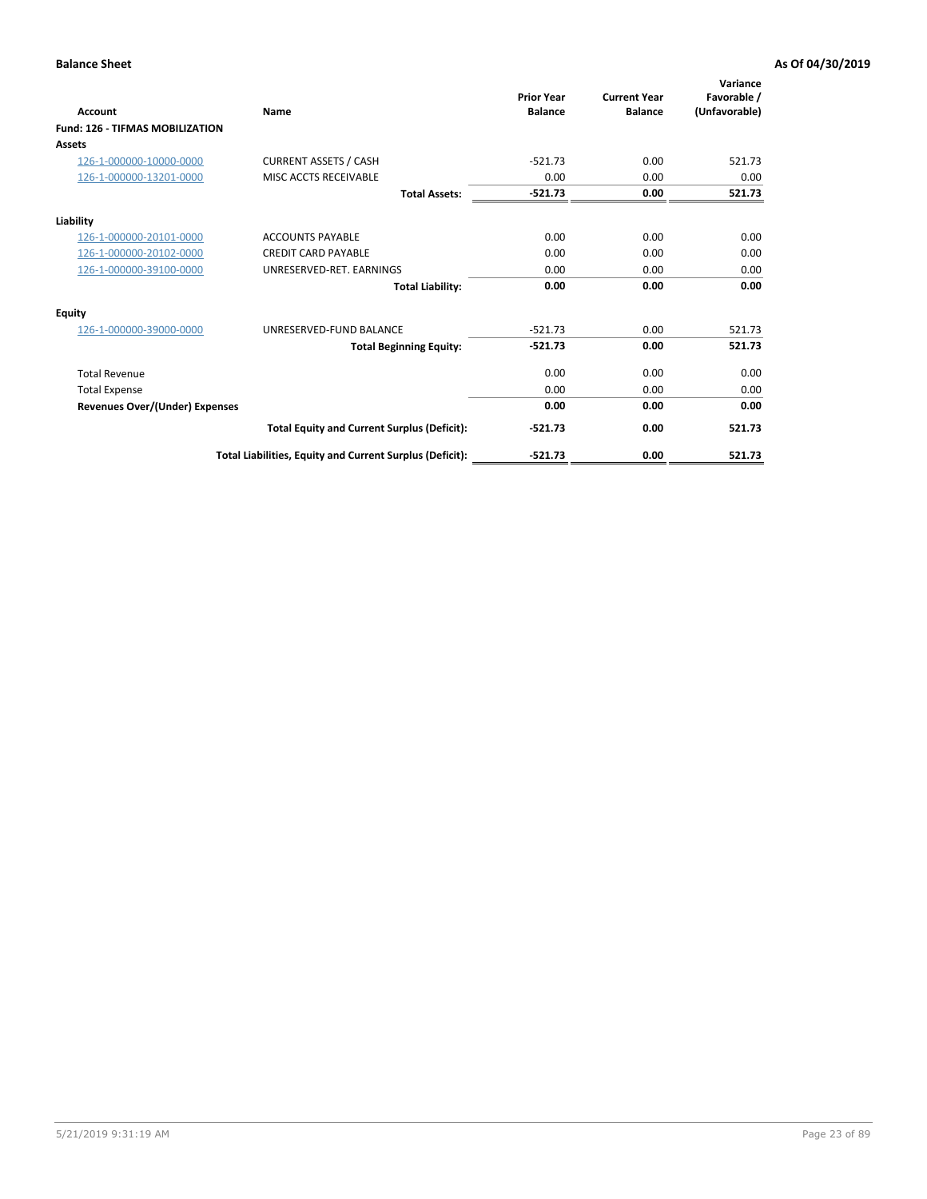**Balance Sheet** **As Of 04/30/2019**

| Account | Name | Prior Year Balance | Current Year Balance | Variance Favorable / (Unfavorable) |
|---|---|---|---|---|
| **Fund: 126 - TIFMAS MOBILIZATION** | | | | |
| **Assets** | | | | |
| 126-1-000000-10000-0000 | CURRENT ASSETS / CASH | -521.73 | 0.00 | 521.73 |
| 126-1-000000-13201-0000 | MISC ACCTS RECEIVABLE | 0.00 | 0.00 | 0.00 |
| | **Total Assets:** | **-521.73** | **0.00** | **521.73** |
| **Liability** | | | | |
| 126-1-000000-20101-0000 | ACCOUNTS PAYABLE | 0.00 | 0.00 | 0.00 |
| 126-1-000000-20102-0000 | CREDIT CARD PAYABLE | 0.00 | 0.00 | 0.00 |
| 126-1-000000-39100-0000 | UNRESERVED-RET. EARNINGS | 0.00 | 0.00 | 0.00 |
| | **Total Liability:** | **0.00** | **0.00** | **0.00** |
| **Equity** | | | | |
| 126-1-000000-39000-0000 | UNRESERVED-FUND BALANCE | -521.73 | 0.00 | 521.73 |
| | **Total Beginning Equity:** | **-521.73** | **0.00** | **521.73** |
| Total Revenue | | 0.00 | 0.00 | 0.00 |
| Total Expense | | 0.00 | 0.00 | 0.00 |
| **Revenues Over/(Under) Expenses** | | **0.00** | **0.00** | **0.00** |
| | **Total Equity and Current Surplus (Deficit):** | **-521.73** | **0.00** | **521.73** |
| | **Total Liabilities, Equity and Current Surplus (Deficit):** | **-521.73** | **0.00** | **521.73** |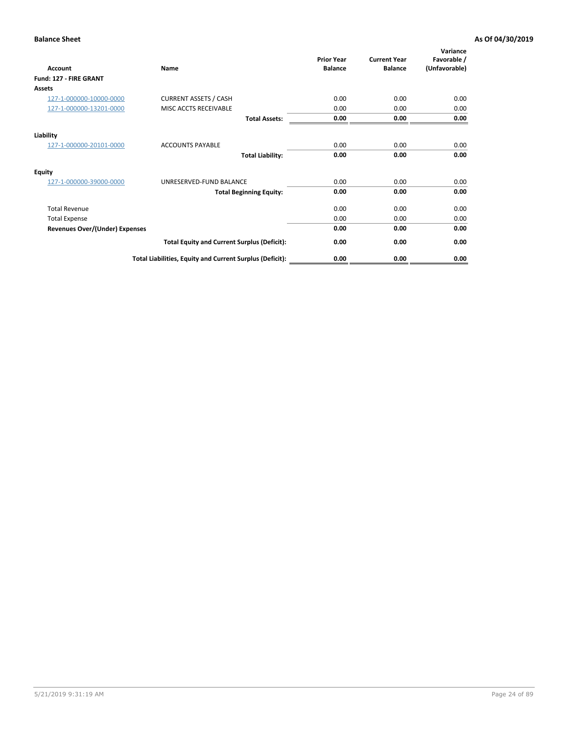**Balance Sheet** **As Of 04/30/2019**

| Account | Name | Prior Year Balance | Current Year Balance | Variance Favorable / (Unfavorable) |
|---|---|---|---|---|
| **Fund: 127 - FIRE GRANT** | | | | |
| **Assets** | | | | |
| 127-1-000000-10000-0000 | CURRENT ASSETS / CASH | 0.00 | 0.00 | 0.00 |
| 127-1-000000-13201-0000 | MISC ACCTS RECEIVABLE | 0.00 | 0.00 | 0.00 |
| | **Total Assets:** | **0.00** | **0.00** | **0.00** |
| **Liability** | | | | |
| 127-1-000000-20101-0000 | ACCOUNTS PAYABLE | 0.00 | 0.00 | 0.00 |
| | **Total Liability:** | **0.00** | **0.00** | **0.00** |
| **Equity** | | | | |
| 127-1-000000-39000-0000 | UNRESERVED-FUND BALANCE | 0.00 | 0.00 | 0.00 |
| | **Total Beginning Equity:** | **0.00** | **0.00** | **0.00** |
| Total Revenue | | 0.00 | 0.00 | 0.00 |
| Total Expense | | 0.00 | 0.00 | 0.00 |
| **Revenues Over/(Under) Expenses** | | **0.00** | **0.00** | **0.00** |
| | **Total Equity and Current Surplus (Deficit):** | **0.00** | **0.00** | **0.00** |
| | **Total Liabilities, Equity and Current Surplus (Deficit):** | **0.00** | **0.00** | **0.00** |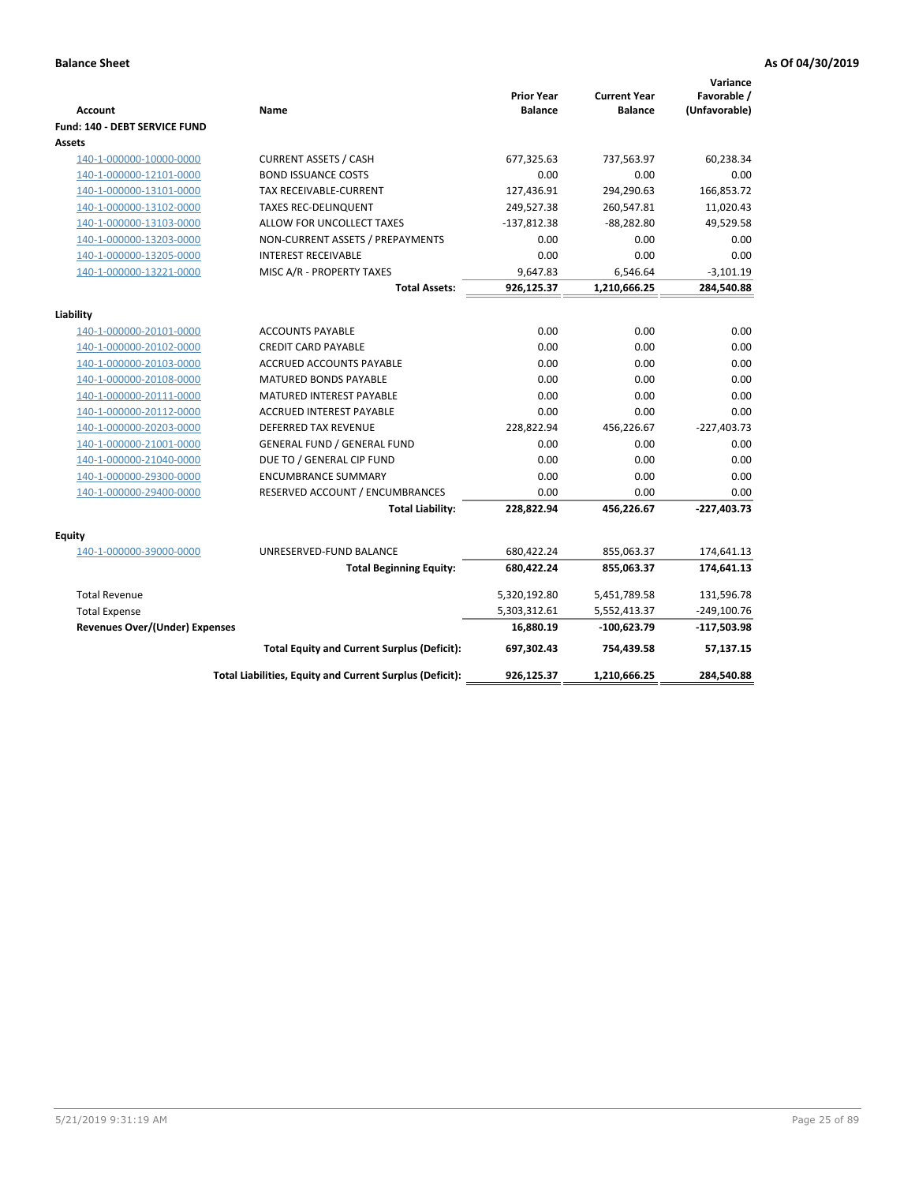**Balance Sheet** **As Of 04/30/2019**

| Account | Name | Prior Year Balance | Current Year Balance | Variance Favorable / (Unfavorable) |
|---|---|---|---|---|
| **Fund: 140 - DEBT SERVICE FUND** | | | | |
| **Assets** | | | | |
| 140-1-000000-10000-0000 | CURRENT ASSETS / CASH | 677,325.63 | 737,563.97 | 60,238.34 |
| 140-1-000000-12101-0000 | BOND ISSUANCE COSTS | 0.00 | 0.00 | 0.00 |
| 140-1-000000-13101-0000 | TAX RECEIVABLE-CURRENT | 127,436.91 | 294,290.63 | 166,853.72 |
| 140-1-000000-13102-0000 | TAXES REC-DELINQUENT | 249,527.38 | 260,547.81 | 11,020.43 |
| 140-1-000000-13103-0000 | ALLOW FOR UNCOLLECT TAXES | -137,812.38 | -88,282.80 | 49,529.58 |
| 140-1-000000-13203-0000 | NON-CURRENT ASSETS / PREPAYMENTS | 0.00 | 0.00 | 0.00 |
| 140-1-000000-13205-0000 | INTEREST RECEIVABLE | 0.00 | 0.00 | 0.00 |
| 140-1-000000-13221-0000 | MISC A/R - PROPERTY TAXES | 9,647.83 | 6,546.64 | -3,101.19 |
| | **Total Assets:** | **926,125.37** | **1,210,666.25** | **284,540.88** |
| **Liability** | | | | |
| 140-1-000000-20101-0000 | ACCOUNTS PAYABLE | 0.00 | 0.00 | 0.00 |
| 140-1-000000-20102-0000 | CREDIT CARD PAYABLE | 0.00 | 0.00 | 0.00 |
| 140-1-000000-20103-0000 | ACCRUED ACCOUNTS PAYABLE | 0.00 | 0.00 | 0.00 |
| 140-1-000000-20108-0000 | MATURED BONDS PAYABLE | 0.00 | 0.00 | 0.00 |
| 140-1-000000-20111-0000 | MATURED INTEREST PAYABLE | 0.00 | 0.00 | 0.00 |
| 140-1-000000-20112-0000 | ACCRUED INTEREST PAYABLE | 0.00 | 0.00 | 0.00 |
| 140-1-000000-20203-0000 | DEFERRED TAX REVENUE | 228,822.94 | 456,226.67 | -227,403.73 |
| 140-1-000000-21001-0000 | GENERAL FUND / GENERAL FUND | 0.00 | 0.00 | 0.00 |
| 140-1-000000-21040-0000 | DUE TO / GENERAL CIP FUND | 0.00 | 0.00 | 0.00 |
| 140-1-000000-29300-0000 | ENCUMBRANCE SUMMARY | 0.00 | 0.00 | 0.00 |
| 140-1-000000-29400-0000 | RESERVED ACCOUNT / ENCUMBRANCES | 0.00 | 0.00 | 0.00 |
| | **Total Liability:** | **228,822.94** | **456,226.67** | **-227,403.73** |
| **Equity** | | | | |
| 140-1-000000-39000-0000 | UNRESERVED-FUND BALANCE | 680,422.24 | 855,063.37 | 174,641.13 |
| | **Total Beginning Equity:** | **680,422.24** | **855,063.37** | **174,641.13** |
| Total Revenue | | 5,320,192.80 | 5,451,789.58 | 131,596.78 |
| Total Expense | | 5,303,312.61 | 5,552,413.37 | -249,100.76 |
| **Revenues Over/(Under) Expenses** | | **16,880.19** | **-100,623.79** | **-117,503.98** |
| | **Total Equity and Current Surplus (Deficit):** | **697,302.43** | **754,439.58** | **57,137.15** |
| | **Total Liabilities, Equity and Current Surplus (Deficit):** | **926,125.37** | **1,210,666.25** | **284,540.88** |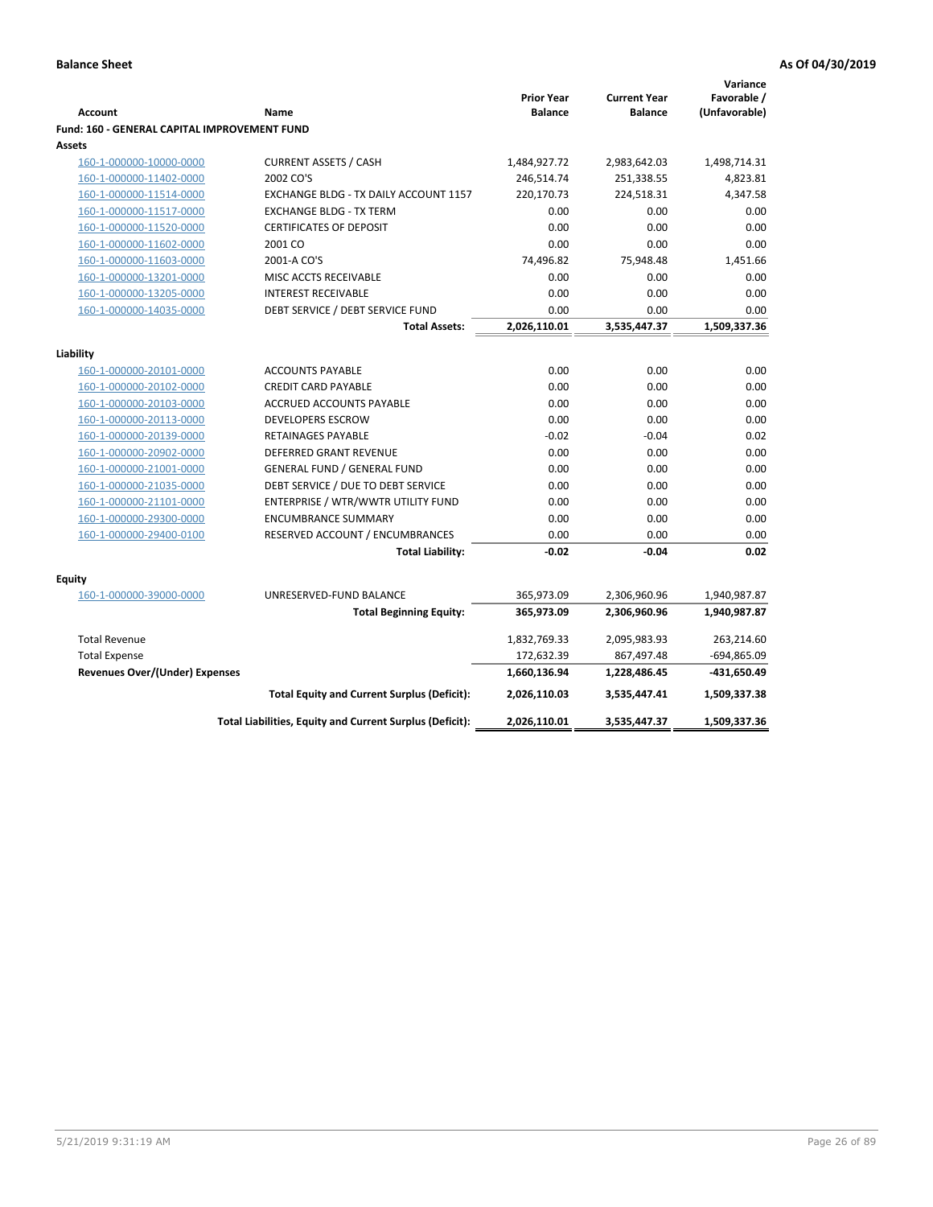**Balance Sheet** **As Of 04/30/2019**

| Account | Name | Prior Year Balance | Current Year Balance | Variance Favorable / (Unfavorable) |
|---|---|---|---|---|
| **Fund: 160 - GENERAL CAPITAL IMPROVEMENT FUND** | | | | |
| **Assets** | | | | |
| 160-1-000000-10000-0000 | CURRENT ASSETS / CASH | 1,484,927.72 | 2,983,642.03 | 1,498,714.31 |
| 160-1-000000-11402-0000 | 2002 CO'S | 246,514.74 | 251,338.55 | 4,823.81 |
| 160-1-000000-11514-0000 | EXCHANGE BLDG - TX DAILY ACCOUNT 1157 | 220,170.73 | 224,518.31 | 4,347.58 |
| 160-1-000000-11517-0000 | EXCHANGE BLDG - TX TERM | 0.00 | 0.00 | 0.00 |
| 160-1-000000-11520-0000 | CERTIFICATES OF DEPOSIT | 0.00 | 0.00 | 0.00 |
| 160-1-000000-11602-0000 | 2001 CO | 0.00 | 0.00 | 0.00 |
| 160-1-000000-11603-0000 | 2001-A CO'S | 74,496.82 | 75,948.48 | 1,451.66 |
| 160-1-000000-13201-0000 | MISC ACCTS RECEIVABLE | 0.00 | 0.00 | 0.00 |
| 160-1-000000-13205-0000 | INTEREST RECEIVABLE | 0.00 | 0.00 | 0.00 |
| 160-1-000000-14035-0000 | DEBT SERVICE / DEBT SERVICE FUND | 0.00 | 0.00 | 0.00 |
| | **Total Assets:** | **2,026,110.01** | **3,535,447.37** | **1,509,337.36** |
| **Liability** | | | | |
| 160-1-000000-20101-0000 | ACCOUNTS PAYABLE | 0.00 | 0.00 | 0.00 |
| 160-1-000000-20102-0000 | CREDIT CARD PAYABLE | 0.00 | 0.00 | 0.00 |
| 160-1-000000-20103-0000 | ACCRUED ACCOUNTS PAYABLE | 0.00 | 0.00 | 0.00 |
| 160-1-000000-20113-0000 | DEVELOPERS ESCROW | 0.00 | 0.00 | 0.00 |
| 160-1-000000-20139-0000 | RETAINAGES PAYABLE | -0.02 | -0.04 | 0.02 |
| 160-1-000000-20902-0000 | DEFERRED GRANT REVENUE | 0.00 | 0.00 | 0.00 |
| 160-1-000000-21001-0000 | GENERAL FUND / GENERAL FUND | 0.00 | 0.00 | 0.00 |
| 160-1-000000-21035-0000 | DEBT SERVICE / DUE TO DEBT SERVICE | 0.00 | 0.00 | 0.00 |
| 160-1-000000-21101-0000 | ENTERPRISE / WTR/WWTR UTILITY FUND | 0.00 | 0.00 | 0.00 |
| 160-1-000000-29300-0000 | ENCUMBRANCE SUMMARY | 0.00 | 0.00 | 0.00 |
| 160-1-000000-29400-0100 | RESERVED ACCOUNT / ENCUMBRANCES | 0.00 | 0.00 | 0.00 |
| | **Total Liability:** | **-0.02** | **-0.04** | **0.02** |
| **Equity** | | | | |
| 160-1-000000-39000-0000 | UNRESERVED-FUND BALANCE | 365,973.09 | 2,306,960.96 | 1,940,987.87 |
| | **Total Beginning Equity:** | **365,973.09** | **2,306,960.96** | **1,940,987.87** |
| Total Revenue | | 1,832,769.33 | 2,095,983.93 | 263,214.60 |
| Total Expense | | 172,632.39 | 867,497.48 | -694,865.09 |
| **Revenues Over/(Under) Expenses** | | **1,660,136.94** | **1,228,486.45** | **-431,650.49** |
| | **Total Equity and Current Surplus (Deficit):** | **2,026,110.03** | **3,535,447.41** | **1,509,337.38** |
| | **Total Liabilities, Equity and Current Surplus (Deficit):** | **2,026,110.01** | **3,535,447.37** | **1,509,337.36** |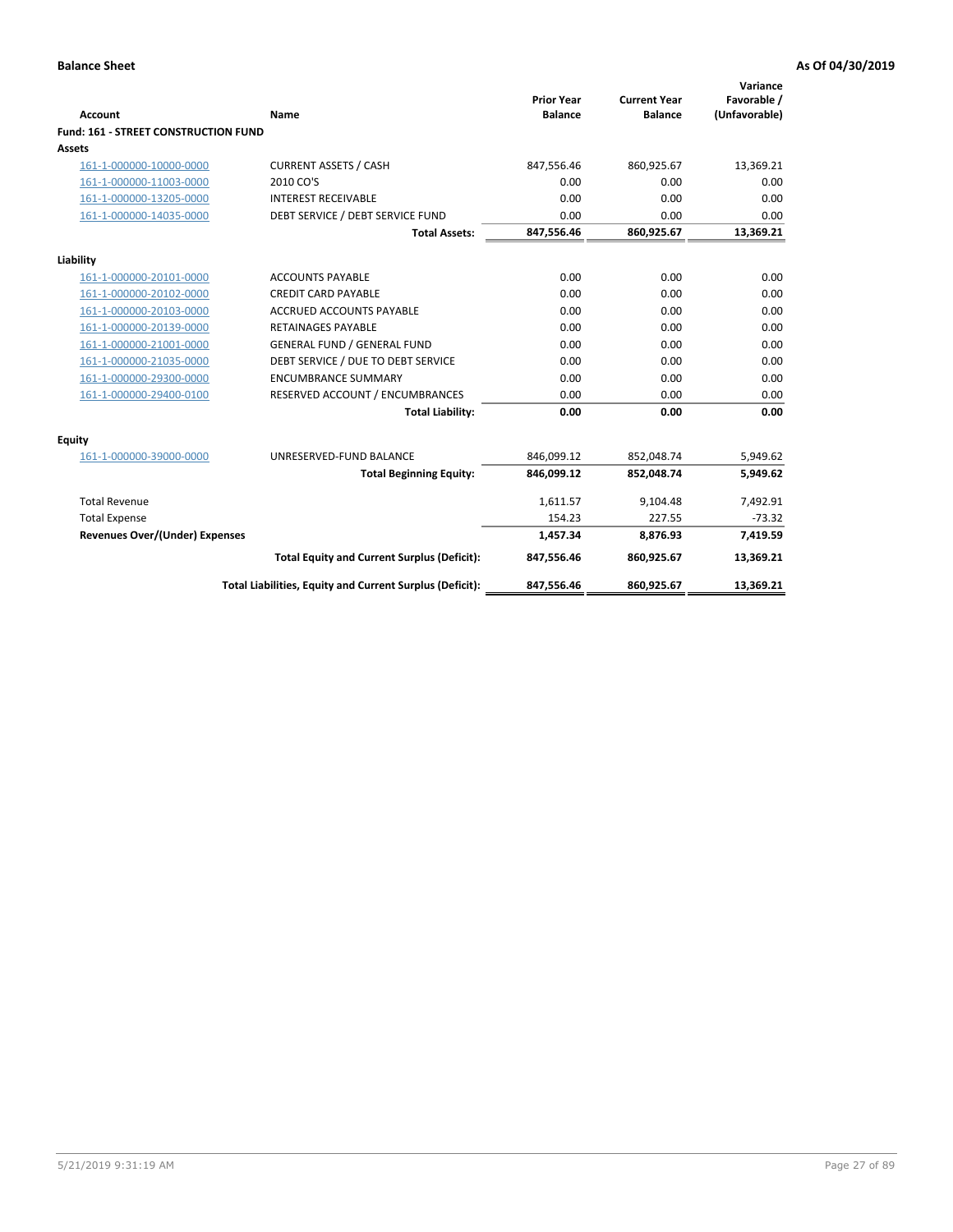**Balance Sheet** **As Of 04/30/2019**

| Account | Name | Prior Year Balance | Current Year Balance | Variance Favorable / (Unfavorable) |
|---|---|---|---|---|
| **Fund: 161 - STREET CONSTRUCTION FUND** | | | | |
| **Assets** | | | | |
| 161-1-000000-10000-0000 | CURRENT ASSETS / CASH | 847,556.46 | 860,925.67 | 13,369.21 |
| 161-1-000000-11003-0000 | 2010 CO'S | 0.00 | 0.00 | 0.00 |
| 161-1-000000-13205-0000 | INTEREST RECEIVABLE | 0.00 | 0.00 | 0.00 |
| 161-1-000000-14035-0000 | DEBT SERVICE / DEBT SERVICE FUND | 0.00 | 0.00 | 0.00 |
| | **Total Assets:** | **847,556.46** | **860,925.67** | **13,369.21** |
| **Liability** | | | | |
| 161-1-000000-20101-0000 | ACCOUNTS PAYABLE | 0.00 | 0.00 | 0.00 |
| 161-1-000000-20102-0000 | CREDIT CARD PAYABLE | 0.00 | 0.00 | 0.00 |
| 161-1-000000-20103-0000 | ACCRUED ACCOUNTS PAYABLE | 0.00 | 0.00 | 0.00 |
| 161-1-000000-20139-0000 | RETAINAGES PAYABLE | 0.00 | 0.00 | 0.00 |
| 161-1-000000-21001-0000 | GENERAL FUND / GENERAL FUND | 0.00 | 0.00 | 0.00 |
| 161-1-000000-21035-0000 | DEBT SERVICE / DUE TO DEBT SERVICE | 0.00 | 0.00 | 0.00 |
| 161-1-000000-29300-0000 | ENCUMBRANCE SUMMARY | 0.00 | 0.00 | 0.00 |
| 161-1-000000-29400-0100 | RESERVED ACCOUNT / ENCUMBRANCES | 0.00 | 0.00 | 0.00 |
| | **Total Liability:** | **0.00** | **0.00** | **0.00** |
| **Equity** | | | | |
| 161-1-000000-39000-0000 | UNRESERVED-FUND BALANCE | 846,099.12 | 852,048.74 | 5,949.62 |
| | **Total Beginning Equity:** | **846,099.12** | **852,048.74** | **5,949.62** |
| Total Revenue | | 1,611.57 | 9,104.48 | 7,492.91 |
| Total Expense | | 154.23 | 227.55 | -73.32 |
| **Revenues Over/(Under) Expenses** | | **1,457.34** | **8,876.93** | **7,419.59** |
| | **Total Equity and Current Surplus (Deficit):** | **847,556.46** | **860,925.67** | **13,369.21** |
| | **Total Liabilities, Equity and Current Surplus (Deficit):** | **847,556.46** | **860,925.67** | **13,369.21** |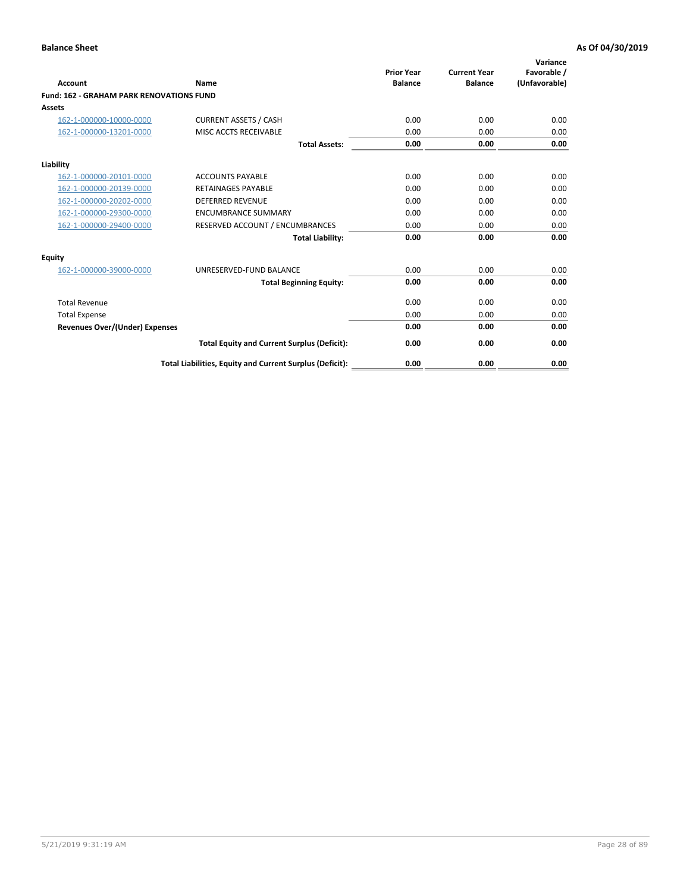**Balance Sheet** **As Of 04/30/2019**

| Account | Name | Prior Year Balance | Current Year Balance | Variance Favorable / (Unfavorable) |
|---|---|---|---|---|
| **Fund: 162 - GRAHAM PARK RENOVATIONS FUND** | | | | |
| **Assets** | | | | |
| 162-1-000000-10000-0000 | CURRENT ASSETS / CASH | 0.00 | 0.00 | 0.00 |
| 162-1-000000-13201-0000 | MISC ACCTS RECEIVABLE | 0.00 | 0.00 | 0.00 |
| | **Total Assets:** | **0.00** | **0.00** | **0.00** |
| **Liability** | | | | |
| 162-1-000000-20101-0000 | ACCOUNTS PAYABLE | 0.00 | 0.00 | 0.00 |
| 162-1-000000-20139-0000 | RETAINAGES PAYABLE | 0.00 | 0.00 | 0.00 |
| 162-1-000000-20202-0000 | DEFERRED REVENUE | 0.00 | 0.00 | 0.00 |
| 162-1-000000-29300-0000 | ENCUMBRANCE SUMMARY | 0.00 | 0.00 | 0.00 |
| 162-1-000000-29400-0000 | RESERVED ACCOUNT / ENCUMBRANCES | 0.00 | 0.00 | 0.00 |
| | **Total Liability:** | **0.00** | **0.00** | **0.00** |
| **Equity** | | | | |
| 162-1-000000-39000-0000 | UNRESERVED-FUND BALANCE | 0.00 | 0.00 | 0.00 |
| | **Total Beginning Equity:** | **0.00** | **0.00** | **0.00** |
| Total Revenue | | 0.00 | 0.00 | 0.00 |
| Total Expense | | 0.00 | 0.00 | 0.00 |
| **Revenues Over/(Under) Expenses** | | **0.00** | **0.00** | **0.00** |
| | **Total Equity and Current Surplus (Deficit):** | **0.00** | **0.00** | **0.00** |
| | **Total Liabilities, Equity and Current Surplus (Deficit):** | **0.00** | **0.00** | **0.00** |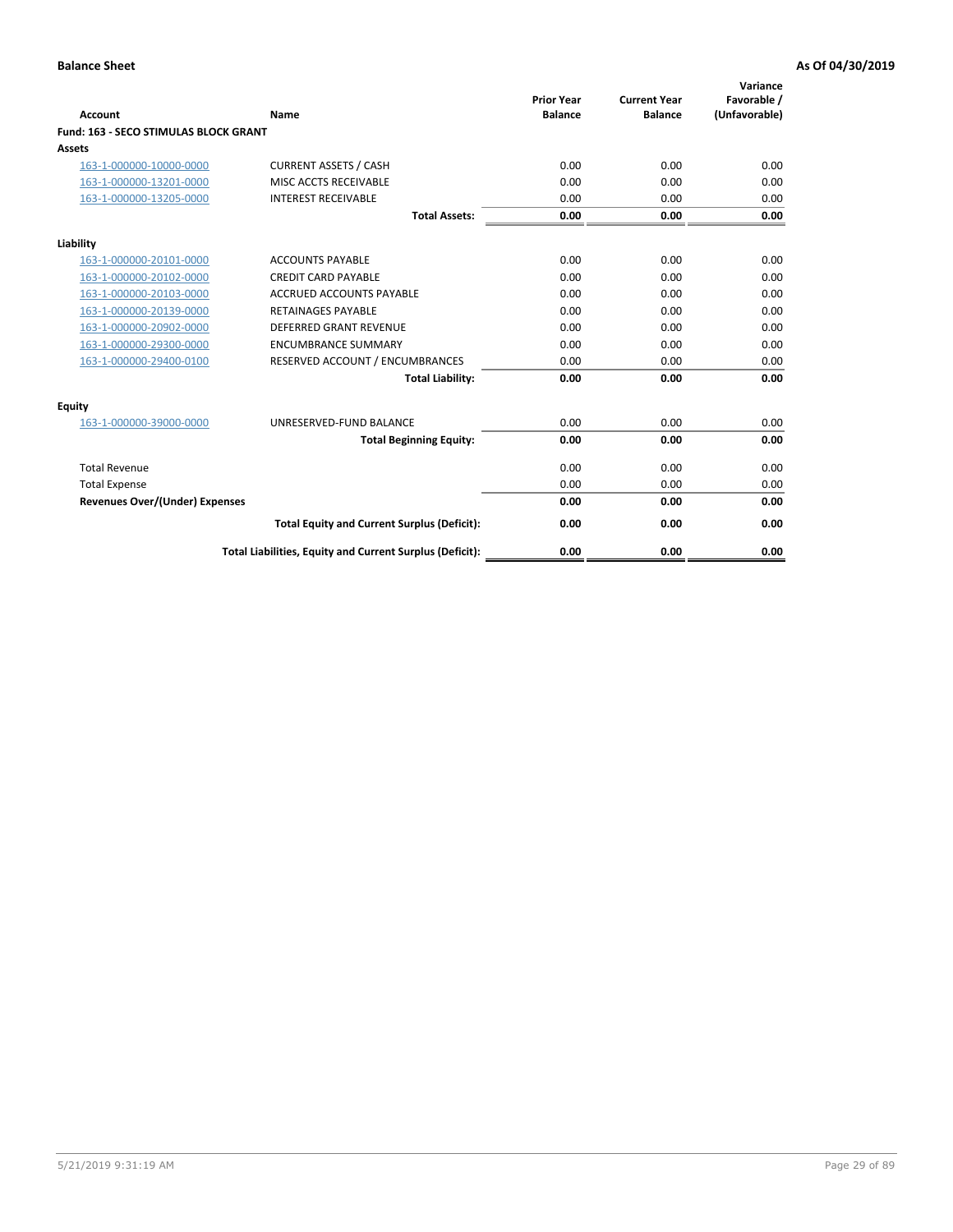**Balance Sheet** | **As Of 04/30/2019**

| Account | Name | Prior Year Balance | Current Year Balance | Variance Favorable / (Unfavorable) |
|---|---|---|---|---|
| **Fund: 163 - SECO STIMULAS BLOCK GRANT** | | | | |
| **Assets** | | | | |
| 163-1-000000-10000-0000 | CURRENT ASSETS / CASH | 0.00 | 0.00 | 0.00 |
| 163-1-000000-13201-0000 | MISC ACCTS RECEIVABLE | 0.00 | 0.00 | 0.00 |
| 163-1-000000-13205-0000 | INTEREST RECEIVABLE | 0.00 | 0.00 | 0.00 |
| | **Total Assets:** | **0.00** | **0.00** | **0.00** |
| **Liability** | | | | |
| 163-1-000000-20101-0000 | ACCOUNTS PAYABLE | 0.00 | 0.00 | 0.00 |
| 163-1-000000-20102-0000 | CREDIT CARD PAYABLE | 0.00 | 0.00 | 0.00 |
| 163-1-000000-20103-0000 | ACCRUED ACCOUNTS PAYABLE | 0.00 | 0.00 | 0.00 |
| 163-1-000000-20139-0000 | RETAINAGES PAYABLE | 0.00 | 0.00 | 0.00 |
| 163-1-000000-20902-0000 | DEFERRED GRANT REVENUE | 0.00 | 0.00 | 0.00 |
| 163-1-000000-29300-0000 | ENCUMBRANCE SUMMARY | 0.00 | 0.00 | 0.00 |
| 163-1-000000-29400-0100 | RESERVED ACCOUNT / ENCUMBRANCES | 0.00 | 0.00 | 0.00 |
| | **Total Liability:** | **0.00** | **0.00** | **0.00** |
| **Equity** | | | | |
| 163-1-000000-39000-0000 | UNRESERVED-FUND BALANCE | 0.00 | 0.00 | 0.00 |
| | **Total Beginning Equity:** | **0.00** | **0.00** | **0.00** |
| Total Revenue | | 0.00 | 0.00 | 0.00 |
| Total Expense | | 0.00 | 0.00 | 0.00 |
| **Revenues Over/(Under) Expenses** | | **0.00** | **0.00** | **0.00** |
| | **Total Equity and Current Surplus (Deficit):** | **0.00** | **0.00** | **0.00** |
| | **Total Liabilities, Equity and Current Surplus (Deficit):** | **0.00** | **0.00** | **0.00** |

5/21/2019 9:31:19 AM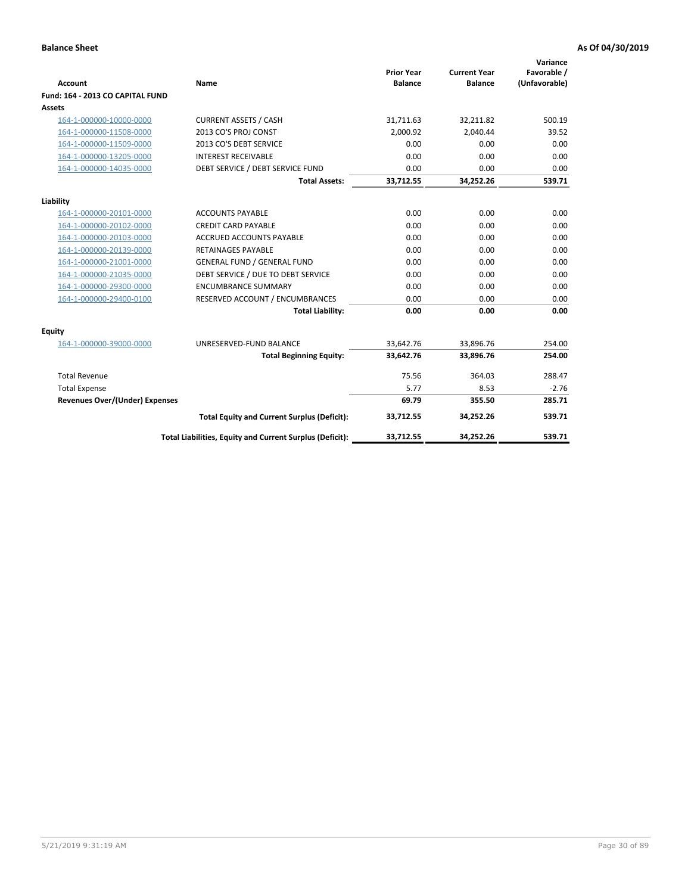**Balance Sheet** **As Of 04/30/2019**

| Account | Name | Prior Year Balance | Current Year Balance | Variance Favorable / (Unfavorable) |
|---|---|---|---|---|
| **Fund: 164 - 2013 CO CAPITAL FUND** | | | | |
| **Assets** | | | | |
| 164-1-000000-10000-0000 | CURRENT ASSETS / CASH | 31,711.63 | 32,211.82 | 500.19 |
| 164-1-000000-11508-0000 | 2013 CO'S PROJ CONST | 2,000.92 | 2,040.44 | 39.52 |
| 164-1-000000-11509-0000 | 2013 CO'S DEBT SERVICE | 0.00 | 0.00 | 0.00 |
| 164-1-000000-13205-0000 | INTEREST RECEIVABLE | 0.00 | 0.00 | 0.00 |
| 164-1-000000-14035-0000 | DEBT SERVICE / DEBT SERVICE FUND | 0.00 | 0.00 | 0.00 |
| | **Total Assets:** | **33,712.55** | **34,252.26** | **539.71** |
| **Liability** | | | | |
| 164-1-000000-20101-0000 | ACCOUNTS PAYABLE | 0.00 | 0.00 | 0.00 |
| 164-1-000000-20102-0000 | CREDIT CARD PAYABLE | 0.00 | 0.00 | 0.00 |
| 164-1-000000-20103-0000 | ACCRUED ACCOUNTS PAYABLE | 0.00 | 0.00 | 0.00 |
| 164-1-000000-20139-0000 | RETAINAGES PAYABLE | 0.00 | 0.00 | 0.00 |
| 164-1-000000-21001-0000 | GENERAL FUND / GENERAL FUND | 0.00 | 0.00 | 0.00 |
| 164-1-000000-21035-0000 | DEBT SERVICE / DUE TO DEBT SERVICE | 0.00 | 0.00 | 0.00 |
| 164-1-000000-29300-0000 | ENCUMBRANCE SUMMARY | 0.00 | 0.00 | 0.00 |
| 164-1-000000-29400-0100 | RESERVED ACCOUNT / ENCUMBRANCES | 0.00 | 0.00 | 0.00 |
| | **Total Liability:** | **0.00** | **0.00** | **0.00** |
| **Equity** | | | | |
| 164-1-000000-39000-0000 | UNRESERVED-FUND BALANCE | 33,642.76 | 33,896.76 | 254.00 |
| | **Total Beginning Equity:** | **33,642.76** | **33,896.76** | **254.00** |
| Total Revenue | | 75.56 | 364.03 | 288.47 |
| Total Expense | | 5.77 | 8.53 | -2.76 |
| **Revenues Over/(Under) Expenses** | | **69.79** | **355.50** | **285.71** |
| | **Total Equity and Current Surplus (Deficit):** | **33,712.55** | **34,252.26** | **539.71** |
| | **Total Liabilities, Equity and Current Surplus (Deficit):** | **33,712.55** | **34,252.26** | **539.71** |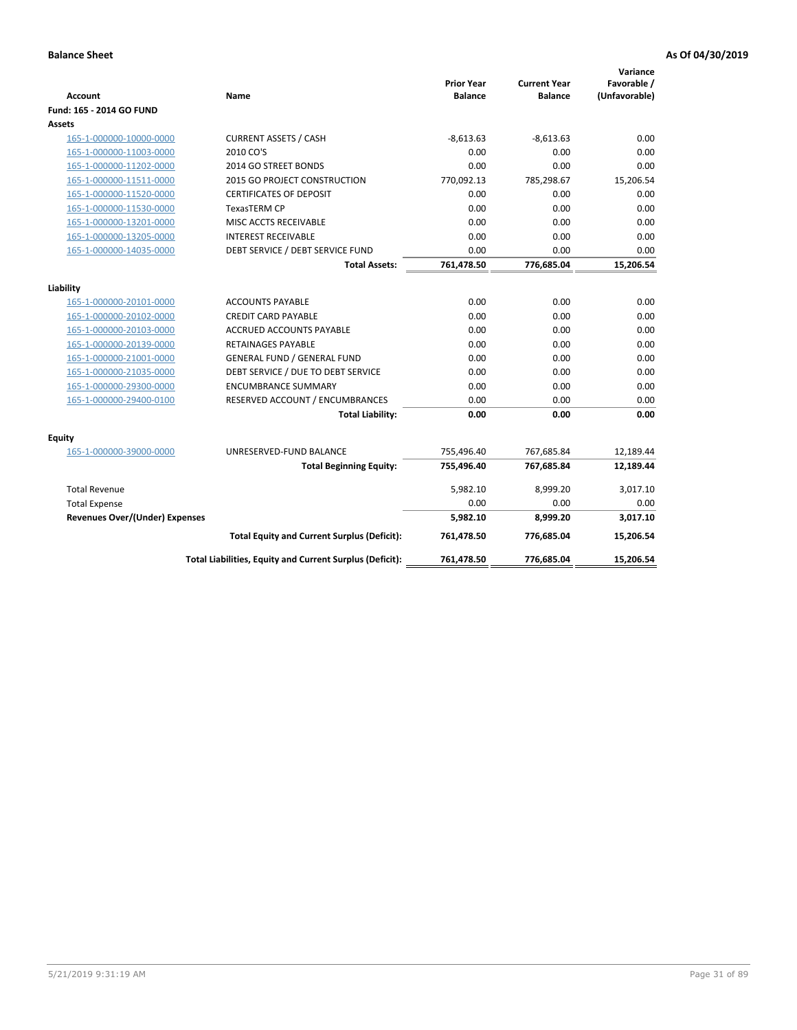**Balance Sheet** **As Of 04/30/2019**

| Account | Name | Prior Year Balance | Current Year Balance | Variance Favorable / (Unfavorable) |
|---|---|---|---|---|
| **Fund: 165 - 2014 GO FUND** | | | | |
| **Assets** | | | | |
| 165-1-000000-10000-0000 | CURRENT ASSETS / CASH | -8,613.63 | -8,613.63 | 0.00 |
| 165-1-000000-11003-0000 | 2010 CO'S | 0.00 | 0.00 | 0.00 |
| 165-1-000000-11202-0000 | 2014 GO STREET BONDS | 0.00 | 0.00 | 0.00 |
| 165-1-000000-11511-0000 | 2015 GO PROJECT CONSTRUCTION | 770,092.13 | 785,298.67 | 15,206.54 |
| 165-1-000000-11520-0000 | CERTIFICATES OF DEPOSIT | 0.00 | 0.00 | 0.00 |
| 165-1-000000-11530-0000 | TexasTERM CP | 0.00 | 0.00 | 0.00 |
| 165-1-000000-13201-0000 | MISC ACCTS RECEIVABLE | 0.00 | 0.00 | 0.00 |
| 165-1-000000-13205-0000 | INTEREST RECEIVABLE | 0.00 | 0.00 | 0.00 |
| 165-1-000000-14035-0000 | DEBT SERVICE / DEBT SERVICE FUND | 0.00 | 0.00 | 0.00 |
| | **Total Assets:** | **761,478.50** | **776,685.04** | **15,206.54** |
| **Liability** | | | | |
| 165-1-000000-20101-0000 | ACCOUNTS PAYABLE | 0.00 | 0.00 | 0.00 |
| 165-1-000000-20102-0000 | CREDIT CARD PAYABLE | 0.00 | 0.00 | 0.00 |
| 165-1-000000-20103-0000 | ACCRUED ACCOUNTS PAYABLE | 0.00 | 0.00 | 0.00 |
| 165-1-000000-20139-0000 | RETAINAGES PAYABLE | 0.00 | 0.00 | 0.00 |
| 165-1-000000-21001-0000 | GENERAL FUND / GENERAL FUND | 0.00 | 0.00 | 0.00 |
| 165-1-000000-21035-0000 | DEBT SERVICE / DUE TO DEBT SERVICE | 0.00 | 0.00 | 0.00 |
| 165-1-000000-29300-0000 | ENCUMBRANCE SUMMARY | 0.00 | 0.00 | 0.00 |
| 165-1-000000-29400-0100 | RESERVED ACCOUNT / ENCUMBRANCES | 0.00 | 0.00 | 0.00 |
| | **Total Liability:** | **0.00** | **0.00** | **0.00** |
| **Equity** | | | | |
| 165-1-000000-39000-0000 | UNRESERVED-FUND BALANCE | 755,496.40 | 767,685.84 | 12,189.44 |
| | **Total Beginning Equity:** | **755,496.40** | **767,685.84** | **12,189.44** |
| Total Revenue | | 5,982.10 | 8,999.20 | 3,017.10 |
| Total Expense | | 0.00 | 0.00 | 0.00 |
| **Revenues Over/(Under) Expenses** | | **5,982.10** | **8,999.20** | **3,017.10** |
| | **Total Equity and Current Surplus (Deficit):** | **761,478.50** | **776,685.04** | **15,206.54** |
| | **Total Liabilities, Equity and Current Surplus (Deficit):** | **761,478.50** | **776,685.04** | **15,206.54** |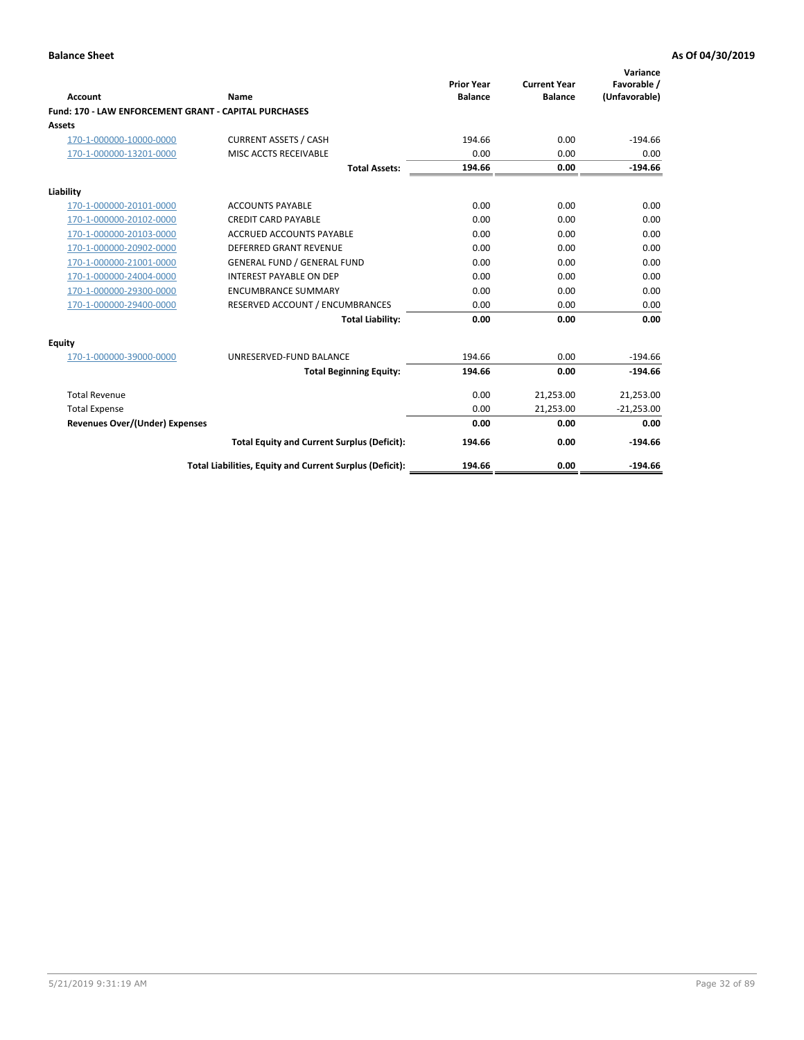**Balance Sheet** **As Of 04/30/2019**

| Account | Name | Prior Year Balance | Current Year Balance | Variance Favorable / (Unfavorable) |
|---|---|---|---|---|
| **Fund: 170 - LAW ENFORCEMENT GRANT - CAPITAL PURCHASES** | | | | |
| **Assets** | | | | |
| 170-1-000000-10000-0000 | CURRENT ASSETS / CASH | 194.66 | 0.00 | -194.66 |
| 170-1-000000-13201-0000 | MISC ACCTS RECEIVABLE | 0.00 | 0.00 | 0.00 |
| | **Total Assets:** | **194.66** | **0.00** | **-194.66** |
| **Liability** | | | | |
| 170-1-000000-20101-0000 | ACCOUNTS PAYABLE | 0.00 | 0.00 | 0.00 |
| 170-1-000000-20102-0000 | CREDIT CARD PAYABLE | 0.00 | 0.00 | 0.00 |
| 170-1-000000-20103-0000 | ACCRUED ACCOUNTS PAYABLE | 0.00 | 0.00 | 0.00 |
| 170-1-000000-20902-0000 | DEFERRED GRANT REVENUE | 0.00 | 0.00 | 0.00 |
| 170-1-000000-21001-0000 | GENERAL FUND / GENERAL FUND | 0.00 | 0.00 | 0.00 |
| 170-1-000000-24004-0000 | INTEREST PAYABLE ON DEP | 0.00 | 0.00 | 0.00 |
| 170-1-000000-29300-0000 | ENCUMBRANCE SUMMARY | 0.00 | 0.00 | 0.00 |
| 170-1-000000-29400-0000 | RESERVED ACCOUNT / ENCUMBRANCES | 0.00 | 0.00 | 0.00 |
| | **Total Liability:** | **0.00** | **0.00** | **0.00** |
| **Equity** | | | | |
| 170-1-000000-39000-0000 | UNRESERVED-FUND BALANCE | 194.66 | 0.00 | -194.66 |
| | **Total Beginning Equity:** | **194.66** | **0.00** | **-194.66** |
| Total Revenue | | 0.00 | 21,253.00 | 21,253.00 |
| Total Expense | | 0.00 | 21,253.00 | -21,253.00 |
| **Revenues Over/(Under) Expenses** | | **0.00** | **0.00** | **0.00** |
| | **Total Equity and Current Surplus (Deficit):** | **194.66** | **0.00** | **-194.66** |
| | **Total Liabilities, Equity and Current Surplus (Deficit):** | **194.66** | **0.00** | **-194.66** |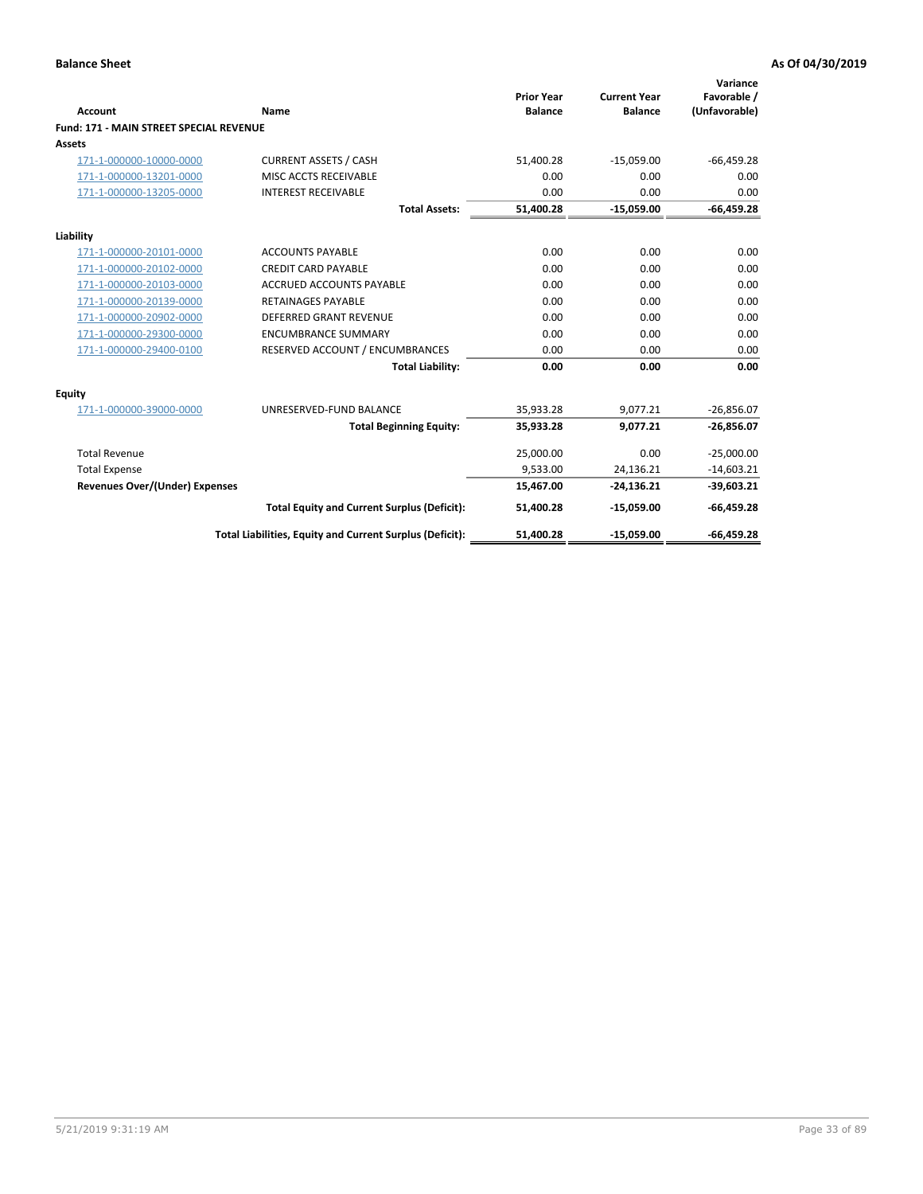**Balance Sheet** **As Of 04/30/2019**

| Account | Name | Prior Year Balance | Current Year Balance | Variance Favorable / (Unfavorable) |
|---|---|---|---|---|
| **Fund: 171 - MAIN STREET SPECIAL REVENUE** | | | | |
| **Assets** | | | | |
| 171-1-000000-10000-0000 | CURRENT ASSETS / CASH | 51,400.28 | -15,059.00 | -66,459.28 |
| 171-1-000000-13201-0000 | MISC ACCTS RECEIVABLE | 0.00 | 0.00 | 0.00 |
| 171-1-000000-13205-0000 | INTEREST RECEIVABLE | 0.00 | 0.00 | 0.00 |
| | **Total Assets:** | **51,400.28** | **-15,059.00** | **-66,459.28** |
| **Liability** | | | | |
| 171-1-000000-20101-0000 | ACCOUNTS PAYABLE | 0.00 | 0.00 | 0.00 |
| 171-1-000000-20102-0000 | CREDIT CARD PAYABLE | 0.00 | 0.00 | 0.00 |
| 171-1-000000-20103-0000 | ACCRUED ACCOUNTS PAYABLE | 0.00 | 0.00 | 0.00 |
| 171-1-000000-20139-0000 | RETAINAGES PAYABLE | 0.00 | 0.00 | 0.00 |
| 171-1-000000-20902-0000 | DEFERRED GRANT REVENUE | 0.00 | 0.00 | 0.00 |
| 171-1-000000-29300-0000 | ENCUMBRANCE SUMMARY | 0.00 | 0.00 | 0.00 |
| 171-1-000000-29400-0100 | RESERVED ACCOUNT / ENCUMBRANCES | 0.00 | 0.00 | 0.00 |
| | **Total Liability:** | **0.00** | **0.00** | **0.00** |
| **Equity** | | | | |
| 171-1-000000-39000-0000 | UNRESERVED-FUND BALANCE | 35,933.28 | 9,077.21 | -26,856.07 |
| | **Total Beginning Equity:** | **35,933.28** | **9,077.21** | **-26,856.07** |
| Total Revenue | | 25,000.00 | 0.00 | -25,000.00 |
| Total Expense | | 9,533.00 | 24,136.21 | -14,603.21 |
| **Revenues Over/(Under) Expenses** | | **15,467.00** | **-24,136.21** | **-39,603.21** |
| | **Total Equity and Current Surplus (Deficit):** | **51,400.28** | **-15,059.00** | **-66,459.28** |
| | **Total Liabilities, Equity and Current Surplus (Deficit):** | **51,400.28** | **-15,059.00** | **-66,459.28** |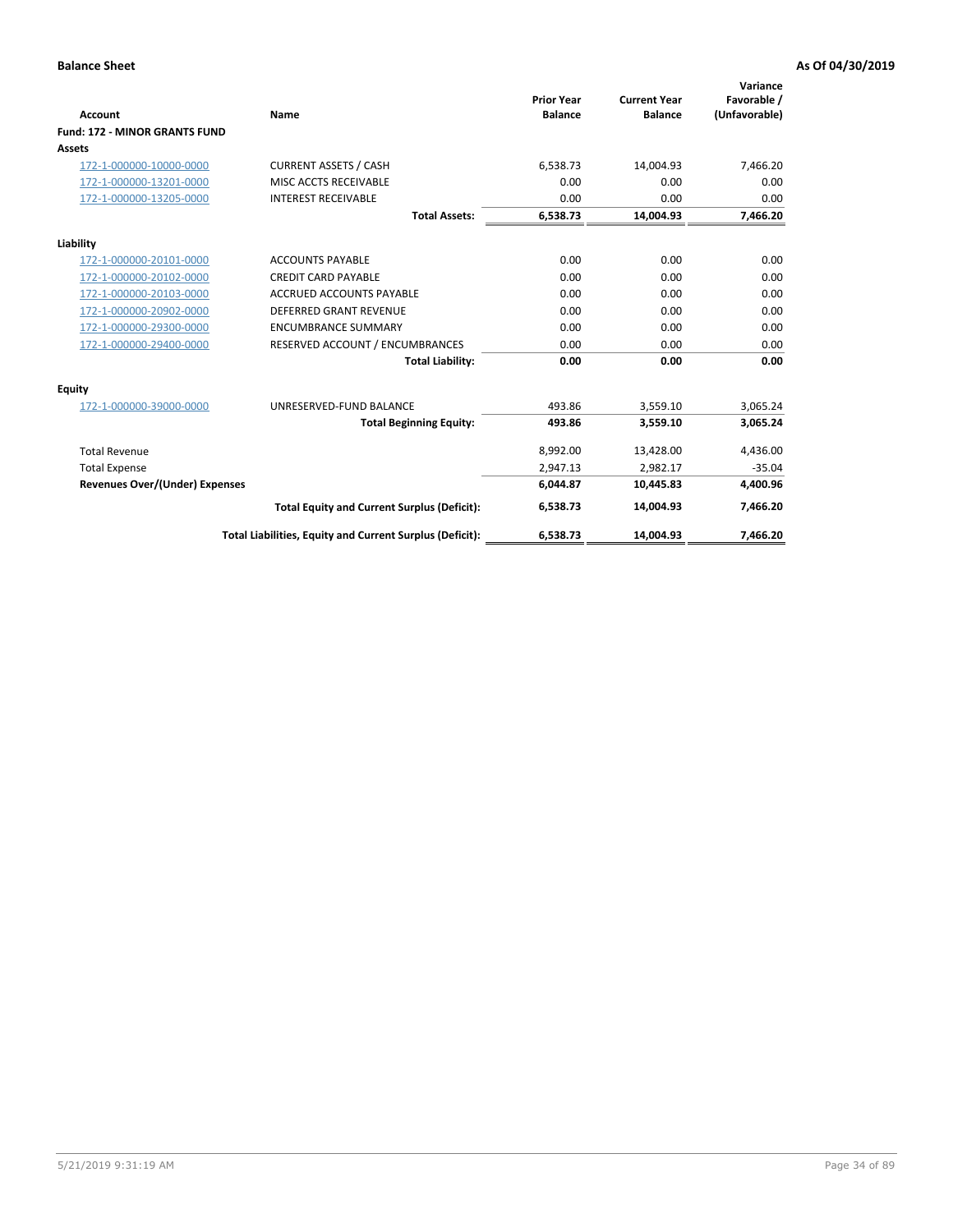**Balance Sheet** **As Of 04/30/2019**

| Account | Name | Prior Year Balance | Current Year Balance | Variance Favorable / (Unfavorable) |
|---|---|---|---|---|
| **Fund: 172 - MINOR GRANTS FUND** | | | | |
| **Assets** | | | | |
| 172-1-000000-10000-0000 | CURRENT ASSETS / CASH | 6,538.73 | 14,004.93 | 7,466.20 |
| 172-1-000000-13201-0000 | MISC ACCTS RECEIVABLE | 0.00 | 0.00 | 0.00 |
| 172-1-000000-13205-0000 | INTEREST RECEIVABLE | 0.00 | 0.00 | 0.00 |
| | **Total Assets:** | **6,538.73** | **14,004.93** | **7,466.20** |
| **Liability** | | | | |
| 172-1-000000-20101-0000 | ACCOUNTS PAYABLE | 0.00 | 0.00 | 0.00 |
| 172-1-000000-20102-0000 | CREDIT CARD PAYABLE | 0.00 | 0.00 | 0.00 |
| 172-1-000000-20103-0000 | ACCRUED ACCOUNTS PAYABLE | 0.00 | 0.00 | 0.00 |
| 172-1-000000-20902-0000 | DEFERRED GRANT REVENUE | 0.00 | 0.00 | 0.00 |
| 172-1-000000-29300-0000 | ENCUMBRANCE SUMMARY | 0.00 | 0.00 | 0.00 |
| 172-1-000000-29400-0000 | RESERVED ACCOUNT / ENCUMBRANCES | 0.00 | 0.00 | 0.00 |
| | **Total Liability:** | **0.00** | **0.00** | **0.00** |
| **Equity** | | | | |
| 172-1-000000-39000-0000 | UNRESERVED-FUND BALANCE | 493.86 | 3,559.10 | 3,065.24 |
| | **Total Beginning Equity:** | **493.86** | **3,559.10** | **3,065.24** |
| Total Revenue | | 8,992.00 | 13,428.00 | 4,436.00 |
| Total Expense | | 2,947.13 | 2,982.17 | -35.04 |
| **Revenues Over/(Under) Expenses** | | **6,044.87** | **10,445.83** | **4,400.96** |
| | **Total Equity and Current Surplus (Deficit):** | **6,538.73** | **14,004.93** | **7,466.20** |
| | **Total Liabilities, Equity and Current Surplus (Deficit):** | **6,538.73** | **14,004.93** | **7,466.20** |

5/21/2019 9:31:19 AM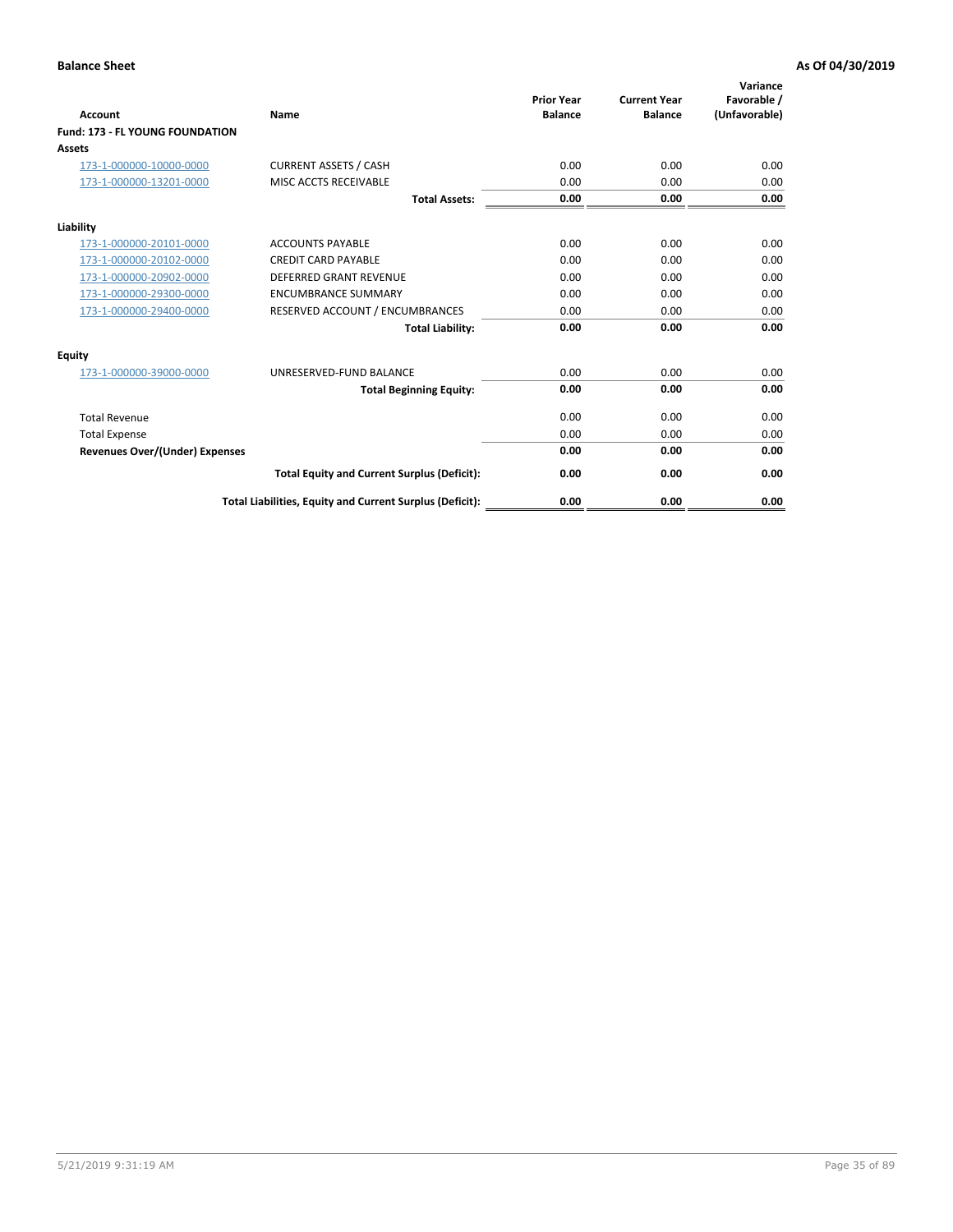**Balance Sheet** **As Of 04/30/2019**

| Account | Name | Prior Year Balance | Current Year Balance | Variance Favorable / (Unfavorable) |
|---|---|---|---|---|
| **Fund: 173 - FL YOUNG FOUNDATION** | | | | |
| **Assets** | | | | |
| 173-1-000000-10000-0000 | CURRENT ASSETS / CASH | 0.00 | 0.00 | 0.00 |
| 173-1-000000-13201-0000 | MISC ACCTS RECEIVABLE | 0.00 | 0.00 | 0.00 |
| | **Total Assets:** | **0.00** | **0.00** | **0.00** |
| **Liability** | | | | |
| 173-1-000000-20101-0000 | ACCOUNTS PAYABLE | 0.00 | 0.00 | 0.00 |
| 173-1-000000-20102-0000 | CREDIT CARD PAYABLE | 0.00 | 0.00 | 0.00 |
| 173-1-000000-20902-0000 | DEFERRED GRANT REVENUE | 0.00 | 0.00 | 0.00 |
| 173-1-000000-29300-0000 | ENCUMBRANCE SUMMARY | 0.00 | 0.00 | 0.00 |
| 173-1-000000-29400-0000 | RESERVED ACCOUNT / ENCUMBRANCES | 0.00 | 0.00 | 0.00 |
| | **Total Liability:** | **0.00** | **0.00** | **0.00** |
| **Equity** | | | | |
| 173-1-000000-39000-0000 | UNRESERVED-FUND BALANCE | 0.00 | 0.00 | 0.00 |
| | **Total Beginning Equity:** | **0.00** | **0.00** | **0.00** |
| Total Revenue | | 0.00 | 0.00 | 0.00 |
| Total Expense | | 0.00 | 0.00 | 0.00 |
| **Revenues Over/(Under) Expenses** | | **0.00** | **0.00** | **0.00** |
| | **Total Equity and Current Surplus (Deficit):** | **0.00** | **0.00** | **0.00** |
| | **Total Liabilities, Equity and Current Surplus (Deficit):** | **0.00** | **0.00** | **0.00** |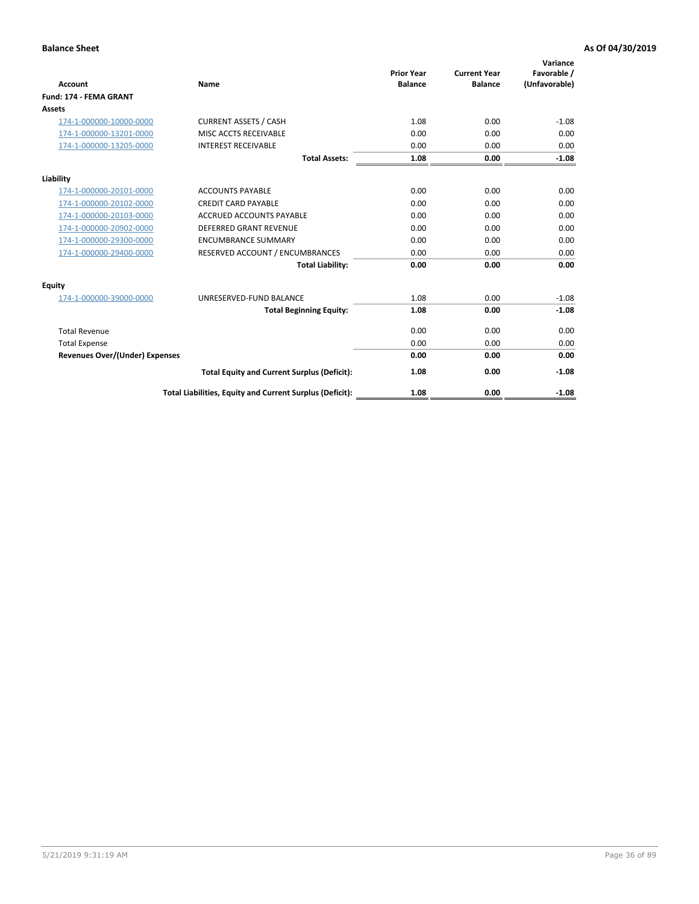**Balance Sheet** **As Of 04/30/2019**

| Account | Name | Prior Year Balance | Current Year Balance | Variance Favorable / (Unfavorable) |
|---|---|---|---|---|
| **Fund: 174 - FEMA GRANT** | | | | |
| **Assets** | | | | |
| 174-1-000000-10000-0000 | CURRENT ASSETS / CASH | 1.08 | 0.00 | -1.08 |
| 174-1-000000-13201-0000 | MISC ACCTS RECEIVABLE | 0.00 | 0.00 | 0.00 |
| 174-1-000000-13205-0000 | INTEREST RECEIVABLE | 0.00 | 0.00 | 0.00 |
| | **Total Assets:** | **1.08** | **0.00** | **-1.08** |
| **Liability** | | | | |
| 174-1-000000-20101-0000 | ACCOUNTS PAYABLE | 0.00 | 0.00 | 0.00 |
| 174-1-000000-20102-0000 | CREDIT CARD PAYABLE | 0.00 | 0.00 | 0.00 |
| 174-1-000000-20103-0000 | ACCRUED ACCOUNTS PAYABLE | 0.00 | 0.00 | 0.00 |
| 174-1-000000-20902-0000 | DEFERRED GRANT REVENUE | 0.00 | 0.00 | 0.00 |
| 174-1-000000-29300-0000 | ENCUMBRANCE SUMMARY | 0.00 | 0.00 | 0.00 |
| 174-1-000000-29400-0000 | RESERVED ACCOUNT / ENCUMBRANCES | 0.00 | 0.00 | 0.00 |
| | **Total Liability:** | **0.00** | **0.00** | **0.00** |
| **Equity** | | | | |
| 174-1-000000-39000-0000 | UNRESERVED-FUND BALANCE | 1.08 | 0.00 | -1.08 |
| | **Total Beginning Equity:** | **1.08** | **0.00** | **-1.08** |
| Total Revenue | | 0.00 | 0.00 | 0.00 |
| Total Expense | | 0.00 | 0.00 | 0.00 |
| **Revenues Over/(Under) Expenses** | | **0.00** | **0.00** | **0.00** |
| | **Total Equity and Current Surplus (Deficit):** | **1.08** | **0.00** | **-1.08** |
| | **Total Liabilities, Equity and Current Surplus (Deficit):** | **1.08** | **0.00** | **-1.08** |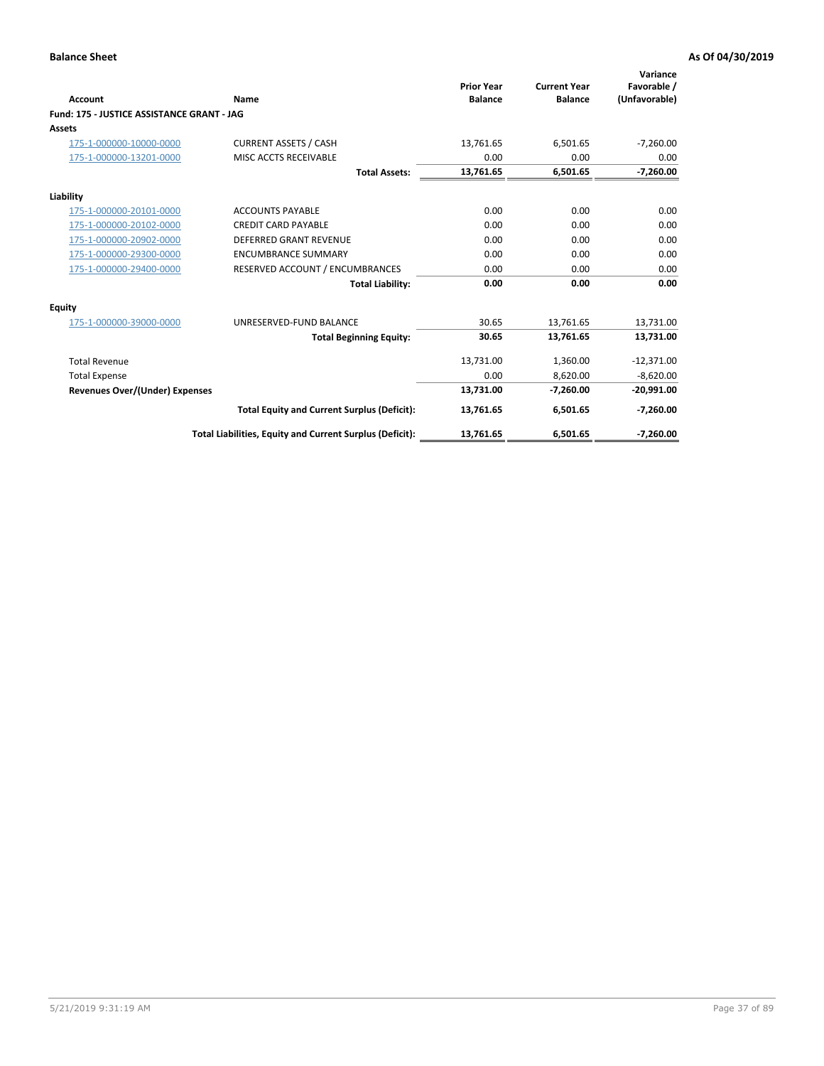**Balance Sheet** **As Of 04/30/2019**

| Account | Name | Prior Year Balance | Current Year Balance | Variance Favorable / (Unfavorable) |
|---|---|---|---|---|
| **Fund: 175 - JUSTICE ASSISTANCE GRANT - JAG** | | | | |
| **Assets** | | | | |
| 175-1-000000-10000-0000 | CURRENT ASSETS / CASH | 13,761.65 | 6,501.65 | -7,260.00 |
| 175-1-000000-13201-0000 | MISC ACCTS RECEIVABLE | 0.00 | 0.00 | 0.00 |
| | **Total Assets:** | **13,761.65** | **6,501.65** | **-7,260.00** |
| **Liability** | | | | |
| 175-1-000000-20101-0000 | ACCOUNTS PAYABLE | 0.00 | 0.00 | 0.00 |
| 175-1-000000-20102-0000 | CREDIT CARD PAYABLE | 0.00 | 0.00 | 0.00 |
| 175-1-000000-20902-0000 | DEFERRED GRANT REVENUE | 0.00 | 0.00 | 0.00 |
| 175-1-000000-29300-0000 | ENCUMBRANCE SUMMARY | 0.00 | 0.00 | 0.00 |
| 175-1-000000-29400-0000 | RESERVED ACCOUNT / ENCUMBRANCES | 0.00 | 0.00 | 0.00 |
| | **Total Liability:** | **0.00** | **0.00** | **0.00** |
| **Equity** | | | | |
| 175-1-000000-39000-0000 | UNRESERVED-FUND BALANCE | 30.65 | 13,761.65 | 13,731.00 |
| | **Total Beginning Equity:** | **30.65** | **13,761.65** | **13,731.00** |
| Total Revenue | | 13,731.00 | 1,360.00 | -12,371.00 |
| Total Expense | | 0.00 | 8,620.00 | -8,620.00 |
| **Revenues Over/(Under) Expenses** | | **13,731.00** | **-7,260.00** | **-20,991.00** |
| | **Total Equity and Current Surplus (Deficit):** | **13,761.65** | **6,501.65** | **-7,260.00** |
| | **Total Liabilities, Equity and Current Surplus (Deficit):** | **13,761.65** | **6,501.65** | **-7,260.00** |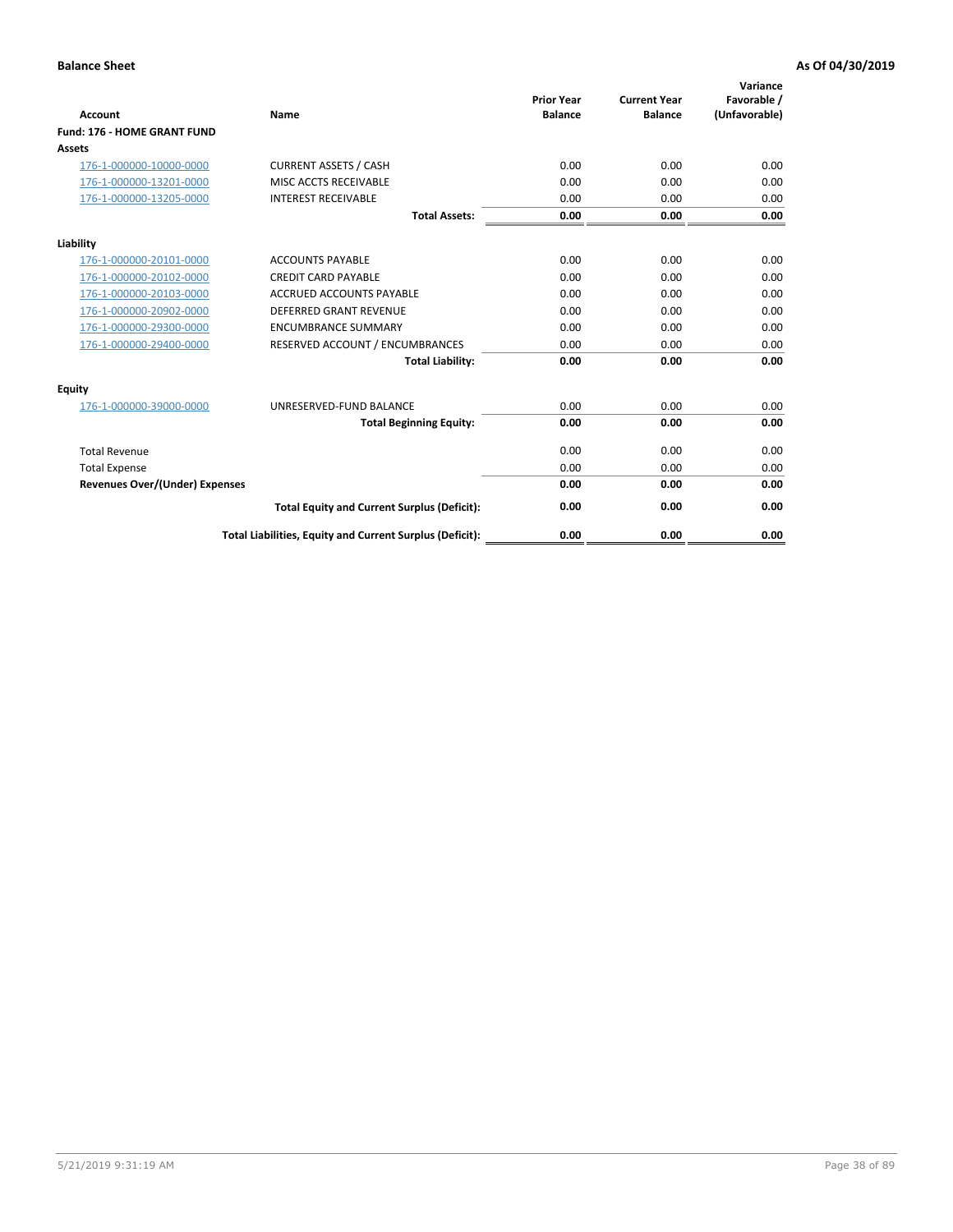**Balance Sheet** **As Of 04/30/2019**

| Account | Name | Prior Year Balance | Current Year Balance | Variance Favorable / (Unfavorable) |
|---|---|---|---|---|
| **Fund: 176 - HOME GRANT FUND** | | | | |
| **Assets** | | | | |
| 176-1-000000-10000-0000 | CURRENT ASSETS / CASH | 0.00 | 0.00 | 0.00 |
| 176-1-000000-13201-0000 | MISC ACCTS RECEIVABLE | 0.00 | 0.00 | 0.00 |
| 176-1-000000-13205-0000 | INTEREST RECEIVABLE | 0.00 | 0.00 | 0.00 |
| | **Total Assets:** | **0.00** | **0.00** | **0.00** |
| **Liability** | | | | |
| 176-1-000000-20101-0000 | ACCOUNTS PAYABLE | 0.00 | 0.00 | 0.00 |
| 176-1-000000-20102-0000 | CREDIT CARD PAYABLE | 0.00 | 0.00 | 0.00 |
| 176-1-000000-20103-0000 | ACCRUED ACCOUNTS PAYABLE | 0.00 | 0.00 | 0.00 |
| 176-1-000000-20902-0000 | DEFERRED GRANT REVENUE | 0.00 | 0.00 | 0.00 |
| 176-1-000000-29300-0000 | ENCUMBRANCE SUMMARY | 0.00 | 0.00 | 0.00 |
| 176-1-000000-29400-0000 | RESERVED ACCOUNT / ENCUMBRANCES | 0.00 | 0.00 | 0.00 |
| | **Total Liability:** | **0.00** | **0.00** | **0.00** |
| **Equity** | | | | |
| 176-1-000000-39000-0000 | UNRESERVED-FUND BALANCE | 0.00 | 0.00 | 0.00 |
| | **Total Beginning Equity:** | **0.00** | **0.00** | **0.00** |
| Total Revenue | | 0.00 | 0.00 | 0.00 |
| Total Expense | | 0.00 | 0.00 | 0.00 |
| **Revenues Over/(Under) Expenses** | | **0.00** | **0.00** | **0.00** |
| | **Total Equity and Current Surplus (Deficit):** | **0.00** | **0.00** | **0.00** |
| | **Total Liabilities, Equity and Current Surplus (Deficit):** | **0.00** | **0.00** | **0.00** |

5/21/2019 9:31:19 AM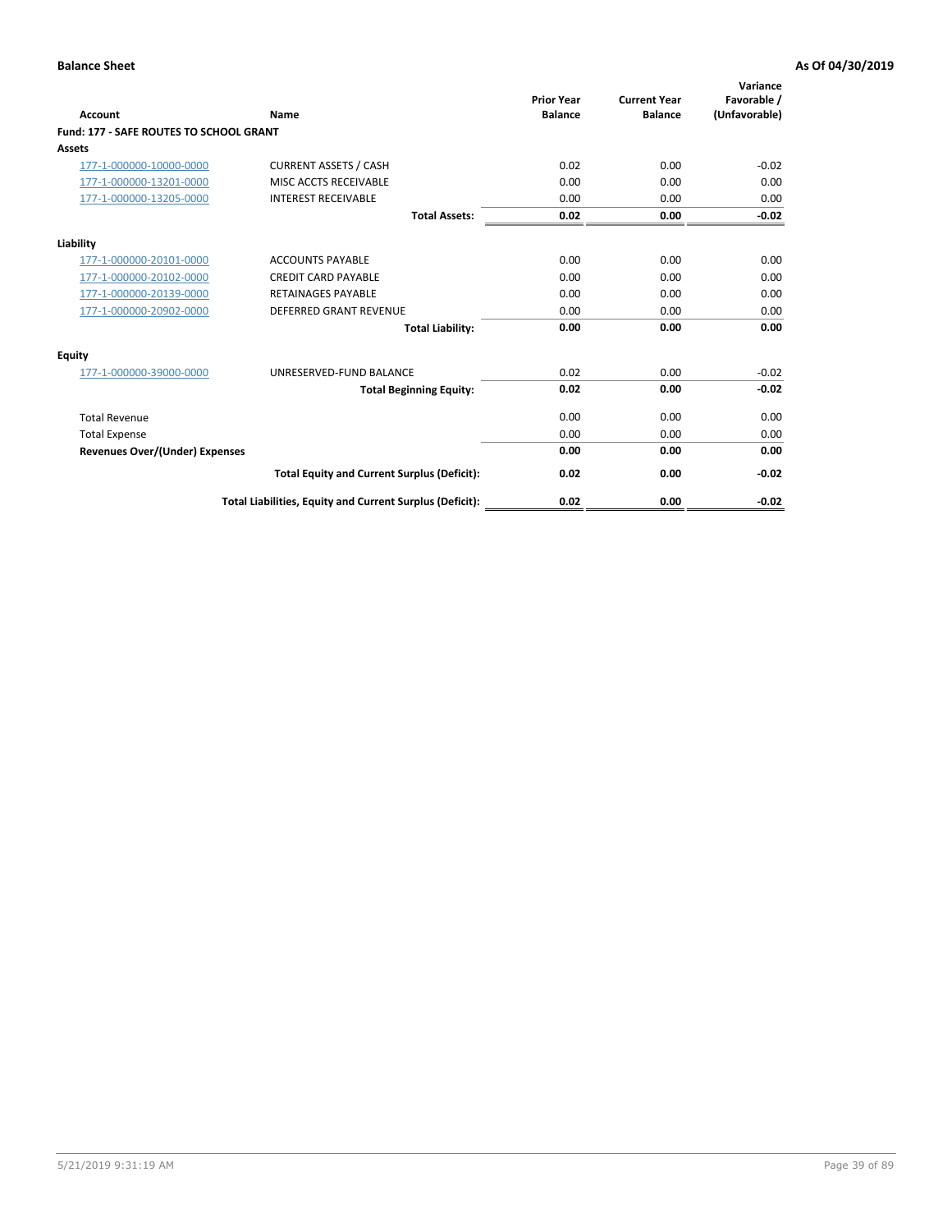**Balance Sheet** **As Of 04/30/2019**

| Account | Name | Prior Year Balance | Current Year Balance | Variance Favorable / (Unfavorable) |
|---|---|---|---|---|
| **Fund: 177 - SAFE ROUTES TO SCHOOL GRANT** | | | | |
| **Assets** | | | | |
| 177-1-000000-10000-0000 | CURRENT ASSETS / CASH | 0.02 | 0.00 | -0.02 |
| 177-1-000000-13201-0000 | MISC ACCTS RECEIVABLE | 0.00 | 0.00 | 0.00 |
| 177-1-000000-13205-0000 | INTEREST RECEIVABLE | 0.00 | 0.00 | 0.00 |
| | **Total Assets:** | **0.02** | **0.00** | **-0.02** |
| **Liability** | | | | |
| 177-1-000000-20101-0000 | ACCOUNTS PAYABLE | 0.00 | 0.00 | 0.00 |
| 177-1-000000-20102-0000 | CREDIT CARD PAYABLE | 0.00 | 0.00 | 0.00 |
| 177-1-000000-20139-0000 | RETAINAGES PAYABLE | 0.00 | 0.00 | 0.00 |
| 177-1-000000-20902-0000 | DEFERRED GRANT REVENUE | 0.00 | 0.00 | 0.00 |
| | **Total Liability:** | **0.00** | **0.00** | **0.00** |
| **Equity** | | | | |
| 177-1-000000-39000-0000 | UNRESERVED-FUND BALANCE | 0.02 | 0.00 | -0.02 |
| | **Total Beginning Equity:** | **0.02** | **0.00** | **-0.02** |
| Total Revenue | | 0.00 | 0.00 | 0.00 |
| Total Expense | | 0.00 | 0.00 | 0.00 |
| **Revenues Over/(Under) Expenses** | | **0.00** | **0.00** | **0.00** |
| | **Total Equity and Current Surplus (Deficit):** | **0.02** | **0.00** | **-0.02** |
| | **Total Liabilities, Equity and Current Surplus (Deficit):** | **0.02** | **0.00** | **-0.02** |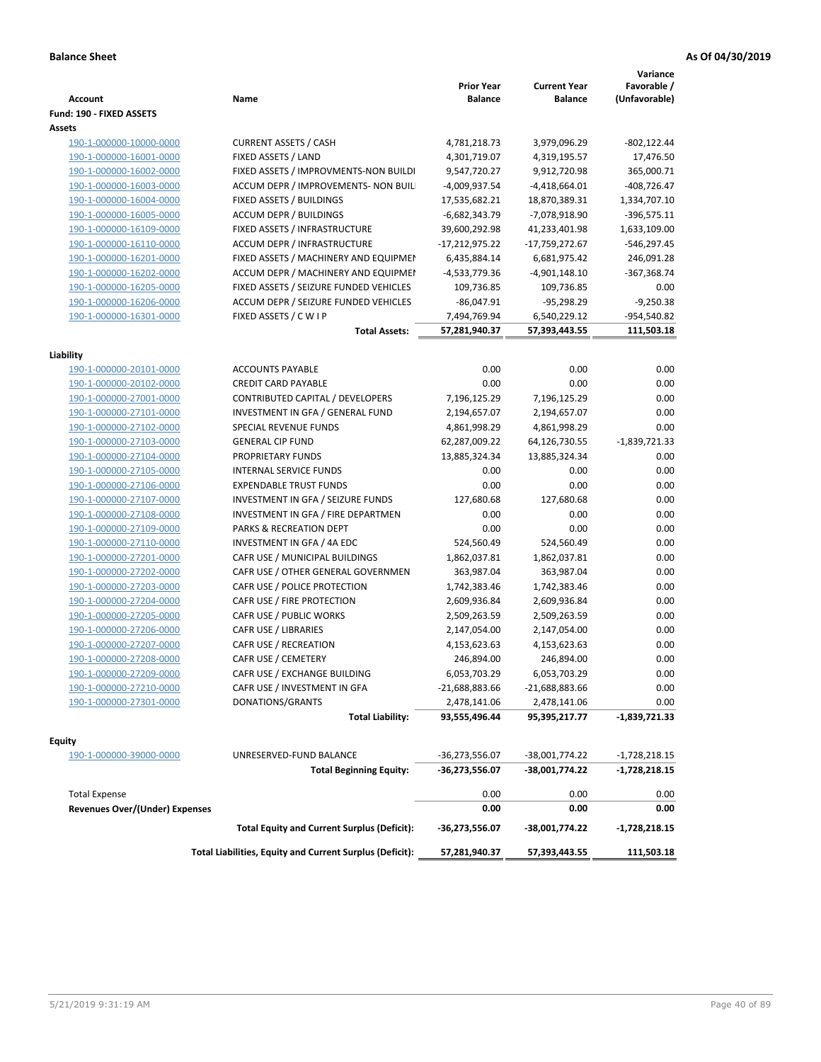**Balance Sheet** **As Of 04/30/2019**

| Account | Name | Prior Year Balance | Current Year Balance | Variance Favorable / (Unfavorable) |
|---|---|---|---|---|
| **Fund: 190 - FIXED ASSETS** | | | | |
| **Assets** | | | | |
| 190-1-000000-10000-0000 | CURRENT ASSETS / CASH | 4,781,218.73 | 3,979,096.29 | -802,122.44 |
| 190-1-000000-16001-0000 | FIXED ASSETS / LAND | 4,301,719.07 | 4,319,195.57 | 17,476.50 |
| 190-1-000000-16002-0000 | FIXED ASSETS / IMPROVMENTS-NON BUILDI | 9,547,720.27 | 9,912,720.98 | 365,000.71 |
| 190-1-000000-16003-0000 | ACCUM DEPR / IMPROVEMENTS- NON BUIL | -4,009,937.54 | -4,418,664.01 | -408,726.47 |
| 190-1-000000-16004-0000 | FIXED ASSETS / BUILDINGS | 17,535,682.21 | 18,870,389.31 | 1,334,707.10 |
| 190-1-000000-16005-0000 | ACCUM DEPR / BUILDINGS | -6,682,343.79 | -7,078,918.90 | -396,575.11 |
| 190-1-000000-16109-0000 | FIXED ASSETS / INFRASTRUCTURE | 39,600,292.98 | 41,233,401.98 | 1,633,109.00 |
| 190-1-000000-16110-0000 | ACCUM DEPR / INFRASTRUCTURE | -17,212,975.22 | -17,759,272.67 | -546,297.45 |
| 190-1-000000-16201-0000 | FIXED ASSETS / MACHINERY AND EQUIPMEN | 6,435,884.14 | 6,681,975.42 | 246,091.28 |
| 190-1-000000-16202-0000 | ACCUM DEPR / MACHINERY AND EQUIPMEI | -4,533,779.36 | -4,901,148.10 | -367,368.74 |
| 190-1-000000-16205-0000 | FIXED ASSETS / SEIZURE FUNDED VEHICLES | 109,736.85 | 109,736.85 | 0.00 |
| 190-1-000000-16206-0000 | ACCUM DEPR / SEIZURE FUNDED VEHICLES | -86,047.91 | -95,298.29 | -9,250.38 |
| 190-1-000000-16301-0000 | FIXED ASSETS / C W I P | 7,494,769.94 | 6,540,229.12 | -954,540.82 |
| | **Total Assets:** | **57,281,940.37** | **57,393,443.55** | **111,503.18** |
| **Liability** | | | | |
| 190-1-000000-20101-0000 | ACCOUNTS PAYABLE | 0.00 | 0.00 | 0.00 |
| 190-1-000000-20102-0000 | CREDIT CARD PAYABLE | 0.00 | 0.00 | 0.00 |
| 190-1-000000-27001-0000 | CONTRIBUTED CAPITAL / DEVELOPERS | 7,196,125.29 | 7,196,125.29 | 0.00 |
| 190-1-000000-27101-0000 | INVESTMENT IN GFA / GENERAL FUND | 2,194,657.07 | 2,194,657.07 | 0.00 |
| 190-1-000000-27102-0000 | SPECIAL REVENUE FUNDS | 4,861,998.29 | 4,861,998.29 | 0.00 |
| 190-1-000000-27103-0000 | GENERAL CIP FUND | 62,287,009.22 | 64,126,730.55 | -1,839,721.33 |
| 190-1-000000-27104-0000 | PROPRIETARY FUNDS | 13,885,324.34 | 13,885,324.34 | 0.00 |
| 190-1-000000-27105-0000 | INTERNAL SERVICE FUNDS | 0.00 | 0.00 | 0.00 |
| 190-1-000000-27106-0000 | EXPENDABLE TRUST FUNDS | 0.00 | 0.00 | 0.00 |
| 190-1-000000-27107-0000 | INVESTMENT IN GFA / SEIZURE FUNDS | 127,680.68 | 127,680.68 | 0.00 |
| 190-1-000000-27108-0000 | INVESTMENT IN GFA / FIRE DEPARTMEN | 0.00 | 0.00 | 0.00 |
| 190-1-000000-27109-0000 | PARKS & RECREATION DEPT | 0.00 | 0.00 | 0.00 |
| 190-1-000000-27110-0000 | INVESTMENT IN GFA / 4A EDC | 524,560.49 | 524,560.49 | 0.00 |
| 190-1-000000-27201-0000 | CAFR USE / MUNICIPAL BUILDINGS | 1,862,037.81 | 1,862,037.81 | 0.00 |
| 190-1-000000-27202-0000 | CAFR USE / OTHER GENERAL GOVERNMEN | 363,987.04 | 363,987.04 | 0.00 |
| 190-1-000000-27203-0000 | CAFR USE / POLICE PROTECTION | 1,742,383.46 | 1,742,383.46 | 0.00 |
| 190-1-000000-27204-0000 | CAFR USE / FIRE PROTECTION | 2,609,936.84 | 2,609,936.84 | 0.00 |
| 190-1-000000-27205-0000 | CAFR USE / PUBLIC WORKS | 2,509,263.59 | 2,509,263.59 | 0.00 |
| 190-1-000000-27206-0000 | CAFR USE / LIBRARIES | 2,147,054.00 | 2,147,054.00 | 0.00 |
| 190-1-000000-27207-0000 | CAFR USE / RECREATION | 4,153,623.63 | 4,153,623.63 | 0.00 |
| 190-1-000000-27208-0000 | CAFR USE / CEMETERY | 246,894.00 | 246,894.00 | 0.00 |
| 190-1-000000-27209-0000 | CAFR USE / EXCHANGE BUILDING | 6,053,703.29 | 6,053,703.29 | 0.00 |
| 190-1-000000-27210-0000 | CAFR USE / INVESTMENT IN GFA | -21,688,883.66 | -21,688,883.66 | 0.00 |
| 190-1-000000-27301-0000 | DONATIONS/GRANTS | 2,478,141.06 | 2,478,141.06 | 0.00 |
| | **Total Liability:** | **93,555,496.44** | **95,395,217.77** | **-1,839,721.33** |
| **Equity** | | | | |
| 190-1-000000-39000-0000 | UNRESERVED-FUND BALANCE | -36,273,556.07 | -38,001,774.22 | -1,728,218.15 |
| | **Total Beginning Equity:** | **-36,273,556.07** | **-38,001,774.22** | **-1,728,218.15** |
| Total Expense | | 0.00 | 0.00 | 0.00 |
| **Revenues Over/(Under) Expenses** | | **0.00** | **0.00** | **0.00** |
| | **Total Equity and Current Surplus (Deficit):** | **-36,273,556.07** | **-38,001,774.22** | **-1,728,218.15** |
| | **Total Liabilities, Equity and Current Surplus (Deficit):** | **57,281,940.37** | **57,393,443.55** | **111,503.18** |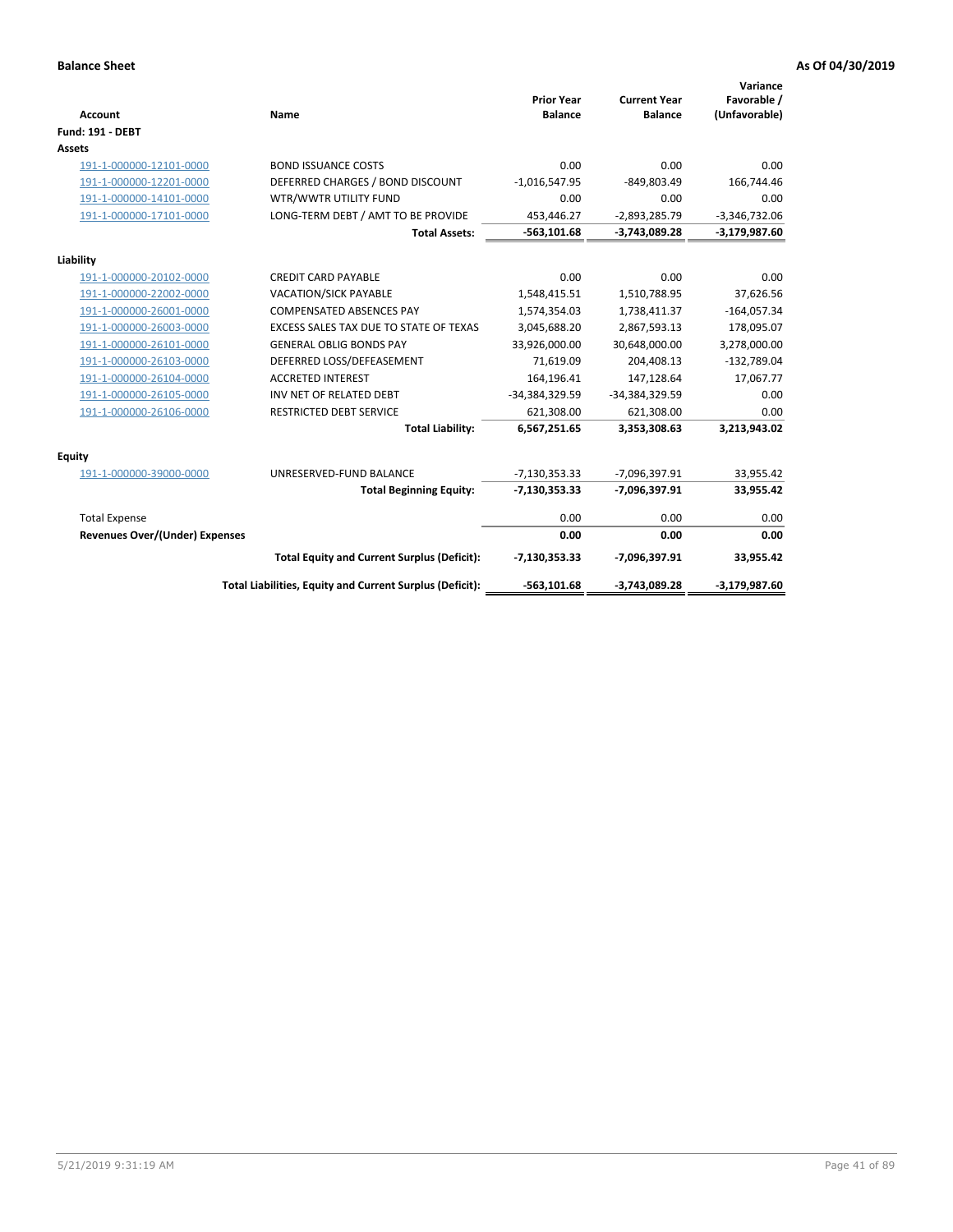**Balance Sheet** **As Of 04/30/2019**

| Account | Name | Prior Year Balance | Current Year Balance | Variance Favorable / (Unfavorable) |
|---|---|---|---|---|
| **Fund: 191 - DEBT** | | | | |
| **Assets** | | | | |
| 191-1-000000-12101-0000 | BOND ISSUANCE COSTS | 0.00 | 0.00 | 0.00 |
| 191-1-000000-12201-0000 | DEFERRED CHARGES / BOND DISCOUNT | -1,016,547.95 | -849,803.49 | 166,744.46 |
| 191-1-000000-14101-0000 | WTR/WWTR UTILITY FUND | 0.00 | 0.00 | 0.00 |
| 191-1-000000-17101-0000 | LONG-TERM DEBT / AMT TO BE PROVIDE | 453,446.27 | -2,893,285.79 | -3,346,732.06 |
| | **Total Assets:** | **-563,101.68** | **-3,743,089.28** | **-3,179,987.60** |
| **Liability** | | | | |
| 191-1-000000-20102-0000 | CREDIT CARD PAYABLE | 0.00 | 0.00 | 0.00 |
| 191-1-000000-22002-0000 | VACATION/SICK PAYABLE | 1,548,415.51 | 1,510,788.95 | 37,626.56 |
| 191-1-000000-26001-0000 | COMPENSATED ABSENCES PAY | 1,574,354.03 | 1,738,411.37 | -164,057.34 |
| 191-1-000000-26003-0000 | EXCESS SALES TAX DUE TO STATE OF TEXAS | 3,045,688.20 | 2,867,593.13 | 178,095.07 |
| 191-1-000000-26101-0000 | GENERAL OBLIG BONDS PAY | 33,926,000.00 | 30,648,000.00 | 3,278,000.00 |
| 191-1-000000-26103-0000 | DEFERRED LOSS/DEFEASEMENT | 71,619.09 | 204,408.13 | -132,789.04 |
| 191-1-000000-26104-0000 | ACCRETED INTEREST | 164,196.41 | 147,128.64 | 17,067.77 |
| 191-1-000000-26105-0000 | INV NET OF RELATED DEBT | -34,384,329.59 | -34,384,329.59 | 0.00 |
| 191-1-000000-26106-0000 | RESTRICTED DEBT SERVICE | 621,308.00 | 621,308.00 | 0.00 |
| | **Total Liability:** | **6,567,251.65** | **3,353,308.63** | **3,213,943.02** |
| **Equity** | | | | |
| 191-1-000000-39000-0000 | UNRESERVED-FUND BALANCE | -7,130,353.33 | -7,096,397.91 | 33,955.42 |
| | **Total Beginning Equity:** | **-7,130,353.33** | **-7,096,397.91** | **33,955.42** |
| Total Expense | | 0.00 | 0.00 | 0.00 |
| **Revenues Over/(Under) Expenses** | | **0.00** | **0.00** | **0.00** |
| | **Total Equity and Current Surplus (Deficit):** | **-7,130,353.33** | **-7,096,397.91** | **33,955.42** |
| | **Total Liabilities, Equity and Current Surplus (Deficit):** | **-563,101.68** | **-3,743,089.28** | **-3,179,987.60** |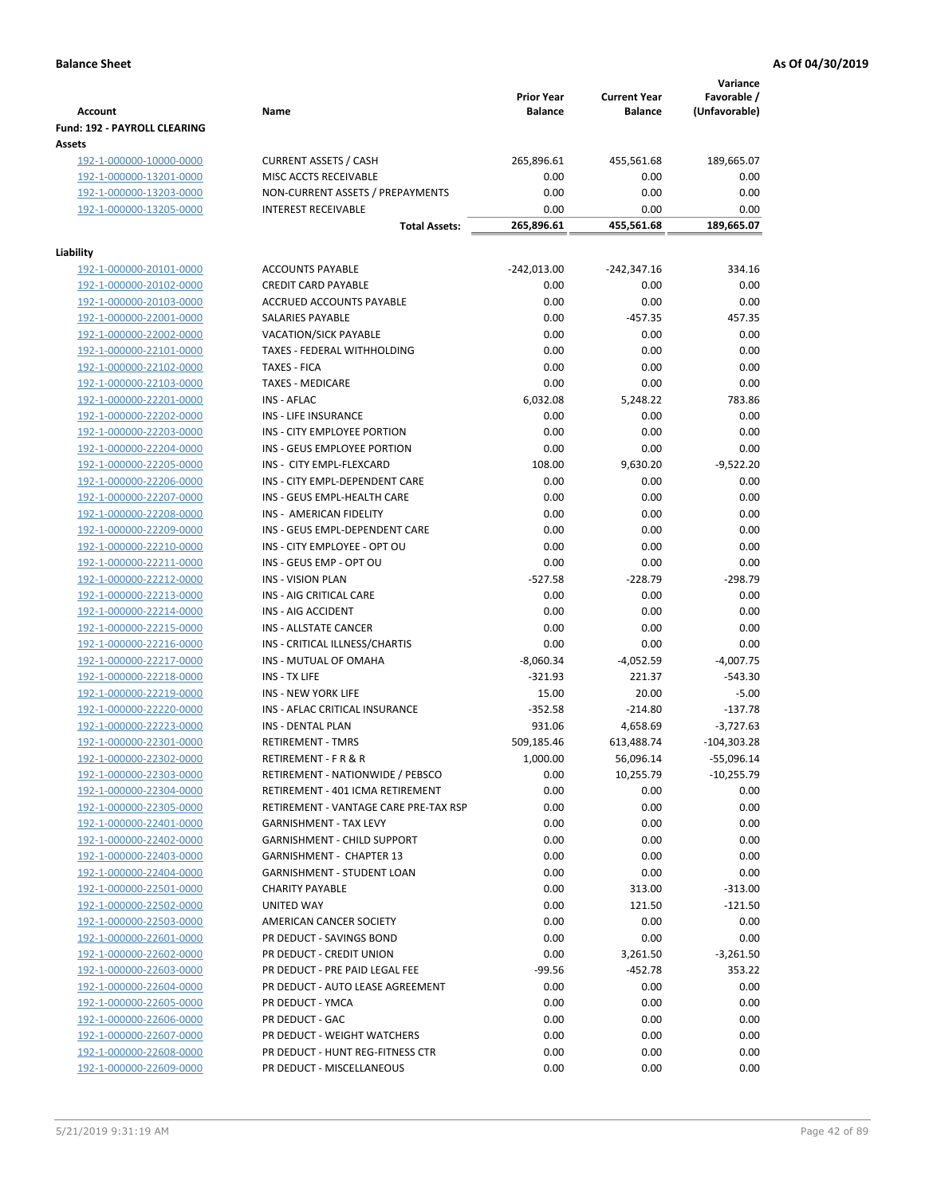**Balance Sheet** **As Of 04/30/2019**

| Account | Name | Prior Year Balance | Current Year Balance | Variance Favorable / (Unfavorable) |
|---|---|---|---|---|
| **Fund: 192 - PAYROLL CLEARING** | | | | |
| **Assets** | | | | |
| 192-1-000000-10000-0000 | CURRENT ASSETS / CASH | 265,896.61 | 455,561.68 | 189,665.07 |
| 192-1-000000-13201-0000 | MISC ACCTS RECEIVABLE | 0.00 | 0.00 | 0.00 |
| 192-1-000000-13203-0000 | NON-CURRENT ASSETS / PREPAYMENTS | 0.00 | 0.00 | 0.00 |
| 192-1-000000-13205-0000 | INTEREST RECEIVABLE | 0.00 | 0.00 | 0.00 |
| | **Total Assets:** | **265,896.61** | **455,561.68** | **189,665.07** |
| **Liability** | | | | |
| 192-1-000000-20101-0000 | ACCOUNTS PAYABLE | -242,013.00 | -242,347.16 | 334.16 |
| 192-1-000000-20102-0000 | CREDIT CARD PAYABLE | 0.00 | 0.00 | 0.00 |
| 192-1-000000-20103-0000 | ACCRUED ACCOUNTS PAYABLE | 0.00 | 0.00 | 0.00 |
| 192-1-000000-22001-0000 | SALARIES PAYABLE | 0.00 | -457.35 | 457.35 |
| 192-1-000000-22002-0000 | VACATION/SICK PAYABLE | 0.00 | 0.00 | 0.00 |
| 192-1-000000-22101-0000 | TAXES - FEDERAL WITHHOLDING | 0.00 | 0.00 | 0.00 |
| 192-1-000000-22102-0000 | TAXES - FICA | 0.00 | 0.00 | 0.00 |
| 192-1-000000-22103-0000 | TAXES - MEDICARE | 0.00 | 0.00 | 0.00 |
| 192-1-000000-22201-0000 | INS - AFLAC | 6,032.08 | 5,248.22 | 783.86 |
| 192-1-000000-22202-0000 | INS - LIFE INSURANCE | 0.00 | 0.00 | 0.00 |
| 192-1-000000-22203-0000 | INS - CITY EMPLOYEE PORTION | 0.00 | 0.00 | 0.00 |
| 192-1-000000-22204-0000 | INS - GEUS EMPLOYEE PORTION | 0.00 | 0.00 | 0.00 |
| 192-1-000000-22205-0000 | INS - CITY EMPL-FLEXCARD | 108.00 | 9,630.20 | -9,522.20 |
| 192-1-000000-22206-0000 | INS - CITY EMPL-DEPENDENT CARE | 0.00 | 0.00 | 0.00 |
| 192-1-000000-22207-0000 | INS - GEUS EMPL-HEALTH CARE | 0.00 | 0.00 | 0.00 |
| 192-1-000000-22208-0000 | INS - AMERICAN FIDELITY | 0.00 | 0.00 | 0.00 |
| 192-1-000000-22209-0000 | INS - GEUS EMPL-DEPENDENT CARE | 0.00 | 0.00 | 0.00 |
| 192-1-000000-22210-0000 | INS - CITY EMPLOYEE - OPT OU | 0.00 | 0.00 | 0.00 |
| 192-1-000000-22211-0000 | INS - GEUS EMP - OPT OU | 0.00 | 0.00 | 0.00 |
| 192-1-000000-22212-0000 | INS - VISION PLAN | -527.58 | -228.79 | -298.79 |
| 192-1-000000-22213-0000 | INS - AIG CRITICAL CARE | 0.00 | 0.00 | 0.00 |
| 192-1-000000-22214-0000 | INS - AIG ACCIDENT | 0.00 | 0.00 | 0.00 |
| 192-1-000000-22215-0000 | INS - ALLSTATE CANCER | 0.00 | 0.00 | 0.00 |
| 192-1-000000-22216-0000 | INS - CRITICAL ILLNESS/CHARTIS | 0.00 | 0.00 | 0.00 |
| 192-1-000000-22217-0000 | INS - MUTUAL OF OMAHA | -8,060.34 | -4,052.59 | -4,007.75 |
| 192-1-000000-22218-0000 | INS - TX LIFE | -321.93 | 221.37 | -543.30 |
| 192-1-000000-22219-0000 | INS - NEW YORK LIFE | 15.00 | 20.00 | -5.00 |
| 192-1-000000-22220-0000 | INS - AFLAC CRITICAL INSURANCE | -352.58 | -214.80 | -137.78 |
| 192-1-000000-22223-0000 | INS - DENTAL PLAN | 931.06 | 4,658.69 | -3,727.63 |
| 192-1-000000-22301-0000 | RETIREMENT - TMRS | 509,185.46 | 613,488.74 | -104,303.28 |
| 192-1-000000-22302-0000 | RETIREMENT - F R & R | 1,000.00 | 56,096.14 | -55,096.14 |
| 192-1-000000-22303-0000 | RETIREMENT - NATIONWIDE / PEBSCO | 0.00 | 10,255.79 | -10,255.79 |
| 192-1-000000-22304-0000 | RETIREMENT - 401 ICMA RETIREMENT | 0.00 | 0.00 | 0.00 |
| 192-1-000000-22305-0000 | RETIREMENT - VANTAGE CARE PRE-TAX RSP | 0.00 | 0.00 | 0.00 |
| 192-1-000000-22401-0000 | GARNISHMENT - TAX LEVY | 0.00 | 0.00 | 0.00 |
| 192-1-000000-22402-0000 | GARNISHMENT - CHILD SUPPORT | 0.00 | 0.00 | 0.00 |
| 192-1-000000-22403-0000 | GARNISHMENT - CHAPTER 13 | 0.00 | 0.00 | 0.00 |
| 192-1-000000-22404-0000 | GARNISHMENT - STUDENT LOAN | 0.00 | 0.00 | 0.00 |
| 192-1-000000-22501-0000 | CHARITY PAYABLE | 0.00 | 313.00 | -313.00 |
| 192-1-000000-22502-0000 | UNITED WAY | 0.00 | 121.50 | -121.50 |
| 192-1-000000-22503-0000 | AMERICAN CANCER SOCIETY | 0.00 | 0.00 | 0.00 |
| 192-1-000000-22601-0000 | PR DEDUCT - SAVINGS BOND | 0.00 | 0.00 | 0.00 |
| 192-1-000000-22602-0000 | PR DEDUCT - CREDIT UNION | 0.00 | 3,261.50 | -3,261.50 |
| 192-1-000000-22603-0000 | PR DEDUCT - PRE PAID LEGAL FEE | -99.56 | -452.78 | 353.22 |
| 192-1-000000-22604-0000 | PR DEDUCT - AUTO LEASE AGREEMENT | 0.00 | 0.00 | 0.00 |
| 192-1-000000-22605-0000 | PR DEDUCT - YMCA | 0.00 | 0.00 | 0.00 |
| 192-1-000000-22606-0000 | PR DEDUCT - GAC | 0.00 | 0.00 | 0.00 |
| 192-1-000000-22607-0000 | PR DEDUCT - WEIGHT WATCHERS | 0.00 | 0.00 | 0.00 |
| 192-1-000000-22608-0000 | PR DEDUCT - HUNT REG-FITNESS CTR | 0.00 | 0.00 | 0.00 |
| 192-1-000000-22609-0000 | PR DEDUCT - MISCELLANEOUS | 0.00 | 0.00 | 0.00 |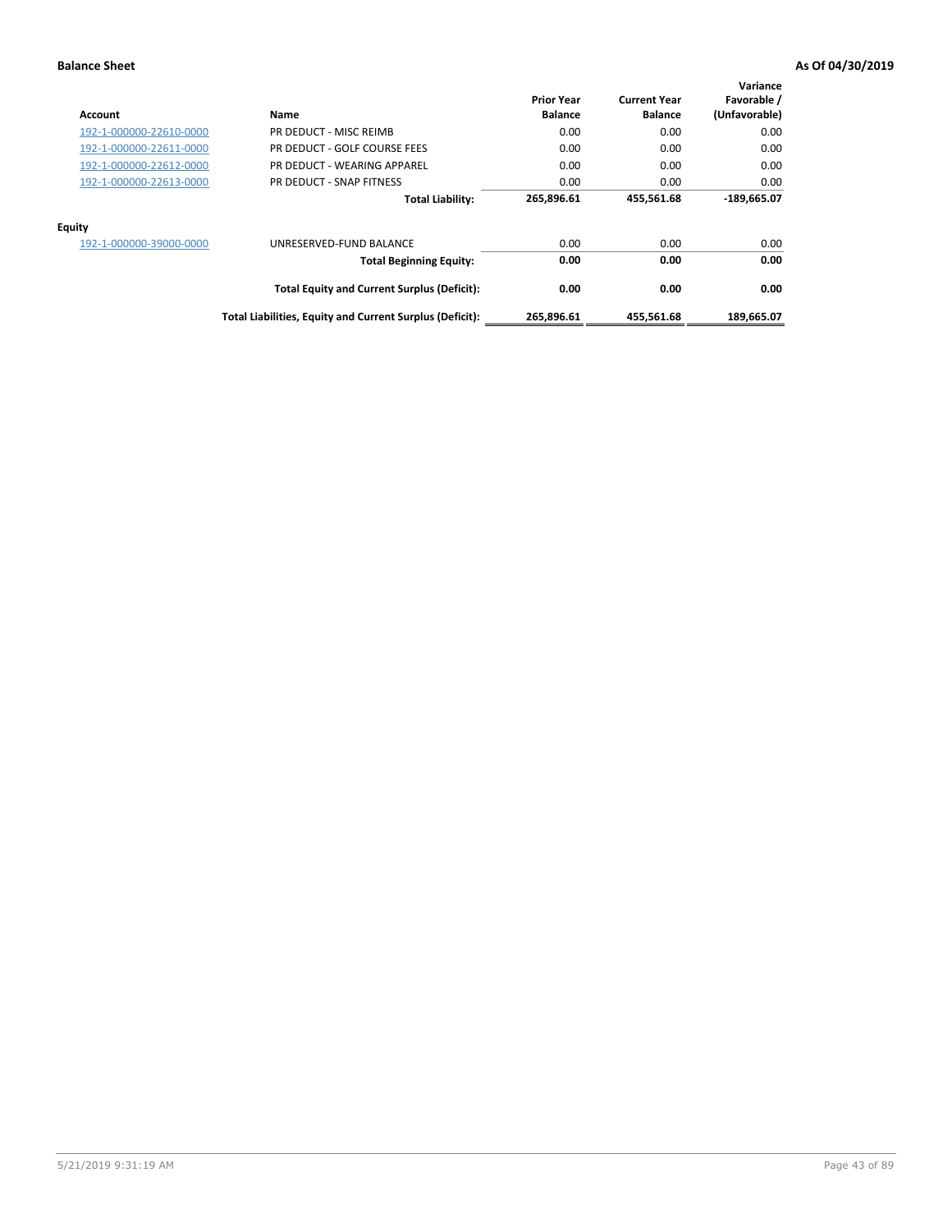| Account | Name | Prior Year Balance | Current Year Balance | Variance Favorable / (Unfavorable) |
|---|---|---|---|---|
| 192-1-000000-22610-0000 | PR DEDUCT - MISC REIMB | 0.00 | 0.00 | 0.00 |
| 192-1-000000-22611-0000 | PR DEDUCT - GOLF COURSE FEES | 0.00 | 0.00 | 0.00 |
| 192-1-000000-22612-0000 | PR DEDUCT - WEARING APPAREL | 0.00 | 0.00 | 0.00 |
| 192-1-000000-22613-0000 | PR DEDUCT - SNAP FITNESS | 0.00 | 0.00 | 0.00 |
| | **Total Liability:** | **265,896.61** | **455,561.68** | **-189,665.07** |
| **Equity** | | | | |
| 192-1-000000-39000-0000 | UNRESERVED-FUND BALANCE | 0.00 | 0.00 | 0.00 |
| | **Total Beginning Equity:** | **0.00** | **0.00** | **0.00** |
| | **Total Equity and Current Surplus (Deficit):** | **0.00** | **0.00** | **0.00** |
| | **Total Liabilities, Equity and Current Surplus (Deficit):** | **265,896.61** | **455,561.68** | **189,665.07** |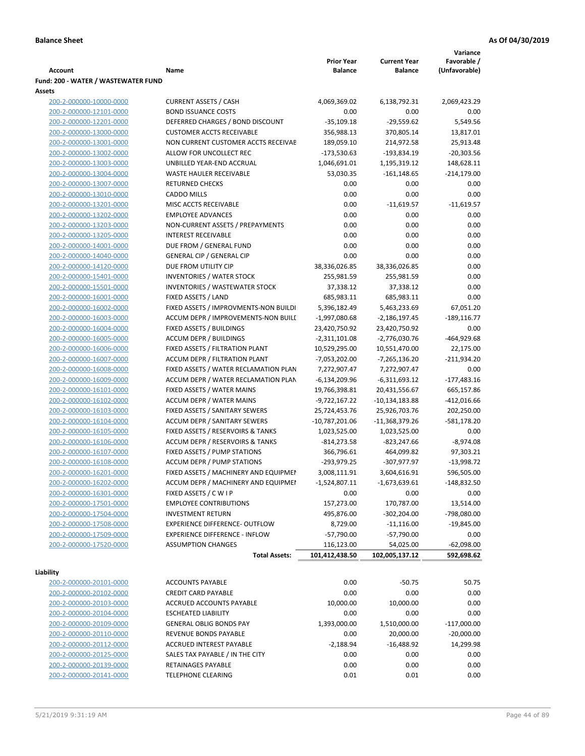**Balance Sheet** **As Of 04/30/2019**

| Account | Name | Prior Year Balance | Current Year Balance | Variance Favorable / (Unfavorable) |
|---|---|---|---|---|
| **Fund: 200 - WATER / WASTEWATER FUND** | | | | |
| **Assets** | | | | |
| 200-2-000000-10000-0000 | CURRENT ASSETS / CASH | 4,069,369.02 | 6,138,792.31 | 2,069,423.29 |
| 200-2-000000-12101-0000 | BOND ISSUANCE COSTS | 0.00 | 0.00 | 0.00 |
| 200-2-000000-12201-0000 | DEFERRED CHARGES / BOND DISCOUNT | -35,109.18 | -29,559.62 | 5,549.56 |
| 200-2-000000-13000-0000 | CUSTOMER ACCTS RECEIVABLE | 356,988.13 | 370,805.14 | 13,817.01 |
| 200-2-000000-13001-0000 | NON CURRENT CUSTOMER ACCTS RECEIVAE | 189,059.10 | 214,972.58 | 25,913.48 |
| 200-2-000000-13002-0000 | ALLOW FOR UNCOLLECT REC | -173,530.63 | -193,834.19 | -20,303.56 |
| 200-2-000000-13003-0000 | UNBILLED YEAR-END ACCRUAL | 1,046,691.01 | 1,195,319.12 | 148,628.11 |
| 200-2-000000-13004-0000 | WASTE HAULER RECEIVABLE | 53,030.35 | -161,148.65 | -214,179.00 |
| 200-2-000000-13007-0000 | RETURNED CHECKS | 0.00 | 0.00 | 0.00 |
| 200-2-000000-13010-0000 | CADDO MILLS | 0.00 | 0.00 | 0.00 |
| 200-2-000000-13201-0000 | MISC ACCTS RECEIVABLE | 0.00 | -11,619.57 | -11,619.57 |
| 200-2-000000-13202-0000 | EMPLOYEE ADVANCES | 0.00 | 0.00 | 0.00 |
| 200-2-000000-13203-0000 | NON-CURRENT ASSETS / PREPAYMENTS | 0.00 | 0.00 | 0.00 |
| 200-2-000000-13205-0000 | INTEREST RECEIVABLE | 0.00 | 0.00 | 0.00 |
| 200-2-000000-14001-0000 | DUE FROM / GENERAL FUND | 0.00 | 0.00 | 0.00 |
| 200-2-000000-14040-0000 | GENERAL CIP / GENERAL CIP | 0.00 | 0.00 | 0.00 |
| 200-2-000000-14120-0000 | DUE FROM UTILITY CIP | 38,336,026.85 | 38,336,026.85 | 0.00 |
| 200-2-000000-15401-0000 | INVENTORIES / WATER STOCK | 255,981.59 | 255,981.59 | 0.00 |
| 200-2-000000-15501-0000 | INVENTORIES / WASTEWATER STOCK | 37,338.12 | 37,338.12 | 0.00 |
| 200-2-000000-16001-0000 | FIXED ASSETS / LAND | 685,983.11 | 685,983.11 | 0.00 |
| 200-2-000000-16002-0000 | FIXED ASSETS / IMPROVMENTS-NON BUILDI | 5,396,182.49 | 5,463,233.69 | 67,051.20 |
| 200-2-000000-16003-0000 | ACCUM DEPR / IMPROVEMENTS-NON BUILI | -1,997,080.68 | -2,186,197.45 | -189,116.77 |
| 200-2-000000-16004-0000 | FIXED ASSETS / BUILDINGS | 23,420,750.92 | 23,420,750.92 | 0.00 |
| 200-2-000000-16005-0000 | ACCUM DEPR / BUILDINGS | -2,311,101.08 | -2,776,030.76 | -464,929.68 |
| 200-2-000000-16006-0000 | FIXED ASSETS / FILTRATION PLANT | 10,529,295.00 | 10,551,470.00 | 22,175.00 |
| 200-2-000000-16007-0000 | ACCUM DEPR / FILTRATION PLANT | -7,053,202.00 | -7,265,136.20 | -211,934.20 |
| 200-2-000000-16008-0000 | FIXED ASSETS / WATER RECLAMATION PLAN | 7,272,907.47 | 7,272,907.47 | 0.00 |
| 200-2-000000-16009-0000 | ACCUM DEPR / WATER RECLAMATION PLAN | -6,134,209.96 | -6,311,693.12 | -177,483.16 |
| 200-2-000000-16101-0000 | FIXED ASSETS / WATER MAINS | 19,766,398.81 | 20,431,556.67 | 665,157.86 |
| 200-2-000000-16102-0000 | ACCUM DEPR / WATER MAINS | -9,722,167.22 | -10,134,183.88 | -412,016.66 |
| 200-2-000000-16103-0000 | FIXED ASSETS / SANITARY SEWERS | 25,724,453.76 | 25,926,703.76 | 202,250.00 |
| 200-2-000000-16104-0000 | ACCUM DEPR / SANITARY SEWERS | -10,787,201.06 | -11,368,379.26 | -581,178.20 |
| 200-2-000000-16105-0000 | FIXED ASSETS / RESERVOIRS & TANKS | 1,023,525.00 | 1,023,525.00 | 0.00 |
| 200-2-000000-16106-0000 | ACCUM DEPR / RESERVOIRS & TANKS | -814,273.58 | -823,247.66 | -8,974.08 |
| 200-2-000000-16107-0000 | FIXED ASSETS / PUMP STATIONS | 366,796.61 | 464,099.82 | 97,303.21 |
| 200-2-000000-16108-0000 | ACCUM DEPR / PUMP STATIONS | -293,979.25 | -307,977.97 | -13,998.72 |
| 200-2-000000-16201-0000 | FIXED ASSETS / MACHINERY AND EQUIPMEI | 3,008,111.91 | 3,604,616.91 | 596,505.00 |
| 200-2-000000-16202-0000 | ACCUM DEPR / MACHINERY AND EQUIPMEI | -1,524,807.11 | -1,673,639.61 | -148,832.50 |
| 200-2-000000-16301-0000 | FIXED ASSETS / C W I P | 0.00 | 0.00 | 0.00 |
| 200-2-000000-17501-0000 | EMPLOYEE CONTRIBUTIONS | 157,273.00 | 170,787.00 | 13,514.00 |
| 200-2-000000-17504-0000 | INVESTMENT RETURN | 495,876.00 | -302,204.00 | -798,080.00 |
| 200-2-000000-17508-0000 | EXPERIENCE DIFFERENCE- OUTFLOW | 8,729.00 | -11,116.00 | -19,845.00 |
| 200-2-000000-17509-0000 | EXPERIENCE DIFFERENCE - INFLOW | -57,790.00 | -57,790.00 | 0.00 |
| 200-2-000000-17520-0000 | ASSUMPTION CHANGES | 116,123.00 | 54,025.00 | -62,098.00 |
| | **Total Assets:** | **101,412,438.50** | **102,005,137.12** | **592,698.62** |
| **Liability** | | | | |
| 200-2-000000-20101-0000 | ACCOUNTS PAYABLE | 0.00 | -50.75 | 50.75 |
| 200-2-000000-20102-0000 | CREDIT CARD PAYABLE | 0.00 | 0.00 | 0.00 |
| 200-2-000000-20103-0000 | ACCRUED ACCOUNTS PAYABLE | 10,000.00 | 10,000.00 | 0.00 |
| 200-2-000000-20104-0000 | ESCHEATED LIABILITY | 0.00 | 0.00 | 0.00 |
| 200-2-000000-20109-0000 | GENERAL OBLIG BONDS PAY | 1,393,000.00 | 1,510,000.00 | -117,000.00 |
| 200-2-000000-20110-0000 | REVENUE BONDS PAYABLE | 0.00 | 20,000.00 | -20,000.00 |
| 200-2-000000-20112-0000 | ACCRUED INTEREST PAYABLE | -2,188.94 | -16,488.92 | 14,299.98 |
| 200-2-000000-20125-0000 | SALES TAX PAYABLE / IN THE CITY | 0.00 | 0.00 | 0.00 |
| 200-2-000000-20139-0000 | RETAINAGES PAYABLE | 0.00 | 0.00 | 0.00 |
| 200-2-000000-20141-0000 | TELEPHONE CLEARING | 0.01 | 0.01 | 0.00 |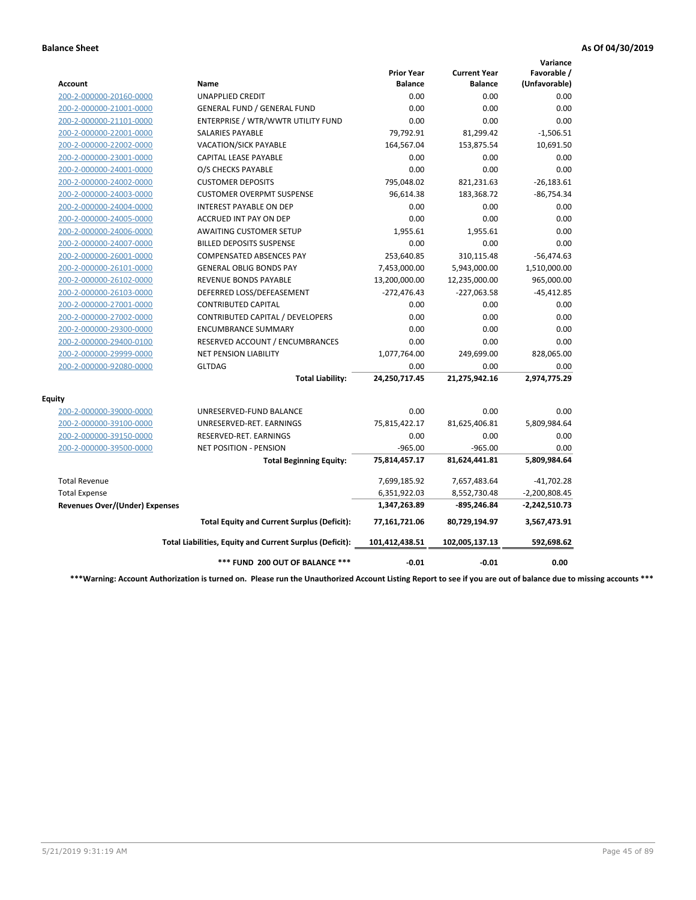**Balance Sheet** **As Of 04/30/2019**

| Account | Name | Prior Year Balance | Current Year Balance | Variance Favorable / (Unfavorable) |
|---|---|---|---|---|
| 200-2-000000-20160-0000 | UNAPPLIED CREDIT | 0.00 | 0.00 | 0.00 |
| 200-2-000000-21001-0000 | GENERAL FUND / GENERAL FUND | 0.00 | 0.00 | 0.00 |
| 200-2-000000-21101-0000 | ENTERPRISE / WTR/WWTR UTILITY FUND | 0.00 | 0.00 | 0.00 |
| 200-2-000000-22001-0000 | SALARIES PAYABLE | 79,792.91 | 81,299.42 | -1,506.51 |
| 200-2-000000-22002-0000 | VACATION/SICK PAYABLE | 164,567.04 | 153,875.54 | 10,691.50 |
| 200-2-000000-23001-0000 | CAPITAL LEASE PAYABLE | 0.00 | 0.00 | 0.00 |
| 200-2-000000-24001-0000 | O/S CHECKS PAYABLE | 0.00 | 0.00 | 0.00 |
| 200-2-000000-24002-0000 | CUSTOMER DEPOSITS | 795,048.02 | 821,231.63 | -26,183.61 |
| 200-2-000000-24003-0000 | CUSTOMER OVERPMT SUSPENSE | 96,614.38 | 183,368.72 | -86,754.34 |
| 200-2-000000-24004-0000 | INTEREST PAYABLE ON DEP | 0.00 | 0.00 | 0.00 |
| 200-2-000000-24005-0000 | ACCRUED INT PAY ON DEP | 0.00 | 0.00 | 0.00 |
| 200-2-000000-24006-0000 | AWAITING CUSTOMER SETUP | 1,955.61 | 1,955.61 | 0.00 |
| 200-2-000000-24007-0000 | BILLED DEPOSITS SUSPENSE | 0.00 | 0.00 | 0.00 |
| 200-2-000000-26001-0000 | COMPENSATED ABSENCES PAY | 253,640.85 | 310,115.48 | -56,474.63 |
| 200-2-000000-26101-0000 | GENERAL OBLIG BONDS PAY | 7,453,000.00 | 5,943,000.00 | 1,510,000.00 |
| 200-2-000000-26102-0000 | REVENUE BONDS PAYABLE | 13,200,000.00 | 12,235,000.00 | 965,000.00 |
| 200-2-000000-26103-0000 | DEFERRED LOSS/DEFEASEMENT | -272,476.43 | -227,063.58 | -45,412.85 |
| 200-2-000000-27001-0000 | CONTRIBUTED CAPITAL | 0.00 | 0.00 | 0.00 |
| 200-2-000000-27002-0000 | CONTRIBUTED CAPITAL / DEVELOPERS | 0.00 | 0.00 | 0.00 |
| 200-2-000000-29300-0000 | ENCUMBRANCE SUMMARY | 0.00 | 0.00 | 0.00 |
| 200-2-000000-29400-0100 | RESERVED ACCOUNT / ENCUMBRANCES | 0.00 | 0.00 | 0.00 |
| 200-2-000000-29999-0000 | NET PENSION LIABILITY | 1,077,764.00 | 249,699.00 | 828,065.00 |
| 200-2-000000-92080-0000 | GLTDAG | 0.00 | 0.00 | 0.00 |
| | **Total Liability:** | **24,250,717.45** | **21,275,942.16** | **2,974,775.29** |
| **Equity** | | | | |
| 200-2-000000-39000-0000 | UNRESERVED-FUND BALANCE | 0.00 | 0.00 | 0.00 |
| 200-2-000000-39100-0000 | UNRESERVED-RET. EARNINGS | 75,815,422.17 | 81,625,406.81 | 5,809,984.64 |
| 200-2-000000-39150-0000 | RESERVED-RET. EARNINGS | 0.00 | 0.00 | 0.00 |
| 200-2-000000-39500-0000 | NET POSITION - PENSION | -965.00 | -965.00 | 0.00 |
| | **Total Beginning Equity:** | **75,814,457.17** | **81,624,441.81** | **5,809,984.64** |
| Total Revenue | | 7,699,185.92 | 7,657,483.64 | -41,702.28 |
| Total Expense | | 6,351,922.03 | 8,552,730.48 | -2,200,808.45 |
| **Revenues Over/(Under) Expenses** | | **1,347,263.89** | **-895,246.84** | **-2,242,510.73** |
| | **Total Equity and Current Surplus (Deficit):** | **77,161,721.06** | **80,729,194.97** | **3,567,473.91** |
| | **Total Liabilities, Equity and Current Surplus (Deficit):** | **101,412,438.51** | **102,005,137.13** | **592,698.62** |
| | **\*\*\* FUND 200 OUT OF BALANCE \*\*\*** | **-0.01** | **-0.01** | **0.00** |

**\*\*\*Warning: Account Authorization is turned on. Please run the Unauthorized Account Listing Report to see if you are out of balance due to missing accounts \*\*\***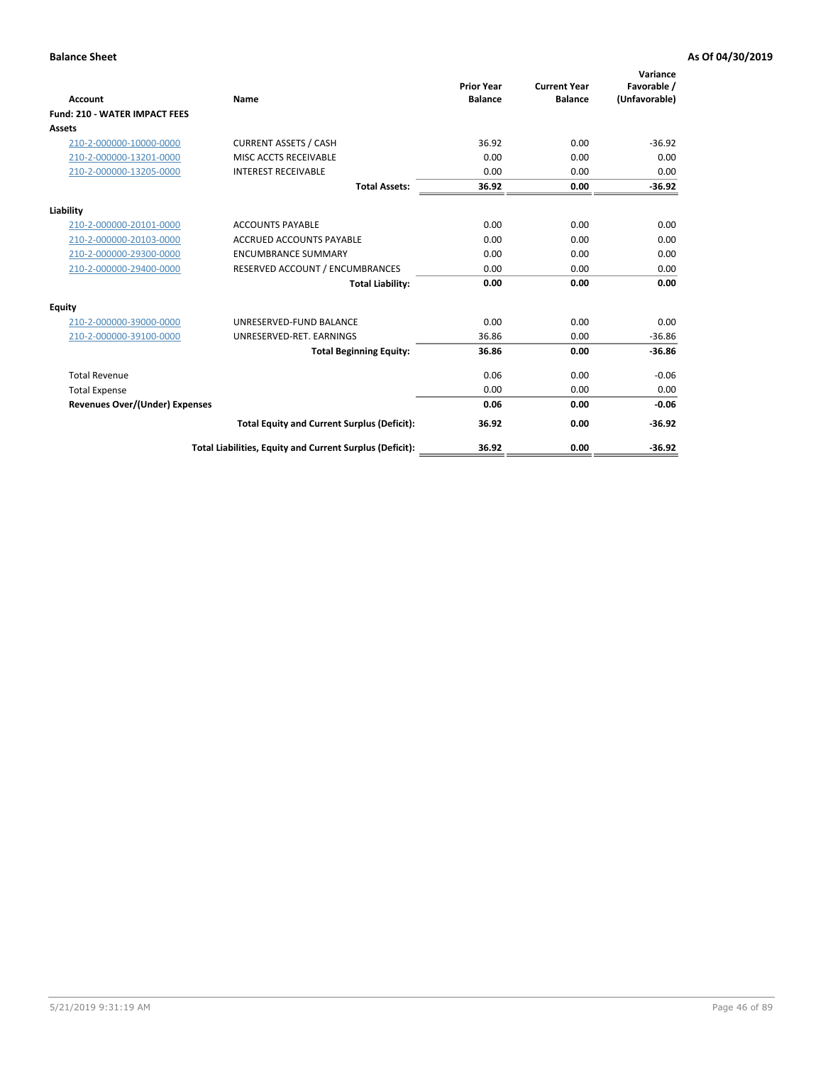**Balance Sheet** **As Of 04/30/2019**

| Account | Name | Prior Year Balance | Current Year Balance | Variance Favorable / (Unfavorable) |
|---|---|---|---|---|
| **Fund: 210 - WATER IMPACT FEES** | | | | |
| **Assets** | | | | |
| 210-2-000000-10000-0000 | CURRENT ASSETS / CASH | 36.92 | 0.00 | -36.92 |
| 210-2-000000-13201-0000 | MISC ACCTS RECEIVABLE | 0.00 | 0.00 | 0.00 |
| 210-2-000000-13205-0000 | INTEREST RECEIVABLE | 0.00 | 0.00 | 0.00 |
| | **Total Assets:** | **36.92** | **0.00** | **-36.92** |
| **Liability** | | | | |
| 210-2-000000-20101-0000 | ACCOUNTS PAYABLE | 0.00 | 0.00 | 0.00 |
| 210-2-000000-20103-0000 | ACCRUED ACCOUNTS PAYABLE | 0.00 | 0.00 | 0.00 |
| 210-2-000000-29300-0000 | ENCUMBRANCE SUMMARY | 0.00 | 0.00 | 0.00 |
| 210-2-000000-29400-0000 | RESERVED ACCOUNT / ENCUMBRANCES | 0.00 | 0.00 | 0.00 |
| | **Total Liability:** | **0.00** | **0.00** | **0.00** |
| **Equity** | | | | |
| 210-2-000000-39000-0000 | UNRESERVED-FUND BALANCE | 0.00 | 0.00 | 0.00 |
| 210-2-000000-39100-0000 | UNRESERVED-RET. EARNINGS | 36.86 | 0.00 | -36.86 |
| | **Total Beginning Equity:** | **36.86** | **0.00** | **-36.86** |
| Total Revenue | | 0.06 | 0.00 | -0.06 |
| Total Expense | | 0.00 | 0.00 | 0.00 |
| **Revenues Over/(Under) Expenses** | | **0.06** | **0.00** | **-0.06** |
| | **Total Equity and Current Surplus (Deficit):** | **36.92** | **0.00** | **-36.92** |
| | **Total Liabilities, Equity and Current Surplus (Deficit):** | **36.92** | **0.00** | **-36.92** |

5/21/2019 9:31:19 AM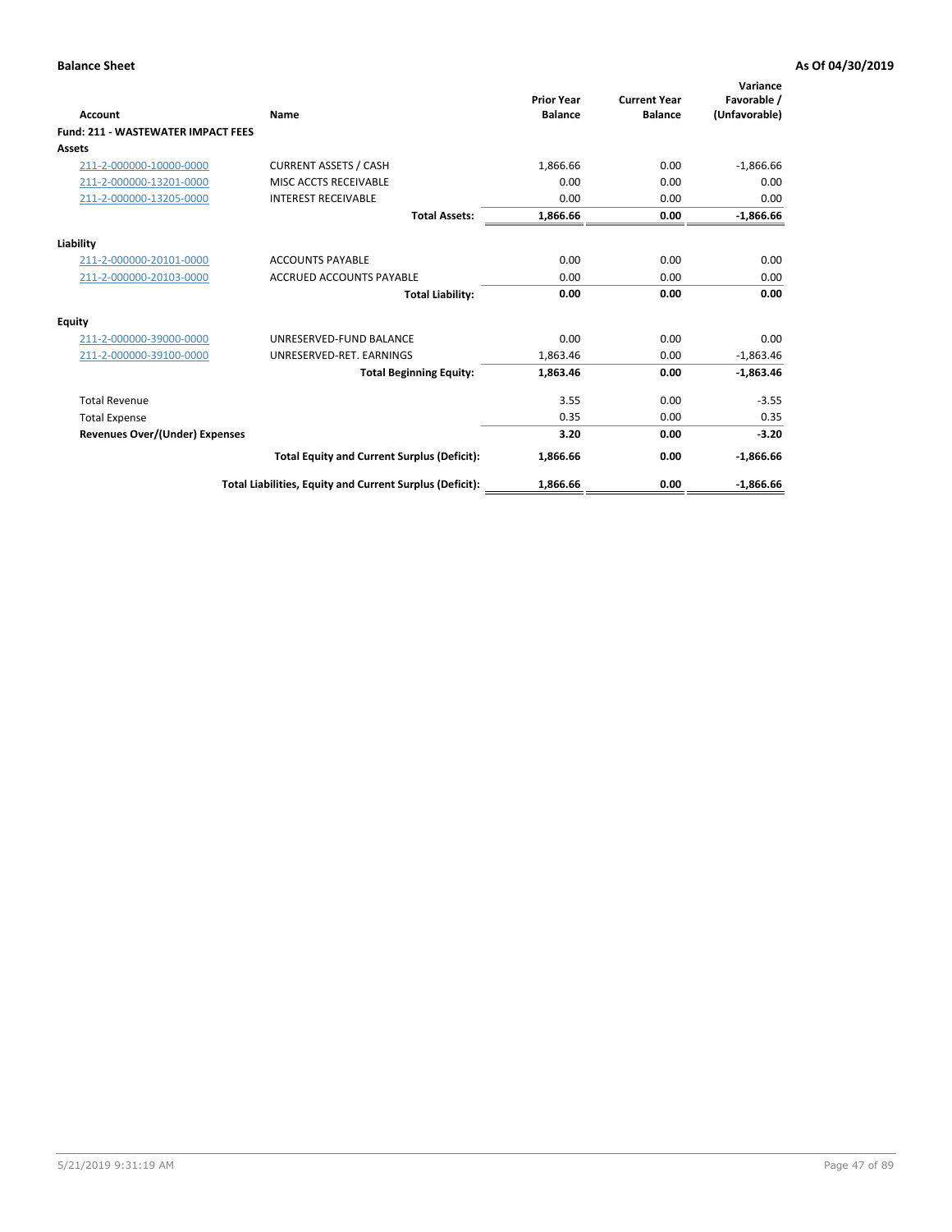**Balance Sheet** **As Of 04/30/2019**

| Account | Name | Prior Year Balance | Current Year Balance | Variance Favorable / (Unfavorable) |
|---|---|---|---|---|
| **Fund: 211 - WASTEWATER IMPACT FEES** | | | | |
| **Assets** | | | | |
| 211-2-000000-10000-0000 | CURRENT ASSETS / CASH | 1,866.66 | 0.00 | -1,866.66 |
| 211-2-000000-13201-0000 | MISC ACCTS RECEIVABLE | 0.00 | 0.00 | 0.00 |
| 211-2-000000-13205-0000 | INTEREST RECEIVABLE | 0.00 | 0.00 | 0.00 |
| | **Total Assets:** | **1,866.66** | **0.00** | **-1,866.66** |
| **Liability** | | | | |
| 211-2-000000-20101-0000 | ACCOUNTS PAYABLE | 0.00 | 0.00 | 0.00 |
| 211-2-000000-20103-0000 | ACCRUED ACCOUNTS PAYABLE | 0.00 | 0.00 | 0.00 |
| | **Total Liability:** | **0.00** | **0.00** | **0.00** |
| **Equity** | | | | |
| 211-2-000000-39000-0000 | UNRESERVED-FUND BALANCE | 0.00 | 0.00 | 0.00 |
| 211-2-000000-39100-0000 | UNRESERVED-RET. EARNINGS | 1,863.46 | 0.00 | -1,863.46 |
| | **Total Beginning Equity:** | **1,863.46** | **0.00** | **-1,863.46** |
| Total Revenue | | 3.55 | 0.00 | -3.55 |
| Total Expense | | 0.35 | 0.00 | 0.35 |
| **Revenues Over/(Under) Expenses** | | **3.20** | **0.00** | **-3.20** |
| | **Total Equity and Current Surplus (Deficit):** | **1,866.66** | **0.00** | **-1,866.66** |
| | **Total Liabilities, Equity and Current Surplus (Deficit):** | **1,866.66** | **0.00** | **-1,866.66** |

5/21/2019 9:31:19 AM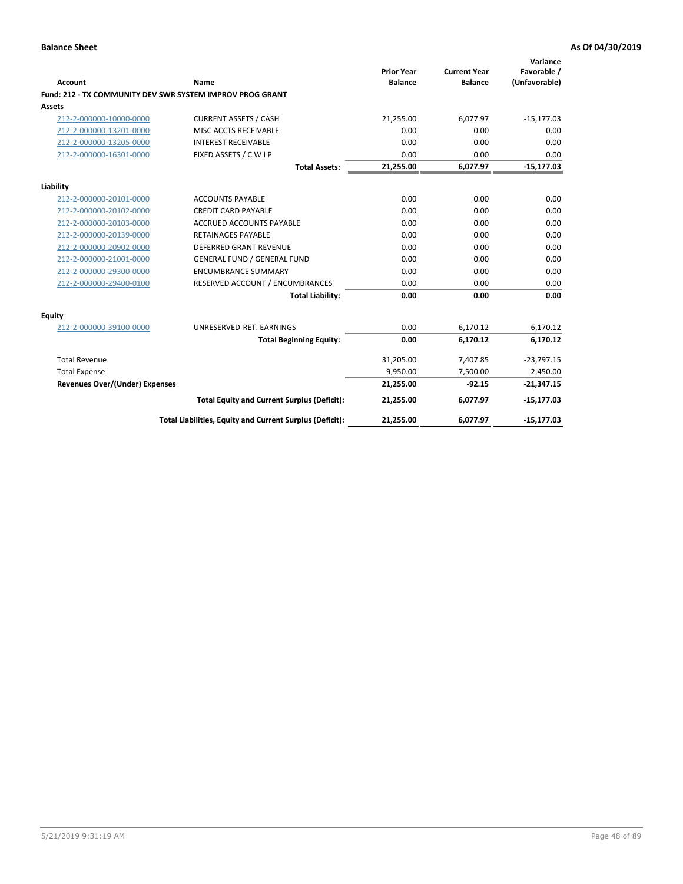**Balance Sheet** **As Of 04/30/2019**

| Account | Name | Prior Year Balance | Current Year Balance | Variance Favorable / (Unfavorable) |
|---|---|---|---|---|
| **Fund: 212 - TX COMMUNITY DEV SWR SYSTEM IMPROV PROG GRANT** | | | | |
| **Assets** | | | | |
| 212-2-000000-10000-0000 | CURRENT ASSETS / CASH | 21,255.00 | 6,077.97 | -15,177.03 |
| 212-2-000000-13201-0000 | MISC ACCTS RECEIVABLE | 0.00 | 0.00 | 0.00 |
| 212-2-000000-13205-0000 | INTEREST RECEIVABLE | 0.00 | 0.00 | 0.00 |
| 212-2-000000-16301-0000 | FIXED ASSETS / C W I P | 0.00 | 0.00 | 0.00 |
| | **Total Assets:** | **21,255.00** | **6,077.97** | **-15,177.03** |
| **Liability** | | | | |
| 212-2-000000-20101-0000 | ACCOUNTS PAYABLE | 0.00 | 0.00 | 0.00 |
| 212-2-000000-20102-0000 | CREDIT CARD PAYABLE | 0.00 | 0.00 | 0.00 |
| 212-2-000000-20103-0000 | ACCRUED ACCOUNTS PAYABLE | 0.00 | 0.00 | 0.00 |
| 212-2-000000-20139-0000 | RETAINAGES PAYABLE | 0.00 | 0.00 | 0.00 |
| 212-2-000000-20902-0000 | DEFERRED GRANT REVENUE | 0.00 | 0.00 | 0.00 |
| 212-2-000000-21001-0000 | GENERAL FUND / GENERAL FUND | 0.00 | 0.00 | 0.00 |
| 212-2-000000-29300-0000 | ENCUMBRANCE SUMMARY | 0.00 | 0.00 | 0.00 |
| 212-2-000000-29400-0100 | RESERVED ACCOUNT / ENCUMBRANCES | 0.00 | 0.00 | 0.00 |
| | **Total Liability:** | **0.00** | **0.00** | **0.00** |
| **Equity** | | | | |
| 212-2-000000-39100-0000 | UNRESERVED-RET. EARNINGS | 0.00 | 6,170.12 | 6,170.12 |
| | **Total Beginning Equity:** | **0.00** | **6,170.12** | **6,170.12** |
| Total Revenue | | 31,205.00 | 7,407.85 | -23,797.15 |
| Total Expense | | 9,950.00 | 7,500.00 | 2,450.00 |
| **Revenues Over/(Under) Expenses** | | **21,255.00** | **-92.15** | **-21,347.15** |
| | **Total Equity and Current Surplus (Deficit):** | **21,255.00** | **6,077.97** | **-15,177.03** |
| | **Total Liabilities, Equity and Current Surplus (Deficit):** | **21,255.00** | **6,077.97** | **-15,177.03** |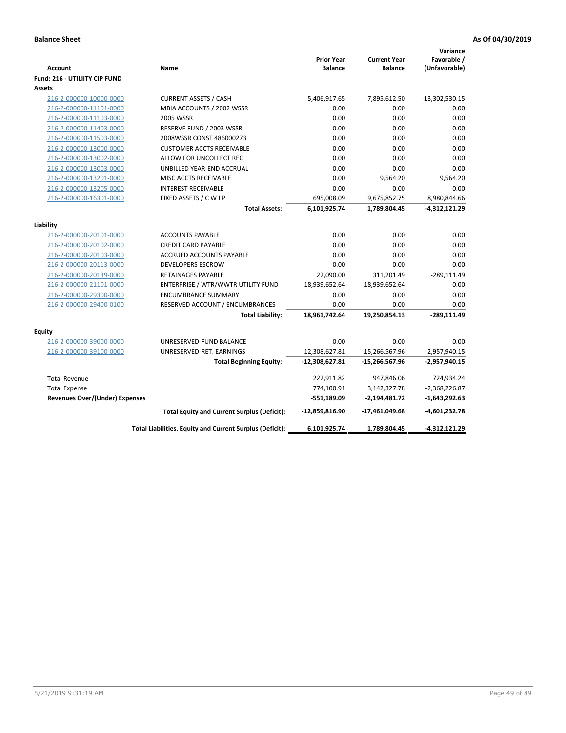**Balance Sheet** | **As Of 04/30/2019**

| Account | Name | Prior Year Balance | Current Year Balance | Variance Favorable / (Unfavorable) |
|---|---|---|---|---|
| **Fund: 216 - UTILIITY CIP FUND** | | | | |
| **Assets** | | | | |
| 216-2-000000-10000-0000 | CURRENT ASSETS / CASH | 5,406,917.65 | -7,895,612.50 | -13,302,530.15 |
| 216-2-000000-11101-0000 | MBIA ACCOUNTS / 2002 WSSR | 0.00 | 0.00 | 0.00 |
| 216-2-000000-11103-0000 | 2005 WSSR | 0.00 | 0.00 | 0.00 |
| 216-2-000000-11403-0000 | RESERVE FUND / 2003 WSSR | 0.00 | 0.00 | 0.00 |
| 216-2-000000-11503-0000 | 2008WSSR CONST 486000273 | 0.00 | 0.00 | 0.00 |
| 216-2-000000-13000-0000 | CUSTOMER ACCTS RECEIVABLE | 0.00 | 0.00 | 0.00 |
| 216-2-000000-13002-0000 | ALLOW FOR UNCOLLECT REC | 0.00 | 0.00 | 0.00 |
| 216-2-000000-13003-0000 | UNBILLED YEAR-END ACCRUAL | 0.00 | 0.00 | 0.00 |
| 216-2-000000-13201-0000 | MISC ACCTS RECEIVABLE | 0.00 | 9,564.20 | 9,564.20 |
| 216-2-000000-13205-0000 | INTEREST RECEIVABLE | 0.00 | 0.00 | 0.00 |
| 216-2-000000-16301-0000 | FIXED ASSETS / C W I P | 695,008.09 | 9,675,852.75 | 8,980,844.66 |
| | **Total Assets:** | **6,101,925.74** | **1,789,804.45** | **-4,312,121.29** |
| **Liability** | | | | |
| 216-2-000000-20101-0000 | ACCOUNTS PAYABLE | 0.00 | 0.00 | 0.00 |
| 216-2-000000-20102-0000 | CREDIT CARD PAYABLE | 0.00 | 0.00 | 0.00 |
| 216-2-000000-20103-0000 | ACCRUED ACCOUNTS PAYABLE | 0.00 | 0.00 | 0.00 |
| 216-2-000000-20113-0000 | DEVELOPERS ESCROW | 0.00 | 0.00 | 0.00 |
| 216-2-000000-20139-0000 | RETAINAGES PAYABLE | 22,090.00 | 311,201.49 | -289,111.49 |
| 216-2-000000-21101-0000 | ENTERPRISE / WTR/WWTR UTILITY FUND | 18,939,652.64 | 18,939,652.64 | 0.00 |
| 216-2-000000-29300-0000 | ENCUMBRANCE SUMMARY | 0.00 | 0.00 | 0.00 |
| 216-2-000000-29400-0100 | RESERVED ACCOUNT / ENCUMBRANCES | 0.00 | 0.00 | 0.00 |
| | **Total Liability:** | **18,961,742.64** | **19,250,854.13** | **-289,111.49** |
| **Equity** | | | | |
| 216-2-000000-39000-0000 | UNRESERVED-FUND BALANCE | 0.00 | 0.00 | 0.00 |
| 216-2-000000-39100-0000 | UNRESERVED-RET. EARNINGS | -12,308,627.81 | -15,266,567.96 | -2,957,940.15 |
| | **Total Beginning Equity:** | **-12,308,627.81** | **-15,266,567.96** | **-2,957,940.15** |
| Total Revenue | | 222,911.82 | 947,846.06 | 724,934.24 |
| Total Expense | | 774,100.91 | 3,142,327.78 | -2,368,226.87 |
| **Revenues Over/(Under) Expenses** | | **-551,189.09** | **-2,194,481.72** | **-1,643,292.63** |
| | **Total Equity and Current Surplus (Deficit):** | **-12,859,816.90** | **-17,461,049.68** | **-4,601,232.78** |
| | **Total Liabilities, Equity and Current Surplus (Deficit):** | **6,101,925.74** | **1,789,804.45** | **-4,312,121.29** |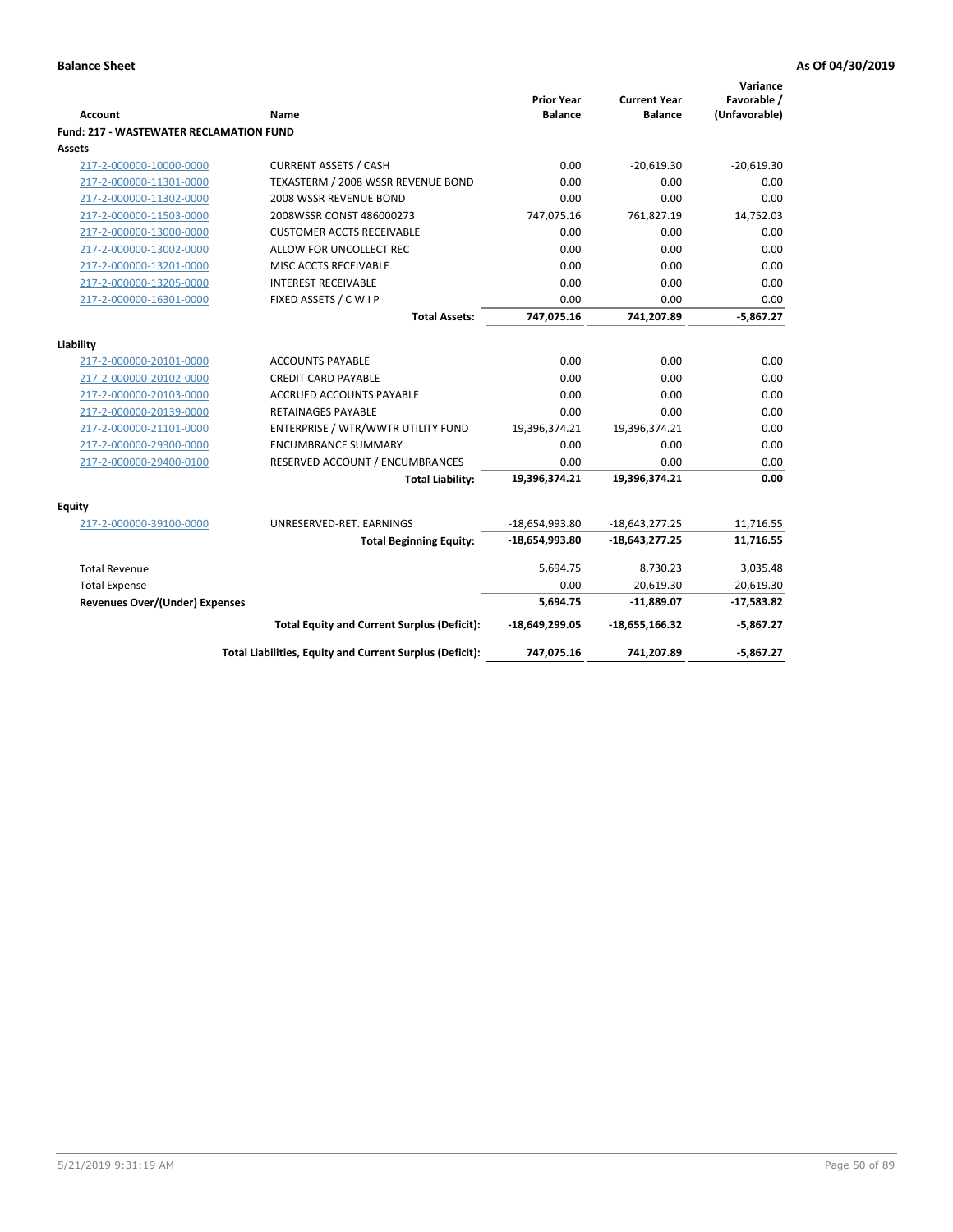**Balance Sheet** — **As Of 04/30/2019**

| Account | Name | Prior Year Balance | Current Year Balance | Variance Favorable / (Unfavorable) |
|---|---|---|---|---|
| **Fund: 217 - WASTEWATER RECLAMATION FUND** | | | | |
| **Assets** | | | | |
| 217-2-000000-10000-0000 | CURRENT ASSETS / CASH | 0.00 | -20,619.30 | -20,619.30 |
| 217-2-000000-11301-0000 | TEXASTERM / 2008 WSSR REVENUE BOND | 0.00 | 0.00 | 0.00 |
| 217-2-000000-11302-0000 | 2008 WSSR REVENUE BOND | 0.00 | 0.00 | 0.00 |
| 217-2-000000-11503-0000 | 2008WSSR CONST 486000273 | 747,075.16 | 761,827.19 | 14,752.03 |
| 217-2-000000-13000-0000 | CUSTOMER ACCTS RECEIVABLE | 0.00 | 0.00 | 0.00 |
| 217-2-000000-13002-0000 | ALLOW FOR UNCOLLECT REC | 0.00 | 0.00 | 0.00 |
| 217-2-000000-13201-0000 | MISC ACCTS RECEIVABLE | 0.00 | 0.00 | 0.00 |
| 217-2-000000-13205-0000 | INTEREST RECEIVABLE | 0.00 | 0.00 | 0.00 |
| 217-2-000000-16301-0000 | FIXED ASSETS / C W I P | 0.00 | 0.00 | 0.00 |
| | **Total Assets:** | **747,075.16** | **741,207.89** | **-5,867.27** |
| **Liability** | | | | |
| 217-2-000000-20101-0000 | ACCOUNTS PAYABLE | 0.00 | 0.00 | 0.00 |
| 217-2-000000-20102-0000 | CREDIT CARD PAYABLE | 0.00 | 0.00 | 0.00 |
| 217-2-000000-20103-0000 | ACCRUED ACCOUNTS PAYABLE | 0.00 | 0.00 | 0.00 |
| 217-2-000000-20139-0000 | RETAINAGES PAYABLE | 0.00 | 0.00 | 0.00 |
| 217-2-000000-21101-0000 | ENTERPRISE / WTR/WWTR UTILITY FUND | 19,396,374.21 | 19,396,374.21 | 0.00 |
| 217-2-000000-29300-0000 | ENCUMBRANCE SUMMARY | 0.00 | 0.00 | 0.00 |
| 217-2-000000-29400-0100 | RESERVED ACCOUNT / ENCUMBRANCES | 0.00 | 0.00 | 0.00 |
| | **Total Liability:** | **19,396,374.21** | **19,396,374.21** | **0.00** |
| **Equity** | | | | |
| 217-2-000000-39100-0000 | UNRESERVED-RET. EARNINGS | -18,654,993.80 | -18,643,277.25 | 11,716.55 |
| | **Total Beginning Equity:** | **-18,654,993.80** | **-18,643,277.25** | **11,716.55** |
| Total Revenue | | 5,694.75 | 8,730.23 | 3,035.48 |
| Total Expense | | 0.00 | 20,619.30 | -20,619.30 |
| **Revenues Over/(Under) Expenses** | | **5,694.75** | **-11,889.07** | **-17,583.82** |
| | **Total Equity and Current Surplus (Deficit):** | **-18,649,299.05** | **-18,655,166.32** | **-5,867.27** |
| | **Total Liabilities, Equity and Current Surplus (Deficit):** | **747,075.16** | **741,207.89** | **-5,867.27** |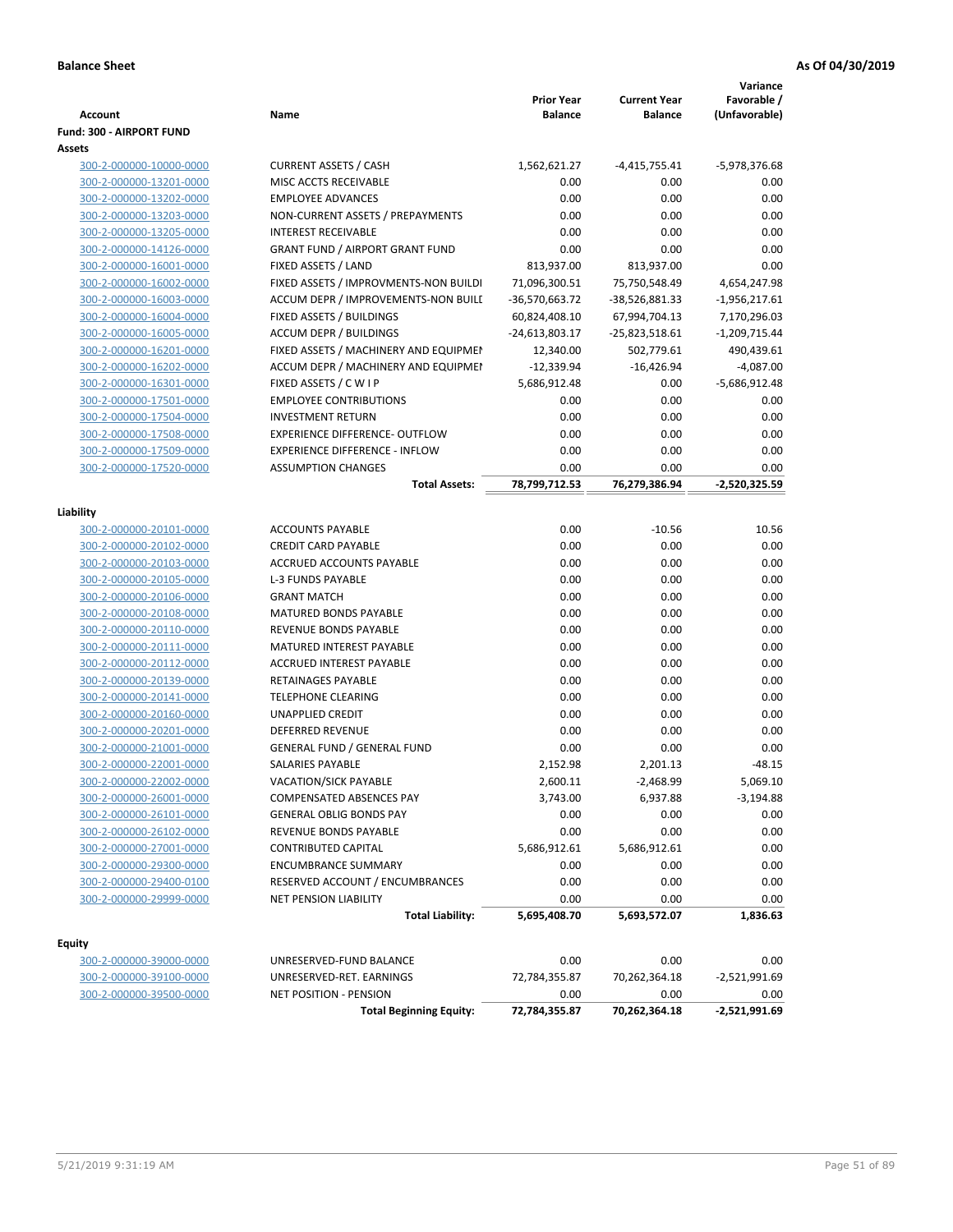**Balance Sheet** **As Of 04/30/2019**

| Account | Name | Prior Year Balance | Current Year Balance | Variance Favorable / (Unfavorable) |
|---|---|---|---|---|
| **Fund: 300 - AIRPORT FUND** | | | | |
| **Assets** | | | | |
| 300-2-000000-10000-0000 | CURRENT ASSETS / CASH | 1,562,621.27 | -4,415,755.41 | -5,978,376.68 |
| 300-2-000000-13201-0000 | MISC ACCTS RECEIVABLE | 0.00 | 0.00 | 0.00 |
| 300-2-000000-13202-0000 | EMPLOYEE ADVANCES | 0.00 | 0.00 | 0.00 |
| 300-2-000000-13203-0000 | NON-CURRENT ASSETS / PREPAYMENTS | 0.00 | 0.00 | 0.00 |
| 300-2-000000-13205-0000 | INTEREST RECEIVABLE | 0.00 | 0.00 | 0.00 |
| 300-2-000000-14126-0000 | GRANT FUND / AIRPORT GRANT FUND | 0.00 | 0.00 | 0.00 |
| 300-2-000000-16001-0000 | FIXED ASSETS / LAND | 813,937.00 | 813,937.00 | 0.00 |
| 300-2-000000-16002-0000 | FIXED ASSETS / IMPROVMENTS-NON BUILDI | 71,096,300.51 | 75,750,548.49 | 4,654,247.98 |
| 300-2-000000-16003-0000 | ACCUM DEPR / IMPROVEMENTS-NON BUILI | -36,570,663.72 | -38,526,881.33 | -1,956,217.61 |
| 300-2-000000-16004-0000 | FIXED ASSETS / BUILDINGS | 60,824,408.10 | 67,994,704.13 | 7,170,296.03 |
| 300-2-000000-16005-0000 | ACCUM DEPR / BUILDINGS | -24,613,803.17 | -25,823,518.61 | -1,209,715.44 |
| 300-2-000000-16201-0000 | FIXED ASSETS / MACHINERY AND EQUIPMEI | 12,340.00 | 502,779.61 | 490,439.61 |
| 300-2-000000-16202-0000 | ACCUM DEPR / MACHINERY AND EQUIPMEI | -12,339.94 | -16,426.94 | -4,087.00 |
| 300-2-000000-16301-0000 | FIXED ASSETS / C W I P | 5,686,912.48 | 0.00 | -5,686,912.48 |
| 300-2-000000-17501-0000 | EMPLOYEE CONTRIBUTIONS | 0.00 | 0.00 | 0.00 |
| 300-2-000000-17504-0000 | INVESTMENT RETURN | 0.00 | 0.00 | 0.00 |
| 300-2-000000-17508-0000 | EXPERIENCE DIFFERENCE- OUTFLOW | 0.00 | 0.00 | 0.00 |
| 300-2-000000-17509-0000 | EXPERIENCE DIFFERENCE - INFLOW | 0.00 | 0.00 | 0.00 |
| 300-2-000000-17520-0000 | ASSUMPTION CHANGES | 0.00 | 0.00 | 0.00 |
| | **Total Assets:** | **78,799,712.53** | **76,279,386.94** | **-2,520,325.59** |
| **Liability** | | | | |
| 300-2-000000-20101-0000 | ACCOUNTS PAYABLE | 0.00 | -10.56 | 10.56 |
| 300-2-000000-20102-0000 | CREDIT CARD PAYABLE | 0.00 | 0.00 | 0.00 |
| 300-2-000000-20103-0000 | ACCRUED ACCOUNTS PAYABLE | 0.00 | 0.00 | 0.00 |
| 300-2-000000-20105-0000 | L-3 FUNDS PAYABLE | 0.00 | 0.00 | 0.00 |
| 300-2-000000-20106-0000 | GRANT MATCH | 0.00 | 0.00 | 0.00 |
| 300-2-000000-20108-0000 | MATURED BONDS PAYABLE | 0.00 | 0.00 | 0.00 |
| 300-2-000000-20110-0000 | REVENUE BONDS PAYABLE | 0.00 | 0.00 | 0.00 |
| 300-2-000000-20111-0000 | MATURED INTEREST PAYABLE | 0.00 | 0.00 | 0.00 |
| 300-2-000000-20112-0000 | ACCRUED INTEREST PAYABLE | 0.00 | 0.00 | 0.00 |
| 300-2-000000-20139-0000 | RETAINAGES PAYABLE | 0.00 | 0.00 | 0.00 |
| 300-2-000000-20141-0000 | TELEPHONE CLEARING | 0.00 | 0.00 | 0.00 |
| 300-2-000000-20160-0000 | UNAPPLIED CREDIT | 0.00 | 0.00 | 0.00 |
| 300-2-000000-20201-0000 | DEFERRED REVENUE | 0.00 | 0.00 | 0.00 |
| 300-2-000000-21001-0000 | GENERAL FUND / GENERAL FUND | 0.00 | 0.00 | 0.00 |
| 300-2-000000-22001-0000 | SALARIES PAYABLE | 2,152.98 | 2,201.13 | -48.15 |
| 300-2-000000-22002-0000 | VACATION/SICK PAYABLE | 2,600.11 | -2,468.99 | 5,069.10 |
| 300-2-000000-26001-0000 | COMPENSATED ABSENCES PAY | 3,743.00 | 6,937.88 | -3,194.88 |
| 300-2-000000-26101-0000 | GENERAL OBLIG BONDS PAY | 0.00 | 0.00 | 0.00 |
| 300-2-000000-26102-0000 | REVENUE BONDS PAYABLE | 0.00 | 0.00 | 0.00 |
| 300-2-000000-27001-0000 | CONTRIBUTED CAPITAL | 5,686,912.61 | 5,686,912.61 | 0.00 |
| 300-2-000000-29300-0000 | ENCUMBRANCE SUMMARY | 0.00 | 0.00 | 0.00 |
| 300-2-000000-29400-0100 | RESERVED ACCOUNT / ENCUMBRANCES | 0.00 | 0.00 | 0.00 |
| 300-2-000000-29999-0000 | NET PENSION LIABILITY | 0.00 | 0.00 | 0.00 |
| | **Total Liability:** | **5,695,408.70** | **5,693,572.07** | **1,836.63** |
| **Equity** | | | | |
| 300-2-000000-39000-0000 | UNRESERVED-FUND BALANCE | 0.00 | 0.00 | 0.00 |
| 300-2-000000-39100-0000 | UNRESERVED-RET. EARNINGS | 72,784,355.87 | 70,262,364.18 | -2,521,991.69 |
| 300-2-000000-39500-0000 | NET POSITION - PENSION | 0.00 | 0.00 | 0.00 |
| | **Total Beginning Equity:** | **72,784,355.87** | **70,262,364.18** | **-2,521,991.69** |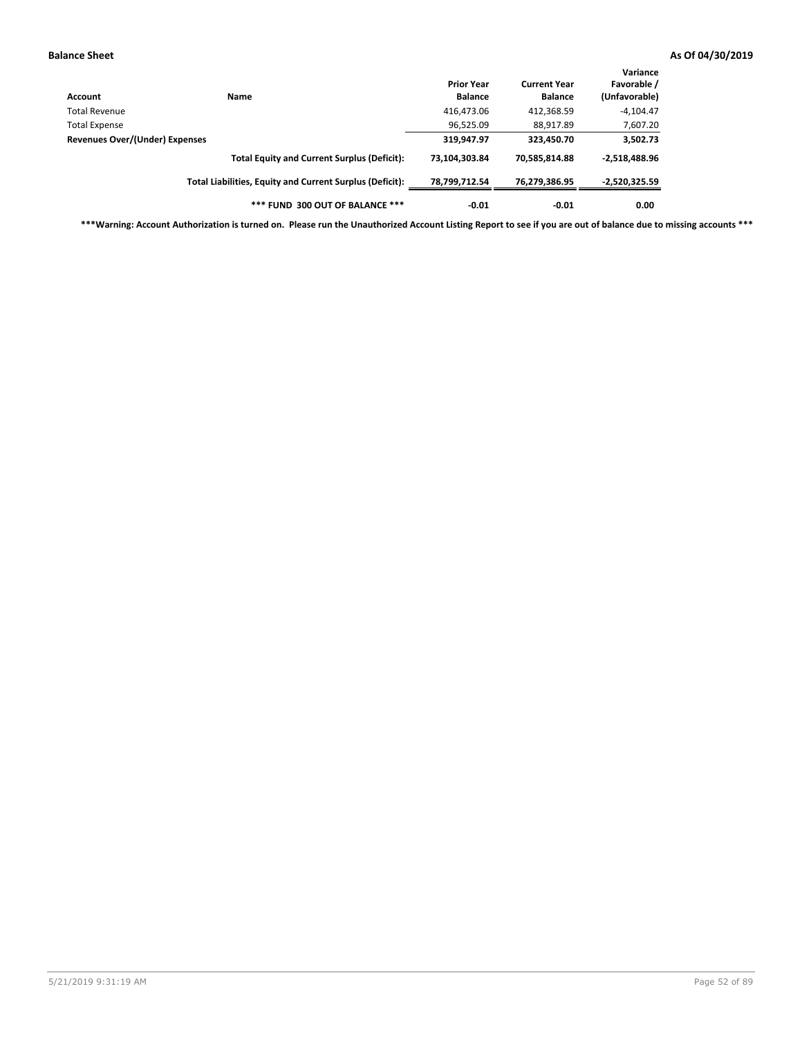**Balance Sheet** **As Of 04/30/2019**

| Account | Name | Prior Year Balance | Current Year Balance | Variance Favorable / (Unfavorable) |
|---|---|---|---|---|
| Total Revenue | | 416,473.06 | 412,368.59 | -4,104.47 |
| Total Expense | | 96,525.09 | 88,917.89 | 7,607.20 |
| **Revenues Over/(Under) Expenses** | | **319,947.97** | **323,450.70** | **3,502.73** |
| | **Total Equity and Current Surplus (Deficit):** | **73,104,303.84** | **70,585,814.88** | **-2,518,488.96** |
| | **Total Liabilities, Equity and Current Surplus (Deficit):** | **78,799,712.54** | **76,279,386.95** | **-2,520,325.59** |
| | **\*\*\* FUND 300 OUT OF BALANCE \*\*\*** | **-0.01** | **-0.01** | **0.00** |

**\*\*\*Warning: Account Authorization is turned on. Please run the Unauthorized Account Listing Report to see if you are out of balance due to missing accounts \*\*\***

5/21/2019 9:31:19 AM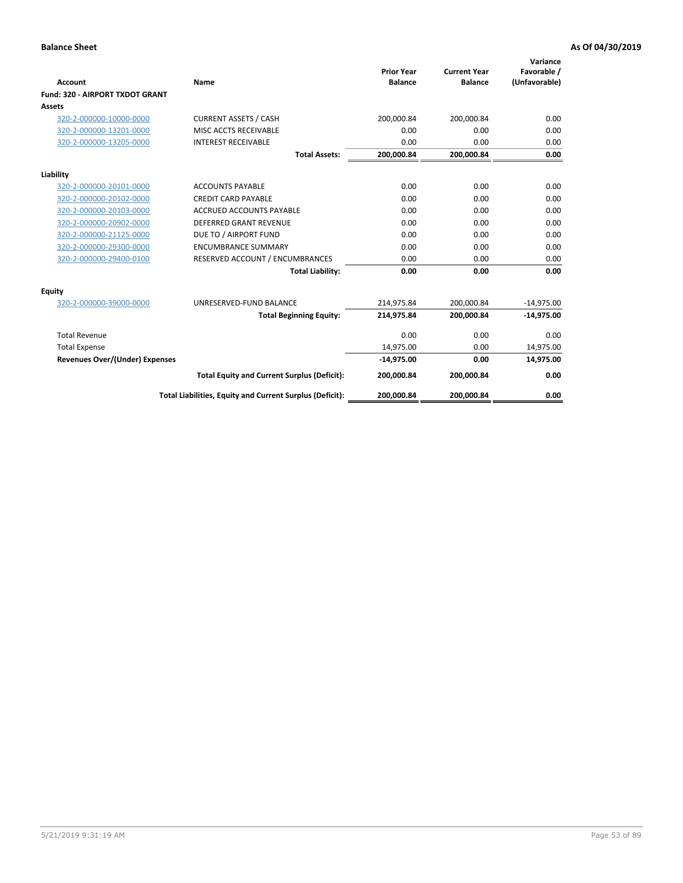**Balance Sheet** — As Of 04/30/2019

| Account | Name | Prior Year Balance | Current Year Balance | Variance Favorable / (Unfavorable) |
|---|---|---|---|---|
| **Fund: 320 - AIRPORT TXDOT GRANT** | | | | |
| **Assets** | | | | |
| 320-2-000000-10000-0000 | CURRENT ASSETS / CASH | 200,000.84 | 200,000.84 | 0.00 |
| 320-2-000000-13201-0000 | MISC ACCTS RECEIVABLE | 0.00 | 0.00 | 0.00 |
| 320-2-000000-13205-0000 | INTEREST RECEIVABLE | 0.00 | 0.00 | 0.00 |
| | **Total Assets:** | **200,000.84** | **200,000.84** | **0.00** |
| **Liability** | | | | |
| 320-2-000000-20101-0000 | ACCOUNTS PAYABLE | 0.00 | 0.00 | 0.00 |
| 320-2-000000-20102-0000 | CREDIT CARD PAYABLE | 0.00 | 0.00 | 0.00 |
| 320-2-000000-20103-0000 | ACCRUED ACCOUNTS PAYABLE | 0.00 | 0.00 | 0.00 |
| 320-2-000000-20902-0000 | DEFERRED GRANT REVENUE | 0.00 | 0.00 | 0.00 |
| 320-2-000000-21125-0000 | DUE TO / AIRPORT FUND | 0.00 | 0.00 | 0.00 |
| 320-2-000000-29300-0000 | ENCUMBRANCE SUMMARY | 0.00 | 0.00 | 0.00 |
| 320-2-000000-29400-0100 | RESERVED ACCOUNT / ENCUMBRANCES | 0.00 | 0.00 | 0.00 |
| | **Total Liability:** | **0.00** | **0.00** | **0.00** |
| **Equity** | | | | |
| 320-2-000000-39000-0000 | UNRESERVED-FUND BALANCE | 214,975.84 | 200,000.84 | -14,975.00 |
| | **Total Beginning Equity:** | **214,975.84** | **200,000.84** | **-14,975.00** |
| Total Revenue | | 0.00 | 0.00 | 0.00 |
| Total Expense | | 14,975.00 | 0.00 | 14,975.00 |
| **Revenues Over/(Under) Expenses** | | **-14,975.00** | **0.00** | **14,975.00** |
| | **Total Equity and Current Surplus (Deficit):** | **200,000.84** | **200,000.84** | **0.00** |
| | **Total Liabilities, Equity and Current Surplus (Deficit):** | **200,000.84** | **200,000.84** | **0.00** |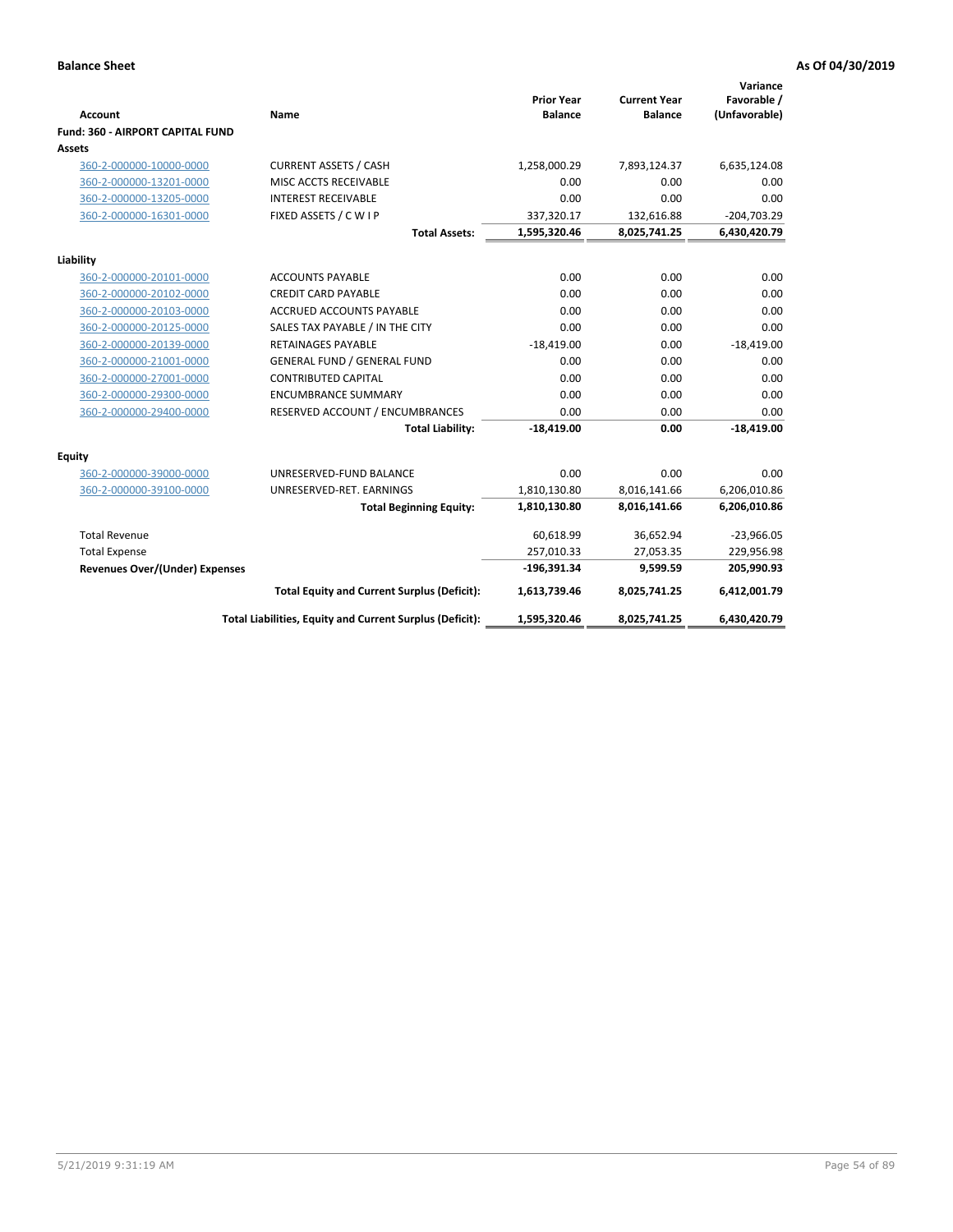**Balance Sheet** **As Of 04/30/2019**

| Account | Name | Prior Year Balance | Current Year Balance | Variance Favorable / (Unfavorable) |
|---|---|---|---|---|
| **Fund: 360 - AIRPORT CAPITAL FUND** | | | | |
| **Assets** | | | | |
| 360-2-000000-10000-0000 | CURRENT ASSETS / CASH | 1,258,000.29 | 7,893,124.37 | 6,635,124.08 |
| 360-2-000000-13201-0000 | MISC ACCTS RECEIVABLE | 0.00 | 0.00 | 0.00 |
| 360-2-000000-13205-0000 | INTEREST RECEIVABLE | 0.00 | 0.00 | 0.00 |
| 360-2-000000-16301-0000 | FIXED ASSETS / C W I P | 337,320.17 | 132,616.88 | -204,703.29 |
| | **Total Assets:** | **1,595,320.46** | **8,025,741.25** | **6,430,420.79** |
| **Liability** | | | | |
| 360-2-000000-20101-0000 | ACCOUNTS PAYABLE | 0.00 | 0.00 | 0.00 |
| 360-2-000000-20102-0000 | CREDIT CARD PAYABLE | 0.00 | 0.00 | 0.00 |
| 360-2-000000-20103-0000 | ACCRUED ACCOUNTS PAYABLE | 0.00 | 0.00 | 0.00 |
| 360-2-000000-20125-0000 | SALES TAX PAYABLE / IN THE CITY | 0.00 | 0.00 | 0.00 |
| 360-2-000000-20139-0000 | RETAINAGES PAYABLE | -18,419.00 | 0.00 | -18,419.00 |
| 360-2-000000-21001-0000 | GENERAL FUND / GENERAL FUND | 0.00 | 0.00 | 0.00 |
| 360-2-000000-27001-0000 | CONTRIBUTED CAPITAL | 0.00 | 0.00 | 0.00 |
| 360-2-000000-29300-0000 | ENCUMBRANCE SUMMARY | 0.00 | 0.00 | 0.00 |
| 360-2-000000-29400-0000 | RESERVED ACCOUNT / ENCUMBRANCES | 0.00 | 0.00 | 0.00 |
| | **Total Liability:** | **-18,419.00** | **0.00** | **-18,419.00** |
| **Equity** | | | | |
| 360-2-000000-39000-0000 | UNRESERVED-FUND BALANCE | 0.00 | 0.00 | 0.00 |
| 360-2-000000-39100-0000 | UNRESERVED-RET. EARNINGS | 1,810,130.80 | 8,016,141.66 | 6,206,010.86 |
| | **Total Beginning Equity:** | **1,810,130.80** | **8,016,141.66** | **6,206,010.86** |
| Total Revenue | | 60,618.99 | 36,652.94 | -23,966.05 |
| Total Expense | | 257,010.33 | 27,053.35 | 229,956.98 |
| **Revenues Over/(Under) Expenses** | | **-196,391.34** | **9,599.59** | **205,990.93** |
| | **Total Equity and Current Surplus (Deficit):** | **1,613,739.46** | **8,025,741.25** | **6,412,001.79** |
| | **Total Liabilities, Equity and Current Surplus (Deficit):** | **1,595,320.46** | **8,025,741.25** | **6,430,420.79** |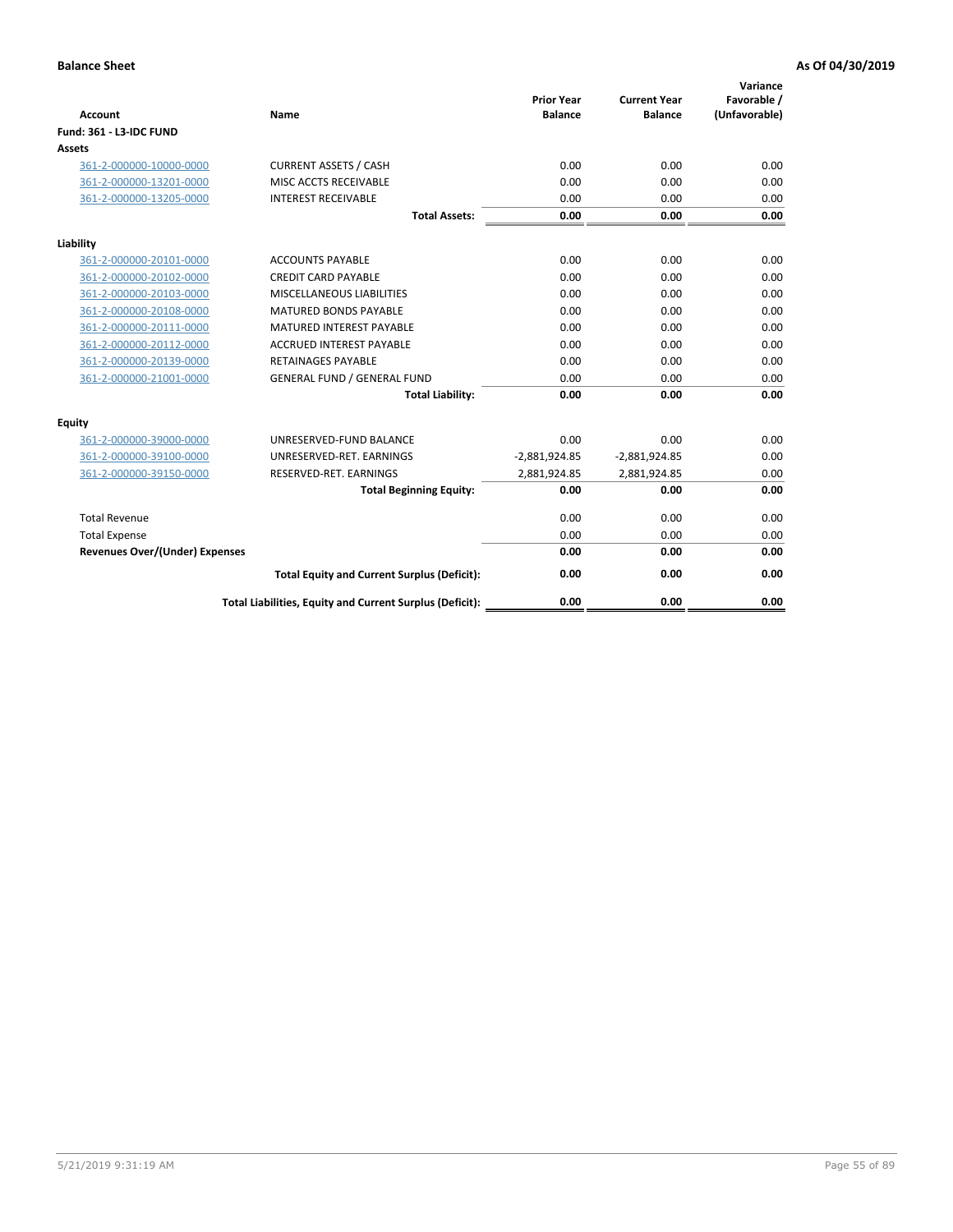**Balance Sheet** **As Of 04/30/2019**

| Account | Name | Prior Year Balance | Current Year Balance | Variance Favorable / (Unfavorable) |
|---|---|---|---|---|
| **Fund: 361 - L3-IDC FUND** | | | | |
| **Assets** | | | | |
| 361-2-000000-10000-0000 | CURRENT ASSETS / CASH | 0.00 | 0.00 | 0.00 |
| 361-2-000000-13201-0000 | MISC ACCTS RECEIVABLE | 0.00 | 0.00 | 0.00 |
| 361-2-000000-13205-0000 | INTEREST RECEIVABLE | 0.00 | 0.00 | 0.00 |
| | **Total Assets:** | **0.00** | **0.00** | **0.00** |
| **Liability** | | | | |
| 361-2-000000-20101-0000 | ACCOUNTS PAYABLE | 0.00 | 0.00 | 0.00 |
| 361-2-000000-20102-0000 | CREDIT CARD PAYABLE | 0.00 | 0.00 | 0.00 |
| 361-2-000000-20103-0000 | MISCELLANEOUS LIABILITIES | 0.00 | 0.00 | 0.00 |
| 361-2-000000-20108-0000 | MATURED BONDS PAYABLE | 0.00 | 0.00 | 0.00 |
| 361-2-000000-20111-0000 | MATURED INTEREST PAYABLE | 0.00 | 0.00 | 0.00 |
| 361-2-000000-20112-0000 | ACCRUED INTEREST PAYABLE | 0.00 | 0.00 | 0.00 |
| 361-2-000000-20139-0000 | RETAINAGES PAYABLE | 0.00 | 0.00 | 0.00 |
| 361-2-000000-21001-0000 | GENERAL FUND / GENERAL FUND | 0.00 | 0.00 | 0.00 |
| | **Total Liability:** | **0.00** | **0.00** | **0.00** |
| **Equity** | | | | |
| 361-2-000000-39000-0000 | UNRESERVED-FUND BALANCE | 0.00 | 0.00 | 0.00 |
| 361-2-000000-39100-0000 | UNRESERVED-RET. EARNINGS | -2,881,924.85 | -2,881,924.85 | 0.00 |
| 361-2-000000-39150-0000 | RESERVED-RET. EARNINGS | 2,881,924.85 | 2,881,924.85 | 0.00 |
| | **Total Beginning Equity:** | **0.00** | **0.00** | **0.00** |
| Total Revenue | | 0.00 | 0.00 | 0.00 |
| Total Expense | | 0.00 | 0.00 | 0.00 |
| **Revenues Over/(Under) Expenses** | | **0.00** | **0.00** | **0.00** |
| | **Total Equity and Current Surplus (Deficit):** | **0.00** | **0.00** | **0.00** |
| | **Total Liabilities, Equity and Current Surplus (Deficit):** | **0.00** | **0.00** | **0.00** |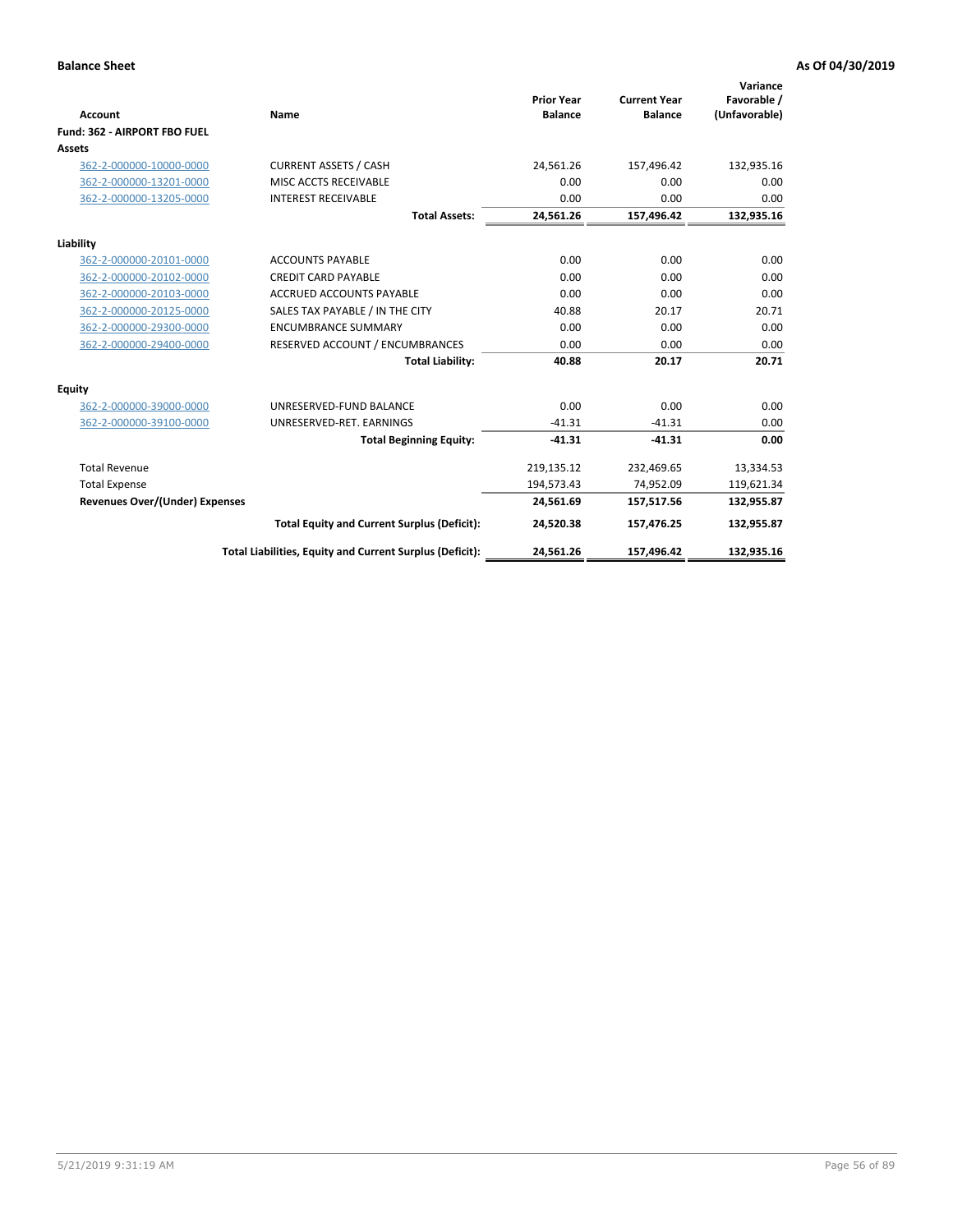**Balance Sheet** **As Of 04/30/2019**

| Account | Name | Prior Year Balance | Current Year Balance | Variance Favorable / (Unfavorable) |
|---|---|---|---|---|
| **Fund: 362 - AIRPORT FBO FUEL** | | | | |
| **Assets** | | | | |
| 362-2-000000-10000-0000 | CURRENT ASSETS / CASH | 24,561.26 | 157,496.42 | 132,935.16 |
| 362-2-000000-13201-0000 | MISC ACCTS RECEIVABLE | 0.00 | 0.00 | 0.00 |
| 362-2-000000-13205-0000 | INTEREST RECEIVABLE | 0.00 | 0.00 | 0.00 |
| | **Total Assets:** | **24,561.26** | **157,496.42** | **132,935.16** |
| **Liability** | | | | |
| 362-2-000000-20101-0000 | ACCOUNTS PAYABLE | 0.00 | 0.00 | 0.00 |
| 362-2-000000-20102-0000 | CREDIT CARD PAYABLE | 0.00 | 0.00 | 0.00 |
| 362-2-000000-20103-0000 | ACCRUED ACCOUNTS PAYABLE | 0.00 | 0.00 | 0.00 |
| 362-2-000000-20125-0000 | SALES TAX PAYABLE / IN THE CITY | 40.88 | 20.17 | 20.71 |
| 362-2-000000-29300-0000 | ENCUMBRANCE SUMMARY | 0.00 | 0.00 | 0.00 |
| 362-2-000000-29400-0000 | RESERVED ACCOUNT / ENCUMBRANCES | 0.00 | 0.00 | 0.00 |
| | **Total Liability:** | **40.88** | **20.17** | **20.71** |
| **Equity** | | | | |
| 362-2-000000-39000-0000 | UNRESERVED-FUND BALANCE | 0.00 | 0.00 | 0.00 |
| 362-2-000000-39100-0000 | UNRESERVED-RET. EARNINGS | -41.31 | -41.31 | 0.00 |
| | **Total Beginning Equity:** | **-41.31** | **-41.31** | **0.00** |
| Total Revenue | | 219,135.12 | 232,469.65 | 13,334.53 |
| Total Expense | | 194,573.43 | 74,952.09 | 119,621.34 |
| **Revenues Over/(Under) Expenses** | | **24,561.69** | **157,517.56** | **132,955.87** |
| | **Total Equity and Current Surplus (Deficit):** | **24,520.38** | **157,476.25** | **132,955.87** |
| | **Total Liabilities, Equity and Current Surplus (Deficit):** | **24,561.26** | **157,496.42** | **132,935.16** |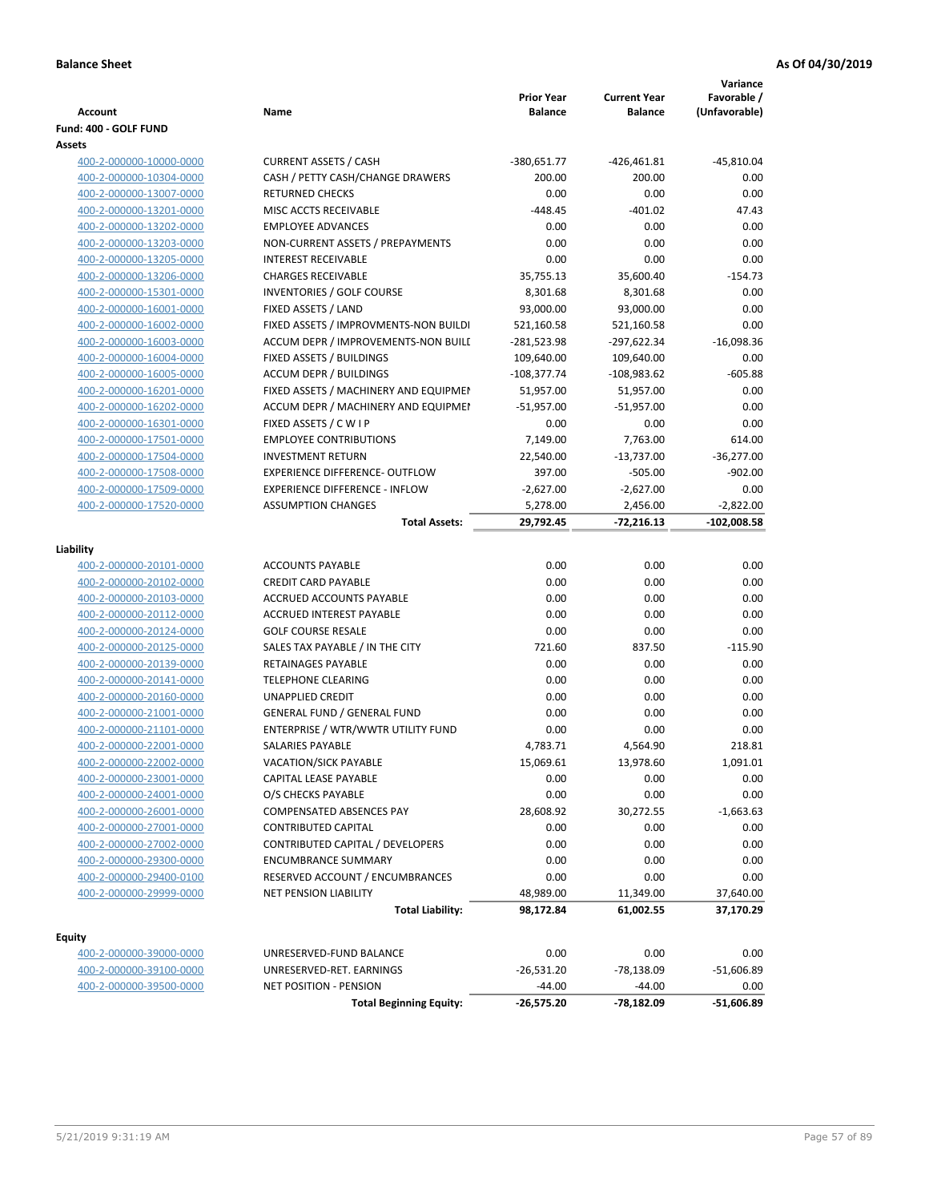**Balance Sheet** | **As Of 04/30/2019**

| Account | Name | Prior Year Balance | Current Year Balance | Variance Favorable / (Unfavorable) |
|---|---|---|---|---|
| **Fund: 400 - GOLF FUND** | | | | |
| **Assets** | | | | |
| 400-2-000000-10000-0000 | CURRENT ASSETS / CASH | -380,651.77 | -426,461.81 | -45,810.04 |
| 400-2-000000-10304-0000 | CASH / PETTY CASH/CHANGE DRAWERS | 200.00 | 200.00 | 0.00 |
| 400-2-000000-13007-0000 | RETURNED CHECKS | 0.00 | 0.00 | 0.00 |
| 400-2-000000-13201-0000 | MISC ACCTS RECEIVABLE | -448.45 | -401.02 | 47.43 |
| 400-2-000000-13202-0000 | EMPLOYEE ADVANCES | 0.00 | 0.00 | 0.00 |
| 400-2-000000-13203-0000 | NON-CURRENT ASSETS / PREPAYMENTS | 0.00 | 0.00 | 0.00 |
| 400-2-000000-13205-0000 | INTEREST RECEIVABLE | 0.00 | 0.00 | 0.00 |
| 400-2-000000-13206-0000 | CHARGES RECEIVABLE | 35,755.13 | 35,600.40 | -154.73 |
| 400-2-000000-15301-0000 | INVENTORIES / GOLF COURSE | 8,301.68 | 8,301.68 | 0.00 |
| 400-2-000000-16001-0000 | FIXED ASSETS / LAND | 93,000.00 | 93,000.00 | 0.00 |
| 400-2-000000-16002-0000 | FIXED ASSETS / IMPROVMENTS-NON BUILDI | 521,160.58 | 521,160.58 | 0.00 |
| 400-2-000000-16003-0000 | ACCUM DEPR / IMPROVEMENTS-NON BUILI | -281,523.98 | -297,622.34 | -16,098.36 |
| 400-2-000000-16004-0000 | FIXED ASSETS / BUILDINGS | 109,640.00 | 109,640.00 | 0.00 |
| 400-2-000000-16005-0000 | ACCUM DEPR / BUILDINGS | -108,377.74 | -108,983.62 | -605.88 |
| 400-2-000000-16201-0000 | FIXED ASSETS / MACHINERY AND EQUIPMEI | 51,957.00 | 51,957.00 | 0.00 |
| 400-2-000000-16202-0000 | ACCUM DEPR / MACHINERY AND EQUIPMEI | -51,957.00 | -51,957.00 | 0.00 |
| 400-2-000000-16301-0000 | FIXED ASSETS / C W I P | 0.00 | 0.00 | 0.00 |
| 400-2-000000-17501-0000 | EMPLOYEE CONTRIBUTIONS | 7,149.00 | 7,763.00 | 614.00 |
| 400-2-000000-17504-0000 | INVESTMENT RETURN | 22,540.00 | -13,737.00 | -36,277.00 |
| 400-2-000000-17508-0000 | EXPERIENCE DIFFERENCE- OUTFLOW | 397.00 | -505.00 | -902.00 |
| 400-2-000000-17509-0000 | EXPERIENCE DIFFERENCE - INFLOW | -2,627.00 | -2,627.00 | 0.00 |
| 400-2-000000-17520-0000 | ASSUMPTION CHANGES | 5,278.00 | 2,456.00 | -2,822.00 |
| | **Total Assets:** | **29,792.45** | **-72,216.13** | **-102,008.58** |
| **Liability** | | | | |
| 400-2-000000-20101-0000 | ACCOUNTS PAYABLE | 0.00 | 0.00 | 0.00 |
| 400-2-000000-20102-0000 | CREDIT CARD PAYABLE | 0.00 | 0.00 | 0.00 |
| 400-2-000000-20103-0000 | ACCRUED ACCOUNTS PAYABLE | 0.00 | 0.00 | 0.00 |
| 400-2-000000-20112-0000 | ACCRUED INTEREST PAYABLE | 0.00 | 0.00 | 0.00 |
| 400-2-000000-20124-0000 | GOLF COURSE RESALE | 0.00 | 0.00 | 0.00 |
| 400-2-000000-20125-0000 | SALES TAX PAYABLE / IN THE CITY | 721.60 | 837.50 | -115.90 |
| 400-2-000000-20139-0000 | RETAINAGES PAYABLE | 0.00 | 0.00 | 0.00 |
| 400-2-000000-20141-0000 | TELEPHONE CLEARING | 0.00 | 0.00 | 0.00 |
| 400-2-000000-20160-0000 | UNAPPLIED CREDIT | 0.00 | 0.00 | 0.00 |
| 400-2-000000-21001-0000 | GENERAL FUND / GENERAL FUND | 0.00 | 0.00 | 0.00 |
| 400-2-000000-21101-0000 | ENTERPRISE / WTR/WWTR UTILITY FUND | 0.00 | 0.00 | 0.00 |
| 400-2-000000-22001-0000 | SALARIES PAYABLE | 4,783.71 | 4,564.90 | 218.81 |
| 400-2-000000-22002-0000 | VACATION/SICK PAYABLE | 15,069.61 | 13,978.60 | 1,091.01 |
| 400-2-000000-23001-0000 | CAPITAL LEASE PAYABLE | 0.00 | 0.00 | 0.00 |
| 400-2-000000-24001-0000 | O/S CHECKS PAYABLE | 0.00 | 0.00 | 0.00 |
| 400-2-000000-26001-0000 | COMPENSATED ABSENCES PAY | 28,608.92 | 30,272.55 | -1,663.63 |
| 400-2-000000-27001-0000 | CONTRIBUTED CAPITAL | 0.00 | 0.00 | 0.00 |
| 400-2-000000-27002-0000 | CONTRIBUTED CAPITAL / DEVELOPERS | 0.00 | 0.00 | 0.00 |
| 400-2-000000-29300-0000 | ENCUMBRANCE SUMMARY | 0.00 | 0.00 | 0.00 |
| 400-2-000000-29400-0100 | RESERVED ACCOUNT / ENCUMBRANCES | 0.00 | 0.00 | 0.00 |
| 400-2-000000-29999-0000 | NET PENSION LIABILITY | 48,989.00 | 11,349.00 | 37,640.00 |
| | **Total Liability:** | **98,172.84** | **61,002.55** | **37,170.29** |
| **Equity** | | | | |
| 400-2-000000-39000-0000 | UNRESERVED-FUND BALANCE | 0.00 | 0.00 | 0.00 |
| 400-2-000000-39100-0000 | UNRESERVED-RET. EARNINGS | -26,531.20 | -78,138.09 | -51,606.89 |
| 400-2-000000-39500-0000 | NET POSITION - PENSION | -44.00 | -44.00 | 0.00 |
| | **Total Beginning Equity:** | **-26,575.20** | **-78,182.09** | **-51,606.89** |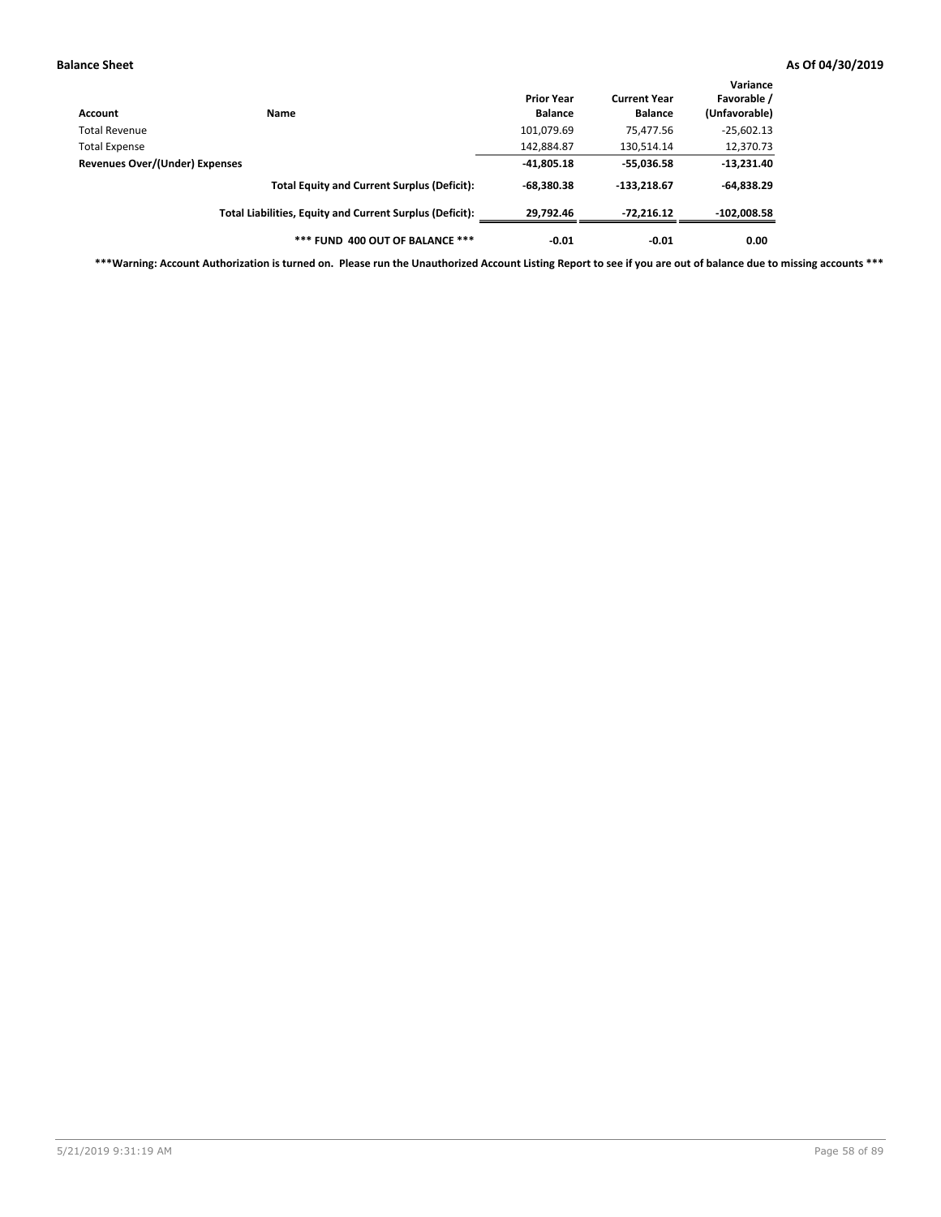**Balance Sheet** **As Of 04/30/2019**

| Account | Name | Prior Year Balance | Current Year Balance | Variance Favorable / (Unfavorable) |
|---|---|---|---|---|
| Total Revenue | | 101,079.69 | 75,477.56 | -25,602.13 |
| Total Expense | | 142,884.87 | 130,514.14 | 12,370.73 |
| **Revenues Over/(Under) Expenses** | | **-41,805.18** | **-55,036.58** | **-13,231.40** |
| | **Total Equity and Current Surplus (Deficit):** | **-68,380.38** | **-133,218.67** | **-64,838.29** |
| | **Total Liabilities, Equity and Current Surplus (Deficit):** | **29,792.46** | **-72,216.12** | **-102,008.58** |
| | **\*\*\* FUND 400 OUT OF BALANCE \*\*\*** | **-0.01** | **-0.01** | **0.00** |

**\*\*\*Warning: Account Authorization is turned on. Please run the Unauthorized Account Listing Report to see if you are out of balance due to missing accounts \*\*\***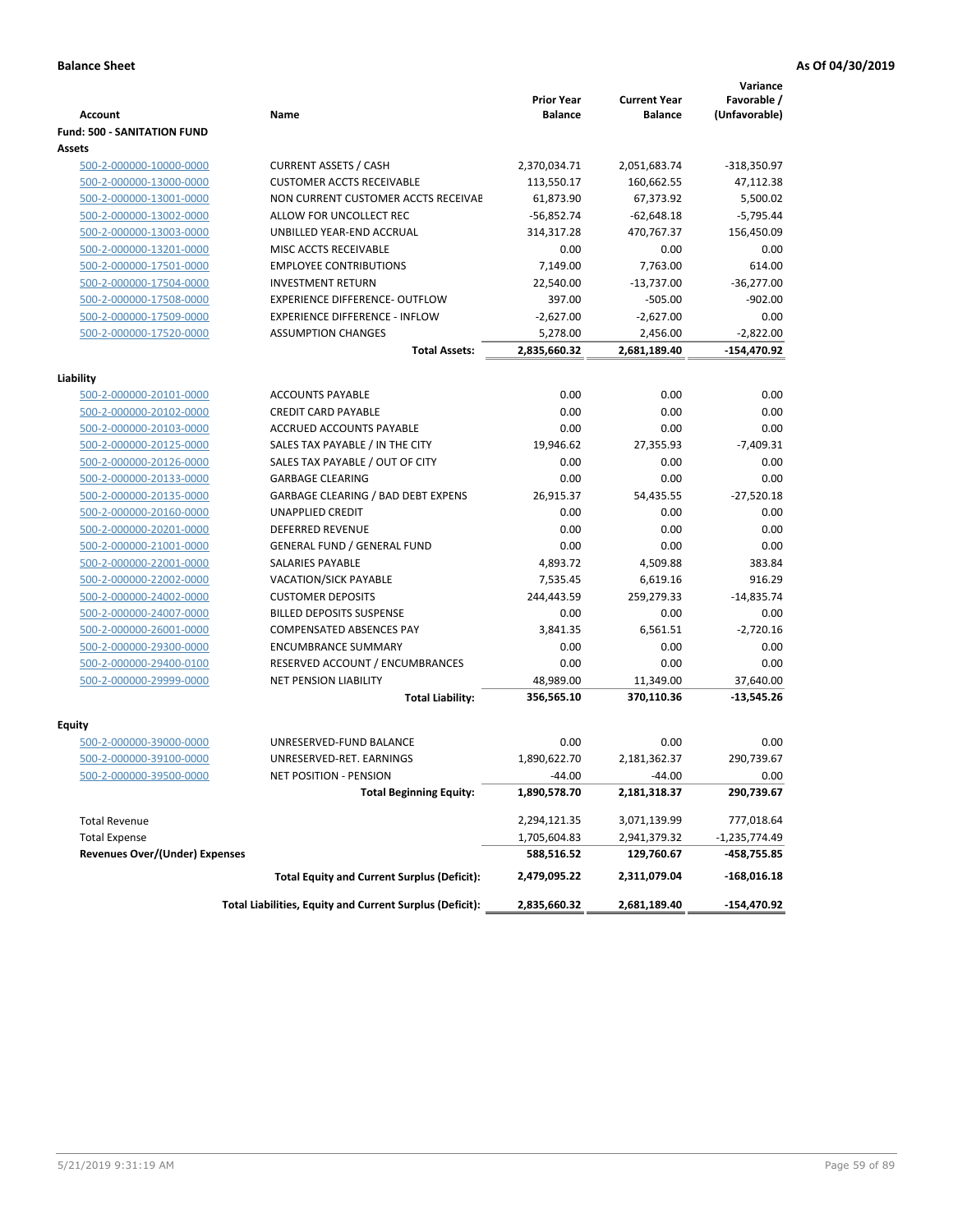**Balance Sheet** **As Of 04/30/2019**

| Account | Name | Prior Year Balance | Current Year Balance | Variance Favorable / (Unfavorable) |
|---|---|---|---|---|
| **Fund: 500 - SANITATION FUND** | | | | |
| **Assets** | | | | |
| 500-2-000000-10000-0000 | CURRENT ASSETS / CASH | 2,370,034.71 | 2,051,683.74 | -318,350.97 |
| 500-2-000000-13000-0000 | CUSTOMER ACCTS RECEIVABLE | 113,550.17 | 160,662.55 | 47,112.38 |
| 500-2-000000-13001-0000 | NON CURRENT CUSTOMER ACCTS RECEIVAE | 61,873.90 | 67,373.92 | 5,500.02 |
| 500-2-000000-13002-0000 | ALLOW FOR UNCOLLECT REC | -56,852.74 | -62,648.18 | -5,795.44 |
| 500-2-000000-13003-0000 | UNBILLED YEAR-END ACCRUAL | 314,317.28 | 470,767.37 | 156,450.09 |
| 500-2-000000-13201-0000 | MISC ACCTS RECEIVABLE | 0.00 | 0.00 | 0.00 |
| 500-2-000000-17501-0000 | EMPLOYEE CONTRIBUTIONS | 7,149.00 | 7,763.00 | 614.00 |
| 500-2-000000-17504-0000 | INVESTMENT RETURN | 22,540.00 | -13,737.00 | -36,277.00 |
| 500-2-000000-17508-0000 | EXPERIENCE DIFFERENCE- OUTFLOW | 397.00 | -505.00 | -902.00 |
| 500-2-000000-17509-0000 | EXPERIENCE DIFFERENCE - INFLOW | -2,627.00 | -2,627.00 | 0.00 |
| 500-2-000000-17520-0000 | ASSUMPTION CHANGES | 5,278.00 | 2,456.00 | -2,822.00 |
| | **Total Assets:** | **2,835,660.32** | **2,681,189.40** | **-154,470.92** |
| **Liability** | | | | |
| 500-2-000000-20101-0000 | ACCOUNTS PAYABLE | 0.00 | 0.00 | 0.00 |
| 500-2-000000-20102-0000 | CREDIT CARD PAYABLE | 0.00 | 0.00 | 0.00 |
| 500-2-000000-20103-0000 | ACCRUED ACCOUNTS PAYABLE | 0.00 | 0.00 | 0.00 |
| 500-2-000000-20125-0000 | SALES TAX PAYABLE / IN THE CITY | 19,946.62 | 27,355.93 | -7,409.31 |
| 500-2-000000-20126-0000 | SALES TAX PAYABLE / OUT OF CITY | 0.00 | 0.00 | 0.00 |
| 500-2-000000-20133-0000 | GARBAGE CLEARING | 0.00 | 0.00 | 0.00 |
| 500-2-000000-20135-0000 | GARBAGE CLEARING / BAD DEBT EXPENS | 26,915.37 | 54,435.55 | -27,520.18 |
| 500-2-000000-20160-0000 | UNAPPLIED CREDIT | 0.00 | 0.00 | 0.00 |
| 500-2-000000-20201-0000 | DEFERRED REVENUE | 0.00 | 0.00 | 0.00 |
| 500-2-000000-21001-0000 | GENERAL FUND / GENERAL FUND | 0.00 | 0.00 | 0.00 |
| 500-2-000000-22001-0000 | SALARIES PAYABLE | 4,893.72 | 4,509.88 | 383.84 |
| 500-2-000000-22002-0000 | VACATION/SICK PAYABLE | 7,535.45 | 6,619.16 | 916.29 |
| 500-2-000000-24002-0000 | CUSTOMER DEPOSITS | 244,443.59 | 259,279.33 | -14,835.74 |
| 500-2-000000-24007-0000 | BILLED DEPOSITS SUSPENSE | 0.00 | 0.00 | 0.00 |
| 500-2-000000-26001-0000 | COMPENSATED ABSENCES PAY | 3,841.35 | 6,561.51 | -2,720.16 |
| 500-2-000000-29300-0000 | ENCUMBRANCE SUMMARY | 0.00 | 0.00 | 0.00 |
| 500-2-000000-29400-0100 | RESERVED ACCOUNT / ENCUMBRANCES | 0.00 | 0.00 | 0.00 |
| 500-2-000000-29999-0000 | NET PENSION LIABILITY | 48,989.00 | 11,349.00 | 37,640.00 |
| | **Total Liability:** | **356,565.10** | **370,110.36** | **-13,545.26** |
| **Equity** | | | | |
| 500-2-000000-39000-0000 | UNRESERVED-FUND BALANCE | 0.00 | 0.00 | 0.00 |
| 500-2-000000-39100-0000 | UNRESERVED-RET. EARNINGS | 1,890,622.70 | 2,181,362.37 | 290,739.67 |
| 500-2-000000-39500-0000 | NET POSITION - PENSION | -44.00 | -44.00 | 0.00 |
| | **Total Beginning Equity:** | **1,890,578.70** | **2,181,318.37** | **290,739.67** |
| Total Revenue | | 2,294,121.35 | 3,071,139.99 | 777,018.64 |
| Total Expense | | 1,705,604.83 | 2,941,379.32 | -1,235,774.49 |
| **Revenues Over/(Under) Expenses** | | **588,516.52** | **129,760.67** | **-458,755.85** |
| | **Total Equity and Current Surplus (Deficit):** | **2,479,095.22** | **2,311,079.04** | **-168,016.18** |
| | **Total Liabilities, Equity and Current Surplus (Deficit):** | **2,835,660.32** | **2,681,189.40** | **-154,470.92** |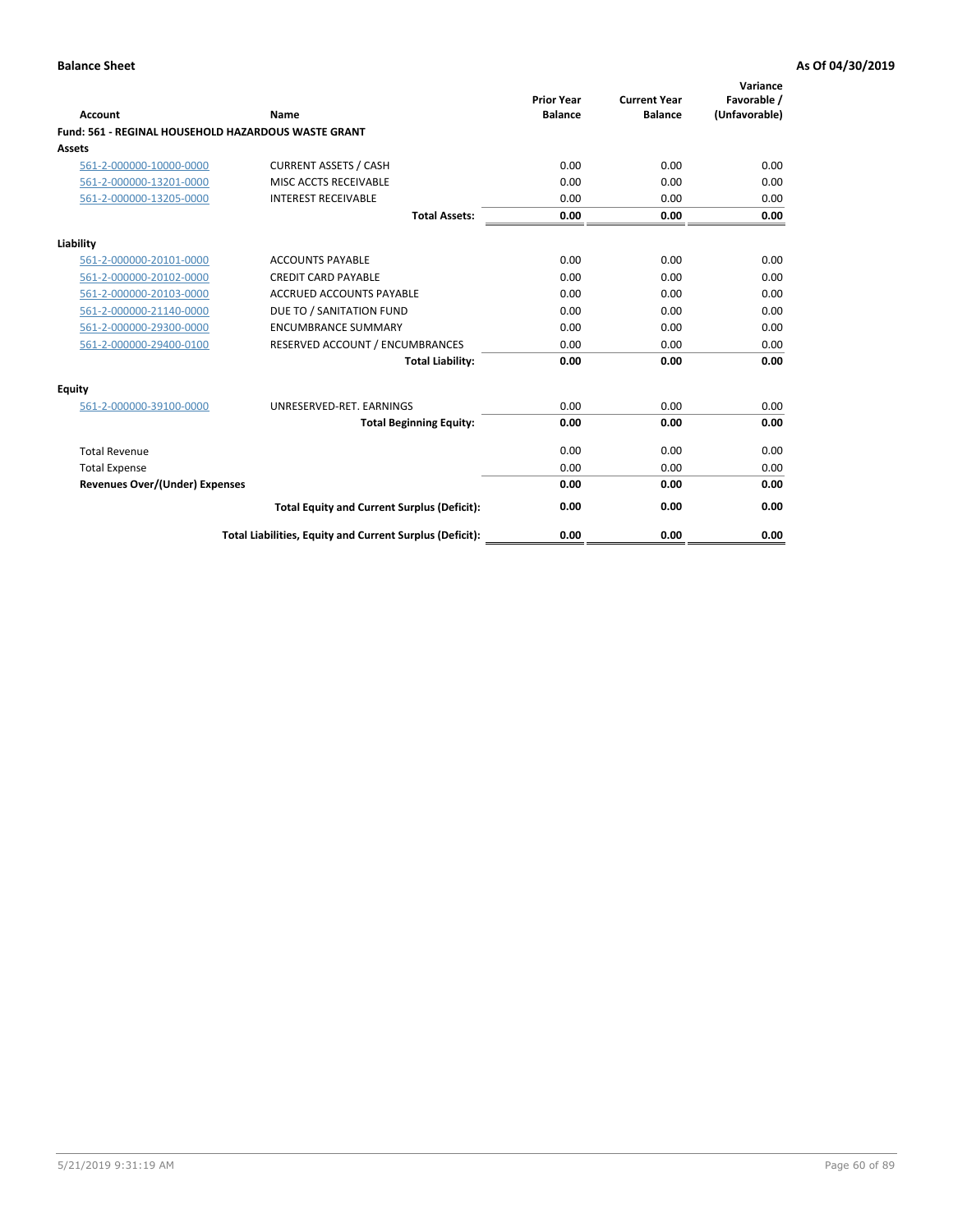**Balance Sheet** | **As Of 04/30/2019**

| Account | Name | Prior Year Balance | Current Year Balance | Variance Favorable / (Unfavorable) |
|---|---|---|---|---|
| **Fund: 561 - REGINAL HOUSEHOLD HAZARDOUS WASTE GRANT** | | | | |
| **Assets** | | | | |
| 561-2-000000-10000-0000 | CURRENT ASSETS / CASH | 0.00 | 0.00 | 0.00 |
| 561-2-000000-13201-0000 | MISC ACCTS RECEIVABLE | 0.00 | 0.00 | 0.00 |
| 561-2-000000-13205-0000 | INTEREST RECEIVABLE | 0.00 | 0.00 | 0.00 |
| | **Total Assets:** | **0.00** | **0.00** | **0.00** |
| **Liability** | | | | |
| 561-2-000000-20101-0000 | ACCOUNTS PAYABLE | 0.00 | 0.00 | 0.00 |
| 561-2-000000-20102-0000 | CREDIT CARD PAYABLE | 0.00 | 0.00 | 0.00 |
| 561-2-000000-20103-0000 | ACCRUED ACCOUNTS PAYABLE | 0.00 | 0.00 | 0.00 |
| 561-2-000000-21140-0000 | DUE TO / SANITATION FUND | 0.00 | 0.00 | 0.00 |
| 561-2-000000-29300-0000 | ENCUMBRANCE SUMMARY | 0.00 | 0.00 | 0.00 |
| 561-2-000000-29400-0100 | RESERVED ACCOUNT / ENCUMBRANCES | 0.00 | 0.00 | 0.00 |
| | **Total Liability:** | **0.00** | **0.00** | **0.00** |
| **Equity** | | | | |
| 561-2-000000-39100-0000 | UNRESERVED-RET. EARNINGS | 0.00 | 0.00 | 0.00 |
| | **Total Beginning Equity:** | **0.00** | **0.00** | **0.00** |
| Total Revenue | | 0.00 | 0.00 | 0.00 |
| Total Expense | | 0.00 | 0.00 | 0.00 |
| **Revenues Over/(Under) Expenses** | | **0.00** | **0.00** | **0.00** |
| | **Total Equity and Current Surplus (Deficit):** | **0.00** | **0.00** | **0.00** |
| | **Total Liabilities, Equity and Current Surplus (Deficit):** | **0.00** | **0.00** | **0.00** |

5/21/2019 9:31:19 AM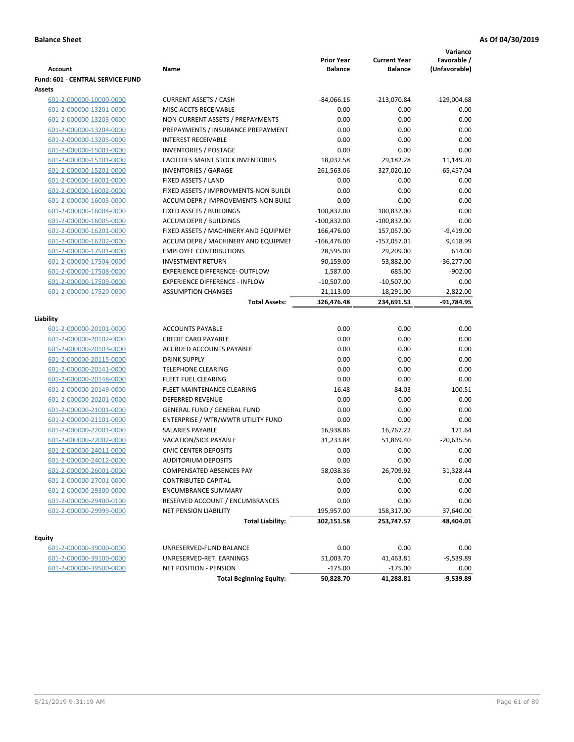**Balance Sheet** **As Of 04/30/2019**

| Account | Name | Prior Year Balance | Current Year Balance | Variance Favorable / (Unfavorable) |
|---|---|---|---|---|
| **Fund: 601 - CENTRAL SERVICE FUND** | | | | |
| **Assets** | | | | |
| 601-2-000000-10000-0000 | CURRENT ASSETS / CASH | -84,066.16 | -213,070.84 | -129,004.68 |
| 601-2-000000-13201-0000 | MISC ACCTS RECEIVABLE | 0.00 | 0.00 | 0.00 |
| 601-2-000000-13203-0000 | NON-CURRENT ASSETS / PREPAYMENTS | 0.00 | 0.00 | 0.00 |
| 601-2-000000-13204-0000 | PREPAYMENTS / INSURANCE PREPAYMENT | 0.00 | 0.00 | 0.00 |
| 601-2-000000-13205-0000 | INTEREST RECEIVABLE | 0.00 | 0.00 | 0.00 |
| 601-2-000000-15001-0000 | INVENTORIES / POSTAGE | 0.00 | 0.00 | 0.00 |
| 601-2-000000-15101-0000 | FACILITIES MAINT STOCK INVENTORIES | 18,032.58 | 29,182.28 | 11,149.70 |
| 601-2-000000-15201-0000 | INVENTORIES / GARAGE | 261,563.06 | 327,020.10 | 65,457.04 |
| 601-2-000000-16001-0000 | FIXED ASSETS / LAND | 0.00 | 0.00 | 0.00 |
| 601-2-000000-16002-0000 | FIXED ASSETS / IMPROVMENTS-NON BUILDI | 0.00 | 0.00 | 0.00 |
| 601-2-000000-16003-0000 | ACCUM DEPR / IMPROVEMENTS-NON BUILI | 0.00 | 0.00 | 0.00 |
| 601-2-000000-16004-0000 | FIXED ASSETS / BUILDINGS | 100,832.00 | 100,832.00 | 0.00 |
| 601-2-000000-16005-0000 | ACCUM DEPR / BUILDINGS | -100,832.00 | -100,832.00 | 0.00 |
| 601-2-000000-16201-0000 | FIXED ASSETS / MACHINERY AND EQUIPMEI | 166,476.00 | 157,057.00 | -9,419.00 |
| 601-2-000000-16202-0000 | ACCUM DEPR / MACHINERY AND EQUIPMEI | -166,476.00 | -157,057.01 | 9,418.99 |
| 601-2-000000-17501-0000 | EMPLOYEE CONTRIBUTIONS | 28,595.00 | 29,209.00 | 614.00 |
| 601-2-000000-17504-0000 | INVESTMENT RETURN | 90,159.00 | 53,882.00 | -36,277.00 |
| 601-2-000000-17508-0000 | EXPERIENCE DIFFERENCE- OUTFLOW | 1,587.00 | 685.00 | -902.00 |
| 601-2-000000-17509-0000 | EXPERIENCE DIFFERENCE - INFLOW | -10,507.00 | -10,507.00 | 0.00 |
| 601-2-000000-17520-0000 | ASSUMPTION CHANGES | 21,113.00 | 18,291.00 | -2,822.00 |
| | **Total Assets:** | **326,476.48** | **234,691.53** | **-91,784.95** |
| **Liability** | | | | |
| 601-2-000000-20101-0000 | ACCOUNTS PAYABLE | 0.00 | 0.00 | 0.00 |
| 601-2-000000-20102-0000 | CREDIT CARD PAYABLE | 0.00 | 0.00 | 0.00 |
| 601-2-000000-20103-0000 | ACCRUED ACCOUNTS PAYABLE | 0.00 | 0.00 | 0.00 |
| 601-2-000000-20115-0000 | DRINK SUPPLY | 0.00 | 0.00 | 0.00 |
| 601-2-000000-20141-0000 | TELEPHONE CLEARING | 0.00 | 0.00 | 0.00 |
| 601-2-000000-20148-0000 | FLEET FUEL CLEARING | 0.00 | 0.00 | 0.00 |
| 601-2-000000-20149-0000 | FLEET MAINTENANCE CLEARING | -16.48 | 84.03 | -100.51 |
| 601-2-000000-20201-0000 | DEFERRED REVENUE | 0.00 | 0.00 | 0.00 |
| 601-2-000000-21001-0000 | GENERAL FUND / GENERAL FUND | 0.00 | 0.00 | 0.00 |
| 601-2-000000-21101-0000 | ENTERPRISE / WTR/WWTR UTILITY FUND | 0.00 | 0.00 | 0.00 |
| 601-2-000000-22001-0000 | SALARIES PAYABLE | 16,938.86 | 16,767.22 | 171.64 |
| 601-2-000000-22002-0000 | VACATION/SICK PAYABLE | 31,233.84 | 51,869.40 | -20,635.56 |
| 601-2-000000-24011-0000 | CIVIC CENTER DEPOSITS | 0.00 | 0.00 | 0.00 |
| 601-2-000000-24012-0000 | AUDITORIUM DEPOSITS | 0.00 | 0.00 | 0.00 |
| 601-2-000000-26001-0000 | COMPENSATED ABSENCES PAY | 58,038.36 | 26,709.92 | 31,328.44 |
| 601-2-000000-27001-0000 | CONTRIBUTED CAPITAL | 0.00 | 0.00 | 0.00 |
| 601-2-000000-29300-0000 | ENCUMBRANCE SUMMARY | 0.00 | 0.00 | 0.00 |
| 601-2-000000-29400-0100 | RESERVED ACCOUNT / ENCUMBRANCES | 0.00 | 0.00 | 0.00 |
| 601-2-000000-29999-0000 | NET PENSION LIABILITY | 195,957.00 | 158,317.00 | 37,640.00 |
| | **Total Liability:** | **302,151.58** | **253,747.57** | **48,404.01** |
| **Equity** | | | | |
| 601-2-000000-39000-0000 | UNRESERVED-FUND BALANCE | 0.00 | 0.00 | 0.00 |
| 601-2-000000-39100-0000 | UNRESERVED-RET. EARNINGS | 51,003.70 | 41,463.81 | -9,539.89 |
| 601-2-000000-39500-0000 | NET POSITION - PENSION | -175.00 | -175.00 | 0.00 |
| | **Total Beginning Equity:** | **50,828.70** | **41,288.81** | **-9,539.89** |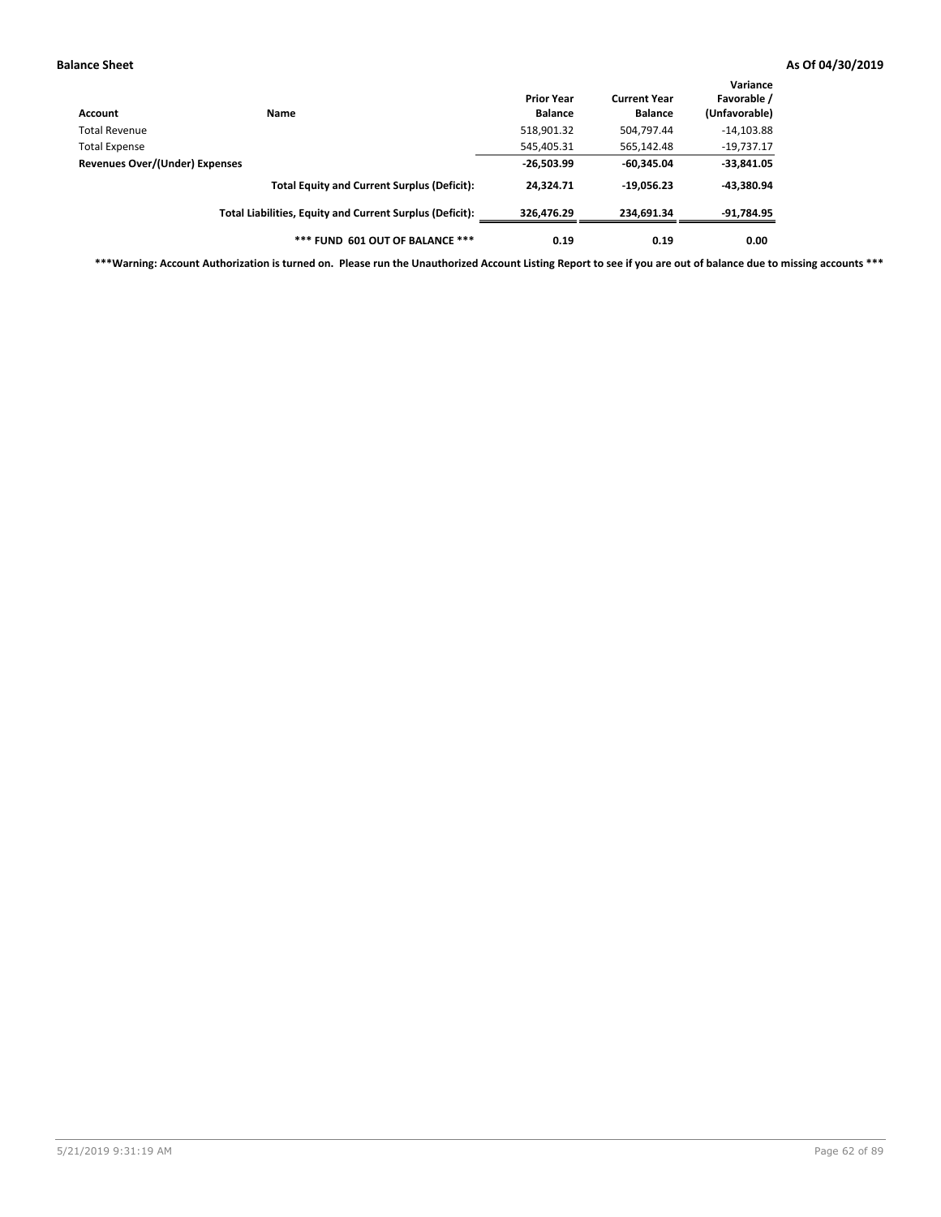| Account | Name | Prior Year Balance | Current Year Balance | Variance Favorable / (Unfavorable) |
|---|---|---|---|---|
| Total Revenue | | 518,901.32 | 504,797.44 | -14,103.88 |
| Total Expense | | 545,405.31 | 565,142.48 | -19,737.17 |
| **Revenues Over/(Under) Expenses** | | **-26,503.99** | **-60,345.04** | **-33,841.05** |
| | **Total Equity and Current Surplus (Deficit):** | **24,324.71** | **-19,056.23** | **-43,380.94** |
| | **Total Liabilities, Equity and Current Surplus (Deficit):** | **326,476.29** | **234,691.34** | **-91,784.95** |
| | **\*\*\* FUND 601 OUT OF BALANCE \*\*\*** | **0.19** | **0.19** | **0.00** |

**\*\*\*Warning: Account Authorization is turned on. Please run the Unauthorized Account Listing Report to see if you are out of balance due to missing accounts \*\*\***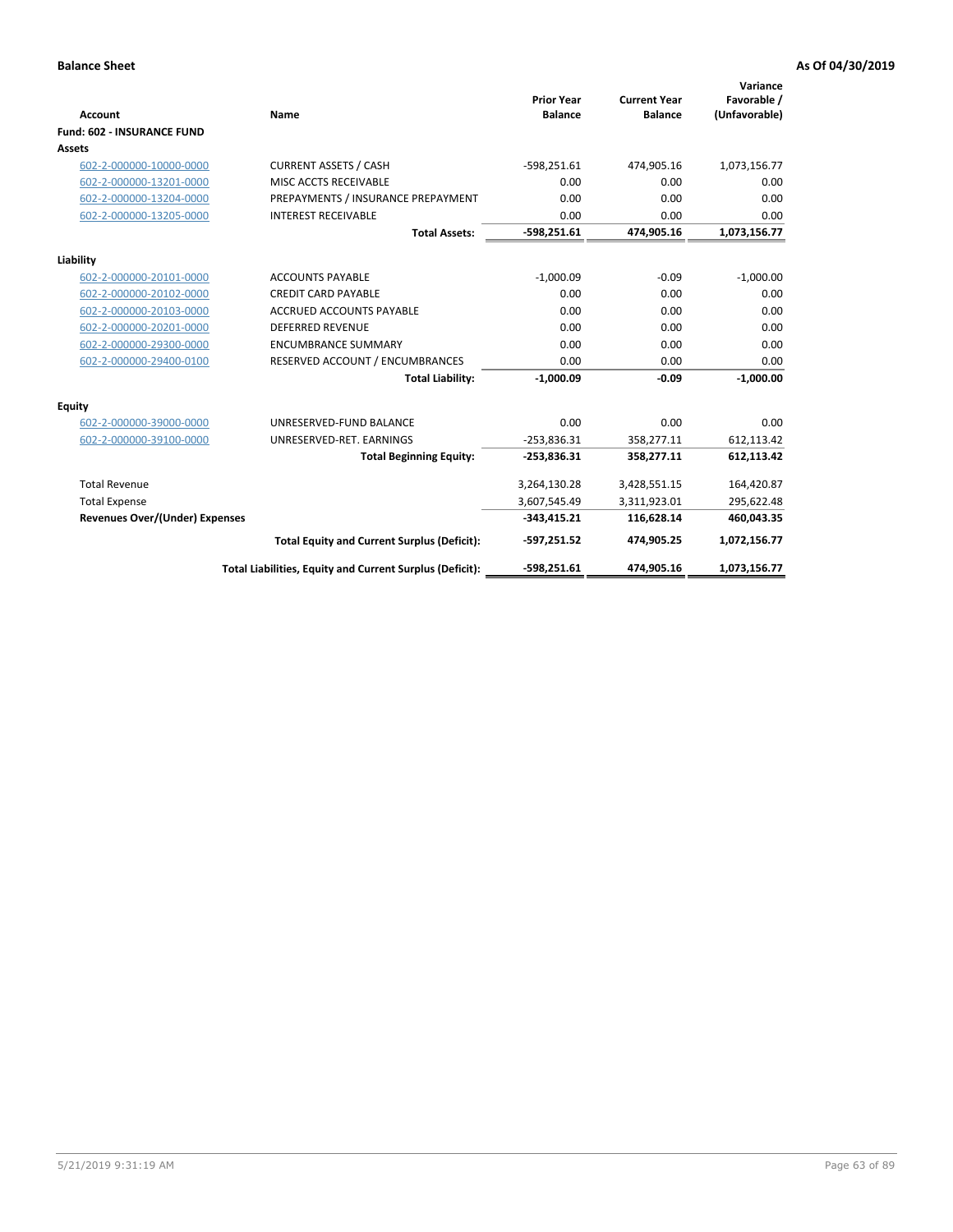**Balance Sheet** **As Of 04/30/2019**

| Account | Name | Prior Year Balance | Current Year Balance | Variance Favorable / (Unfavorable) |
|---|---|---|---|---|
| **Fund: 602 - INSURANCE FUND** | | | | |
| **Assets** | | | | |
| 602-2-000000-10000-0000 | CURRENT ASSETS / CASH | -598,251.61 | 474,905.16 | 1,073,156.77 |
| 602-2-000000-13201-0000 | MISC ACCTS RECEIVABLE | 0.00 | 0.00 | 0.00 |
| 602-2-000000-13204-0000 | PREPAYMENTS / INSURANCE PREPAYMENT | 0.00 | 0.00 | 0.00 |
| 602-2-000000-13205-0000 | INTEREST RECEIVABLE | 0.00 | 0.00 | 0.00 |
| | **Total Assets:** | **-598,251.61** | **474,905.16** | **1,073,156.77** |
| **Liability** | | | | |
| 602-2-000000-20101-0000 | ACCOUNTS PAYABLE | -1,000.09 | -0.09 | -1,000.00 |
| 602-2-000000-20102-0000 | CREDIT CARD PAYABLE | 0.00 | 0.00 | 0.00 |
| 602-2-000000-20103-0000 | ACCRUED ACCOUNTS PAYABLE | 0.00 | 0.00 | 0.00 |
| 602-2-000000-20201-0000 | DEFERRED REVENUE | 0.00 | 0.00 | 0.00 |
| 602-2-000000-29300-0000 | ENCUMBRANCE SUMMARY | 0.00 | 0.00 | 0.00 |
| 602-2-000000-29400-0100 | RESERVED ACCOUNT / ENCUMBRANCES | 0.00 | 0.00 | 0.00 |
| | **Total Liability:** | **-1,000.09** | **-0.09** | **-1,000.00** |
| **Equity** | | | | |
| 602-2-000000-39000-0000 | UNRESERVED-FUND BALANCE | 0.00 | 0.00 | 0.00 |
| 602-2-000000-39100-0000 | UNRESERVED-RET. EARNINGS | -253,836.31 | 358,277.11 | 612,113.42 |
| | **Total Beginning Equity:** | **-253,836.31** | **358,277.11** | **612,113.42** |
| Total Revenue | | 3,264,130.28 | 3,428,551.15 | 164,420.87 |
| Total Expense | | 3,607,545.49 | 3,311,923.01 | 295,622.48 |
| **Revenues Over/(Under) Expenses** | | **-343,415.21** | **116,628.14** | **460,043.35** |
| | **Total Equity and Current Surplus (Deficit):** | **-597,251.52** | **474,905.25** | **1,072,156.77** |
| | **Total Liabilities, Equity and Current Surplus (Deficit):** | **-598,251.61** | **474,905.16** | **1,073,156.77** |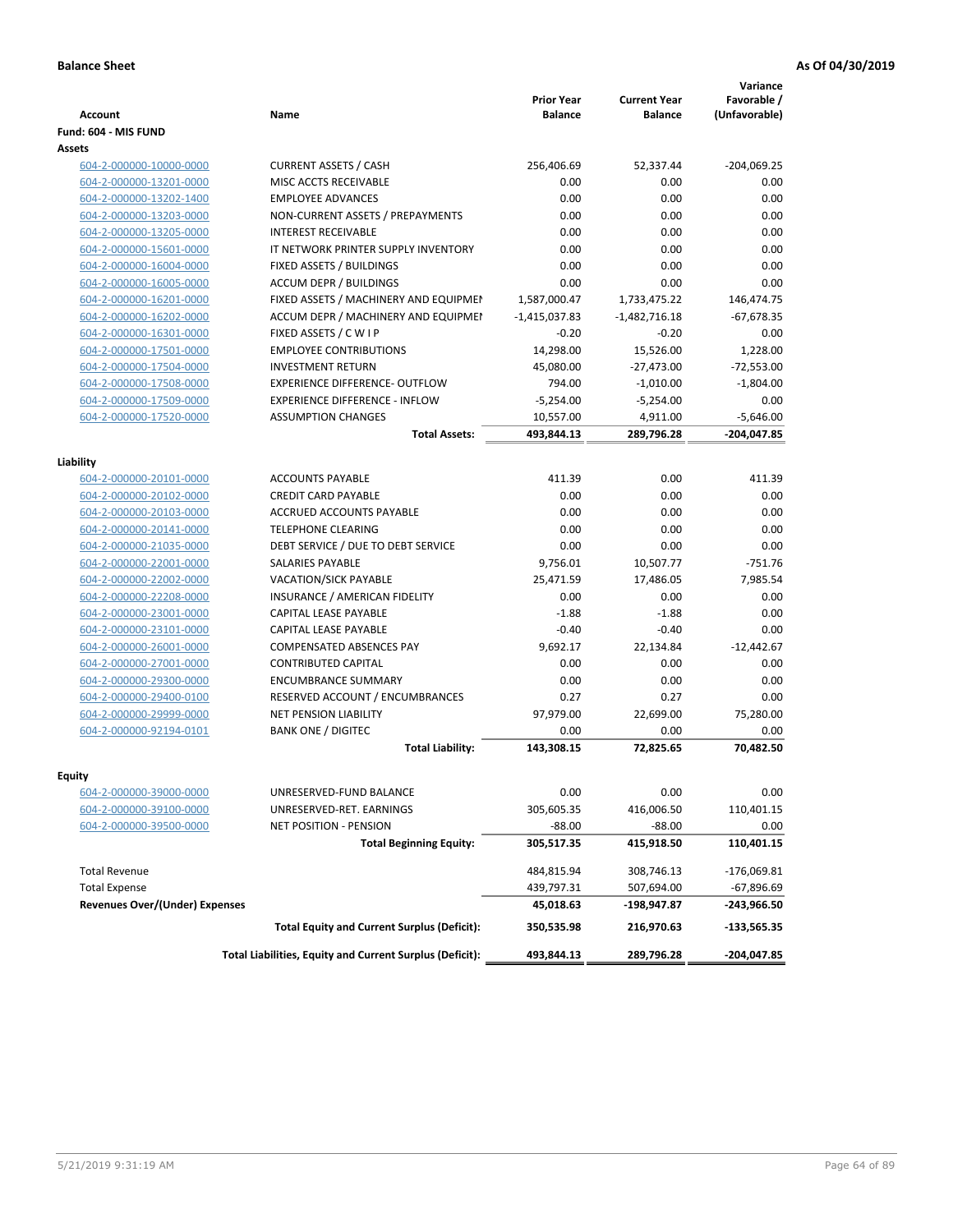**Balance Sheet** **As Of 04/30/2019**

| Account | Name | Prior Year Balance | Current Year Balance | Variance Favorable / (Unfavorable) |
|---|---|---|---|---|
| **Fund: 604 - MIS FUND** | | | | |
| **Assets** | | | | |
| 604-2-000000-10000-0000 | CURRENT ASSETS / CASH | 256,406.69 | 52,337.44 | -204,069.25 |
| 604-2-000000-13201-0000 | MISC ACCTS RECEIVABLE | 0.00 | 0.00 | 0.00 |
| 604-2-000000-13202-1400 | EMPLOYEE ADVANCES | 0.00 | 0.00 | 0.00 |
| 604-2-000000-13203-0000 | NON-CURRENT ASSETS / PREPAYMENTS | 0.00 | 0.00 | 0.00 |
| 604-2-000000-13205-0000 | INTEREST RECEIVABLE | 0.00 | 0.00 | 0.00 |
| 604-2-000000-15601-0000 | IT NETWORK PRINTER SUPPLY INVENTORY | 0.00 | 0.00 | 0.00 |
| 604-2-000000-16004-0000 | FIXED ASSETS / BUILDINGS | 0.00 | 0.00 | 0.00 |
| 604-2-000000-16005-0000 | ACCUM DEPR / BUILDINGS | 0.00 | 0.00 | 0.00 |
| 604-2-000000-16201-0000 | FIXED ASSETS / MACHINERY AND EQUIPMEI | 1,587,000.47 | 1,733,475.22 | 146,474.75 |
| 604-2-000000-16202-0000 | ACCUM DEPR / MACHINERY AND EQUIPMEI | -1,415,037.83 | -1,482,716.18 | -67,678.35 |
| 604-2-000000-16301-0000 | FIXED ASSETS / C W I P | -0.20 | -0.20 | 0.00 |
| 604-2-000000-17501-0000 | EMPLOYEE CONTRIBUTIONS | 14,298.00 | 15,526.00 | 1,228.00 |
| 604-2-000000-17504-0000 | INVESTMENT RETURN | 45,080.00 | -27,473.00 | -72,553.00 |
| 604-2-000000-17508-0000 | EXPERIENCE DIFFERENCE- OUTFLOW | 794.00 | -1,010.00 | -1,804.00 |
| 604-2-000000-17509-0000 | EXPERIENCE DIFFERENCE - INFLOW | -5,254.00 | -5,254.00 | 0.00 |
| 604-2-000000-17520-0000 | ASSUMPTION CHANGES | 10,557.00 | 4,911.00 | -5,646.00 |
| | **Total Assets:** | **493,844.13** | **289,796.28** | **-204,047.85** |
| **Liability** | | | | |
| 604-2-000000-20101-0000 | ACCOUNTS PAYABLE | 411.39 | 0.00 | 411.39 |
| 604-2-000000-20102-0000 | CREDIT CARD PAYABLE | 0.00 | 0.00 | 0.00 |
| 604-2-000000-20103-0000 | ACCRUED ACCOUNTS PAYABLE | 0.00 | 0.00 | 0.00 |
| 604-2-000000-20141-0000 | TELEPHONE CLEARING | 0.00 | 0.00 | 0.00 |
| 604-2-000000-21035-0000 | DEBT SERVICE / DUE TO DEBT SERVICE | 0.00 | 0.00 | 0.00 |
| 604-2-000000-22001-0000 | SALARIES PAYABLE | 9,756.01 | 10,507.77 | -751.76 |
| 604-2-000000-22002-0000 | VACATION/SICK PAYABLE | 25,471.59 | 17,486.05 | 7,985.54 |
| 604-2-000000-22208-0000 | INSURANCE / AMERICAN FIDELITY | 0.00 | 0.00 | 0.00 |
| 604-2-000000-23001-0000 | CAPITAL LEASE PAYABLE | -1.88 | -1.88 | 0.00 |
| 604-2-000000-23101-0000 | CAPITAL LEASE PAYABLE | -0.40 | -0.40 | 0.00 |
| 604-2-000000-26001-0000 | COMPENSATED ABSENCES PAY | 9,692.17 | 22,134.84 | -12,442.67 |
| 604-2-000000-27001-0000 | CONTRIBUTED CAPITAL | 0.00 | 0.00 | 0.00 |
| 604-2-000000-29300-0000 | ENCUMBRANCE SUMMARY | 0.00 | 0.00 | 0.00 |
| 604-2-000000-29400-0100 | RESERVED ACCOUNT / ENCUMBRANCES | 0.27 | 0.27 | 0.00 |
| 604-2-000000-29999-0000 | NET PENSION LIABILITY | 97,979.00 | 22,699.00 | 75,280.00 |
| 604-2-000000-92194-0101 | BANK ONE / DIGITEC | 0.00 | 0.00 | 0.00 |
| | **Total Liability:** | **143,308.15** | **72,825.65** | **70,482.50** |
| **Equity** | | | | |
| 604-2-000000-39000-0000 | UNRESERVED-FUND BALANCE | 0.00 | 0.00 | 0.00 |
| 604-2-000000-39100-0000 | UNRESERVED-RET. EARNINGS | 305,605.35 | 416,006.50 | 110,401.15 |
| 604-2-000000-39500-0000 | NET POSITION - PENSION | -88.00 | -88.00 | 0.00 |
| | **Total Beginning Equity:** | **305,517.35** | **415,918.50** | **110,401.15** |
| Total Revenue | | 484,815.94 | 308,746.13 | -176,069.81 |
| Total Expense | | 439,797.31 | 507,694.00 | -67,896.69 |
| **Revenues Over/(Under) Expenses** | | **45,018.63** | **-198,947.87** | **-243,966.50** |
| | **Total Equity and Current Surplus (Deficit):** | **350,535.98** | **216,970.63** | **-133,565.35** |
| | **Total Liabilities, Equity and Current Surplus (Deficit):** | **493,844.13** | **289,796.28** | **-204,047.85** |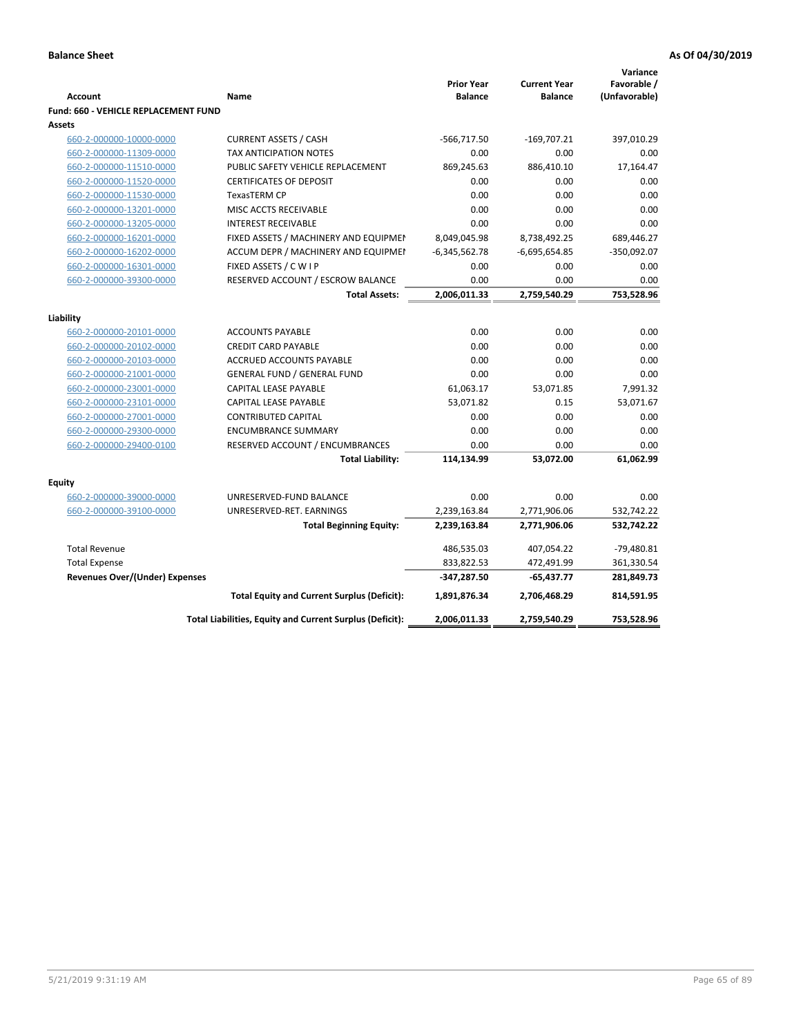**Balance Sheet** **As Of 04/30/2019**

| Account | Name | Prior Year Balance | Current Year Balance | Variance Favorable / (Unfavorable) |
|---|---|---|---|---|
| **Fund: 660 - VEHICLE REPLACEMENT FUND** | | | | |
| **Assets** | | | | |
| 660-2-000000-10000-0000 | CURRENT ASSETS / CASH | -566,717.50 | -169,707.21 | 397,010.29 |
| 660-2-000000-11309-0000 | TAX ANTICIPATION NOTES | 0.00 | 0.00 | 0.00 |
| 660-2-000000-11510-0000 | PUBLIC SAFETY VEHICLE REPLACEMENT | 869,245.63 | 886,410.10 | 17,164.47 |
| 660-2-000000-11520-0000 | CERTIFICATES OF DEPOSIT | 0.00 | 0.00 | 0.00 |
| 660-2-000000-11530-0000 | TexasTERM CP | 0.00 | 0.00 | 0.00 |
| 660-2-000000-13201-0000 | MISC ACCTS RECEIVABLE | 0.00 | 0.00 | 0.00 |
| 660-2-000000-13205-0000 | INTEREST RECEIVABLE | 0.00 | 0.00 | 0.00 |
| 660-2-000000-16201-0000 | FIXED ASSETS / MACHINERY AND EQUIPMEN | 8,049,045.98 | 8,738,492.25 | 689,446.27 |
| 660-2-000000-16202-0000 | ACCUM DEPR / MACHINERY AND EQUIPMEI | -6,345,562.78 | -6,695,654.85 | -350,092.07 |
| 660-2-000000-16301-0000 | FIXED ASSETS / C W I P | 0.00 | 0.00 | 0.00 |
| 660-2-000000-39300-0000 | RESERVED ACCOUNT / ESCROW BALANCE | 0.00 | 0.00 | 0.00 |
| | **Total Assets:** | **2,006,011.33** | **2,759,540.29** | **753,528.96** |
| **Liability** | | | | |
| 660-2-000000-20101-0000 | ACCOUNTS PAYABLE | 0.00 | 0.00 | 0.00 |
| 660-2-000000-20102-0000 | CREDIT CARD PAYABLE | 0.00 | 0.00 | 0.00 |
| 660-2-000000-20103-0000 | ACCRUED ACCOUNTS PAYABLE | 0.00 | 0.00 | 0.00 |
| 660-2-000000-21001-0000 | GENERAL FUND / GENERAL FUND | 0.00 | 0.00 | 0.00 |
| 660-2-000000-23001-0000 | CAPITAL LEASE PAYABLE | 61,063.17 | 53,071.85 | 7,991.32 |
| 660-2-000000-23101-0000 | CAPITAL LEASE PAYABLE | 53,071.82 | 0.15 | 53,071.67 |
| 660-2-000000-27001-0000 | CONTRIBUTED CAPITAL | 0.00 | 0.00 | 0.00 |
| 660-2-000000-29300-0000 | ENCUMBRANCE SUMMARY | 0.00 | 0.00 | 0.00 |
| 660-2-000000-29400-0100 | RESERVED ACCOUNT / ENCUMBRANCES | 0.00 | 0.00 | 0.00 |
| | **Total Liability:** | **114,134.99** | **53,072.00** | **61,062.99** |
| **Equity** | | | | |
| 660-2-000000-39000-0000 | UNRESERVED-FUND BALANCE | 0.00 | 0.00 | 0.00 |
| 660-2-000000-39100-0000 | UNRESERVED-RET. EARNINGS | 2,239,163.84 | 2,771,906.06 | 532,742.22 |
| | **Total Beginning Equity:** | **2,239,163.84** | **2,771,906.06** | **532,742.22** |
| Total Revenue | | 486,535.03 | 407,054.22 | -79,480.81 |
| Total Expense | | 833,822.53 | 472,491.99 | 361,330.54 |
| **Revenues Over/(Under) Expenses** | | **-347,287.50** | **-65,437.77** | **281,849.73** |
| | **Total Equity and Current Surplus (Deficit):** | **1,891,876.34** | **2,706,468.29** | **814,591.95** |
| | **Total Liabilities, Equity and Current Surplus (Deficit):** | **2,006,011.33** | **2,759,540.29** | **753,528.96** |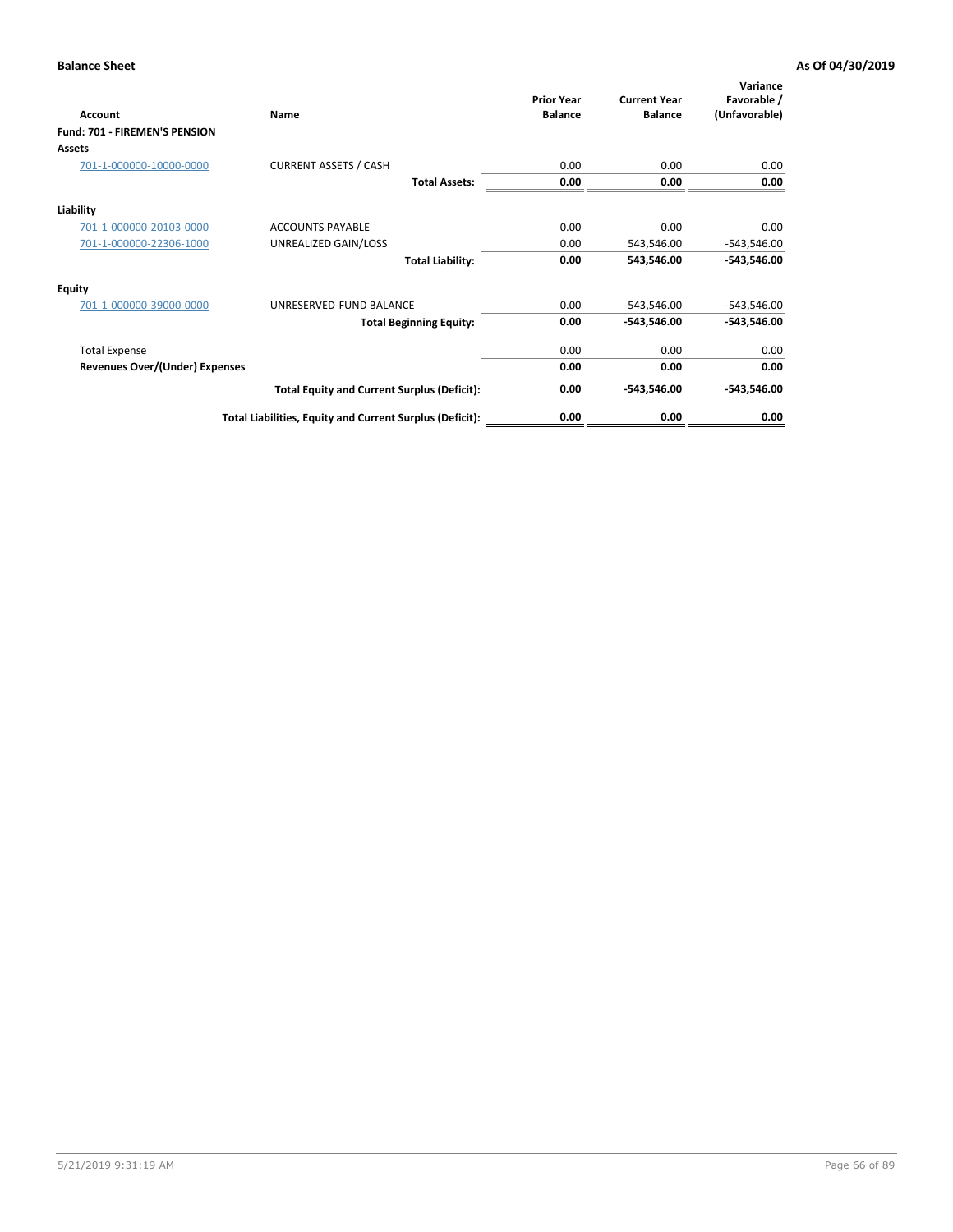**Balance Sheet** — **As Of 04/30/2019**

| Account | Name | Prior Year Balance | Current Year Balance | Variance Favorable / (Unfavorable) |
|---|---|---|---|---|
| **Fund: 701 - FIREMEN'S PENSION** | | | | |
| **Assets** | | | | |
| 701-1-000000-10000-0000 | CURRENT ASSETS / CASH | 0.00 | 0.00 | 0.00 |
| | **Total Assets:** | **0.00** | **0.00** | **0.00** |
| **Liability** | | | | |
| 701-1-000000-20103-0000 | ACCOUNTS PAYABLE | 0.00 | 0.00 | 0.00 |
| 701-1-000000-22306-1000 | UNREALIZED GAIN/LOSS | 0.00 | 543,546.00 | -543,546.00 |
| | **Total Liability:** | **0.00** | **543,546.00** | **-543,546.00** |
| **Equity** | | | | |
| 701-1-000000-39000-0000 | UNRESERVED-FUND BALANCE | 0.00 | -543,546.00 | -543,546.00 |
| | **Total Beginning Equity:** | **0.00** | **-543,546.00** | **-543,546.00** |
| Total Expense | | 0.00 | 0.00 | 0.00 |
| **Revenues Over/(Under) Expenses** | | **0.00** | **0.00** | **0.00** |
| | **Total Equity and Current Surplus (Deficit):** | **0.00** | **-543,546.00** | **-543,546.00** |
| | **Total Liabilities, Equity and Current Surplus (Deficit):** | **0.00** | **0.00** | **0.00** |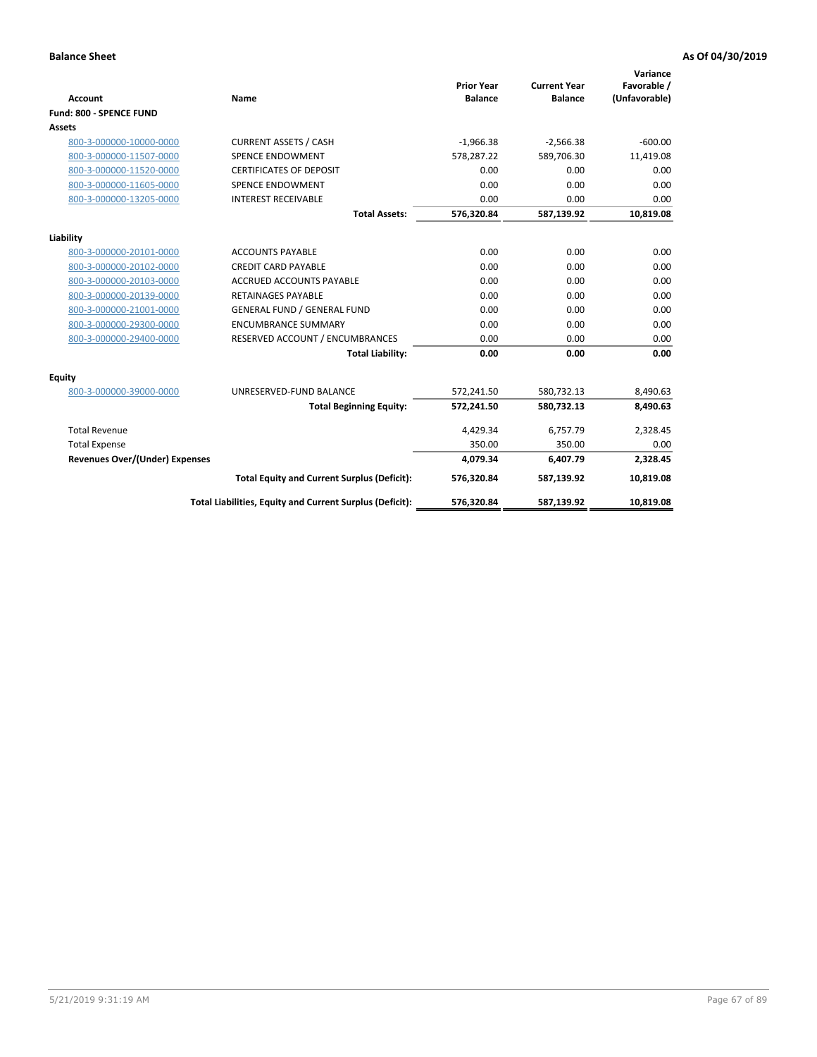**Balance Sheet** **As Of 04/30/2019**

| Account | Name | Prior Year Balance | Current Year Balance | Variance Favorable / (Unfavorable) |
|---|---|---|---|---|
| **Fund: 800 - SPENCE FUND** | | | | |
| **Assets** | | | | |
| 800-3-000000-10000-0000 | CURRENT ASSETS / CASH | -1,966.38 | -2,566.38 | -600.00 |
| 800-3-000000-11507-0000 | SPENCE ENDOWMENT | 578,287.22 | 589,706.30 | 11,419.08 |
| 800-3-000000-11520-0000 | CERTIFICATES OF DEPOSIT | 0.00 | 0.00 | 0.00 |
| 800-3-000000-11605-0000 | SPENCE ENDOWMENT | 0.00 | 0.00 | 0.00 |
| 800-3-000000-13205-0000 | INTEREST RECEIVABLE | 0.00 | 0.00 | 0.00 |
| | **Total Assets:** | **576,320.84** | **587,139.92** | **10,819.08** |
| **Liability** | | | | |
| 800-3-000000-20101-0000 | ACCOUNTS PAYABLE | 0.00 | 0.00 | 0.00 |
| 800-3-000000-20102-0000 | CREDIT CARD PAYABLE | 0.00 | 0.00 | 0.00 |
| 800-3-000000-20103-0000 | ACCRUED ACCOUNTS PAYABLE | 0.00 | 0.00 | 0.00 |
| 800-3-000000-20139-0000 | RETAINAGES PAYABLE | 0.00 | 0.00 | 0.00 |
| 800-3-000000-21001-0000 | GENERAL FUND / GENERAL FUND | 0.00 | 0.00 | 0.00 |
| 800-3-000000-29300-0000 | ENCUMBRANCE SUMMARY | 0.00 | 0.00 | 0.00 |
| 800-3-000000-29400-0000 | RESERVED ACCOUNT / ENCUMBRANCES | 0.00 | 0.00 | 0.00 |
| | **Total Liability:** | **0.00** | **0.00** | **0.00** |
| **Equity** | | | | |
| 800-3-000000-39000-0000 | UNRESERVED-FUND BALANCE | 572,241.50 | 580,732.13 | 8,490.63 |
| | **Total Beginning Equity:** | **572,241.50** | **580,732.13** | **8,490.63** |
| Total Revenue | | 4,429.34 | 6,757.79 | 2,328.45 |
| Total Expense | | 350.00 | 350.00 | 0.00 |
| **Revenues Over/(Under) Expenses** | | **4,079.34** | **6,407.79** | **2,328.45** |
| | **Total Equity and Current Surplus (Deficit):** | **576,320.84** | **587,139.92** | **10,819.08** |
| | **Total Liabilities, Equity and Current Surplus (Deficit):** | **576,320.84** | **587,139.92** | **10,819.08** |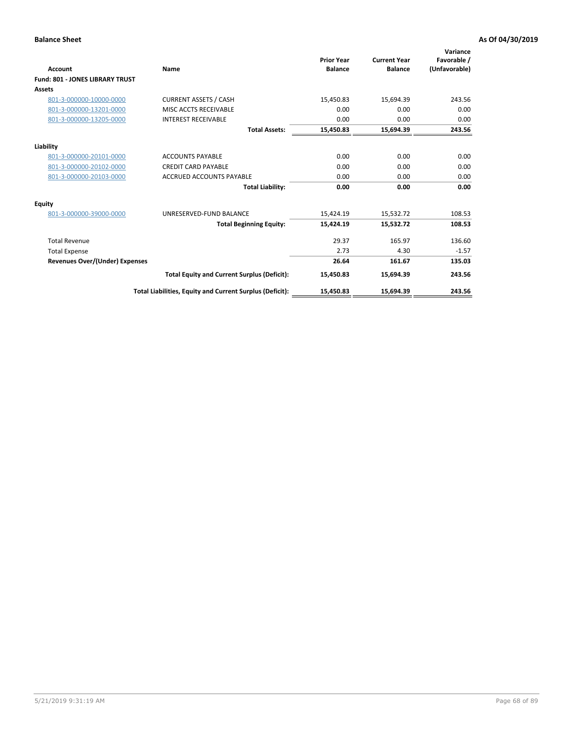**Balance Sheet** **As Of 04/30/2019**

| Account | Name | Prior Year Balance | Current Year Balance | Variance Favorable / (Unfavorable) |
|---|---|---|---|---|
| **Fund: 801 - JONES LIBRARY TRUST** | | | | |
| **Assets** | | | | |
| 801-3-000000-10000-0000 | CURRENT ASSETS / CASH | 15,450.83 | 15,694.39 | 243.56 |
| 801-3-000000-13201-0000 | MISC ACCTS RECEIVABLE | 0.00 | 0.00 | 0.00 |
| 801-3-000000-13205-0000 | INTEREST RECEIVABLE | 0.00 | 0.00 | 0.00 |
| | **Total Assets:** | **15,450.83** | **15,694.39** | **243.56** |
| **Liability** | | | | |
| 801-3-000000-20101-0000 | ACCOUNTS PAYABLE | 0.00 | 0.00 | 0.00 |
| 801-3-000000-20102-0000 | CREDIT CARD PAYABLE | 0.00 | 0.00 | 0.00 |
| 801-3-000000-20103-0000 | ACCRUED ACCOUNTS PAYABLE | 0.00 | 0.00 | 0.00 |
| | **Total Liability:** | **0.00** | **0.00** | **0.00** |
| **Equity** | | | | |
| 801-3-000000-39000-0000 | UNRESERVED-FUND BALANCE | 15,424.19 | 15,532.72 | 108.53 |
| | **Total Beginning Equity:** | **15,424.19** | **15,532.72** | **108.53** |
| Total Revenue | | 29.37 | 165.97 | 136.60 |
| Total Expense | | 2.73 | 4.30 | -1.57 |
| **Revenues Over/(Under) Expenses** | | **26.64** | **161.67** | **135.03** |
| | **Total Equity and Current Surplus (Deficit):** | **15,450.83** | **15,694.39** | **243.56** |
| | **Total Liabilities, Equity and Current Surplus (Deficit):** | **15,450.83** | **15,694.39** | **243.56** |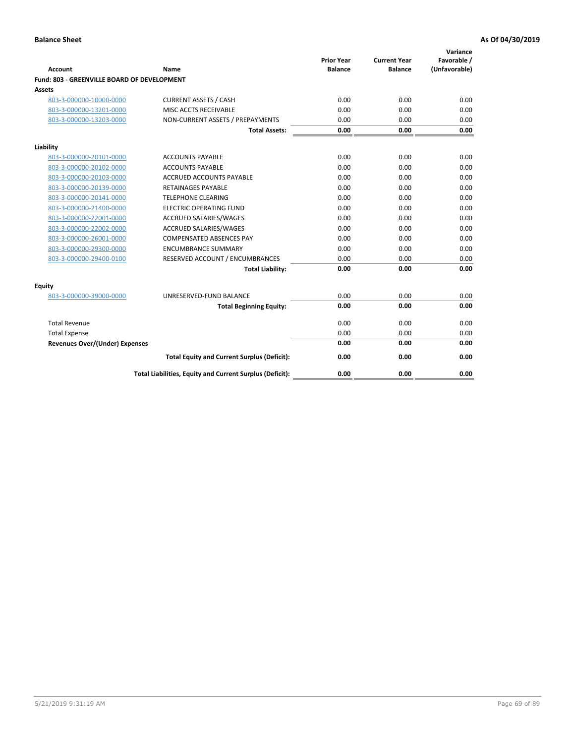**Balance Sheet** **As Of 04/30/2019**

| Account | Name | Prior Year Balance | Current Year Balance | Variance Favorable / (Unfavorable) |
|---|---|---|---|---|
| **Fund: 803 - GREENVILLE BOARD OF DEVELOPMENT** | | | | |
| **Assets** | | | | |
| 803-3-000000-10000-0000 | CURRENT ASSETS / CASH | 0.00 | 0.00 | 0.00 |
| 803-3-000000-13201-0000 | MISC ACCTS RECEIVABLE | 0.00 | 0.00 | 0.00 |
| 803-3-000000-13203-0000 | NON-CURRENT ASSETS / PREPAYMENTS | 0.00 | 0.00 | 0.00 |
| | **Total Assets:** | **0.00** | **0.00** | **0.00** |
| **Liability** | | | | |
| 803-3-000000-20101-0000 | ACCOUNTS PAYABLE | 0.00 | 0.00 | 0.00 |
| 803-3-000000-20102-0000 | ACCOUNTS PAYABLE | 0.00 | 0.00 | 0.00 |
| 803-3-000000-20103-0000 | ACCRUED ACCOUNTS PAYABLE | 0.00 | 0.00 | 0.00 |
| 803-3-000000-20139-0000 | RETAINAGES PAYABLE | 0.00 | 0.00 | 0.00 |
| 803-3-000000-20141-0000 | TELEPHONE CLEARING | 0.00 | 0.00 | 0.00 |
| 803-3-000000-21400-0000 | ELECTRIC OPERATING FUND | 0.00 | 0.00 | 0.00 |
| 803-3-000000-22001-0000 | ACCRUED SALARIES/WAGES | 0.00 | 0.00 | 0.00 |
| 803-3-000000-22002-0000 | ACCRUED SALARIES/WAGES | 0.00 | 0.00 | 0.00 |
| 803-3-000000-26001-0000 | COMPENSATED ABSENCES PAY | 0.00 | 0.00 | 0.00 |
| 803-3-000000-29300-0000 | ENCUMBRANCE SUMMARY | 0.00 | 0.00 | 0.00 |
| 803-3-000000-29400-0100 | RESERVED ACCOUNT / ENCUMBRANCES | 0.00 | 0.00 | 0.00 |
| | **Total Liability:** | **0.00** | **0.00** | **0.00** |
| **Equity** | | | | |
| 803-3-000000-39000-0000 | UNRESERVED-FUND BALANCE | 0.00 | 0.00 | 0.00 |
| | **Total Beginning Equity:** | **0.00** | **0.00** | **0.00** |
| Total Revenue | | 0.00 | 0.00 | 0.00 |
| Total Expense | | 0.00 | 0.00 | 0.00 |
| **Revenues Over/(Under) Expenses** | | **0.00** | **0.00** | **0.00** |
| | **Total Equity and Current Surplus (Deficit):** | **0.00** | **0.00** | **0.00** |
| | **Total Liabilities, Equity and Current Surplus (Deficit):** | **0.00** | **0.00** | **0.00** |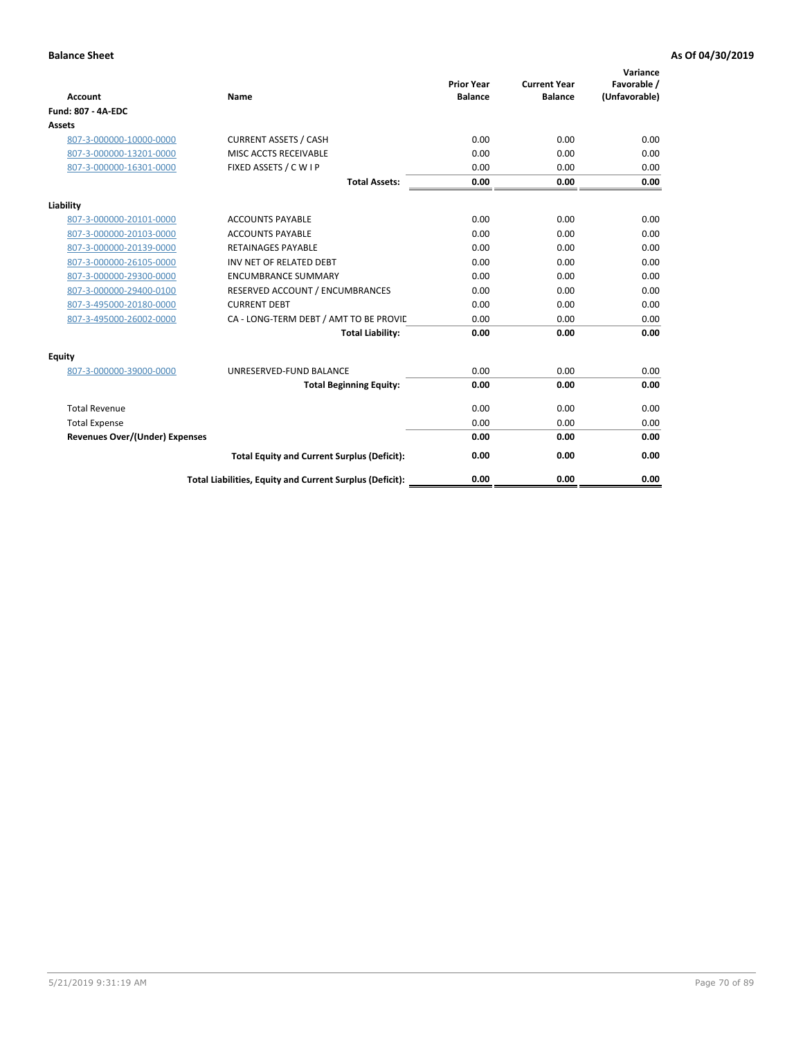**Balance Sheet** **As Of 04/30/2019**

| Account | Name | Prior Year Balance | Current Year Balance | Variance Favorable / (Unfavorable) |
|---|---|---|---|---|
| **Fund: 807 - 4A-EDC** | | | | |
| **Assets** | | | | |
| 807-3-000000-10000-0000 | CURRENT ASSETS / CASH | 0.00 | 0.00 | 0.00 |
| 807-3-000000-13201-0000 | MISC ACCTS RECEIVABLE | 0.00 | 0.00 | 0.00 |
| 807-3-000000-16301-0000 | FIXED ASSETS / C W I P | 0.00 | 0.00 | 0.00 |
| | **Total Assets:** | **0.00** | **0.00** | **0.00** |
| **Liability** | | | | |
| 807-3-000000-20101-0000 | ACCOUNTS PAYABLE | 0.00 | 0.00 | 0.00 |
| 807-3-000000-20103-0000 | ACCOUNTS PAYABLE | 0.00 | 0.00 | 0.00 |
| 807-3-000000-20139-0000 | RETAINAGES PAYABLE | 0.00 | 0.00 | 0.00 |
| 807-3-000000-26105-0000 | INV NET OF RELATED DEBT | 0.00 | 0.00 | 0.00 |
| 807-3-000000-29300-0000 | ENCUMBRANCE SUMMARY | 0.00 | 0.00 | 0.00 |
| 807-3-000000-29400-0100 | RESERVED ACCOUNT / ENCUMBRANCES | 0.00 | 0.00 | 0.00 |
| 807-3-495000-20180-0000 | CURRENT DEBT | 0.00 | 0.00 | 0.00 |
| 807-3-495000-26002-0000 | CA - LONG-TERM DEBT / AMT TO BE PROVIC | 0.00 | 0.00 | 0.00 |
| | **Total Liability:** | **0.00** | **0.00** | **0.00** |
| **Equity** | | | | |
| 807-3-000000-39000-0000 | UNRESERVED-FUND BALANCE | 0.00 | 0.00 | 0.00 |
| | **Total Beginning Equity:** | **0.00** | **0.00** | **0.00** |
| Total Revenue | | 0.00 | 0.00 | 0.00 |
| Total Expense | | 0.00 | 0.00 | 0.00 |
| **Revenues Over/(Under) Expenses** | | **0.00** | **0.00** | **0.00** |
| | **Total Equity and Current Surplus (Deficit):** | **0.00** | **0.00** | **0.00** |
| | **Total Liabilities, Equity and Current Surplus (Deficit):** | **0.00** | **0.00** | **0.00** |

5/21/2019 9:31:19 AM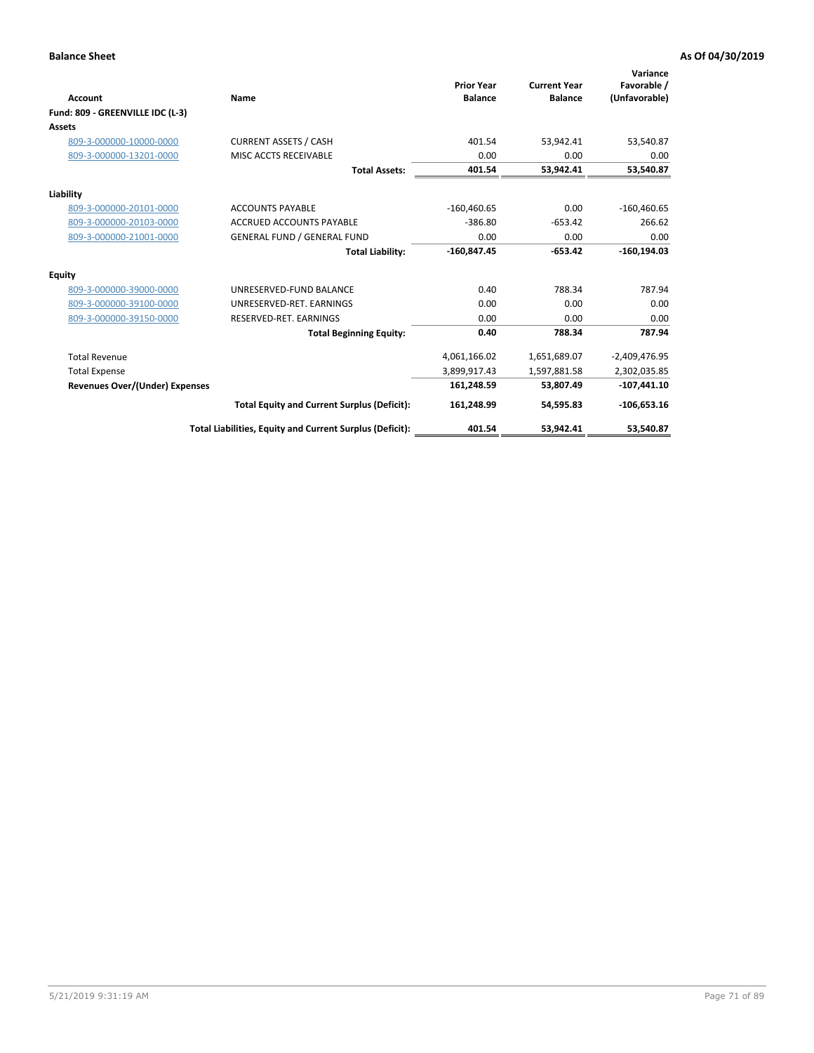**Balance Sheet** **As Of 04/30/2019**

| Account | Name | Prior Year Balance | Current Year Balance | Variance Favorable / (Unfavorable) |
|---|---|---|---|---|
| **Fund: 809 - GREENVILLE IDC (L-3)** | | | | |
| **Assets** | | | | |
| 809-3-000000-10000-0000 | CURRENT ASSETS / CASH | 401.54 | 53,942.41 | 53,540.87 |
| 809-3-000000-13201-0000 | MISC ACCTS RECEIVABLE | 0.00 | 0.00 | 0.00 |
| | **Total Assets:** | **401.54** | **53,942.41** | **53,540.87** |
| **Liability** | | | | |
| 809-3-000000-20101-0000 | ACCOUNTS PAYABLE | -160,460.65 | 0.00 | -160,460.65 |
| 809-3-000000-20103-0000 | ACCRUED ACCOUNTS PAYABLE | -386.80 | -653.42 | 266.62 |
| 809-3-000000-21001-0000 | GENERAL FUND / GENERAL FUND | 0.00 | 0.00 | 0.00 |
| | **Total Liability:** | **-160,847.45** | **-653.42** | **-160,194.03** |
| **Equity** | | | | |
| 809-3-000000-39000-0000 | UNRESERVED-FUND BALANCE | 0.40 | 788.34 | 787.94 |
| 809-3-000000-39100-0000 | UNRESERVED-RET. EARNINGS | 0.00 | 0.00 | 0.00 |
| 809-3-000000-39150-0000 | RESERVED-RET. EARNINGS | 0.00 | 0.00 | 0.00 |
| | **Total Beginning Equity:** | **0.40** | **788.34** | **787.94** |
| Total Revenue | | 4,061,166.02 | 1,651,689.07 | -2,409,476.95 |
| Total Expense | | 3,899,917.43 | 1,597,881.58 | 2,302,035.85 |
| **Revenues Over/(Under) Expenses** | | **161,248.59** | **53,807.49** | **-107,441.10** |
| | **Total Equity and Current Surplus (Deficit):** | **161,248.99** | **54,595.83** | **-106,653.16** |
| | **Total Liabilities, Equity and Current Surplus (Deficit):** | **401.54** | **53,942.41** | **53,540.87** |

5/21/2019 9:31:19 AM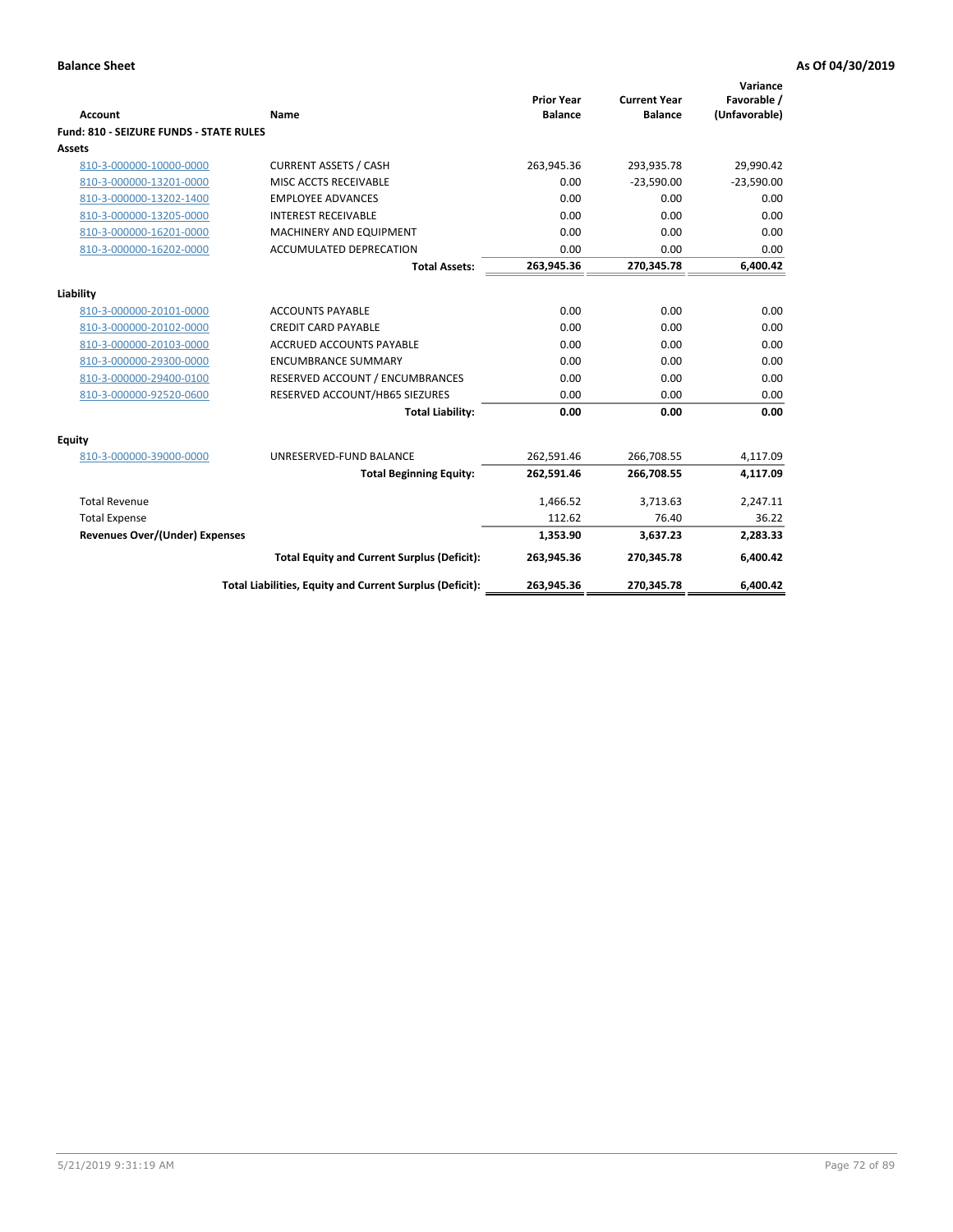**Balance Sheet** — As Of 04/30/2019

| Account | Name | Prior Year Balance | Current Year Balance | Variance Favorable / (Unfavorable) |
|---|---|---|---|---|
| **Fund: 810 - SEIZURE FUNDS - STATE RULES** | | | | |
| **Assets** | | | | |
| 810-3-000000-10000-0000 | CURRENT ASSETS / CASH | 263,945.36 | 293,935.78 | 29,990.42 |
| 810-3-000000-13201-0000 | MISC ACCTS RECEIVABLE | 0.00 | -23,590.00 | -23,590.00 |
| 810-3-000000-13202-1400 | EMPLOYEE ADVANCES | 0.00 | 0.00 | 0.00 |
| 810-3-000000-13205-0000 | INTEREST RECEIVABLE | 0.00 | 0.00 | 0.00 |
| 810-3-000000-16201-0000 | MACHINERY AND EQUIPMENT | 0.00 | 0.00 | 0.00 |
| 810-3-000000-16202-0000 | ACCUMULATED DEPRECATION | 0.00 | 0.00 | 0.00 |
| | **Total Assets:** | **263,945.36** | **270,345.78** | **6,400.42** |
| **Liability** | | | | |
| 810-3-000000-20101-0000 | ACCOUNTS PAYABLE | 0.00 | 0.00 | 0.00 |
| 810-3-000000-20102-0000 | CREDIT CARD PAYABLE | 0.00 | 0.00 | 0.00 |
| 810-3-000000-20103-0000 | ACCRUED ACCOUNTS PAYABLE | 0.00 | 0.00 | 0.00 |
| 810-3-000000-29300-0000 | ENCUMBRANCE SUMMARY | 0.00 | 0.00 | 0.00 |
| 810-3-000000-29400-0100 | RESERVED ACCOUNT / ENCUMBRANCES | 0.00 | 0.00 | 0.00 |
| 810-3-000000-92520-0600 | RESERVED ACCOUNT/HB65 SIEZURES | 0.00 | 0.00 | 0.00 |
| | **Total Liability:** | **0.00** | **0.00** | **0.00** |
| **Equity** | | | | |
| 810-3-000000-39000-0000 | UNRESERVED-FUND BALANCE | 262,591.46 | 266,708.55 | 4,117.09 |
| | **Total Beginning Equity:** | **262,591.46** | **266,708.55** | **4,117.09** |
| Total Revenue | | 1,466.52 | 3,713.63 | 2,247.11 |
| Total Expense | | 112.62 | 76.40 | 36.22 |
| **Revenues Over/(Under) Expenses** | | **1,353.90** | **3,637.23** | **2,283.33** |
| | **Total Equity and Current Surplus (Deficit):** | **263,945.36** | **270,345.78** | **6,400.42** |
| | **Total Liabilities, Equity and Current Surplus (Deficit):** | **263,945.36** | **270,345.78** | **6,400.42** |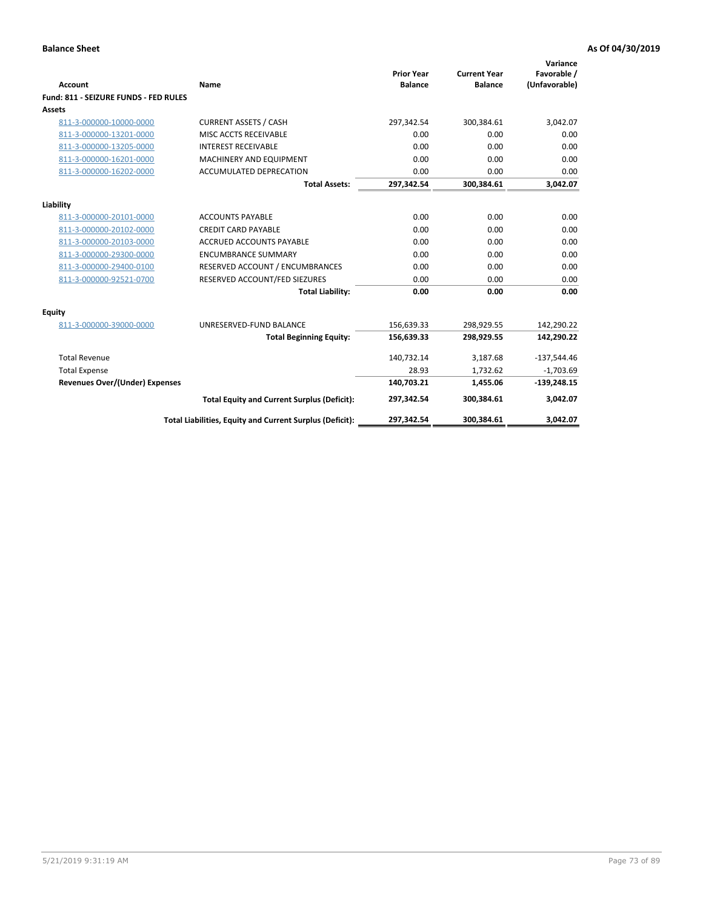**Balance Sheet** **As Of 04/30/2019**

| Account | Name | Prior Year Balance | Current Year Balance | Variance Favorable / (Unfavorable) |
|---|---|---|---|---|
| **Fund: 811 - SEIZURE FUNDS - FED RULES** | | | | |
| **Assets** | | | | |
| 811-3-000000-10000-0000 | CURRENT ASSETS / CASH | 297,342.54 | 300,384.61 | 3,042.07 |
| 811-3-000000-13201-0000 | MISC ACCTS RECEIVABLE | 0.00 | 0.00 | 0.00 |
| 811-3-000000-13205-0000 | INTEREST RECEIVABLE | 0.00 | 0.00 | 0.00 |
| 811-3-000000-16201-0000 | MACHINERY AND EQUIPMENT | 0.00 | 0.00 | 0.00 |
| 811-3-000000-16202-0000 | ACCUMULATED DEPRECATION | 0.00 | 0.00 | 0.00 |
| | **Total Assets:** | **297,342.54** | **300,384.61** | **3,042.07** |
| **Liability** | | | | |
| 811-3-000000-20101-0000 | ACCOUNTS PAYABLE | 0.00 | 0.00 | 0.00 |
| 811-3-000000-20102-0000 | CREDIT CARD PAYABLE | 0.00 | 0.00 | 0.00 |
| 811-3-000000-20103-0000 | ACCRUED ACCOUNTS PAYABLE | 0.00 | 0.00 | 0.00 |
| 811-3-000000-29300-0000 | ENCUMBRANCE SUMMARY | 0.00 | 0.00 | 0.00 |
| 811-3-000000-29400-0100 | RESERVED ACCOUNT / ENCUMBRANCES | 0.00 | 0.00 | 0.00 |
| 811-3-000000-92521-0700 | RESERVED ACCOUNT/FED SIEZURES | 0.00 | 0.00 | 0.00 |
| | **Total Liability:** | **0.00** | **0.00** | **0.00** |
| **Equity** | | | | |
| 811-3-000000-39000-0000 | UNRESERVED-FUND BALANCE | 156,639.33 | 298,929.55 | 142,290.22 |
| | **Total Beginning Equity:** | **156,639.33** | **298,929.55** | **142,290.22** |
| Total Revenue | | 140,732.14 | 3,187.68 | -137,544.46 |
| Total Expense | | 28.93 | 1,732.62 | -1,703.69 |
| **Revenues Over/(Under) Expenses** | | **140,703.21** | **1,455.06** | **-139,248.15** |
| | **Total Equity and Current Surplus (Deficit):** | **297,342.54** | **300,384.61** | **3,042.07** |
| | **Total Liabilities, Equity and Current Surplus (Deficit):** | **297,342.54** | **300,384.61** | **3,042.07** |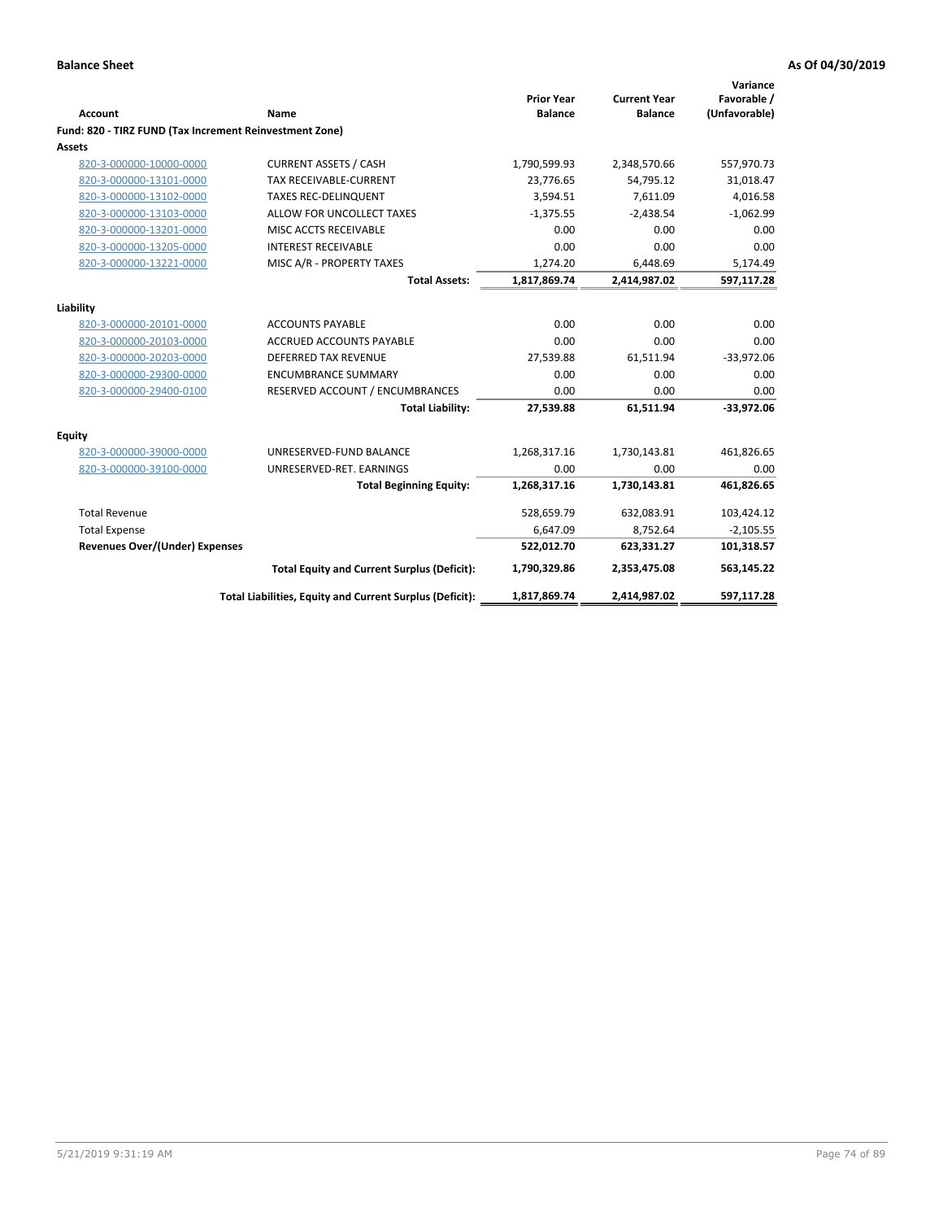**Balance Sheet** **As Of 04/30/2019**

| Account | Name | Prior Year Balance | Current Year Balance | Variance Favorable / (Unfavorable) |
|---|---|---|---|---|
| **Fund: 820 - TIRZ FUND (Tax Increment Reinvestment Zone)** | | | | |
| **Assets** | | | | |
| 820-3-000000-10000-0000 | CURRENT ASSETS / CASH | 1,790,599.93 | 2,348,570.66 | 557,970.73 |
| 820-3-000000-13101-0000 | TAX RECEIVABLE-CURRENT | 23,776.65 | 54,795.12 | 31,018.47 |
| 820-3-000000-13102-0000 | TAXES REC-DELINQUENT | 3,594.51 | 7,611.09 | 4,016.58 |
| 820-3-000000-13103-0000 | ALLOW FOR UNCOLLECT TAXES | -1,375.55 | -2,438.54 | -1,062.99 |
| 820-3-000000-13201-0000 | MISC ACCTS RECEIVABLE | 0.00 | 0.00 | 0.00 |
| 820-3-000000-13205-0000 | INTEREST RECEIVABLE | 0.00 | 0.00 | 0.00 |
| 820-3-000000-13221-0000 | MISC A/R - PROPERTY TAXES | 1,274.20 | 6,448.69 | 5,174.49 |
| | **Total Assets:** | **1,817,869.74** | **2,414,987.02** | **597,117.28** |
| **Liability** | | | | |
| 820-3-000000-20101-0000 | ACCOUNTS PAYABLE | 0.00 | 0.00 | 0.00 |
| 820-3-000000-20103-0000 | ACCRUED ACCOUNTS PAYABLE | 0.00 | 0.00 | 0.00 |
| 820-3-000000-20203-0000 | DEFERRED TAX REVENUE | 27,539.88 | 61,511.94 | -33,972.06 |
| 820-3-000000-29300-0000 | ENCUMBRANCE SUMMARY | 0.00 | 0.00 | 0.00 |
| 820-3-000000-29400-0100 | RESERVED ACCOUNT / ENCUMBRANCES | 0.00 | 0.00 | 0.00 |
| | **Total Liability:** | **27,539.88** | **61,511.94** | **-33,972.06** |
| **Equity** | | | | |
| 820-3-000000-39000-0000 | UNRESERVED-FUND BALANCE | 1,268,317.16 | 1,730,143.81 | 461,826.65 |
| 820-3-000000-39100-0000 | UNRESERVED-RET. EARNINGS | 0.00 | 0.00 | 0.00 |
| | **Total Beginning Equity:** | **1,268,317.16** | **1,730,143.81** | **461,826.65** |
| Total Revenue | | 528,659.79 | 632,083.91 | 103,424.12 |
| Total Expense | | 6,647.09 | 8,752.64 | -2,105.55 |
| **Revenues Over/(Under) Expenses** | | **522,012.70** | **623,331.27** | **101,318.57** |
| | **Total Equity and Current Surplus (Deficit):** | **1,790,329.86** | **2,353,475.08** | **563,145.22** |
| | **Total Liabilities, Equity and Current Surplus (Deficit):** | **1,817,869.74** | **2,414,987.02** | **597,117.28** |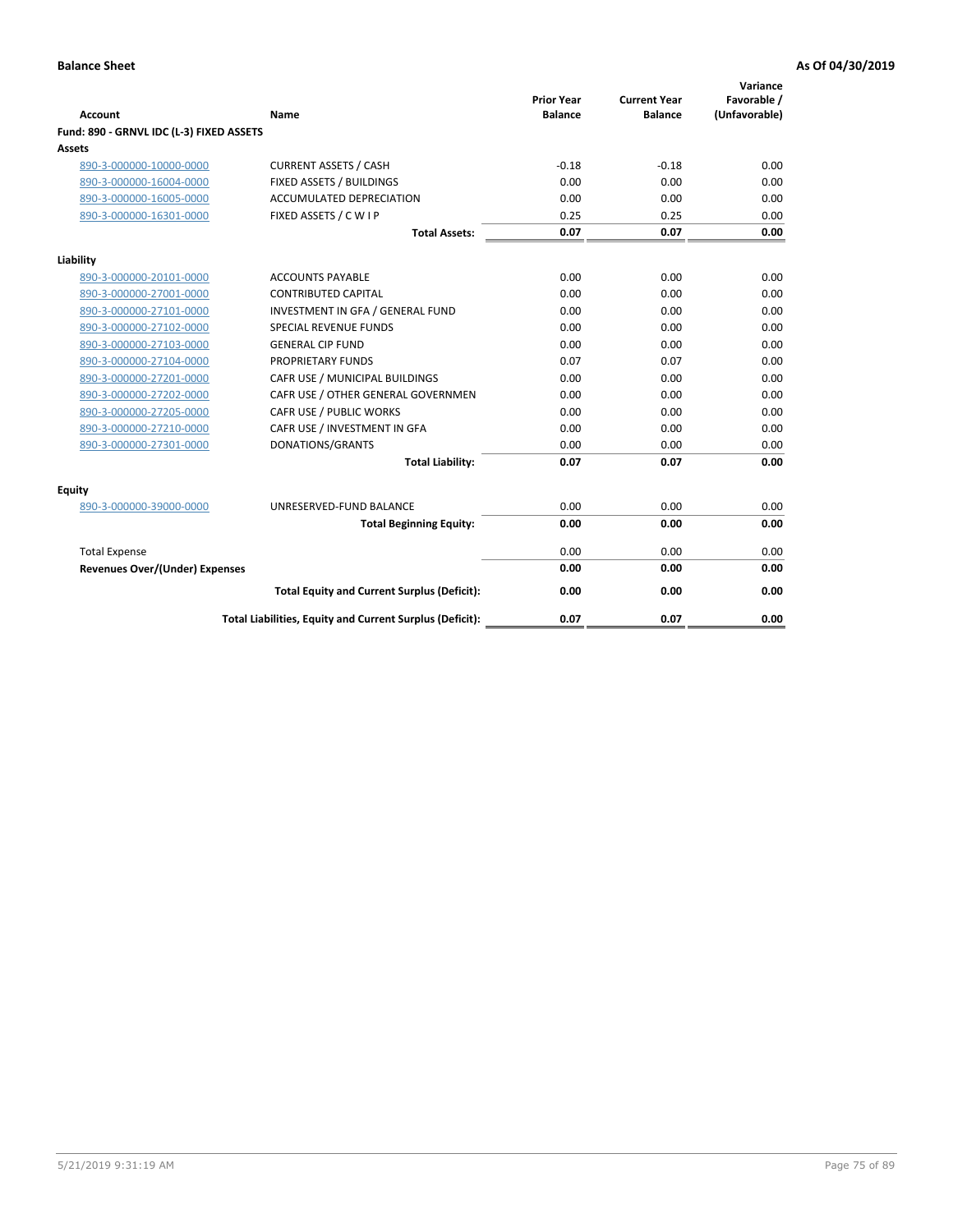**Balance Sheet** **As Of 04/30/2019**

| Account | Name | Prior Year Balance | Current Year Balance | Variance Favorable / (Unfavorable) |
|---|---|---|---|---|
| **Fund: 890 - GRNVL IDC (L-3) FIXED ASSETS** | | | | |
| **Assets** | | | | |
| 890-3-000000-10000-0000 | CURRENT ASSETS / CASH | -0.18 | -0.18 | 0.00 |
| 890-3-000000-16004-0000 | FIXED ASSETS / BUILDINGS | 0.00 | 0.00 | 0.00 |
| 890-3-000000-16005-0000 | ACCUMULATED DEPRECIATION | 0.00 | 0.00 | 0.00 |
| 890-3-000000-16301-0000 | FIXED ASSETS / C W I P | 0.25 | 0.25 | 0.00 |
| | **Total Assets:** | **0.07** | **0.07** | **0.00** |
| **Liability** | | | | |
| 890-3-000000-20101-0000 | ACCOUNTS PAYABLE | 0.00 | 0.00 | 0.00 |
| 890-3-000000-27001-0000 | CONTRIBUTED CAPITAL | 0.00 | 0.00 | 0.00 |
| 890-3-000000-27101-0000 | INVESTMENT IN GFA / GENERAL FUND | 0.00 | 0.00 | 0.00 |
| 890-3-000000-27102-0000 | SPECIAL REVENUE FUNDS | 0.00 | 0.00 | 0.00 |
| 890-3-000000-27103-0000 | GENERAL CIP FUND | 0.00 | 0.00 | 0.00 |
| 890-3-000000-27104-0000 | PROPRIETARY FUNDS | 0.07 | 0.07 | 0.00 |
| 890-3-000000-27201-0000 | CAFR USE / MUNICIPAL BUILDINGS | 0.00 | 0.00 | 0.00 |
| 890-3-000000-27202-0000 | CAFR USE / OTHER GENERAL GOVERNMEN | 0.00 | 0.00 | 0.00 |
| 890-3-000000-27205-0000 | CAFR USE / PUBLIC WORKS | 0.00 | 0.00 | 0.00 |
| 890-3-000000-27210-0000 | CAFR USE / INVESTMENT IN GFA | 0.00 | 0.00 | 0.00 |
| 890-3-000000-27301-0000 | DONATIONS/GRANTS | 0.00 | 0.00 | 0.00 |
| | **Total Liability:** | **0.07** | **0.07** | **0.00** |
| **Equity** | | | | |
| 890-3-000000-39000-0000 | UNRESERVED-FUND BALANCE | 0.00 | 0.00 | 0.00 |
| | **Total Beginning Equity:** | **0.00** | **0.00** | **0.00** |
| Total Expense | | 0.00 | 0.00 | 0.00 |
| **Revenues Over/(Under) Expenses** | | **0.00** | **0.00** | **0.00** |
| | **Total Equity and Current Surplus (Deficit):** | **0.00** | **0.00** | **0.00** |
| | **Total Liabilities, Equity and Current Surplus (Deficit):** | **0.07** | **0.07** | **0.00** |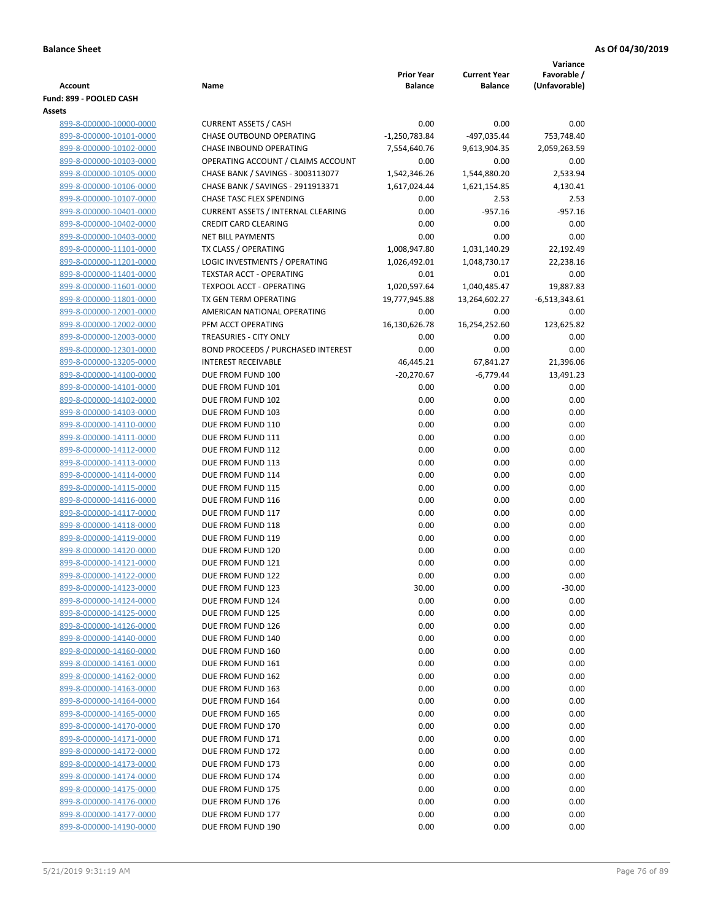**Balance Sheet** | **As Of 04/30/2019**

| Account | Name | Prior Year Balance | Current Year Balance | Variance Favorable / (Unfavorable) |
|---|---|---|---|---|
| **Fund: 899 - POOLED CASH** | | | | |
| **Assets** | | | | |
| 899-8-000000-10000-0000 | CURRENT ASSETS / CASH | 0.00 | 0.00 | 0.00 |
| 899-8-000000-10101-0000 | CHASE OUTBOUND OPERATING | -1,250,783.84 | -497,035.44 | 753,748.40 |
| 899-8-000000-10102-0000 | CHASE INBOUND OPERATING | 7,554,640.76 | 9,613,904.35 | 2,059,263.59 |
| 899-8-000000-10103-0000 | OPERATING ACCOUNT / CLAIMS ACCOUNT | 0.00 | 0.00 | 0.00 |
| 899-8-000000-10105-0000 | CHASE BANK / SAVINGS - 3003113077 | 1,542,346.26 | 1,544,880.20 | 2,533.94 |
| 899-8-000000-10106-0000 | CHASE BANK / SAVINGS - 2911913371 | 1,617,024.44 | 1,621,154.85 | 4,130.41 |
| 899-8-000000-10107-0000 | CHASE TASC FLEX SPENDING | 0.00 | 2.53 | 2.53 |
| 899-8-000000-10401-0000 | CURRENT ASSETS / INTERNAL CLEARING | 0.00 | -957.16 | -957.16 |
| 899-8-000000-10402-0000 | CREDIT CARD CLEARING | 0.00 | 0.00 | 0.00 |
| 899-8-000000-10403-0000 | NET BILL PAYMENTS | 0.00 | 0.00 | 0.00 |
| 899-8-000000-11101-0000 | TX CLASS / OPERATING | 1,008,947.80 | 1,031,140.29 | 22,192.49 |
| 899-8-000000-11201-0000 | LOGIC INVESTMENTS / OPERATING | 1,026,492.01 | 1,048,730.17 | 22,238.16 |
| 899-8-000000-11401-0000 | TEXSTAR ACCT - OPERATING | 0.01 | 0.01 | 0.00 |
| 899-8-000000-11601-0000 | TEXPOOL ACCT - OPERATING | 1,020,597.64 | 1,040,485.47 | 19,887.83 |
| 899-8-000000-11801-0000 | TX GEN TERM OPERATING | 19,777,945.88 | 13,264,602.27 | -6,513,343.61 |
| 899-8-000000-12001-0000 | AMERICAN NATIONAL OPERATING | 0.00 | 0.00 | 0.00 |
| 899-8-000000-12002-0000 | PFM ACCT OPERATING | 16,130,626.78 | 16,254,252.60 | 123,625.82 |
| 899-8-000000-12003-0000 | TREASURIES - CITY ONLY | 0.00 | 0.00 | 0.00 |
| 899-8-000000-12301-0000 | BOND PROCEEDS / PURCHASED INTEREST | 0.00 | 0.00 | 0.00 |
| 899-8-000000-13205-0000 | INTEREST RECEIVABLE | 46,445.21 | 67,841.27 | 21,396.06 |
| 899-8-000000-14100-0000 | DUE FROM FUND 100 | -20,270.67 | -6,779.44 | 13,491.23 |
| 899-8-000000-14101-0000 | DUE FROM FUND 101 | 0.00 | 0.00 | 0.00 |
| 899-8-000000-14102-0000 | DUE FROM FUND 102 | 0.00 | 0.00 | 0.00 |
| 899-8-000000-14103-0000 | DUE FROM FUND 103 | 0.00 | 0.00 | 0.00 |
| 899-8-000000-14110-0000 | DUE FROM FUND 110 | 0.00 | 0.00 | 0.00 |
| 899-8-000000-14111-0000 | DUE FROM FUND 111 | 0.00 | 0.00 | 0.00 |
| 899-8-000000-14112-0000 | DUE FROM FUND 112 | 0.00 | 0.00 | 0.00 |
| 899-8-000000-14113-0000 | DUE FROM FUND 113 | 0.00 | 0.00 | 0.00 |
| 899-8-000000-14114-0000 | DUE FROM FUND 114 | 0.00 | 0.00 | 0.00 |
| 899-8-000000-14115-0000 | DUE FROM FUND 115 | 0.00 | 0.00 | 0.00 |
| 899-8-000000-14116-0000 | DUE FROM FUND 116 | 0.00 | 0.00 | 0.00 |
| 899-8-000000-14117-0000 | DUE FROM FUND 117 | 0.00 | 0.00 | 0.00 |
| 899-8-000000-14118-0000 | DUE FROM FUND 118 | 0.00 | 0.00 | 0.00 |
| 899-8-000000-14119-0000 | DUE FROM FUND 119 | 0.00 | 0.00 | 0.00 |
| 899-8-000000-14120-0000 | DUE FROM FUND 120 | 0.00 | 0.00 | 0.00 |
| 899-8-000000-14121-0000 | DUE FROM FUND 121 | 0.00 | 0.00 | 0.00 |
| 899-8-000000-14122-0000 | DUE FROM FUND 122 | 0.00 | 0.00 | 0.00 |
| 899-8-000000-14123-0000 | DUE FROM FUND 123 | 30.00 | 0.00 | -30.00 |
| 899-8-000000-14124-0000 | DUE FROM FUND 124 | 0.00 | 0.00 | 0.00 |
| 899-8-000000-14125-0000 | DUE FROM FUND 125 | 0.00 | 0.00 | 0.00 |
| 899-8-000000-14126-0000 | DUE FROM FUND 126 | 0.00 | 0.00 | 0.00 |
| 899-8-000000-14140-0000 | DUE FROM FUND 140 | 0.00 | 0.00 | 0.00 |
| 899-8-000000-14160-0000 | DUE FROM FUND 160 | 0.00 | 0.00 | 0.00 |
| 899-8-000000-14161-0000 | DUE FROM FUND 161 | 0.00 | 0.00 | 0.00 |
| 899-8-000000-14162-0000 | DUE FROM FUND 162 | 0.00 | 0.00 | 0.00 |
| 899-8-000000-14163-0000 | DUE FROM FUND 163 | 0.00 | 0.00 | 0.00 |
| 899-8-000000-14164-0000 | DUE FROM FUND 164 | 0.00 | 0.00 | 0.00 |
| 899-8-000000-14165-0000 | DUE FROM FUND 165 | 0.00 | 0.00 | 0.00 |
| 899-8-000000-14170-0000 | DUE FROM FUND 170 | 0.00 | 0.00 | 0.00 |
| 899-8-000000-14171-0000 | DUE FROM FUND 171 | 0.00 | 0.00 | 0.00 |
| 899-8-000000-14172-0000 | DUE FROM FUND 172 | 0.00 | 0.00 | 0.00 |
| 899-8-000000-14173-0000 | DUE FROM FUND 173 | 0.00 | 0.00 | 0.00 |
| 899-8-000000-14174-0000 | DUE FROM FUND 174 | 0.00 | 0.00 | 0.00 |
| 899-8-000000-14175-0000 | DUE FROM FUND 175 | 0.00 | 0.00 | 0.00 |
| 899-8-000000-14176-0000 | DUE FROM FUND 176 | 0.00 | 0.00 | 0.00 |
| 899-8-000000-14177-0000 | DUE FROM FUND 177 | 0.00 | 0.00 | 0.00 |
| 899-8-000000-14190-0000 | DUE FROM FUND 190 | 0.00 | 0.00 | 0.00 |

5/21/2019 9:31:19 AM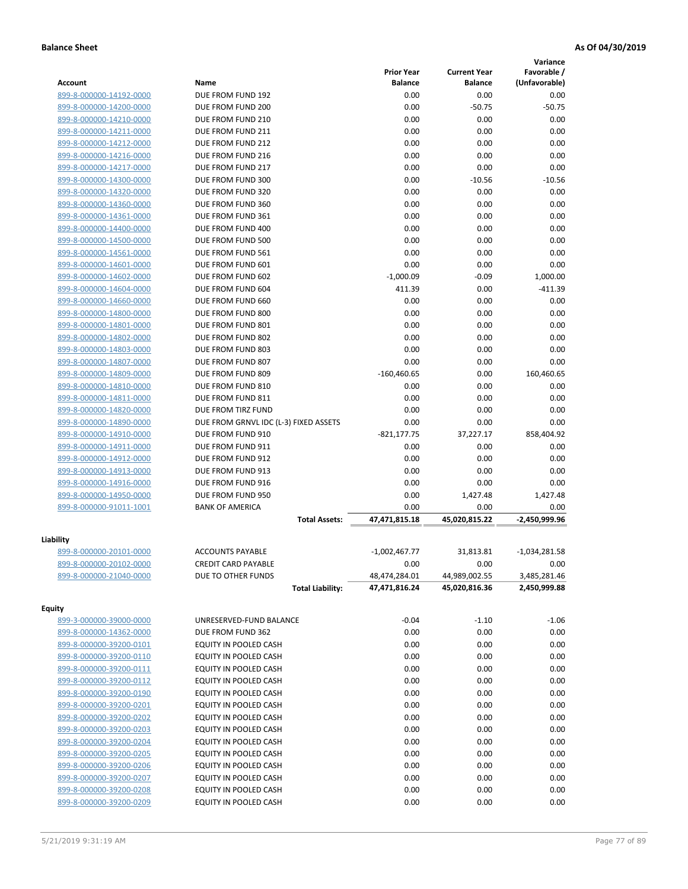**Balance Sheet** **As Of 04/30/2019**

| Account | Name | Prior Year Balance | Current Year Balance | Variance Favorable / (Unfavorable) |
|---|---|---|---|---|
| 899-8-000000-14192-0000 | DUE FROM FUND 192 | 0.00 | 0.00 | 0.00 |
| 899-8-000000-14200-0000 | DUE FROM FUND 200 | 0.00 | -50.75 | -50.75 |
| 899-8-000000-14210-0000 | DUE FROM FUND 210 | 0.00 | 0.00 | 0.00 |
| 899-8-000000-14211-0000 | DUE FROM FUND 211 | 0.00 | 0.00 | 0.00 |
| 899-8-000000-14212-0000 | DUE FROM FUND 212 | 0.00 | 0.00 | 0.00 |
| 899-8-000000-14216-0000 | DUE FROM FUND 216 | 0.00 | 0.00 | 0.00 |
| 899-8-000000-14217-0000 | DUE FROM FUND 217 | 0.00 | 0.00 | 0.00 |
| 899-8-000000-14300-0000 | DUE FROM FUND 300 | 0.00 | -10.56 | -10.56 |
| 899-8-000000-14320-0000 | DUE FROM FUND 320 | 0.00 | 0.00 | 0.00 |
| 899-8-000000-14360-0000 | DUE FROM FUND 360 | 0.00 | 0.00 | 0.00 |
| 899-8-000000-14361-0000 | DUE FROM FUND 361 | 0.00 | 0.00 | 0.00 |
| 899-8-000000-14400-0000 | DUE FROM FUND 400 | 0.00 | 0.00 | 0.00 |
| 899-8-000000-14500-0000 | DUE FROM FUND 500 | 0.00 | 0.00 | 0.00 |
| 899-8-000000-14561-0000 | DUE FROM FUND 561 | 0.00 | 0.00 | 0.00 |
| 899-8-000000-14601-0000 | DUE FROM FUND 601 | 0.00 | 0.00 | 0.00 |
| 899-8-000000-14602-0000 | DUE FROM FUND 602 | -1,000.09 | -0.09 | 1,000.00 |
| 899-8-000000-14604-0000 | DUE FROM FUND 604 | 411.39 | 0.00 | -411.39 |
| 899-8-000000-14660-0000 | DUE FROM FUND 660 | 0.00 | 0.00 | 0.00 |
| 899-8-000000-14800-0000 | DUE FROM FUND 800 | 0.00 | 0.00 | 0.00 |
| 899-8-000000-14801-0000 | DUE FROM FUND 801 | 0.00 | 0.00 | 0.00 |
| 899-8-000000-14802-0000 | DUE FROM FUND 802 | 0.00 | 0.00 | 0.00 |
| 899-8-000000-14803-0000 | DUE FROM FUND 803 | 0.00 | 0.00 | 0.00 |
| 899-8-000000-14807-0000 | DUE FROM FUND 807 | 0.00 | 0.00 | 0.00 |
| 899-8-000000-14809-0000 | DUE FROM FUND 809 | -160,460.65 | 0.00 | 160,460.65 |
| 899-8-000000-14810-0000 | DUE FROM FUND 810 | 0.00 | 0.00 | 0.00 |
| 899-8-000000-14811-0000 | DUE FROM FUND 811 | 0.00 | 0.00 | 0.00 |
| 899-8-000000-14820-0000 | DUE FROM TIRZ FUND | 0.00 | 0.00 | 0.00 |
| 899-8-000000-14890-0000 | DUE FROM GRNVL IDC (L-3) FIXED ASSETS | 0.00 | 0.00 | 0.00 |
| 899-8-000000-14910-0000 | DUE FROM FUND 910 | -821,177.75 | 37,227.17 | 858,404.92 |
| 899-8-000000-14911-0000 | DUE FROM FUND 911 | 0.00 | 0.00 | 0.00 |
| 899-8-000000-14912-0000 | DUE FROM FUND 912 | 0.00 | 0.00 | 0.00 |
| 899-8-000000-14913-0000 | DUE FROM FUND 913 | 0.00 | 0.00 | 0.00 |
| 899-8-000000-14916-0000 | DUE FROM FUND 916 | 0.00 | 0.00 | 0.00 |
| 899-8-000000-14950-0000 | DUE FROM FUND 950 | 0.00 | 1,427.48 | 1,427.48 |
| 899-8-000000-91011-1001 | BANK OF AMERICA | 0.00 | 0.00 | 0.00 |
| | **Total Assets:** | **47,471,815.18** | **45,020,815.22** | **-2,450,999.96** |

**Liability**

| Account | Name | Prior Year Balance | Current Year Balance | Variance Favorable / (Unfavorable) |
|---|---|---|---|---|
| 899-8-000000-20101-0000 | ACCOUNTS PAYABLE | -1,002,467.77 | 31,813.81 | -1,034,281.58 |
| 899-8-000000-20102-0000 | CREDIT CARD PAYABLE | 0.00 | 0.00 | 0.00 |
| 899-8-000000-21040-0000 | DUE TO OTHER FUNDS | 48,474,284.01 | 44,989,002.55 | 3,485,281.46 |
| | **Total Liability:** | **47,471,816.24** | **45,020,816.36** | **2,450,999.88** |

**Equity**

| Account | Name | Prior Year Balance | Current Year Balance | Variance Favorable / (Unfavorable) |
|---|---|---|---|---|
| 899-3-000000-39000-0000 | UNRESERVED-FUND BALANCE | -0.04 | -1.10 | -1.06 |
| 899-8-000000-14362-0000 | DUE FROM FUND 362 | 0.00 | 0.00 | 0.00 |
| 899-8-000000-39200-0101 | EQUITY IN POOLED CASH | 0.00 | 0.00 | 0.00 |
| 899-8-000000-39200-0110 | EQUITY IN POOLED CASH | 0.00 | 0.00 | 0.00 |
| 899-8-000000-39200-0111 | EQUITY IN POOLED CASH | 0.00 | 0.00 | 0.00 |
| 899-8-000000-39200-0112 | EQUITY IN POOLED CASH | 0.00 | 0.00 | 0.00 |
| 899-8-000000-39200-0190 | EQUITY IN POOLED CASH | 0.00 | 0.00 | 0.00 |
| 899-8-000000-39200-0201 | EQUITY IN POOLED CASH | 0.00 | 0.00 | 0.00 |
| 899-8-000000-39200-0202 | EQUITY IN POOLED CASH | 0.00 | 0.00 | 0.00 |
| 899-8-000000-39200-0203 | EQUITY IN POOLED CASH | 0.00 | 0.00 | 0.00 |
| 899-8-000000-39200-0204 | EQUITY IN POOLED CASH | 0.00 | 0.00 | 0.00 |
| 899-8-000000-39200-0205 | EQUITY IN POOLED CASH | 0.00 | 0.00 | 0.00 |
| 899-8-000000-39200-0206 | EQUITY IN POOLED CASH | 0.00 | 0.00 | 0.00 |
| 899-8-000000-39200-0207 | EQUITY IN POOLED CASH | 0.00 | 0.00 | 0.00 |
| 899-8-000000-39200-0208 | EQUITY IN POOLED CASH | 0.00 | 0.00 | 0.00 |
| 899-8-000000-39200-0209 | EQUITY IN POOLED CASH | 0.00 | 0.00 | 0.00 |

5/21/2019 9:31:19 AM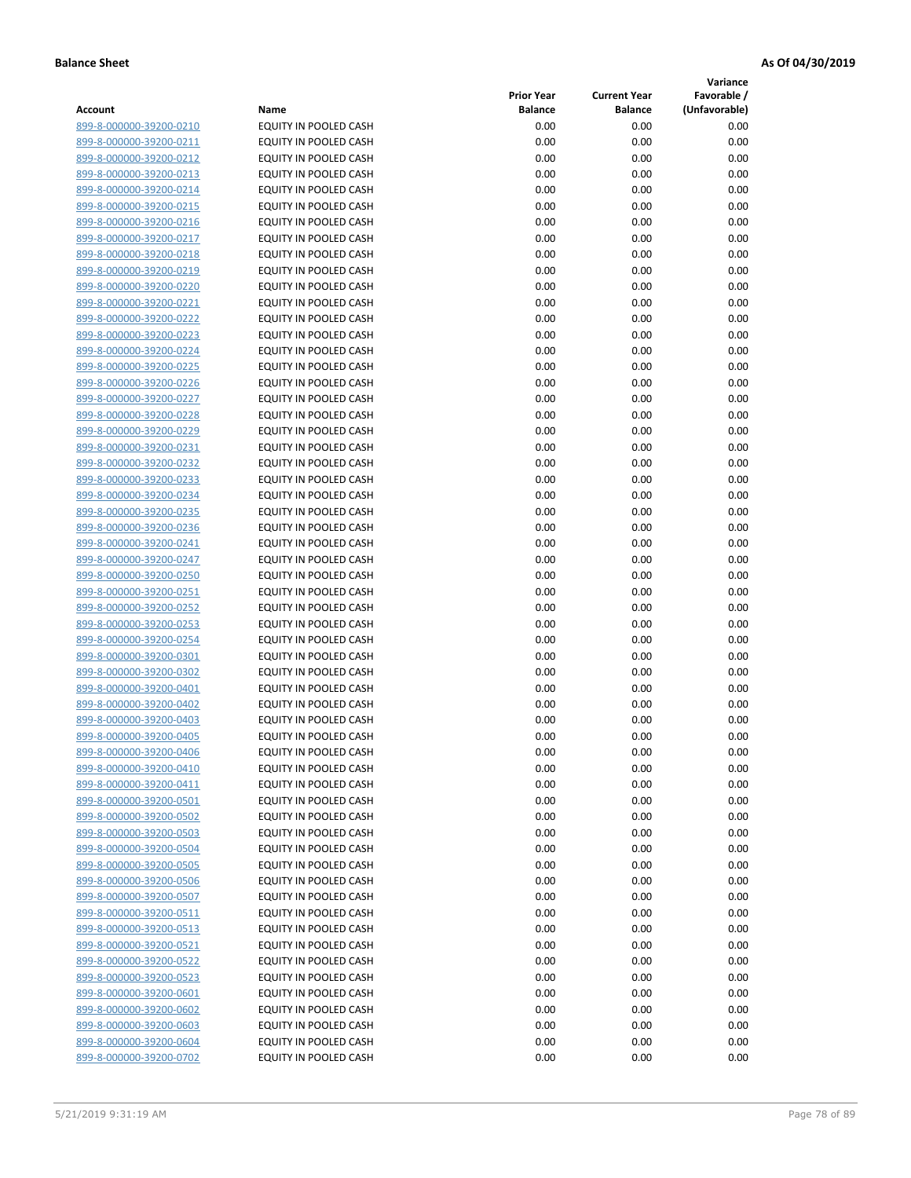**Balance Sheet** **As Of 04/30/2019**

| Account | Name | Prior Year Balance | Current Year Balance | Variance Favorable / (Unfavorable) |
|---|---|---|---|---|
| 899-8-000000-39200-0210 | EQUITY IN POOLED CASH | 0.00 | 0.00 | 0.00 |
| 899-8-000000-39200-0211 | EQUITY IN POOLED CASH | 0.00 | 0.00 | 0.00 |
| 899-8-000000-39200-0212 | EQUITY IN POOLED CASH | 0.00 | 0.00 | 0.00 |
| 899-8-000000-39200-0213 | EQUITY IN POOLED CASH | 0.00 | 0.00 | 0.00 |
| 899-8-000000-39200-0214 | EQUITY IN POOLED CASH | 0.00 | 0.00 | 0.00 |
| 899-8-000000-39200-0215 | EQUITY IN POOLED CASH | 0.00 | 0.00 | 0.00 |
| 899-8-000000-39200-0216 | EQUITY IN POOLED CASH | 0.00 | 0.00 | 0.00 |
| 899-8-000000-39200-0217 | EQUITY IN POOLED CASH | 0.00 | 0.00 | 0.00 |
| 899-8-000000-39200-0218 | EQUITY IN POOLED CASH | 0.00 | 0.00 | 0.00 |
| 899-8-000000-39200-0219 | EQUITY IN POOLED CASH | 0.00 | 0.00 | 0.00 |
| 899-8-000000-39200-0220 | EQUITY IN POOLED CASH | 0.00 | 0.00 | 0.00 |
| 899-8-000000-39200-0221 | EQUITY IN POOLED CASH | 0.00 | 0.00 | 0.00 |
| 899-8-000000-39200-0222 | EQUITY IN POOLED CASH | 0.00 | 0.00 | 0.00 |
| 899-8-000000-39200-0223 | EQUITY IN POOLED CASH | 0.00 | 0.00 | 0.00 |
| 899-8-000000-39200-0224 | EQUITY IN POOLED CASH | 0.00 | 0.00 | 0.00 |
| 899-8-000000-39200-0225 | EQUITY IN POOLED CASH | 0.00 | 0.00 | 0.00 |
| 899-8-000000-39200-0226 | EQUITY IN POOLED CASH | 0.00 | 0.00 | 0.00 |
| 899-8-000000-39200-0227 | EQUITY IN POOLED CASH | 0.00 | 0.00 | 0.00 |
| 899-8-000000-39200-0228 | EQUITY IN POOLED CASH | 0.00 | 0.00 | 0.00 |
| 899-8-000000-39200-0229 | EQUITY IN POOLED CASH | 0.00 | 0.00 | 0.00 |
| 899-8-000000-39200-0231 | EQUITY IN POOLED CASH | 0.00 | 0.00 | 0.00 |
| 899-8-000000-39200-0232 | EQUITY IN POOLED CASH | 0.00 | 0.00 | 0.00 |
| 899-8-000000-39200-0233 | EQUITY IN POOLED CASH | 0.00 | 0.00 | 0.00 |
| 899-8-000000-39200-0234 | EQUITY IN POOLED CASH | 0.00 | 0.00 | 0.00 |
| 899-8-000000-39200-0235 | EQUITY IN POOLED CASH | 0.00 | 0.00 | 0.00 |
| 899-8-000000-39200-0236 | EQUITY IN POOLED CASH | 0.00 | 0.00 | 0.00 |
| 899-8-000000-39200-0241 | EQUITY IN POOLED CASH | 0.00 | 0.00 | 0.00 |
| 899-8-000000-39200-0247 | EQUITY IN POOLED CASH | 0.00 | 0.00 | 0.00 |
| 899-8-000000-39200-0250 | EQUITY IN POOLED CASH | 0.00 | 0.00 | 0.00 |
| 899-8-000000-39200-0251 | EQUITY IN POOLED CASH | 0.00 | 0.00 | 0.00 |
| 899-8-000000-39200-0252 | EQUITY IN POOLED CASH | 0.00 | 0.00 | 0.00 |
| 899-8-000000-39200-0253 | EQUITY IN POOLED CASH | 0.00 | 0.00 | 0.00 |
| 899-8-000000-39200-0254 | EQUITY IN POOLED CASH | 0.00 | 0.00 | 0.00 |
| 899-8-000000-39200-0301 | EQUITY IN POOLED CASH | 0.00 | 0.00 | 0.00 |
| 899-8-000000-39200-0302 | EQUITY IN POOLED CASH | 0.00 | 0.00 | 0.00 |
| 899-8-000000-39200-0401 | EQUITY IN POOLED CASH | 0.00 | 0.00 | 0.00 |
| 899-8-000000-39200-0402 | EQUITY IN POOLED CASH | 0.00 | 0.00 | 0.00 |
| 899-8-000000-39200-0403 | EQUITY IN POOLED CASH | 0.00 | 0.00 | 0.00 |
| 899-8-000000-39200-0405 | EQUITY IN POOLED CASH | 0.00 | 0.00 | 0.00 |
| 899-8-000000-39200-0406 | EQUITY IN POOLED CASH | 0.00 | 0.00 | 0.00 |
| 899-8-000000-39200-0410 | EQUITY IN POOLED CASH | 0.00 | 0.00 | 0.00 |
| 899-8-000000-39200-0411 | EQUITY IN POOLED CASH | 0.00 | 0.00 | 0.00 |
| 899-8-000000-39200-0501 | EQUITY IN POOLED CASH | 0.00 | 0.00 | 0.00 |
| 899-8-000000-39200-0502 | EQUITY IN POOLED CASH | 0.00 | 0.00 | 0.00 |
| 899-8-000000-39200-0503 | EQUITY IN POOLED CASH | 0.00 | 0.00 | 0.00 |
| 899-8-000000-39200-0504 | EQUITY IN POOLED CASH | 0.00 | 0.00 | 0.00 |
| 899-8-000000-39200-0505 | EQUITY IN POOLED CASH | 0.00 | 0.00 | 0.00 |
| 899-8-000000-39200-0506 | EQUITY IN POOLED CASH | 0.00 | 0.00 | 0.00 |
| 899-8-000000-39200-0507 | EQUITY IN POOLED CASH | 0.00 | 0.00 | 0.00 |
| 899-8-000000-39200-0511 | EQUITY IN POOLED CASH | 0.00 | 0.00 | 0.00 |
| 899-8-000000-39200-0513 | EQUITY IN POOLED CASH | 0.00 | 0.00 | 0.00 |
| 899-8-000000-39200-0521 | EQUITY IN POOLED CASH | 0.00 | 0.00 | 0.00 |
| 899-8-000000-39200-0522 | EQUITY IN POOLED CASH | 0.00 | 0.00 | 0.00 |
| 899-8-000000-39200-0523 | EQUITY IN POOLED CASH | 0.00 | 0.00 | 0.00 |
| 899-8-000000-39200-0601 | EQUITY IN POOLED CASH | 0.00 | 0.00 | 0.00 |
| 899-8-000000-39200-0602 | EQUITY IN POOLED CASH | 0.00 | 0.00 | 0.00 |
| 899-8-000000-39200-0603 | EQUITY IN POOLED CASH | 0.00 | 0.00 | 0.00 |
| 899-8-000000-39200-0604 | EQUITY IN POOLED CASH | 0.00 | 0.00 | 0.00 |
| 899-8-000000-39200-0702 | EQUITY IN POOLED CASH | 0.00 | 0.00 | 0.00 |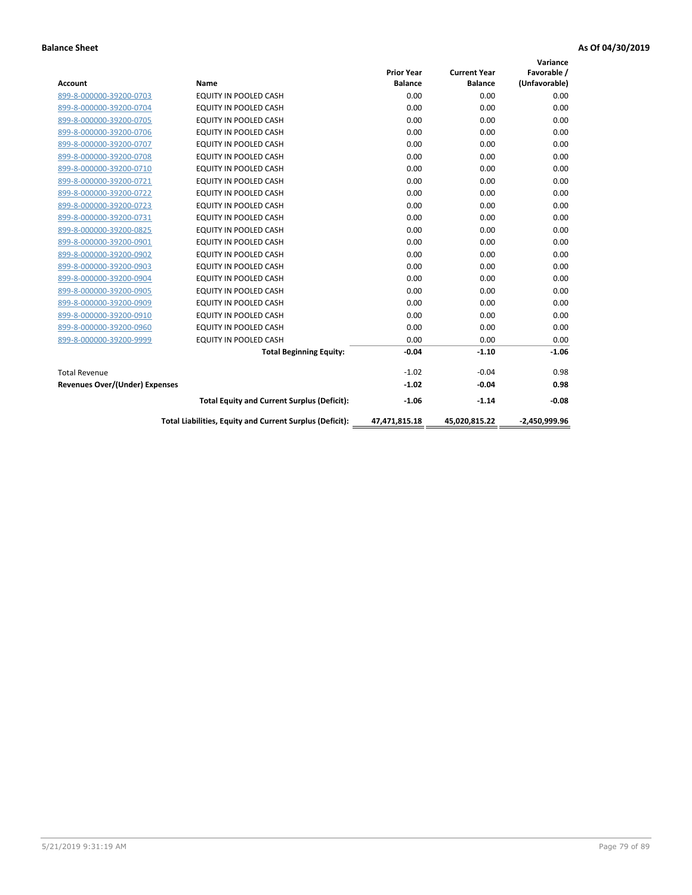**Balance Sheet** **As Of 04/30/2019**

| Account | Name | Prior Year Balance | Current Year Balance | Variance Favorable / (Unfavorable) |
|---|---|---|---|---|
| 899-8-000000-39200-0703 | EQUITY IN POOLED CASH | 0.00 | 0.00 | 0.00 |
| 899-8-000000-39200-0704 | EQUITY IN POOLED CASH | 0.00 | 0.00 | 0.00 |
| 899-8-000000-39200-0705 | EQUITY IN POOLED CASH | 0.00 | 0.00 | 0.00 |
| 899-8-000000-39200-0706 | EQUITY IN POOLED CASH | 0.00 | 0.00 | 0.00 |
| 899-8-000000-39200-0707 | EQUITY IN POOLED CASH | 0.00 | 0.00 | 0.00 |
| 899-8-000000-39200-0708 | EQUITY IN POOLED CASH | 0.00 | 0.00 | 0.00 |
| 899-8-000000-39200-0710 | EQUITY IN POOLED CASH | 0.00 | 0.00 | 0.00 |
| 899-8-000000-39200-0721 | EQUITY IN POOLED CASH | 0.00 | 0.00 | 0.00 |
| 899-8-000000-39200-0722 | EQUITY IN POOLED CASH | 0.00 | 0.00 | 0.00 |
| 899-8-000000-39200-0723 | EQUITY IN POOLED CASH | 0.00 | 0.00 | 0.00 |
| 899-8-000000-39200-0731 | EQUITY IN POOLED CASH | 0.00 | 0.00 | 0.00 |
| 899-8-000000-39200-0825 | EQUITY IN POOLED CASH | 0.00 | 0.00 | 0.00 |
| 899-8-000000-39200-0901 | EQUITY IN POOLED CASH | 0.00 | 0.00 | 0.00 |
| 899-8-000000-39200-0902 | EQUITY IN POOLED CASH | 0.00 | 0.00 | 0.00 |
| 899-8-000000-39200-0903 | EQUITY IN POOLED CASH | 0.00 | 0.00 | 0.00 |
| 899-8-000000-39200-0904 | EQUITY IN POOLED CASH | 0.00 | 0.00 | 0.00 |
| 899-8-000000-39200-0905 | EQUITY IN POOLED CASH | 0.00 | 0.00 | 0.00 |
| 899-8-000000-39200-0909 | EQUITY IN POOLED CASH | 0.00 | 0.00 | 0.00 |
| 899-8-000000-39200-0910 | EQUITY IN POOLED CASH | 0.00 | 0.00 | 0.00 |
| 899-8-000000-39200-0960 | EQUITY IN POOLED CASH | 0.00 | 0.00 | 0.00 |
| 899-8-000000-39200-9999 | EQUITY IN POOLED CASH | 0.00 | 0.00 | 0.00 |
| | **Total Beginning Equity:** | **-0.04** | **-1.10** | **-1.06** |
| Total Revenue | | -1.02 | -0.04 | 0.98 |
| **Revenues Over/(Under) Expenses** | | **-1.02** | **-0.04** | **0.98** |
| | **Total Equity and Current Surplus (Deficit):** | **-1.06** | **-1.14** | **-0.08** |
| | **Total Liabilities, Equity and Current Surplus (Deficit):** | **47,471,815.18** | **45,020,815.22** | **-2,450,999.96** |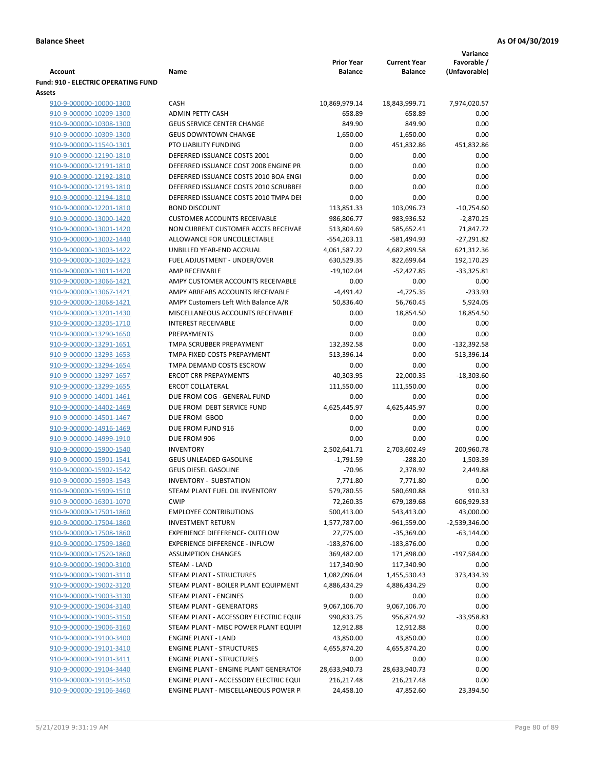**Balance Sheet** **As Of 04/30/2019**

| Account | Name | Prior Year Balance | Current Year Balance | Variance Favorable / (Unfavorable) |
|---|---|---|---|---|
| **Fund: 910 - ELECTRIC OPERATING FUND** | | | | |
| **Assets** | | | | |
| 910-9-000000-10000-1300 | CASH | 10,869,979.14 | 18,843,999.71 | 7,974,020.57 |
| 910-9-000000-10209-1300 | ADMIN PETTY CASH | 658.89 | 658.89 | 0.00 |
| 910-9-000000-10308-1300 | GEUS SERVICE CENTER CHANGE | 849.90 | 849.90 | 0.00 |
| 910-9-000000-10309-1300 | GEUS DOWNTOWN CHANGE | 1,650.00 | 1,650.00 | 0.00 |
| 910-9-000000-11540-1301 | PTO LIABILITY FUNDING | 0.00 | 451,832.86 | 451,832.86 |
| 910-9-000000-12190-1810 | DEFERRED ISSUANCE COSTS 2001 | 0.00 | 0.00 | 0.00 |
| 910-9-000000-12191-1810 | DEFERRED ISSUANCE COST 2008 ENGINE PR | 0.00 | 0.00 | 0.00 |
| 910-9-000000-12192-1810 | DEFERRED ISSUANCE COSTS 2010 BOA ENGI | 0.00 | 0.00 | 0.00 |
| 910-9-000000-12193-1810 | DEFERRED ISSUANCE COSTS 2010 SCRUBBEI | 0.00 | 0.00 | 0.00 |
| 910-9-000000-12194-1810 | DEFERRED ISSUANCE COSTS 2010 TMPA DEI | 0.00 | 0.00 | 0.00 |
| 910-9-000000-12201-1810 | BOND DISCOUNT | 113,851.33 | 103,096.73 | -10,754.60 |
| 910-9-000000-13000-1420 | CUSTOMER ACCOUNTS RECEIVABLE | 986,806.77 | 983,936.52 | -2,870.25 |
| 910-9-000000-13001-1420 | NON CURRENT CUSTOMER ACCTS RECEIVAE | 513,804.69 | 585,652.41 | 71,847.72 |
| 910-9-000000-13002-1440 | ALLOWANCE FOR UNCOLLECTABLE | -554,203.11 | -581,494.93 | -27,291.82 |
| 910-9-000000-13003-1422 | UNBILLED YEAR-END ACCRUAL | 4,061,587.22 | 4,682,899.58 | 621,312.36 |
| 910-9-000000-13009-1423 | FUEL ADJUSTMENT - UNDER/OVER | 630,529.35 | 822,699.64 | 192,170.29 |
| 910-9-000000-13011-1420 | AMP RECEIVABLE | -19,102.04 | -52,427.85 | -33,325.81 |
| 910-9-000000-13066-1421 | AMPY CUSTOMER ACCOUNTS RECEIVABLE | 0.00 | 0.00 | 0.00 |
| 910-9-000000-13067-1421 | AMPY ARREARS ACCOUNTS RECEIVABLE | -4,491.42 | -4,725.35 | -233.93 |
| 910-9-000000-13068-1421 | AMPY Customers Left With Balance A/R | 50,836.40 | 56,760.45 | 5,924.05 |
| 910-9-000000-13201-1430 | MISCELLANEOUS ACCOUNTS RECEIVABLE | 0.00 | 18,854.50 | 18,854.50 |
| 910-9-000000-13205-1710 | INTEREST RECEIVABLE | 0.00 | 0.00 | 0.00 |
| 910-9-000000-13290-1650 | PREPAYMENTS | 0.00 | 0.00 | 0.00 |
| 910-9-000000-13291-1651 | TMPA SCRUBBER PREPAYMENT | 132,392.58 | 0.00 | -132,392.58 |
| 910-9-000000-13293-1653 | TMPA FIXED COSTS PREPAYMENT | 513,396.14 | 0.00 | -513,396.14 |
| 910-9-000000-13294-1654 | TMPA DEMAND COSTS ESCROW | 0.00 | 0.00 | 0.00 |
| 910-9-000000-13297-1657 | ERCOT CRR PREPAYMENTS | 40,303.95 | 22,000.35 | -18,303.60 |
| 910-9-000000-13299-1655 | ERCOT COLLATERAL | 111,550.00 | 111,550.00 | 0.00 |
| 910-9-000000-14001-1461 | DUE FROM COG - GENERAL FUND | 0.00 | 0.00 | 0.00 |
| 910-9-000000-14402-1469 | DUE FROM DEBT SERVICE FUND | 4,625,445.97 | 4,625,445.97 | 0.00 |
| 910-9-000000-14501-1467 | DUE FROM GBOD | 0.00 | 0.00 | 0.00 |
| 910-9-000000-14916-1469 | DUE FROM FUND 916 | 0.00 | 0.00 | 0.00 |
| 910-9-000000-14999-1910 | DUE FROM 906 | 0.00 | 0.00 | 0.00 |
| 910-9-000000-15900-1540 | INVENTORY | 2,502,641.71 | 2,703,602.49 | 200,960.78 |
| 910-9-000000-15901-1541 | GEUS UNLEADED GASOLINE | -1,791.59 | -288.20 | 1,503.39 |
| 910-9-000000-15902-1542 | GEUS DIESEL GASOLINE | -70.96 | 2,378.92 | 2,449.88 |
| 910-9-000000-15903-1543 | INVENTORY - SUBSTATION | 7,771.80 | 7,771.80 | 0.00 |
| 910-9-000000-15909-1510 | STEAM PLANT FUEL OIL INVENTORY | 579,780.55 | 580,690.88 | 910.33 |
| 910-9-000000-16301-1070 | CWIP | 72,260.35 | 679,189.68 | 606,929.33 |
| 910-9-000000-17501-1860 | EMPLOYEE CONTRIBUTIONS | 500,413.00 | 543,413.00 | 43,000.00 |
| 910-9-000000-17504-1860 | INVESTMENT RETURN | 1,577,787.00 | -961,559.00 | -2,539,346.00 |
| 910-9-000000-17508-1860 | EXPERIENCE DIFFERENCE- OUTFLOW | 27,775.00 | -35,369.00 | -63,144.00 |
| 910-9-000000-17509-1860 | EXPERIENCE DIFFERENCE - INFLOW | -183,876.00 | -183,876.00 | 0.00 |
| 910-9-000000-17520-1860 | ASSUMPTION CHANGES | 369,482.00 | 171,898.00 | -197,584.00 |
| 910-9-000000-19000-3100 | STEAM - LAND | 117,340.90 | 117,340.90 | 0.00 |
| 910-9-000000-19001-3110 | STEAM PLANT - STRUCTURES | 1,082,096.04 | 1,455,530.43 | 373,434.39 |
| 910-9-000000-19002-3120 | STEAM PLANT - BOILER PLANT EQUIPMENT | 4,886,434.29 | 4,886,434.29 | 0.00 |
| 910-9-000000-19003-3130 | STEAM PLANT - ENGINES | 0.00 | 0.00 | 0.00 |
| 910-9-000000-19004-3140 | STEAM PLANT - GENERATORS | 9,067,106.70 | 9,067,106.70 | 0.00 |
| 910-9-000000-19005-3150 | STEAM PLANT - ACCESSORY ELECTRIC EQUIF | 990,833.75 | 956,874.92 | -33,958.83 |
| 910-9-000000-19006-3160 | STEAM PLANT - MISC POWER PLANT EQUIPI | 12,912.88 | 12,912.88 | 0.00 |
| 910-9-000000-19100-3400 | ENGINE PLANT - LAND | 43,850.00 | 43,850.00 | 0.00 |
| 910-9-000000-19101-3410 | ENGINE PLANT - STRUCTURES | 4,655,874.20 | 4,655,874.20 | 0.00 |
| 910-9-000000-19101-3411 | ENGINE PLANT - STRUCTURES | 0.00 | 0.00 | 0.00 |
| 910-9-000000-19104-3440 | ENGINE PLANT - ENGINE PLANT GENERATOF | 28,633,940.73 | 28,633,940.73 | 0.00 |
| 910-9-000000-19105-3450 | ENGINE PLANT - ACCESSORY ELECTRIC EQUI | 216,217.48 | 216,217.48 | 0.00 |
| 910-9-000000-19106-3460 | ENGINE PLANT - MISCELLANEOUS POWER P | 24,458.10 | 47,852.60 | 23,394.50 |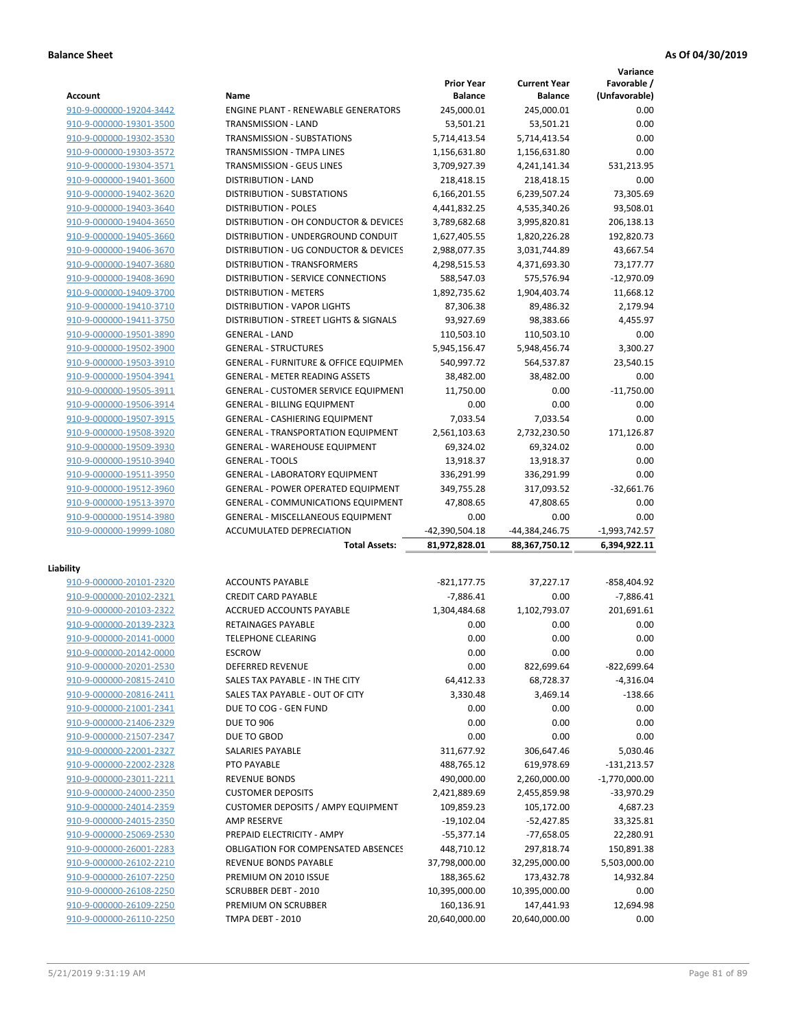**Balance Sheet** **As Of 04/30/2019**

| Account | Name | Prior Year Balance | Current Year Balance | Variance Favorable / (Unfavorable) |
|---|---|---|---|---|
| 910-9-000000-19204-3442 | ENGINE PLANT - RENEWABLE GENERATORS | 245,000.01 | 245,000.01 | 0.00 |
| 910-9-000000-19301-3500 | TRANSMISSION - LAND | 53,501.21 | 53,501.21 | 0.00 |
| 910-9-000000-19302-3530 | TRANSMISSION - SUBSTATIONS | 5,714,413.54 | 5,714,413.54 | 0.00 |
| 910-9-000000-19303-3572 | TRANSMISSION - TMPA LINES | 1,156,631.80 | 1,156,631.80 | 0.00 |
| 910-9-000000-19304-3571 | TRANSMISSION - GEUS LINES | 3,709,927.39 | 4,241,141.34 | 531,213.95 |
| 910-9-000000-19401-3600 | DISTRIBUTION - LAND | 218,418.15 | 218,418.15 | 0.00 |
| 910-9-000000-19402-3620 | DISTRIBUTION - SUBSTATIONS | 6,166,201.55 | 6,239,507.24 | 73,305.69 |
| 910-9-000000-19403-3640 | DISTRIBUTION - POLES | 4,441,832.25 | 4,535,340.26 | 93,508.01 |
| 910-9-000000-19404-3650 | DISTRIBUTION - OH CONDUCTOR & DEVICES | 3,789,682.68 | 3,995,820.81 | 206,138.13 |
| 910-9-000000-19405-3660 | DISTRIBUTION - UNDERGROUND CONDUIT | 1,627,405.55 | 1,820,226.28 | 192,820.73 |
| 910-9-000000-19406-3670 | DISTRIBUTION - UG CONDUCTOR & DEVICES | 2,988,077.35 | 3,031,744.89 | 43,667.54 |
| 910-9-000000-19407-3680 | DISTRIBUTION - TRANSFORMERS | 4,298,515.53 | 4,371,693.30 | 73,177.77 |
| 910-9-000000-19408-3690 | DISTRIBUTION - SERVICE CONNECTIONS | 588,547.03 | 575,576.94 | -12,970.09 |
| 910-9-000000-19409-3700 | DISTRIBUTION - METERS | 1,892,735.62 | 1,904,403.74 | 11,668.12 |
| 910-9-000000-19410-3710 | DISTRIBUTION - VAPOR LIGHTS | 87,306.38 | 89,486.32 | 2,179.94 |
| 910-9-000000-19411-3750 | DISTRIBUTION - STREET LIGHTS & SIGNALS | 93,927.69 | 98,383.66 | 4,455.97 |
| 910-9-000000-19501-3890 | GENERAL - LAND | 110,503.10 | 110,503.10 | 0.00 |
| 910-9-000000-19502-3900 | GENERAL - STRUCTURES | 5,945,156.47 | 5,948,456.74 | 3,300.27 |
| 910-9-000000-19503-3910 | GENERAL - FURNITURE & OFFICE EQUIPMEN | 540,997.72 | 564,537.87 | 23,540.15 |
| 910-9-000000-19504-3941 | GENERAL - METER READING ASSETS | 38,482.00 | 38,482.00 | 0.00 |
| 910-9-000000-19505-3911 | GENERAL - CUSTOMER SERVICE EQUIPMENT | 11,750.00 | 0.00 | -11,750.00 |
| 910-9-000000-19506-3914 | GENERAL - BILLING EQUIPMENT | 0.00 | 0.00 | 0.00 |
| 910-9-000000-19507-3915 | GENERAL - CASHIERING EQUIPMENT | 7,033.54 | 7,033.54 | 0.00 |
| 910-9-000000-19508-3920 | GENERAL - TRANSPORTATION EQUIPMENT | 2,561,103.63 | 2,732,230.50 | 171,126.87 |
| 910-9-000000-19509-3930 | GENERAL - WAREHOUSE EQUIPMENT | 69,324.02 | 69,324.02 | 0.00 |
| 910-9-000000-19510-3940 | GENERAL - TOOLS | 13,918.37 | 13,918.37 | 0.00 |
| 910-9-000000-19511-3950 | GENERAL - LABORATORY EQUIPMENT | 336,291.99 | 336,291.99 | 0.00 |
| 910-9-000000-19512-3960 | GENERAL - POWER OPERATED EQUIPMENT | 349,755.28 | 317,093.52 | -32,661.76 |
| 910-9-000000-19513-3970 | GENERAL - COMMUNICATIONS EQUIPMENT | 47,808.65 | 47,808.65 | 0.00 |
| 910-9-000000-19514-3980 | GENERAL - MISCELLANEOUS EQUIPMENT | 0.00 | 0.00 | 0.00 |
| 910-9-000000-19999-1080 | ACCUMULATED DEPRECIATION | -42,390,504.18 | -44,384,246.75 | -1,993,742.57 |
| | **Total Assets:** | **81,972,828.01** | **88,367,750.12** | **6,394,922.11** |

**Liability**

| Account | Name | Prior Year Balance | Current Year Balance | Variance Favorable / (Unfavorable) |
|---|---|---|---|---|
| 910-9-000000-20101-2320 | ACCOUNTS PAYABLE | -821,177.75 | 37,227.17 | -858,404.92 |
| 910-9-000000-20102-2321 | CREDIT CARD PAYABLE | -7,886.41 | 0.00 | -7,886.41 |
| 910-9-000000-20103-2322 | ACCRUED ACCOUNTS PAYABLE | 1,304,484.68 | 1,102,793.07 | 201,691.61 |
| 910-9-000000-20139-2323 | RETAINAGES PAYABLE | 0.00 | 0.00 | 0.00 |
| 910-9-000000-20141-0000 | TELEPHONE CLEARING | 0.00 | 0.00 | 0.00 |
| 910-9-000000-20142-0000 | ESCROW | 0.00 | 0.00 | 0.00 |
| 910-9-000000-20201-2530 | DEFERRED REVENUE | 0.00 | 822,699.64 | -822,699.64 |
| 910-9-000000-20815-2410 | SALES TAX PAYABLE - IN THE CITY | 64,412.33 | 68,728.37 | -4,316.04 |
| 910-9-000000-20816-2411 | SALES TAX PAYABLE - OUT OF CITY | 3,330.48 | 3,469.14 | -138.66 |
| 910-9-000000-21001-2341 | DUE TO COG - GEN FUND | 0.00 | 0.00 | 0.00 |
| 910-9-000000-21406-2329 | DUE TO 906 | 0.00 | 0.00 | 0.00 |
| 910-9-000000-21507-2347 | DUE TO GBOD | 0.00 | 0.00 | 0.00 |
| 910-9-000000-22001-2327 | SALARIES PAYABLE | 311,677.92 | 306,647.46 | 5,030.46 |
| 910-9-000000-22002-2328 | PTO PAYABLE | 488,765.12 | 619,978.69 | -131,213.57 |
| 910-9-000000-23011-2211 | REVENUE BONDS | 490,000.00 | 2,260,000.00 | -1,770,000.00 |
| 910-9-000000-24000-2350 | CUSTOMER DEPOSITS | 2,421,889.69 | 2,455,859.98 | -33,970.29 |
| 910-9-000000-24014-2359 | CUSTOMER DEPOSITS / AMPY EQUIPMENT | 109,859.23 | 105,172.00 | 4,687.23 |
| 910-9-000000-24015-2350 | AMP RESERVE | -19,102.04 | -52,427.85 | 33,325.81 |
| 910-9-000000-25069-2530 | PREPAID ELECTRICITY - AMPY | -55,377.14 | -77,658.05 | 22,280.91 |
| 910-9-000000-26001-2283 | OBLIGATION FOR COMPENSATED ABSENCES | 448,710.12 | 297,818.74 | 150,891.38 |
| 910-9-000000-26102-2210 | REVENUE BONDS PAYABLE | 37,798,000.00 | 32,295,000.00 | 5,503,000.00 |
| 910-9-000000-26107-2250 | PREMIUM ON 2010 ISSUE | 188,365.62 | 173,432.78 | 14,932.84 |
| 910-9-000000-26108-2250 | SCRUBBER DEBT - 2010 | 10,395,000.00 | 10,395,000.00 | 0.00 |
| 910-9-000000-26109-2250 | PREMIUM ON SCRUBBER | 160,136.91 | 147,441.93 | 12,694.98 |
| 910-9-000000-26110-2250 | TMPA DEBT - 2010 | 20,640,000.00 | 20,640,000.00 | 0.00 |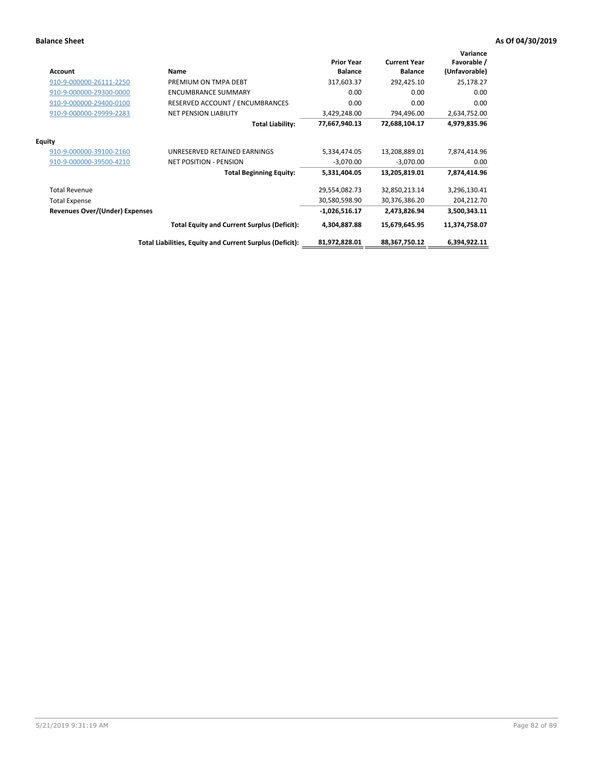**Balance Sheet** **As Of 04/30/2019**

| Account | Name | Prior Year Balance | Current Year Balance | Variance Favorable / (Unfavorable) |
|---|---|---|---|---|
| 910-9-000000-26111-2250 | PREMIUM ON TMPA DEBT | 317,603.37 | 292,425.10 | 25,178.27 |
| 910-9-000000-29300-0000 | ENCUMBRANCE SUMMARY | 0.00 | 0.00 | 0.00 |
| 910-9-000000-29400-0100 | RESERVED ACCOUNT / ENCUMBRANCES | 0.00 | 0.00 | 0.00 |
| 910-9-000000-29999-2283 | NET PENSION LIABILITY | 3,429,248.00 | 794,496.00 | 2,634,752.00 |
| | **Total Liability:** | **77,667,940.13** | **72,688,104.17** | **4,979,835.96** |
| **Equity** | | | | |
| 910-9-000000-39100-2160 | UNRESERVED RETAINED EARNINGS | 5,334,474.05 | 13,208,889.01 | 7,874,414.96 |
| 910-9-000000-39500-4210 | NET POSITION - PENSION | -3,070.00 | -3,070.00 | 0.00 |
| | **Total Beginning Equity:** | **5,331,404.05** | **13,205,819.01** | **7,874,414.96** |
| Total Revenue | | 29,554,082.73 | 32,850,213.14 | 3,296,130.41 |
| Total Expense | | 30,580,598.90 | 30,376,386.20 | 204,212.70 |
| **Revenues Over/(Under) Expenses** | | **-1,026,516.17** | **2,473,826.94** | **3,500,343.11** |
| | **Total Equity and Current Surplus (Deficit):** | **4,304,887.88** | **15,679,645.95** | **11,374,758.07** |
| | **Total Liabilities, Equity and Current Surplus (Deficit):** | **81,972,828.01** | **88,367,750.12** | **6,394,922.11** |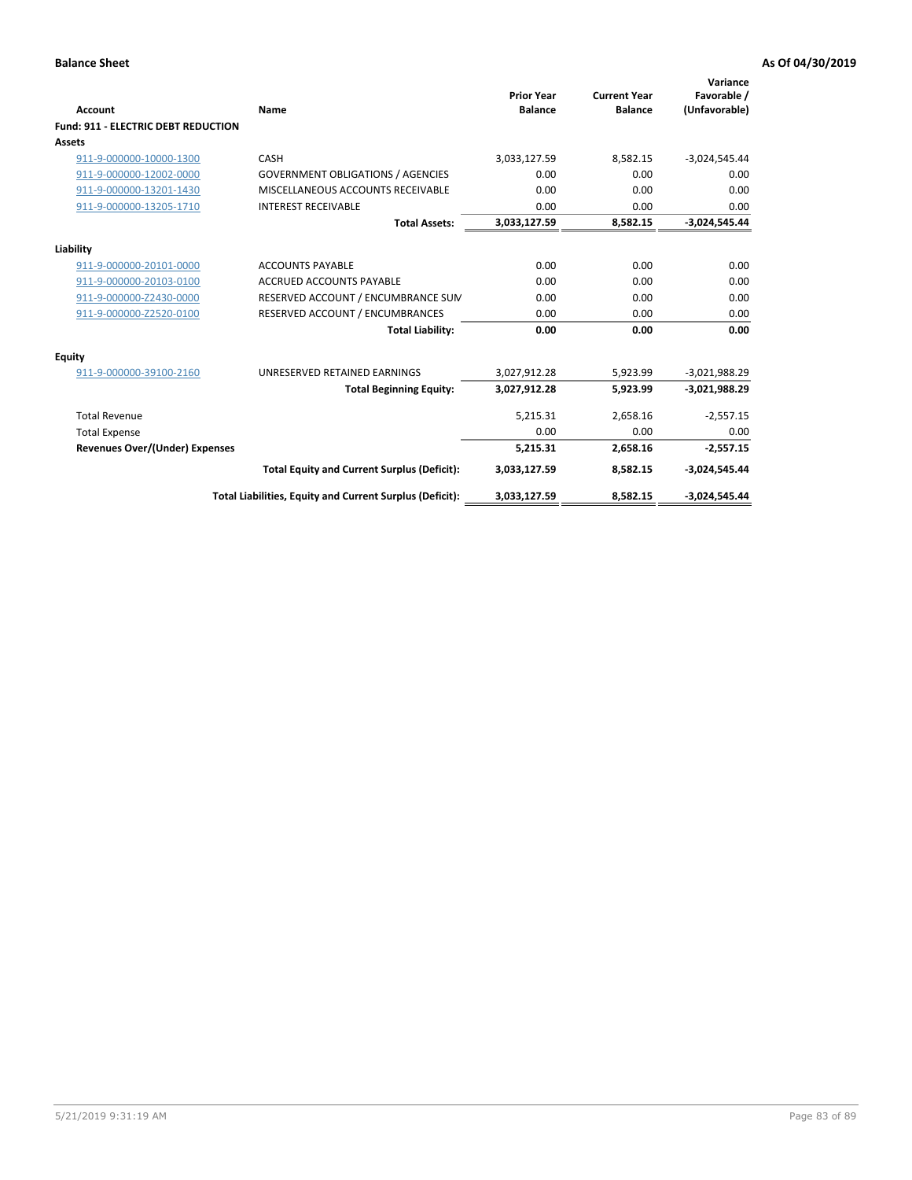**Balance Sheet** **As Of 04/30/2019**

| Account | Name | Prior Year Balance | Current Year Balance | Variance Favorable / (Unfavorable) |
|---|---|---|---|---|
| **Fund: 911 - ELECTRIC DEBT REDUCTION** | | | | |
| **Assets** | | | | |
| 911-9-000000-10000-1300 | CASH | 3,033,127.59 | 8,582.15 | -3,024,545.44 |
| 911-9-000000-12002-0000 | GOVERNMENT OBLIGATIONS / AGENCIES | 0.00 | 0.00 | 0.00 |
| 911-9-000000-13201-1430 | MISCELLANEOUS ACCOUNTS RECEIVABLE | 0.00 | 0.00 | 0.00 |
| 911-9-000000-13205-1710 | INTEREST RECEIVABLE | 0.00 | 0.00 | 0.00 |
| | **Total Assets:** | **3,033,127.59** | **8,582.15** | **-3,024,545.44** |
| **Liability** | | | | |
| 911-9-000000-20101-0000 | ACCOUNTS PAYABLE | 0.00 | 0.00 | 0.00 |
| 911-9-000000-20103-0100 | ACCRUED ACCOUNTS PAYABLE | 0.00 | 0.00 | 0.00 |
| 911-9-000000-Z2430-0000 | RESERVED ACCOUNT / ENCUMBRANCE SUM | 0.00 | 0.00 | 0.00 |
| 911-9-000000-Z2520-0100 | RESERVED ACCOUNT / ENCUMBRANCES | 0.00 | 0.00 | 0.00 |
| | **Total Liability:** | **0.00** | **0.00** | **0.00** |
| **Equity** | | | | |
| 911-9-000000-39100-2160 | UNRESERVED RETAINED EARNINGS | 3,027,912.28 | 5,923.99 | -3,021,988.29 |
| | **Total Beginning Equity:** | **3,027,912.28** | **5,923.99** | **-3,021,988.29** |
| Total Revenue | | 5,215.31 | 2,658.16 | -2,557.15 |
| Total Expense | | 0.00 | 0.00 | 0.00 |
| **Revenues Over/(Under) Expenses** | | **5,215.31** | **2,658.16** | **-2,557.15** |
| | **Total Equity and Current Surplus (Deficit):** | **3,033,127.59** | **8,582.15** | **-3,024,545.44** |
| | **Total Liabilities, Equity and Current Surplus (Deficit):** | **3,033,127.59** | **8,582.15** | **-3,024,545.44** |

5/21/2019 9:31:19 AM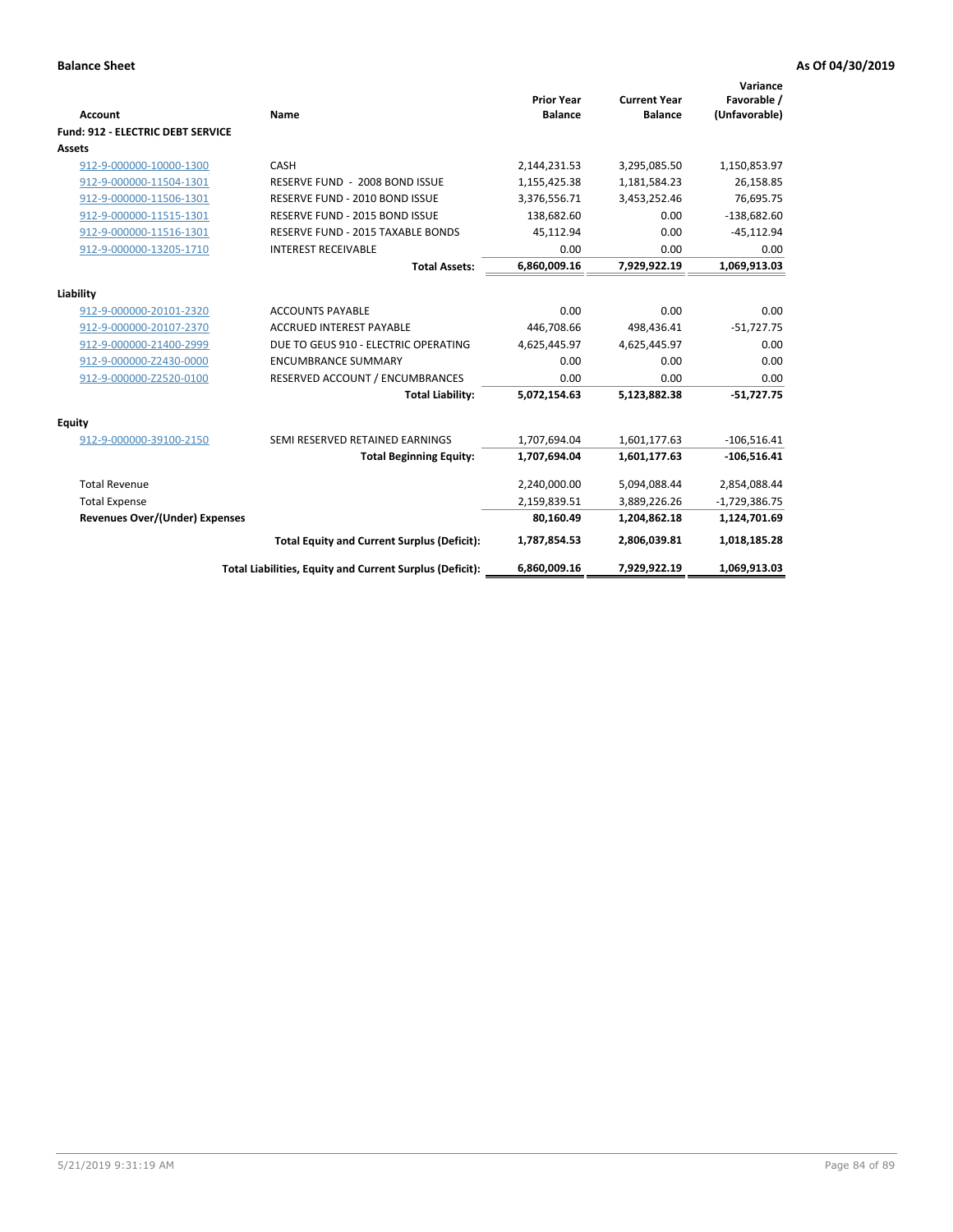**Balance Sheet** | **As Of 04/30/2019**

| Account | Name | Prior Year Balance | Current Year Balance | Variance Favorable / (Unfavorable) |
|---|---|---|---|---|
| **Fund: 912 - ELECTRIC DEBT SERVICE** | | | | |
| **Assets** | | | | |
| 912-9-000000-10000-1300 | CASH | 2,144,231.53 | 3,295,085.50 | 1,150,853.97 |
| 912-9-000000-11504-1301 | RESERVE FUND - 2008 BOND ISSUE | 1,155,425.38 | 1,181,584.23 | 26,158.85 |
| 912-9-000000-11506-1301 | RESERVE FUND - 2010 BOND ISSUE | 3,376,556.71 | 3,453,252.46 | 76,695.75 |
| 912-9-000000-11515-1301 | RESERVE FUND - 2015 BOND ISSUE | 138,682.60 | 0.00 | -138,682.60 |
| 912-9-000000-11516-1301 | RESERVE FUND - 2015 TAXABLE BONDS | 45,112.94 | 0.00 | -45,112.94 |
| 912-9-000000-13205-1710 | INTEREST RECEIVABLE | 0.00 | 0.00 | 0.00 |
| | **Total Assets:** | **6,860,009.16** | **7,929,922.19** | **1,069,913.03** |
| **Liability** | | | | |
| 912-9-000000-20101-2320 | ACCOUNTS PAYABLE | 0.00 | 0.00 | 0.00 |
| 912-9-000000-20107-2370 | ACCRUED INTEREST PAYABLE | 446,708.66 | 498,436.41 | -51,727.75 |
| 912-9-000000-21400-2999 | DUE TO GEUS 910 - ELECTRIC OPERATING | 4,625,445.97 | 4,625,445.97 | 0.00 |
| 912-9-000000-Z2430-0000 | ENCUMBRANCE SUMMARY | 0.00 | 0.00 | 0.00 |
| 912-9-000000-Z2520-0100 | RESERVED ACCOUNT / ENCUMBRANCES | 0.00 | 0.00 | 0.00 |
| | **Total Liability:** | **5,072,154.63** | **5,123,882.38** | **-51,727.75** |
| **Equity** | | | | |
| 912-9-000000-39100-2150 | SEMI RESERVED RETAINED EARNINGS | 1,707,694.04 | 1,601,177.63 | -106,516.41 |
| | **Total Beginning Equity:** | **1,707,694.04** | **1,601,177.63** | **-106,516.41** |
| Total Revenue | | 2,240,000.00 | 5,094,088.44 | 2,854,088.44 |
| Total Expense | | 2,159,839.51 | 3,889,226.26 | -1,729,386.75 |
| **Revenues Over/(Under) Expenses** | | **80,160.49** | **1,204,862.18** | **1,124,701.69** |
| | **Total Equity and Current Surplus (Deficit):** | **1,787,854.53** | **2,806,039.81** | **1,018,185.28** |
| | **Total Liabilities, Equity and Current Surplus (Deficit):** | **6,860,009.16** | **7,929,922.19** | **1,069,913.03** |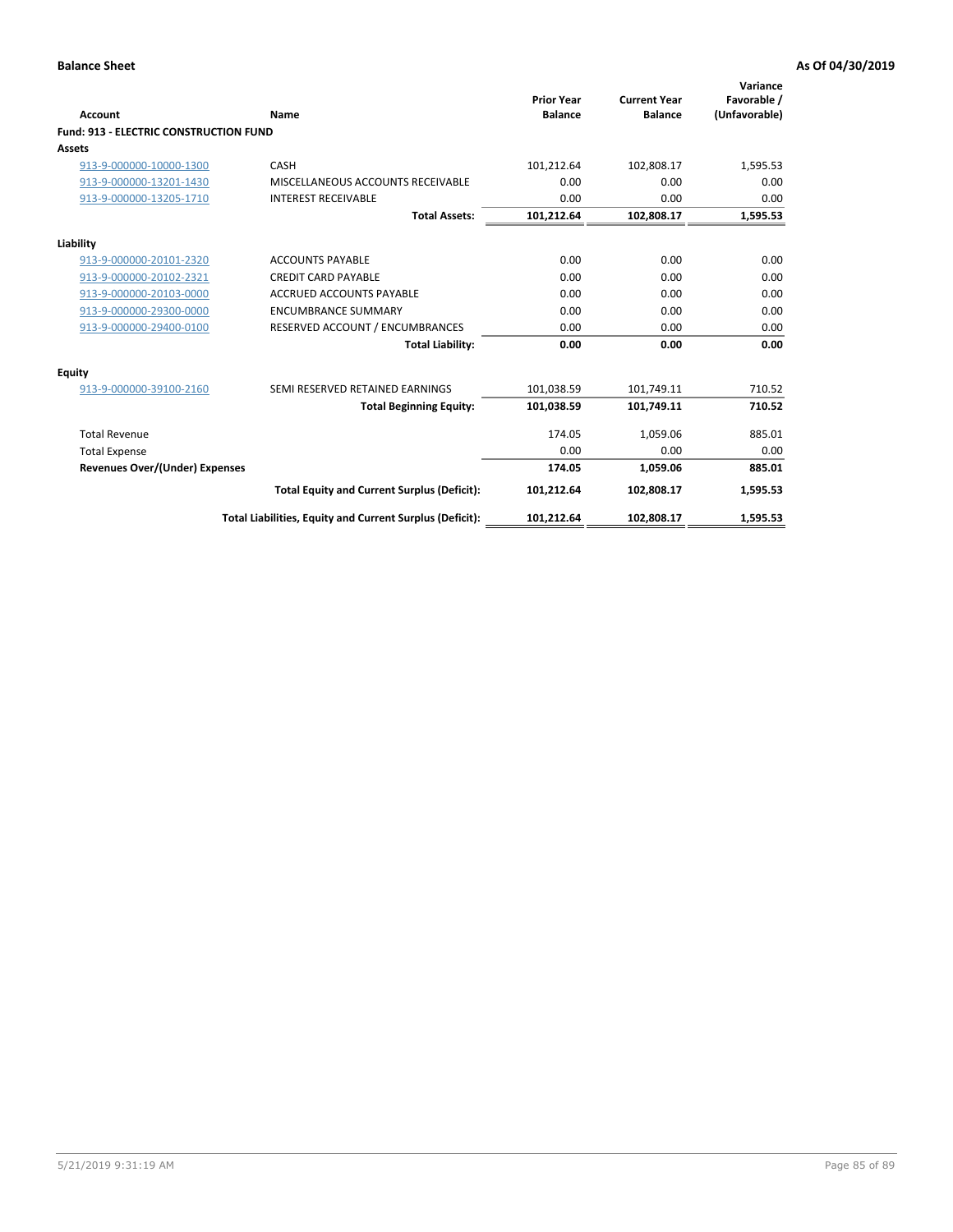**Balance Sheet** **As Of 04/30/2019**

| Account | Name | Prior Year Balance | Current Year Balance | Variance Favorable / (Unfavorable) |
|---|---|---|---|---|
| **Fund: 913 - ELECTRIC CONSTRUCTION FUND** | | | | |
| **Assets** | | | | |
| 913-9-000000-10000-1300 | CASH | 101,212.64 | 102,808.17 | 1,595.53 |
| 913-9-000000-13201-1430 | MISCELLANEOUS ACCOUNTS RECEIVABLE | 0.00 | 0.00 | 0.00 |
| 913-9-000000-13205-1710 | INTEREST RECEIVABLE | 0.00 | 0.00 | 0.00 |
| | **Total Assets:** | **101,212.64** | **102,808.17** | **1,595.53** |
| **Liability** | | | | |
| 913-9-000000-20101-2320 | ACCOUNTS PAYABLE | 0.00 | 0.00 | 0.00 |
| 913-9-000000-20102-2321 | CREDIT CARD PAYABLE | 0.00 | 0.00 | 0.00 |
| 913-9-000000-20103-0000 | ACCRUED ACCOUNTS PAYABLE | 0.00 | 0.00 | 0.00 |
| 913-9-000000-29300-0000 | ENCUMBRANCE SUMMARY | 0.00 | 0.00 | 0.00 |
| 913-9-000000-29400-0100 | RESERVED ACCOUNT / ENCUMBRANCES | 0.00 | 0.00 | 0.00 |
| | **Total Liability:** | **0.00** | **0.00** | **0.00** |
| **Equity** | | | | |
| 913-9-000000-39100-2160 | SEMI RESERVED RETAINED EARNINGS | 101,038.59 | 101,749.11 | 710.52 |
| | **Total Beginning Equity:** | **101,038.59** | **101,749.11** | **710.52** |
| Total Revenue | | 174.05 | 1,059.06 | 885.01 |
| Total Expense | | 0.00 | 0.00 | 0.00 |
| **Revenues Over/(Under) Expenses** | | **174.05** | **1,059.06** | **885.01** |
| | **Total Equity and Current Surplus (Deficit):** | **101,212.64** | **102,808.17** | **1,595.53** |
| | **Total Liabilities, Equity and Current Surplus (Deficit):** | **101,212.64** | **102,808.17** | **1,595.53** |

5/21/2019 9:31:19 AM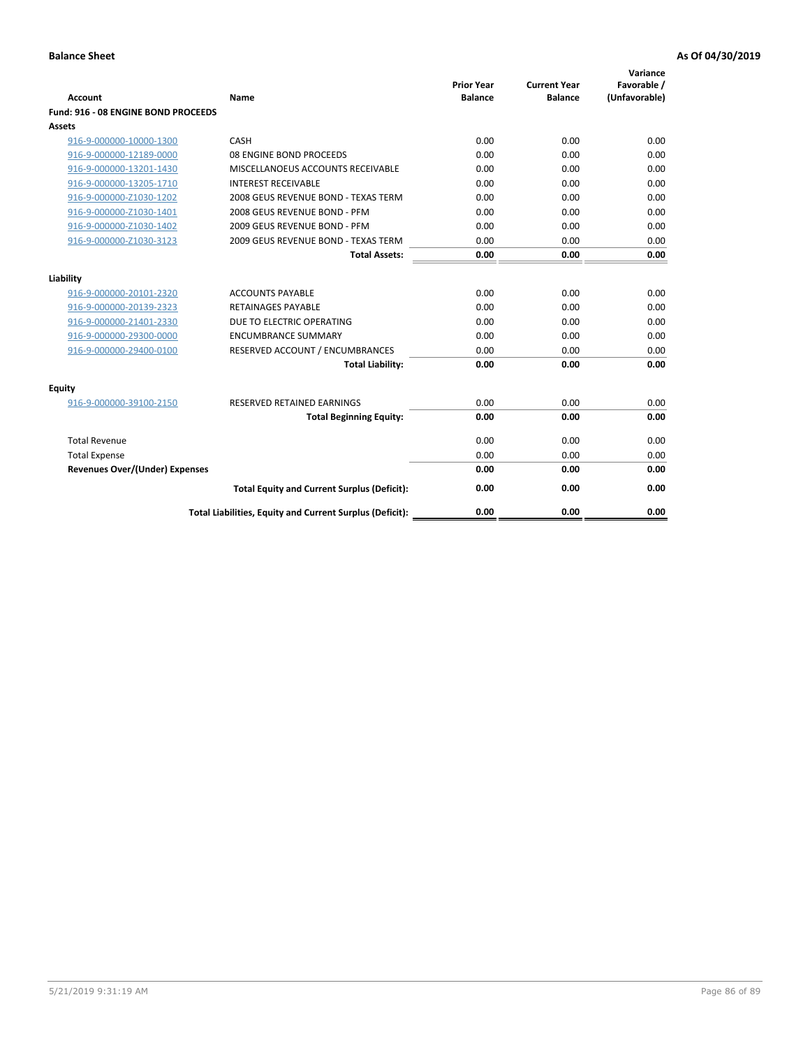**Balance Sheet** **As Of 04/30/2019**

| Account | Name | Prior Year Balance | Current Year Balance | Variance Favorable / (Unfavorable) |
|---|---|---|---|---|
| **Fund: 916 - 08 ENGINE BOND PROCEEDS** | | | | |
| **Assets** | | | | |
| 916-9-000000-10000-1300 | CASH | 0.00 | 0.00 | 0.00 |
| 916-9-000000-12189-0000 | 08 ENGINE BOND PROCEEDS | 0.00 | 0.00 | 0.00 |
| 916-9-000000-13201-1430 | MISCELLANOEUS ACCOUNTS RECEIVABLE | 0.00 | 0.00 | 0.00 |
| 916-9-000000-13205-1710 | INTEREST RECEIVABLE | 0.00 | 0.00 | 0.00 |
| 916-9-000000-Z1030-1202 | 2008 GEUS REVENUE BOND - TEXAS TERM | 0.00 | 0.00 | 0.00 |
| 916-9-000000-Z1030-1401 | 2008 GEUS REVENUE BOND - PFM | 0.00 | 0.00 | 0.00 |
| 916-9-000000-Z1030-1402 | 2009 GEUS REVENUE BOND - PFM | 0.00 | 0.00 | 0.00 |
| 916-9-000000-Z1030-3123 | 2009 GEUS REVENUE BOND - TEXAS TERM | 0.00 | 0.00 | 0.00 |
| | **Total Assets:** | **0.00** | **0.00** | **0.00** |
| **Liability** | | | | |
| 916-9-000000-20101-2320 | ACCOUNTS PAYABLE | 0.00 | 0.00 | 0.00 |
| 916-9-000000-20139-2323 | RETAINAGES PAYABLE | 0.00 | 0.00 | 0.00 |
| 916-9-000000-21401-2330 | DUE TO ELECTRIC OPERATING | 0.00 | 0.00 | 0.00 |
| 916-9-000000-29300-0000 | ENCUMBRANCE SUMMARY | 0.00 | 0.00 | 0.00 |
| 916-9-000000-29400-0100 | RESERVED ACCOUNT / ENCUMBRANCES | 0.00 | 0.00 | 0.00 |
| | **Total Liability:** | **0.00** | **0.00** | **0.00** |
| **Equity** | | | | |
| 916-9-000000-39100-2150 | RESERVED RETAINED EARNINGS | 0.00 | 0.00 | 0.00 |
| | **Total Beginning Equity:** | **0.00** | **0.00** | **0.00** |
| Total Revenue | | 0.00 | 0.00 | 0.00 |
| Total Expense | | 0.00 | 0.00 | 0.00 |
| **Revenues Over/(Under) Expenses** | | **0.00** | **0.00** | **0.00** |
| | **Total Equity and Current Surplus (Deficit):** | **0.00** | **0.00** | **0.00** |
| | **Total Liabilities, Equity and Current Surplus (Deficit):** | **0.00** | **0.00** | **0.00** |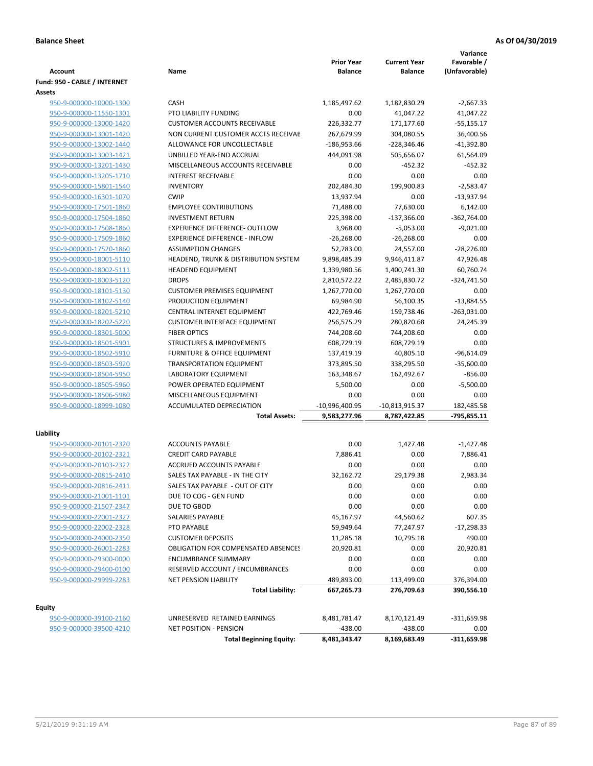**Balance Sheet** **As Of 04/30/2019**

| Account | Name | Prior Year Balance | Current Year Balance | Variance Favorable / (Unfavorable) |
|---|---|---|---|---|
| **Fund: 950 - CABLE / INTERNET** | | | | |
| **Assets** | | | | |
| 950-9-000000-10000-1300 | CASH | 1,185,497.62 | 1,182,830.29 | -2,667.33 |
| 950-9-000000-11550-1301 | PTO LIABILITY FUNDING | 0.00 | 41,047.22 | 41,047.22 |
| 950-9-000000-13000-1420 | CUSTOMER ACCOUNTS RECEIVABLE | 226,332.77 | 171,177.60 | -55,155.17 |
| 950-9-000000-13001-1420 | NON CURRENT CUSTOMER ACCTS RECEIVAE | 267,679.99 | 304,080.55 | 36,400.56 |
| 950-9-000000-13002-1440 | ALLOWANCE FOR UNCOLLECTABLE | -186,953.66 | -228,346.46 | -41,392.80 |
| 950-9-000000-13003-1421 | UNBILLED YEAR-END ACCRUAL | 444,091.98 | 505,656.07 | 61,564.09 |
| 950-9-000000-13201-1430 | MISCELLANEOUS ACCOUNTS RECEIVABLE | 0.00 | -452.32 | -452.32 |
| 950-9-000000-13205-1710 | INTEREST RECEIVABLE | 0.00 | 0.00 | 0.00 |
| 950-9-000000-15801-1540 | INVENTORY | 202,484.30 | 199,900.83 | -2,583.47 |
| 950-9-000000-16301-1070 | CWIP | 13,937.94 | 0.00 | -13,937.94 |
| 950-9-000000-17501-1860 | EMPLOYEE CONTRIBUTIONS | 71,488.00 | 77,630.00 | 6,142.00 |
| 950-9-000000-17504-1860 | INVESTMENT RETURN | 225,398.00 | -137,366.00 | -362,764.00 |
| 950-9-000000-17508-1860 | EXPERIENCE DIFFERENCE- OUTFLOW | 3,968.00 | -5,053.00 | -9,021.00 |
| 950-9-000000-17509-1860 | EXPERIENCE DIFFERENCE - INFLOW | -26,268.00 | -26,268.00 | 0.00 |
| 950-9-000000-17520-1860 | ASSUMPTION CHANGES | 52,783.00 | 24,557.00 | -28,226.00 |
| 950-9-000000-18001-5110 | HEADEND, TRUNK & DISTRIBUTION SYSTEM | 9,898,485.39 | 9,946,411.87 | 47,926.48 |
| 950-9-000000-18002-5111 | HEADEND EQUIPMENT | 1,339,980.56 | 1,400,741.30 | 60,760.74 |
| 950-9-000000-18003-5120 | DROPS | 2,810,572.22 | 2,485,830.72 | -324,741.50 |
| 950-9-000000-18101-5130 | CUSTOMER PREMISES EQUIPMENT | 1,267,770.00 | 1,267,770.00 | 0.00 |
| 950-9-000000-18102-5140 | PRODUCTION EQUIPMENT | 69,984.90 | 56,100.35 | -13,884.55 |
| 950-9-000000-18201-5210 | CENTRAL INTERNET EQUIPMENT | 422,769.46 | 159,738.46 | -263,031.00 |
| 950-9-000000-18202-5220 | CUSTOMER INTERFACE EQUIPMENT | 256,575.29 | 280,820.68 | 24,245.39 |
| 950-9-000000-18301-5000 | FIBER OPTICS | 744,208.60 | 744,208.60 | 0.00 |
| 950-9-000000-18501-5901 | STRUCTURES & IMPROVEMENTS | 608,729.19 | 608,729.19 | 0.00 |
| 950-9-000000-18502-5910 | FURNITURE & OFFICE EQUIPMENT | 137,419.19 | 40,805.10 | -96,614.09 |
| 950-9-000000-18503-5920 | TRANSPORTATION EQUIPMENT | 373,895.50 | 338,295.50 | -35,600.00 |
| 950-9-000000-18504-5950 | LABORATORY EQUIPMENT | 163,348.67 | 162,492.67 | -856.00 |
| 950-9-000000-18505-5960 | POWER OPERATED EQUIPMENT | 5,500.00 | 0.00 | -5,500.00 |
| 950-9-000000-18506-5980 | MISCELLANEOUS EQUIPMENT | 0.00 | 0.00 | 0.00 |
| 950-9-000000-18999-1080 | ACCUMULATED DEPRECIATION | -10,996,400.95 | -10,813,915.37 | 182,485.58 |
| | **Total Assets:** | **9,583,277.96** | **8,787,422.85** | **-795,855.11** |
| **Liability** | | | | |
| 950-9-000000-20101-2320 | ACCOUNTS PAYABLE | 0.00 | 1,427.48 | -1,427.48 |
| 950-9-000000-20102-2321 | CREDIT CARD PAYABLE | 7,886.41 | 0.00 | 7,886.41 |
| 950-9-000000-20103-2322 | ACCRUED ACCOUNTS PAYABLE | 0.00 | 0.00 | 0.00 |
| 950-9-000000-20815-2410 | SALES TAX PAYABLE - IN THE CITY | 32,162.72 | 29,179.38 | 2,983.34 |
| 950-9-000000-20816-2411 | SALES TAX PAYABLE - OUT OF CITY | 0.00 | 0.00 | 0.00 |
| 950-9-000000-21001-1101 | DUE TO COG - GEN FUND | 0.00 | 0.00 | 0.00 |
| 950-9-000000-21507-2347 | DUE TO GBOD | 0.00 | 0.00 | 0.00 |
| 950-9-000000-22001-2327 | SALARIES PAYABLE | 45,167.97 | 44,560.62 | 607.35 |
| 950-9-000000-22002-2328 | PTO PAYABLE | 59,949.64 | 77,247.97 | -17,298.33 |
| 950-9-000000-24000-2350 | CUSTOMER DEPOSITS | 11,285.18 | 10,795.18 | 490.00 |
| 950-9-000000-26001-2283 | OBLIGATION FOR COMPENSATED ABSENCES | 20,920.81 | 0.00 | 20,920.81 |
| 950-9-000000-29300-0000 | ENCUMBRANCE SUMMARY | 0.00 | 0.00 | 0.00 |
| 950-9-000000-29400-0100 | RESERVED ACCOUNT / ENCUMBRANCES | 0.00 | 0.00 | 0.00 |
| 950-9-000000-29999-2283 | NET PENSION LIABILITY | 489,893.00 | 113,499.00 | 376,394.00 |
| | **Total Liability:** | **667,265.73** | **276,709.63** | **390,556.10** |
| **Equity** | | | | |
| 950-9-000000-39100-2160 | UNRESERVED RETAINED EARNINGS | 8,481,781.47 | 8,170,121.49 | -311,659.98 |
| 950-9-000000-39500-4210 | NET POSITION - PENSION | -438.00 | -438.00 | 0.00 |
| | **Total Beginning Equity:** | **8,481,343.47** | **8,169,683.49** | **-311,659.98** |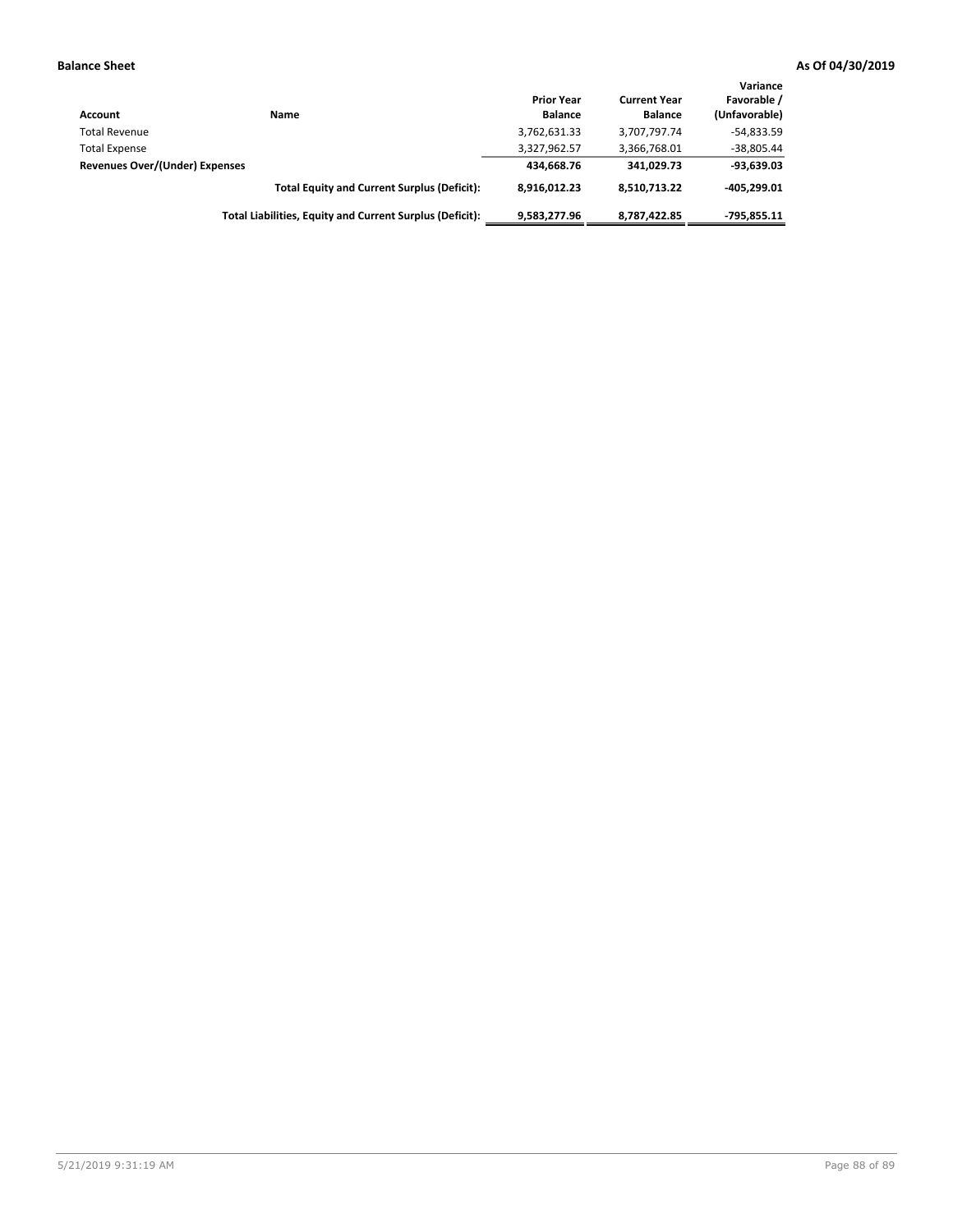**Balance Sheet** **As Of 04/30/2019**

| Account | Name | Prior Year Balance | Current Year Balance | Variance Favorable / (Unfavorable) |
|---|---|---|---|---|
| Total Revenue | | 3,762,631.33 | 3,707,797.74 | -54,833.59 |
| Total Expense | | 3,327,962.57 | 3,366,768.01 | -38,805.44 |
| **Revenues Over/(Under) Expenses** | | **434,668.76** | **341,029.73** | **-93,639.03** |
| | **Total Equity and Current Surplus (Deficit):** | **8,916,012.23** | **8,510,713.22** | **-405,299.01** |
| | **Total Liabilities, Equity and Current Surplus (Deficit):** | **9,583,277.96** | **8,787,422.85** | **-795,855.11** |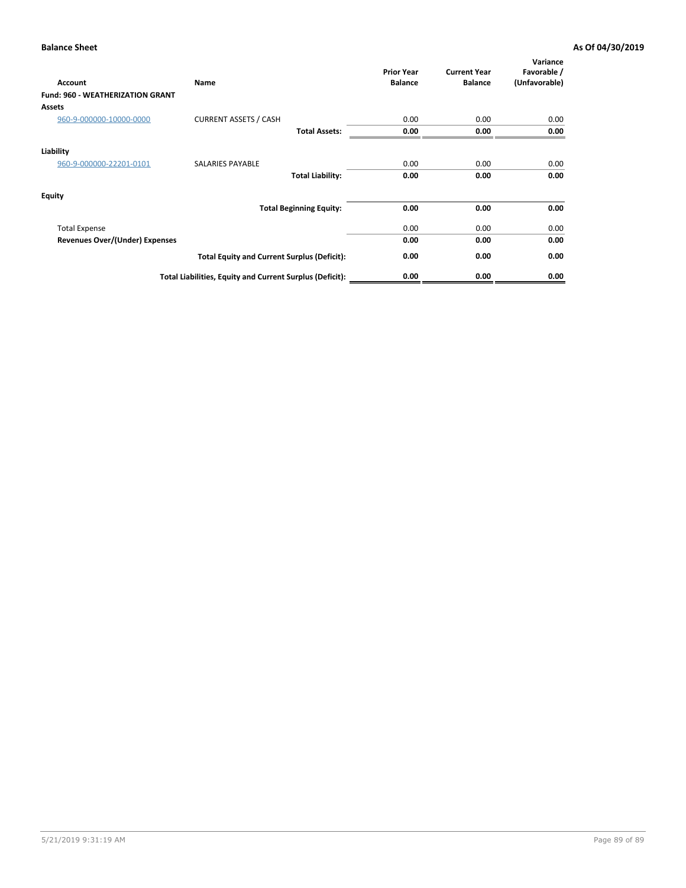**Balance Sheet** **As Of 04/30/2019**

| Account | Name | Prior Year Balance | Current Year Balance | Variance Favorable / (Unfavorable) |
|---|---|---|---|---|
| **Fund: 960 - WEATHERIZATION GRANT** | | | | |
| **Assets** | | | | |
| 960-9-000000-10000-0000 | CURRENT ASSETS / CASH | 0.00 | 0.00 | 0.00 |
| | **Total Assets:** | **0.00** | **0.00** | **0.00** |
| **Liability** | | | | |
| 960-9-000000-22201-0101 | SALARIES PAYABLE | 0.00 | 0.00 | 0.00 |
| | **Total Liability:** | **0.00** | **0.00** | **0.00** |
| **Equity** | | | | |
| | **Total Beginning Equity:** | **0.00** | **0.00** | **0.00** |
| Total Expense | | 0.00 | 0.00 | 0.00 |
| **Revenues Over/(Under) Expenses** | | **0.00** | **0.00** | **0.00** |
| | **Total Equity and Current Surplus (Deficit):** | **0.00** | **0.00** | **0.00** |
| | **Total Liabilities, Equity and Current Surplus (Deficit):** | **0.00** | **0.00** | **0.00** |

5/21/2019 9:31:19 AM